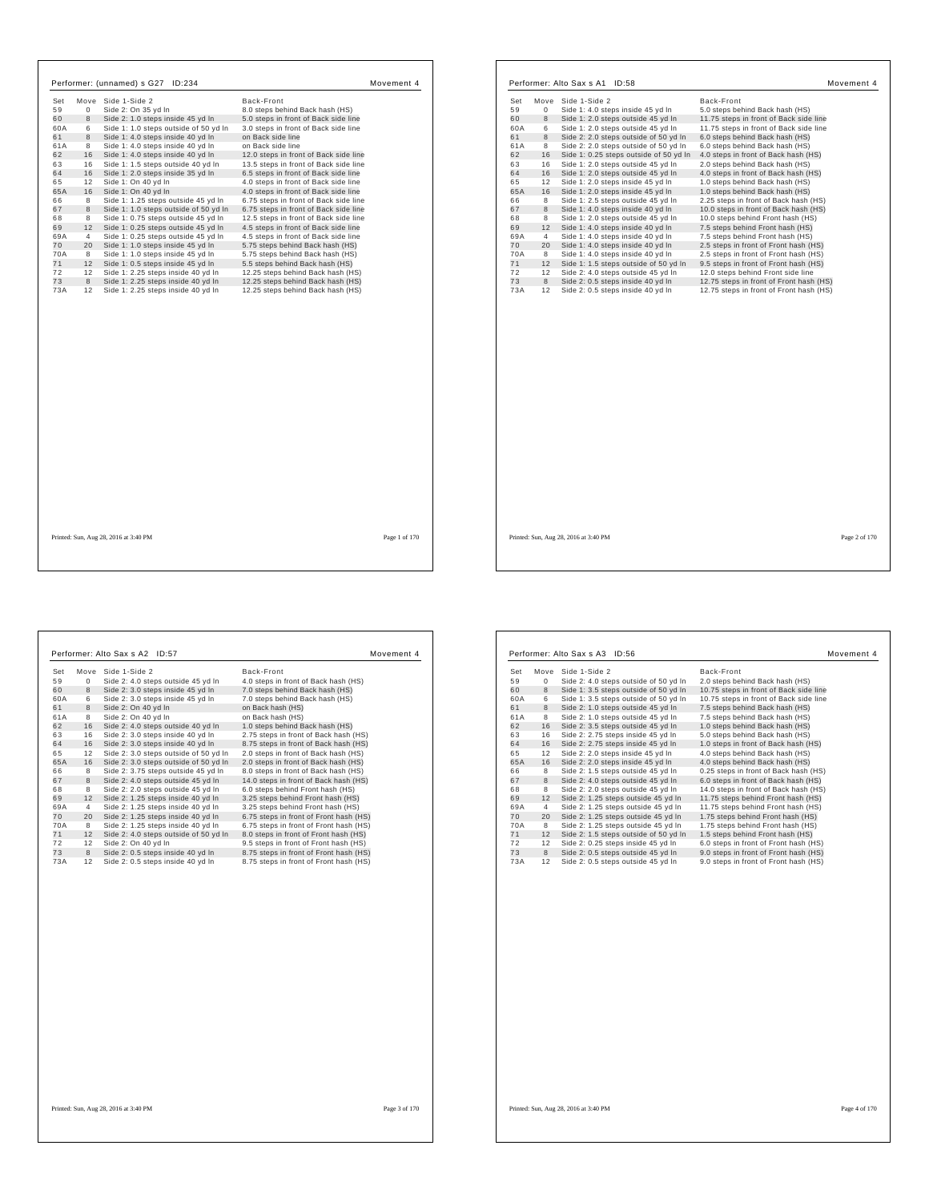## Performer: (unnamed) s G27 ID:234

Movement 4

| Set | Move | Side 1-Side 2 | Back-Front |
|---|---|---|---|
| 59 | 0 | Side 2: On 35 yd ln | 8.0 steps behind Back hash (HS) |
| 60 | 8 | Side 2: 1.0 steps inside 45 yd ln | 5.0 steps in front of Back side line |
| 60A | 6 | Side 1: 1.0 steps outside of 50 yd ln | 3.0 steps in front of Back side line |
| 61 | 8 | Side 1: 4.0 steps inside 40 yd ln | on Back side line |
| 61A | 8 | Side 1: 4.0 steps inside 40 yd ln | on Back side line |
| 62 | 16 | Side 1: 4.0 steps inside 40 yd ln | 12.0 steps in front of Back side line |
| 63 | 16 | Side 1: 1.5 steps outside 40 yd ln | 13.5 steps in front of Back side line |
| 64 | 16 | Side 1: 2.0 steps inside 35 yd ln | 6.5 steps in front of Back side line |
| 65 | 12 | Side 1: On 40 yd ln | 4.0 steps in front of Back side line |
| 65A | 16 | Side 1: On 40 yd ln | 4.0 steps in front of Back side line |
| 66 | 8 | Side 1: 1.25 steps outside 45 yd ln | 6.75 steps in front of Back side line |
| 67 | 8 | Side 1: 1.0 steps outside of 50 yd ln | 6.75 steps in front of Back side line |
| 68 | 8 | Side 1: 0.75 steps outside 45 yd ln | 12.5 steps in front of Back side line |
| 69 | 12 | Side 1: 0.25 steps outside 45 yd ln | 4.5 steps in front of Back side line |
| 69A | 4 | Side 1: 0.25 steps outside 45 yd ln | 4.5 steps in front of Back side line |
| 70 | 20 | Side 1: 1.0 steps inside 45 yd ln | 5.75 steps behind Back hash (HS) |
| 70A | 8 | Side 1: 1.0 steps inside 45 yd ln | 5.75 steps behind Back hash (HS) |
| 71 | 12 | Side 1: 0.5 steps inside 45 yd ln | 5.5 steps behind Back hash (HS) |
| 72 | 12 | Side 1: 2.25 steps inside 40 yd ln | 12.25 steps behind Back hash (HS) |
| 73 | 8 | Side 1: 2.25 steps inside 40 yd ln | 12.25 steps behind Back hash (HS) |
| 73A | 12 | Side 1: 2.25 steps inside 40 yd ln | 12.25 steps behind Back hash (HS) |

Printed: Sun, Aug 28, 2016 at 3:40 PM

## Performer: Alto Sax s A1 ID:58

Movement 4

| Set | Move | Side 1-Side 2 | Back-Front |
|---|---|---|---|
| 59 | 0 | Side 1: 4.0 steps inside 45 yd ln | 5.0 steps behind Back hash (HS) |
| 60 | 8 | Side 1: 2.0 steps outside 45 yd ln | 11.75 steps in front of Back side line |
| 60A | 6 | Side 1: 2.0 steps outside 45 yd ln | 11.75 steps in front of Back side line |
| 61 | 8 | Side 2: 2.0 steps outside of 50 yd ln | 6.0 steps behind Back hash (HS) |
| 61A | 8 | Side 2: 2.0 steps outside of 50 yd ln | 6.0 steps behind Back hash (HS) |
| 62 | 16 | Side 1: 0.25 steps outside of 50 yd ln | 4.0 steps in front of Back hash (HS) |
| 63 | 16 | Side 1: 2.0 steps outside 45 yd ln | 2.0 steps behind Back hash (HS) |
| 64 | 16 | Side 1: 2.0 steps outside 45 yd ln | 4.0 steps in front of Back hash (HS) |
| 65 | 12 | Side 1: 2.0 steps inside 45 yd ln | 1.0 steps behind Back hash (HS) |
| 65A | 16 | Side 1: 2.0 steps inside 45 yd ln | 1.0 steps behind Back hash (HS) |
| 66 | 8 | Side 1: 2.5 steps outside 45 yd ln | 2.25 steps in front of Back hash (HS) |
| 67 | 8 | Side 1: 4.0 steps inside 40 yd ln | 10.0 steps in front of Back hash (HS) |
| 68 | 8 | Side 1: 2.0 steps outside 45 yd ln | 10.0 steps behind Front hash (HS) |
| 69 | 12 | Side 1: 4.0 steps inside 40 yd ln | 7.5 steps behind Front hash (HS) |
| 69A | 4 | Side 1: 4.0 steps inside 40 yd ln | 7.5 steps behind Front hash (HS) |
| 70 | 20 | Side 1: 4.0 steps inside 40 yd ln | 2.5 steps in front of Front hash (HS) |
| 70A | 8 | Side 1: 4.0 steps inside 40 yd ln | 2.5 steps in front of Front hash (HS) |
| 71 | 12 | Side 1: 1.5 steps outside of 50 yd ln | 9.5 steps in front of Front hash (HS) |
| 72 | 12 | Side 2: 4.0 steps outside 45 yd ln | 12.0 steps behind Front side line |
| 73 | 8 | Side 2: 0.5 steps inside 40 yd ln | 12.75 steps in front of Front hash (HS) |
| 73A | 12 | Side 2: 0.5 steps inside 40 yd ln | 12.75 steps in front of Front hash (HS) |

Printed: Sun, Aug 28, 2016 at 3:40 PM

## Performer: Alto Sax s A2 ID:57

Movement 4

| Set | Move | Side 1-Side 2 | Back-Front |
|---|---|---|---|
| 59 | 0 | Side 2: 4.0 steps outside 45 yd ln | 4.0 steps in front of Back hash (HS) |
| 60 | 8 | Side 2: 3.0 steps inside 45 yd ln | 7.0 steps behind Back hash (HS) |
| 60A | 6 | Side 2: 3.0 steps inside 45 yd ln | 7.0 steps behind Back hash (HS) |
| 61 | 8 | Side 2: On 40 yd ln | on Back hash (HS) |
| 61A | 8 | Side 2: On 40 yd ln | on Back hash (HS) |
| 62 | 16 | Side 2: 4.0 steps outside 40 yd ln | 1.0 steps behind Back hash (HS) |
| 63 | 16 | Side 2: 3.0 steps inside 40 yd ln | 2.75 steps in front of Back hash (HS) |
| 64 | 16 | Side 2: 3.0 steps inside 40 yd ln | 8.75 steps in front of Back hash (HS) |
| 65 | 12 | Side 2: 3.0 steps outside of 50 yd ln | 2.0 steps in front of Back hash (HS) |
| 65A | 16 | Side 2: 3.0 steps outside of 50 yd ln | 2.0 steps in front of Back hash (HS) |
| 66 | 8 | Side 2: 3.75 steps outside 45 yd ln | 8.0 steps in front of Back hash (HS) |
| 67 | 8 | Side 2: 4.0 steps outside 45 yd ln | 14.0 steps in front of Back hash (HS) |
| 68 | 8 | Side 2: 2.0 steps outside 45 yd ln | 6.0 steps behind Front hash (HS) |
| 69 | 12 | Side 2: 1.25 steps inside 40 yd ln | 3.25 steps behind Front hash (HS) |
| 69A | 4 | Side 2: 1.25 steps inside 40 yd ln | 3.25 steps behind Front hash (HS) |
| 70 | 20 | Side 2: 1.25 steps inside 40 yd ln | 6.75 steps in front of Front hash (HS) |
| 70A | 8 | Side 2: 1.25 steps inside 40 yd ln | 6.75 steps in front of Front hash (HS) |
| 71 | 12 | Side 2: 4.0 steps outside of 50 yd ln | 8.0 steps in front of Front hash (HS) |
| 72 | 12 | Side 2: On 40 yd ln | 9.5 steps in front of Front hash (HS) |
| 73 | 8 | Side 2: 0.5 steps inside 40 yd ln | 8.75 steps in front of Front hash (HS) |
| 73A | 12 | Side 2: 0.5 steps inside 40 yd ln | 8.75 steps in front of Front hash (HS) |

Printed: Sun, Aug 28, 2016 at 3:40 PM

## Performer: Alto Sax s A3 ID:56

Movement 4

| Set | Move | Side 1-Side 2 | Back-Front |
|---|---|---|---|
| 59 | 0 | Side 2: 4.0 steps outside of 50 yd ln | 2.0 steps behind Back hash (HS) |
| 60 | 8 | Side 1: 3.5 steps outside of 50 yd ln | 10.75 steps in front of Back side line |
| 60A | 6 | Side 1: 3.5 steps outside of 50 yd ln | 10.75 steps in front of Back side line |
| 61 | 8 | Side 2: 1.0 steps outside 45 yd ln | 7.5 steps behind Back hash (HS) |
| 61A | 8 | Side 2: 1.0 steps outside 45 yd ln | 7.5 steps behind Back hash (HS) |
| 62 | 16 | Side 2: 3.5 steps outside 45 yd ln | 1.0 steps behind Back hash (HS) |
| 63 | 16 | Side 2: 2.75 steps inside 45 yd ln | 5.0 steps behind Back hash (HS) |
| 64 | 16 | Side 2: 2.75 steps inside 45 yd ln | 1.0 steps in front of Back hash (HS) |
| 65 | 12 | Side 2: 2.0 steps inside 45 yd ln | 4.0 steps behind Back hash (HS) |
| 65A | 16 | Side 2: 2.0 steps inside 45 yd ln | 4.0 steps behind Back hash (HS) |
| 66 | 8 | Side 2: 1.5 steps outside 45 yd ln | 0.25 steps in front of Back hash (HS) |
| 67 | 8 | Side 2: 4.0 steps outside 45 yd ln | 6.0 steps in front of Back hash (HS) |
| 68 | 8 | Side 2: 2.0 steps outside 45 yd ln | 14.0 steps in front of Back hash (HS) |
| 69 | 12 | Side 2: 1.25 steps outside 45 yd ln | 11.75 steps behind Front hash (HS) |
| 69A | 4 | Side 2: 1.25 steps outside 45 yd ln | 11.75 steps behind Front hash (HS) |
| 70 | 20 | Side 2: 1.25 steps outside 45 yd ln | 1.75 steps behind Front hash (HS) |
| 70A | 8 | Side 2: 1.25 steps outside 45 yd ln | 1.75 steps behind Front hash (HS) |
| 71 | 12 | Side 2: 1.5 steps outside of 50 yd ln | 1.5 steps behind Front hash (HS) |
| 72 | 12 | Side 2: 0.25 steps inside 45 yd ln | 6.0 steps in front of Front hash (HS) |
| 73 | 8 | Side 2: 0.5 steps outside 45 yd ln | 9.0 steps in front of Front hash (HS) |
| 73A | 12 | Side 2: 0.5 steps outside 45 yd ln | 9.0 steps in front of Front hash (HS) |

Printed: Sun, Aug 28, 2016 at 3:40 PM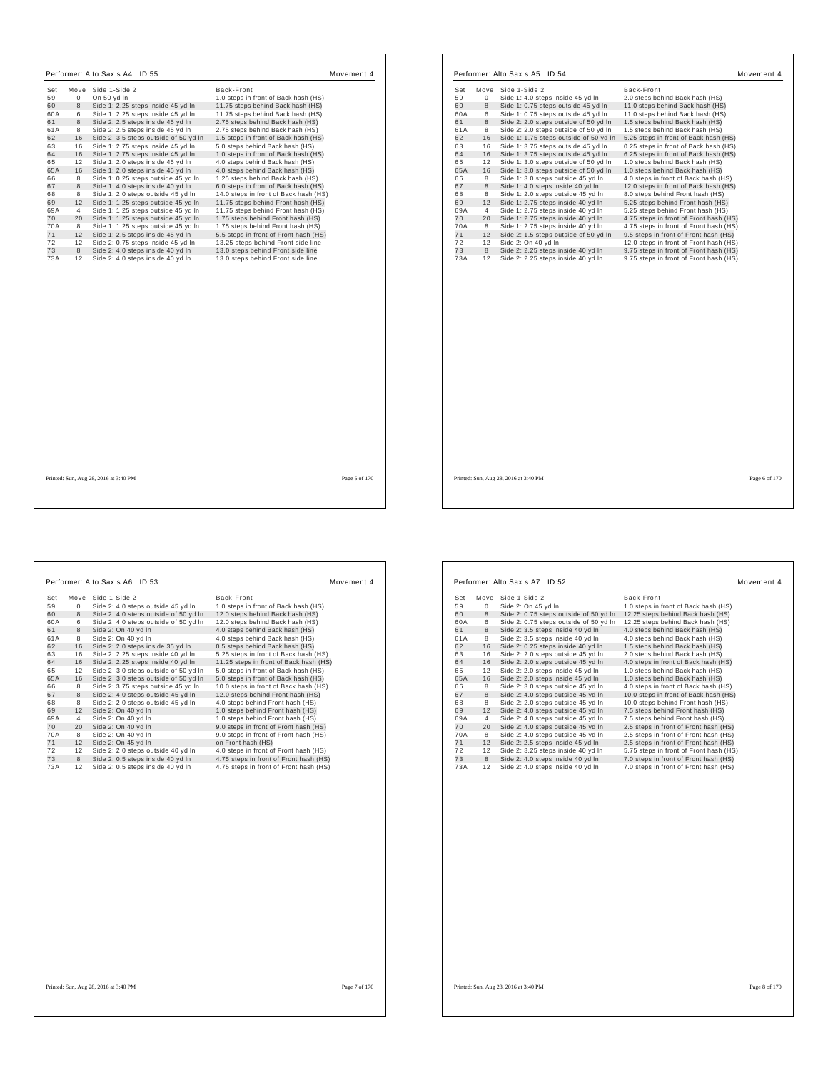## Performer: Alto Sax s A4 ID:55

Movement 4

| Set | Move | Side 1-Side 2 | Back-Front |
|---|---|---|---|
| 59 | 0 | On 50 yd ln | 1.0 steps in front of Back hash (HS) |
| 60 | 8 | Side 1: 2.25 steps inside 45 yd ln | 11.75 steps behind Back hash (HS) |
| 60A | 6 | Side 1: 2.25 steps inside 45 yd ln | 11.75 steps behind Back hash (HS) |
| 61 | 8 | Side 2: 2.5 steps inside 45 yd ln | 2.75 steps behind Back hash (HS) |
| 61A | 8 | Side 2: 2.5 steps inside 45 yd ln | 2.75 steps behind Back hash (HS) |
| 62 | 16 | Side 2: 3.5 steps outside of 50 yd ln | 1.5 steps in front of Back hash (HS) |
| 63 | 16 | Side 1: 2.75 steps inside 45 yd ln | 5.0 steps behind Back hash (HS) |
| 64 | 16 | Side 1: 2.75 steps inside 45 yd ln | 1.0 steps in front of Back hash (HS) |
| 65 | 12 | Side 1: 2.0 steps inside 45 yd ln | 4.0 steps behind Back hash (HS) |
| 65A | 16 | Side 1: 2.0 steps inside 45 yd ln | 4.0 steps behind Back hash (HS) |
| 66 | 8 | Side 1: 0.25 steps outside 45 yd ln | 1.25 steps behind Back hash (HS) |
| 67 | 8 | Side 1: 4.0 steps inside 40 yd ln | 6.0 steps in front of Back hash (HS) |
| 68 | 8 | Side 1: 2.0 steps outside 45 yd ln | 14.0 steps in front of Back hash (HS) |
| 69 | 12 | Side 1: 1.25 steps outside 45 yd ln | 11.75 steps behind Front hash (HS) |
| 69A | 4 | Side 1: 1.25 steps outside 45 yd ln | 11.75 steps behind Front hash (HS) |
| 70 | 20 | Side 1: 1.25 steps outside 45 yd ln | 1.75 steps behind Front hash (HS) |
| 70A | 8 | Side 1: 1.25 steps outside 45 yd ln | 1.75 steps behind Front hash (HS) |
| 71 | 12 | Side 1: 2.5 steps inside 45 yd ln | 5.5 steps in front of Front hash (HS) |
| 72 | 12 | Side 2: 0.75 steps inside 45 yd ln | 13.25 steps behind Front side line |
| 73 | 8 | Side 2: 4.0 steps inside 40 yd ln | 13.0 steps behind Front side line |
| 73A | 12 | Side 2: 4.0 steps inside 40 yd ln | 13.0 steps behind Front side line |

Printed: Sun, Aug 28, 2016 at 3:40 PM

## Performer: Alto Sax s A5 ID:54

Movement 4

| Set | Move | Side 1-Side 2 | Back-Front |
|---|---|---|---|
| 59 | 0 | Side 1: 4.0 steps inside 45 yd ln | 2.0 steps behind Back hash (HS) |
| 60 | 8 | Side 1: 0.75 steps outside 45 yd ln | 11.0 steps behind Back hash (HS) |
| 60A | 6 | Side 1: 0.75 steps outside 45 yd ln | 11.0 steps behind Back hash (HS) |
| 61 | 8 | Side 2: 2.0 steps outside of 50 yd ln | 1.5 steps behind Back hash (HS) |
| 61A | 8 | Side 2: 2.0 steps outside of 50 yd ln | 1.5 steps behind Back hash (HS) |
| 62 | 16 | Side 1: 1.75 steps outside of 50 yd ln | 5.25 steps in front of Back hash (HS) |
| 63 | 16 | Side 1: 3.75 steps outside 45 yd ln | 0.25 steps in front of Back hash (HS) |
| 64 | 16 | Side 1: 3.75 steps outside 45 yd ln | 6.25 steps in front of Back hash (HS) |
| 65 | 12 | Side 1: 3.0 steps outside of 50 yd ln | 1.0 steps behind Back hash (HS) |
| 65A | 16 | Side 1: 3.0 steps outside of 50 yd ln | 1.0 steps behind Back hash (HS) |
| 66 | 8 | Side 1: 3.0 steps outside 45 yd ln | 4.0 steps in front of Back hash (HS) |
| 67 | 8 | Side 1: 4.0 steps inside 40 yd ln | 12.0 steps in front of Back hash (HS) |
| 68 | 8 | Side 1: 2.0 steps outside 45 yd ln | 8.0 steps behind Front hash (HS) |
| 69 | 12 | Side 1: 2.75 steps inside 40 yd ln | 5.25 steps behind Front hash (HS) |
| 69A | 4 | Side 1: 2.75 steps inside 40 yd ln | 5.25 steps behind Front hash (HS) |
| 70 | 20 | Side 1: 2.75 steps inside 40 yd ln | 4.75 steps in front of Front hash (HS) |
| 70A | 8 | Side 1: 2.75 steps inside 40 yd ln | 4.75 steps in front of Front hash (HS) |
| 71 | 12 | Side 2: 1.5 steps outside of 50 yd ln | 9.5 steps in front of Front hash (HS) |
| 72 | 12 | Side 2: On 40 yd ln | 12.0 steps in front of Front hash (HS) |
| 73 | 8 | Side 2: 2.25 steps inside 40 yd ln | 9.75 steps in front of Front hash (HS) |
| 73A | 12 | Side 2: 2.25 steps inside 40 yd ln | 9.75 steps in front of Front hash (HS) |

Printed: Sun, Aug 28, 2016 at 3:40 PM

## Performer: Alto Sax s A6 ID:53

Movement 4

| Set | Move | Side 1-Side 2 | Back-Front |
|---|---|---|---|
| 59 | 0 | Side 2: 4.0 steps outside 45 yd ln | 1.0 steps in front of Back hash (HS) |
| 60 | 8 | Side 2: 4.0 steps outside of 50 yd ln | 12.0 steps behind Back hash (HS) |
| 60A | 6 | Side 2: 4.0 steps outside of 50 yd ln | 12.0 steps behind Back hash (HS) |
| 61 | 8 | Side 2: On 40 yd ln | 4.0 steps behind Back hash (HS) |
| 61A | 8 | Side 2: On 40 yd ln | 4.0 steps behind Back hash (HS) |
| 62 | 16 | Side 2: 2.0 steps inside 35 yd ln | 0.5 steps behind Back hash (HS) |
| 63 | 16 | Side 2: 2.25 steps inside 40 yd ln | 5.25 steps in front of Back hash (HS) |
| 64 | 16 | Side 2: 2.25 steps inside 40 yd ln | 11.25 steps in front of Back hash (HS) |
| 65 | 12 | Side 2: 3.0 steps outside of 50 yd ln | 5.0 steps in front of Back hash (HS) |
| 65A | 16 | Side 2: 3.0 steps outside of 50 yd ln | 5.0 steps in front of Back hash (HS) |
| 66 | 8 | Side 2: 3.75 steps outside 45 yd ln | 10.0 steps in front of Back hash (HS) |
| 67 | 8 | Side 2: 4.0 steps outside 45 yd ln | 12.0 steps behind Front hash (HS) |
| 68 | 8 | Side 2: 2.0 steps outside 45 yd ln | 4.0 steps behind Front hash (HS) |
| 69 | 12 | Side 2: On 40 yd ln | 1.0 steps behind Front hash (HS) |
| 69A | 4 | Side 2: On 40 yd ln | 1.0 steps behind Front hash (HS) |
| 70 | 20 | Side 2: On 40 yd ln | 9.0 steps in front of Front hash (HS) |
| 70A | 8 | Side 2: On 40 yd ln | 9.0 steps in front of Front hash (HS) |
| 71 | 12 | Side 2: On 45 yd ln | on Front hash (HS) |
| 72 | 12 | Side 2: 2.0 steps outside 40 yd ln | 4.0 steps in front of Front hash (HS) |
| 73 | 8 | Side 2: 0.5 steps inside 40 yd ln | 4.75 steps in front of Front hash (HS) |
| 73A | 12 | Side 2: 0.5 steps inside 40 yd ln | 4.75 steps in front of Front hash (HS) |

Printed: Sun, Aug 28, 2016 at 3:40 PM

## Performer: Alto Sax s A7 ID:52

Movement 4

| Set | Move | Side 1-Side 2 | Back-Front |
|---|---|---|---|
| 59 | 0 | Side 2: On 45 yd ln | 1.0 steps in front of Back hash (HS) |
| 60 | 8 | Side 2: 0.75 steps outside of 50 yd ln | 12.25 steps behind Back hash (HS) |
| 60A | 6 | Side 2: 0.75 steps outside of 50 yd ln | 12.25 steps behind Back hash (HS) |
| 61 | 8 | Side 2: 3.5 steps inside 40 yd ln | 4.0 steps behind Back hash (HS) |
| 61A | 8 | Side 2: 3.5 steps inside 40 yd ln | 4.0 steps behind Back hash (HS) |
| 62 | 16 | Side 2: 0.25 steps inside 40 yd ln | 1.5 steps behind Back hash (HS) |
| 63 | 16 | Side 2: 2.0 steps outside 45 yd ln | 2.0 steps behind Back hash (HS) |
| 64 | 16 | Side 2: 2.0 steps outside 45 yd ln | 4.0 steps in front of Back hash (HS) |
| 65 | 12 | Side 2: 2.0 steps inside 45 yd ln | 1.0 steps behind Back hash (HS) |
| 65A | 16 | Side 2: 2.0 steps inside 45 yd ln | 1.0 steps behind Back hash (HS) |
| 66 | 8 | Side 2: 3.0 steps outside 45 yd ln | 4.0 steps in front of Back hash (HS) |
| 67 | 8 | Side 2: 4.0 steps outside 45 yd ln | 10.0 steps in front of Back hash (HS) |
| 68 | 8 | Side 2: 2.0 steps outside 45 yd ln | 10.0 steps behind Front hash (HS) |
| 69 | 12 | Side 2: 4.0 steps outside 45 yd ln | 7.5 steps behind Front hash (HS) |
| 69A | 4 | Side 2: 4.0 steps outside 45 yd ln | 7.5 steps behind Front hash (HS) |
| 70 | 20 | Side 2: 4.0 steps outside 45 yd ln | 2.5 steps in front of Front hash (HS) |
| 70A | 8 | Side 2: 4.0 steps outside 45 yd ln | 2.5 steps in front of Front hash (HS) |
| 71 | 12 | Side 2: 2.5 steps inside 45 yd ln | 2.5 steps in front of Front hash (HS) |
| 72 | 12 | Side 2: 3.25 steps inside 40 yd ln | 5.75 steps in front of Front hash (HS) |
| 73 | 8 | Side 2: 4.0 steps inside 40 yd ln | 7.0 steps in front of Front hash (HS) |
| 73A | 12 | Side 2: 4.0 steps inside 40 yd ln | 7.0 steps in front of Front hash (HS) |

Printed: Sun, Aug 28, 2016 at 3:40 PM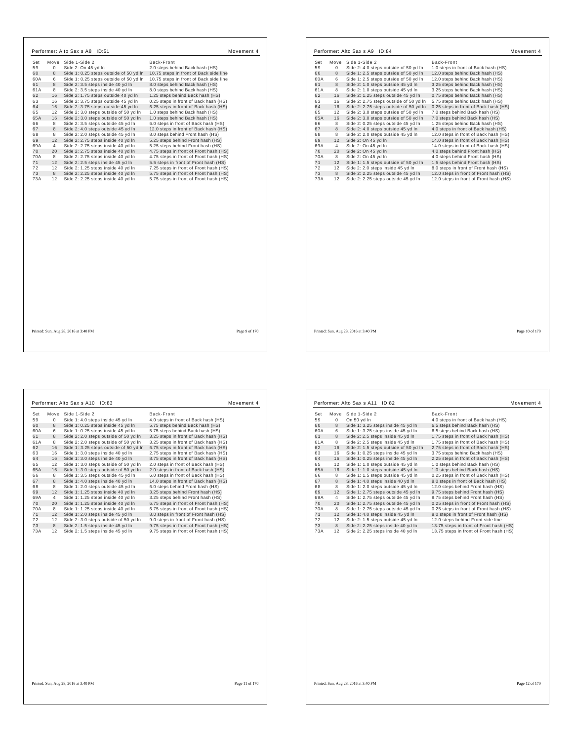## Performer: Alto Sax s A8 ID:51

Movement 4

| Set | Move | Side 1-Side 2 | Back-Front |
|---|---|---|---|
| 59 | 0 | Side 2: On 45 yd ln | 2.0 steps behind Back hash (HS) |
| 60 | 8 | Side 1: 0.25 steps outside of 50 yd ln | 10.75 steps in front of Back side line |
| 60A | 6 | Side 1: 0.25 steps outside of 50 yd ln | 10.75 steps in front of Back side line |
| 61 | 8 | Side 2: 3.5 steps inside 40 yd ln | 8.0 steps behind Back hash (HS) |
| 61A | 8 | Side 2: 3.5 steps inside 40 yd ln | 8.0 steps behind Back hash (HS) |
| 62 | 16 | Side 2: 1.75 steps outside 40 yd ln | 1.25 steps behind Back hash (HS) |
| 63 | 16 | Side 2: 3.75 steps outside 45 yd ln | 0.25 steps in front of Back hash (HS) |
| 64 | 16 | Side 2: 3.75 steps outside 45 yd ln | 6.25 steps in front of Back hash (HS) |
| 65 | 12 | Side 2: 3.0 steps outside of 50 yd ln | 1.0 steps behind Back hash (HS) |
| 65A | 16 | Side 2: 3.0 steps outside of 50 yd ln | 1.0 steps behind Back hash (HS) |
| 66 | 8 | Side 2: 3.5 steps outside 45 yd ln | 6.0 steps in front of Back hash (HS) |
| 67 | 8 | Side 2: 4.0 steps outside 45 yd ln | 12.0 steps in front of Back hash (HS) |
| 68 | 8 | Side 2: 2.0 steps outside 45 yd ln | 8.0 steps behind Front hash (HS) |
| 69 | 12 | Side 2: 2.75 steps inside 40 yd ln | 5.25 steps behind Front hash (HS) |
| 69A | 4 | Side 2: 2.75 steps inside 40 yd ln | 5.25 steps behind Front hash (HS) |
| 70 | 20 | Side 2: 2.75 steps inside 40 yd ln | 4.75 steps in front of Front hash (HS) |
| 70A | 8 | Side 2: 2.75 steps inside 40 yd ln | 4.75 steps in front of Front hash (HS) |
| 71 | 12 | Side 2: 2.5 steps inside 45 yd ln | 5.5 steps in front of Front hash (HS) |
| 72 | 12 | Side 2: 1.25 steps inside 40 yd ln | 7.25 steps in front of Front hash (HS) |
| 73 | 8 | Side 2: 2.25 steps inside 40 yd ln | 5.75 steps in front of Front hash (HS) |
| 73A | 12 | Side 2: 2.25 steps inside 40 yd ln | 5.75 steps in front of Front hash (HS) |

Printed: Sun, Aug 28, 2016 at 3:40 PM

## Performer: Alto Sax s A9 ID:84

Movement 4

| Set | Move | Side 1-Side 2 | Back-Front |
|---|---|---|---|
| 59 | 0 | Side 2: 4.0 steps outside of 50 yd ln | 1.0 steps in front of Back hash (HS) |
| 60 | 8 | Side 1: 2.5 steps outside of 50 yd ln | 12.0 steps behind Back hash (HS) |
| 60A | 6 | Side 1: 2.5 steps outside of 50 yd ln | 12.0 steps behind Back hash (HS) |
| 61 | 8 | Side 2: 1.0 steps outside 45 yd ln | 3.25 steps behind Back hash (HS) |
| 61A | 8 | Side 2: 1.0 steps outside 45 yd ln | 3.25 steps behind Back hash (HS) |
| 62 | 16 | Side 2: 1.25 steps outside 45 yd ln | 0.75 steps behind Back hash (HS) |
| 63 | 16 | Side 2: 2.75 steps outside of 50 yd ln | 5.75 steps behind Back hash (HS) |
| 64 | 16 | Side 2: 2.75 steps outside of 50 yd ln | 0.25 steps in front of Back hash (HS) |
| 65 | 12 | Side 2: 3.0 steps outside of 50 yd ln | 7.0 steps behind Back hash (HS) |
| 65A | 16 | Side 2: 3.0 steps outside of 50 yd ln | 7.0 steps behind Back hash (HS) |
| 66 | 8 | Side 2: 0.25 steps outside 45 yd ln | 1.25 steps behind Back hash (HS) |
| 67 | 8 | Side 2: 4.0 steps outside 45 yd ln | 4.0 steps in front of Back hash (HS) |
| 68 | 8 | Side 2: 2.0 steps outside 45 yd ln | 12.0 steps in front of Back hash (HS) |
| 69 | 12 | Side 2: On 45 yd ln | 14.0 steps in front of Back hash (HS) |
| 69A | 4 | Side 2: On 45 yd ln | 14.0 steps in front of Back hash (HS) |
| 70 | 20 | Side 2: On 45 yd ln | 4.0 steps behind Front hash (HS) |
| 70A | 8 | Side 2: On 45 yd ln | 4.0 steps behind Front hash (HS) |
| 71 | 12 | Side 1: 1.5 steps outside of 50 yd ln | 1.5 steps behind Front hash (HS) |
| 72 | 12 | Side 2: 2.0 steps inside 45 yd ln | 8.0 steps in front of Front hash (HS) |
| 73 | 8 | Side 2: 2.25 steps outside 45 yd ln | 12.0 steps in front of Front hash (HS) |
| 73A | 12 | Side 2: 2.25 steps outside 45 yd ln | 12.0 steps in front of Front hash (HS) |

Printed: Sun, Aug 28, 2016 at 3:40 PM

## Performer: Alto Sax s A10 ID:83

Movement 4

| Set | Move | Side 1-Side 2 | Back-Front |
|---|---|---|---|
| 59 | 0 | Side 1: 4.0 steps inside 45 yd ln | 4.0 steps in front of Back hash (HS) |
| 60 | 8 | Side 1: 0.25 steps inside 45 yd ln | 5.75 steps behind Back hash (HS) |
| 60A | 6 | Side 1: 0.25 steps inside 45 yd ln | 5.75 steps behind Back hash (HS) |
| 61 | 8 | Side 2: 2.0 steps outside of 50 yd ln | 3.25 steps in front of Back hash (HS) |
| 61A | 8 | Side 2: 2.0 steps outside of 50 yd ln | 3.25 steps in front of Back hash (HS) |
| 62 | 16 | Side 1: 3.25 steps outside of 50 yd ln | 6.75 steps in front of Back hash (HS) |
| 63 | 16 | Side 1: 3.0 steps inside 40 yd ln | 2.75 steps in front of Back hash (HS) |
| 64 | 16 | Side 1: 3.0 steps inside 40 yd ln | 8.75 steps in front of Back hash (HS) |
| 65 | 12 | Side 1: 3.0 steps outside of 50 yd ln | 2.0 steps in front of Back hash (HS) |
| 65A | 16 | Side 1: 3.0 steps outside of 50 yd ln | 2.0 steps in front of Back hash (HS) |
| 66 | 8 | Side 1: 3.5 steps outside 45 yd ln | 6.0 steps in front of Back hash (HS) |
| 67 | 8 | Side 1: 4.0 steps inside 40 yd ln | 14.0 steps in front of Back hash (HS) |
| 68 | 8 | Side 1: 2.0 steps outside 45 yd ln | 6.0 steps behind Front hash (HS) |
| 69 | 12 | Side 1: 1.25 steps inside 40 yd ln | 3.25 steps behind Front hash (HS) |
| 69A | 4 | Side 1: 1.25 steps inside 40 yd ln | 3.25 steps behind Front hash (HS) |
| 70 | 20 | Side 1: 1.25 steps inside 40 yd ln | 6.75 steps in front of Front hash (HS) |
| 70A | 8 | Side 1: 1.25 steps inside 40 yd ln | 6.75 steps in front of Front hash (HS) |
| 71 | 12 | Side 1: 2.0 steps inside 45 yd ln | 8.0 steps in front of Front hash (HS) |
| 72 | 12 | Side 2: 3.0 steps outside of 50 yd ln | 9.0 steps in front of Front hash (HS) |
| 73 | 8 | Side 2: 1.5 steps inside 45 yd ln | 9.75 steps in front of Front hash (HS) |
| 73A | 12 | Side 2: 1.5 steps inside 45 yd ln | 9.75 steps in front of Front hash (HS) |

Printed: Sun, Aug 28, 2016 at 3:40 PM

## Performer: Alto Sax s A11 ID:82

Movement 4

| Set | Move | Side 1-Side 2 | Back-Front |
|---|---|---|---|
| 59 | 0 | On 50 yd ln | 4.0 steps in front of Back hash (HS) |
| 60 | 8 | Side 1: 3.25 steps inside 45 yd ln | 6.5 steps behind Back hash (HS) |
| 60A | 6 | Side 1: 3.25 steps inside 45 yd ln | 6.5 steps behind Back hash (HS) |
| 61 | 8 | Side 2: 2.5 steps inside 45 yd ln | 1.75 steps in front of Back hash (HS) |
| 61A | 8 | Side 2: 2.5 steps inside 45 yd ln | 1.75 steps in front of Back hash (HS) |
| 62 | 16 | Side 2: 1.5 steps outside of 50 yd ln | 2.75 steps in front of Back hash (HS) |
| 63 | 16 | Side 1: 0.25 steps inside 45 yd ln | 3.75 steps behind Back hash (HS) |
| 64 | 16 | Side 1: 0.25 steps inside 45 yd ln | 2.25 steps in front of Back hash (HS) |
| 65 | 12 | Side 1: 1.0 steps outside 45 yd ln | 1.0 steps behind Back hash (HS) |
| 65A | 16 | Side 1: 1.0 steps outside 45 yd ln | 1.0 steps behind Back hash (HS) |
| 66 | 8 | Side 1: 1.5 steps outside 45 yd ln | 0.25 steps in front of Back hash (HS) |
| 67 | 8 | Side 1: 4.0 steps inside 40 yd ln | 8.0 steps in front of Back hash (HS) |
| 68 | 8 | Side 1: 2.0 steps outside 45 yd ln | 12.0 steps behind Front hash (HS) |
| 69 | 12 | Side 1: 2.75 steps outside 45 yd ln | 9.75 steps behind Front hash (HS) |
| 69A | 4 | Side 1: 2.75 steps outside 45 yd ln | 9.75 steps behind Front hash (HS) |
| 70 | 20 | Side 1: 2.75 steps outside 45 yd ln | 0.25 steps in front of Front hash (HS) |
| 70A | 8 | Side 1: 2.75 steps outside 45 yd ln | 0.25 steps in front of Front hash (HS) |
| 71 | 12 | Side 1: 4.0 steps inside 45 yd ln | 8.0 steps in front of Front hash (HS) |
| 72 | 12 | Side 2: 1.5 steps outside 45 yd ln | 12.0 steps behind Front side line |
| 73 | 8 | Side 2: 2.25 steps inside 40 yd ln | 13.75 steps in front of Front hash (HS) |
| 73A | 12 | Side 2: 2.25 steps inside 40 yd ln | 13.75 steps in front of Front hash (HS) |

Printed: Sun, Aug 28, 2016 at 3:40 PM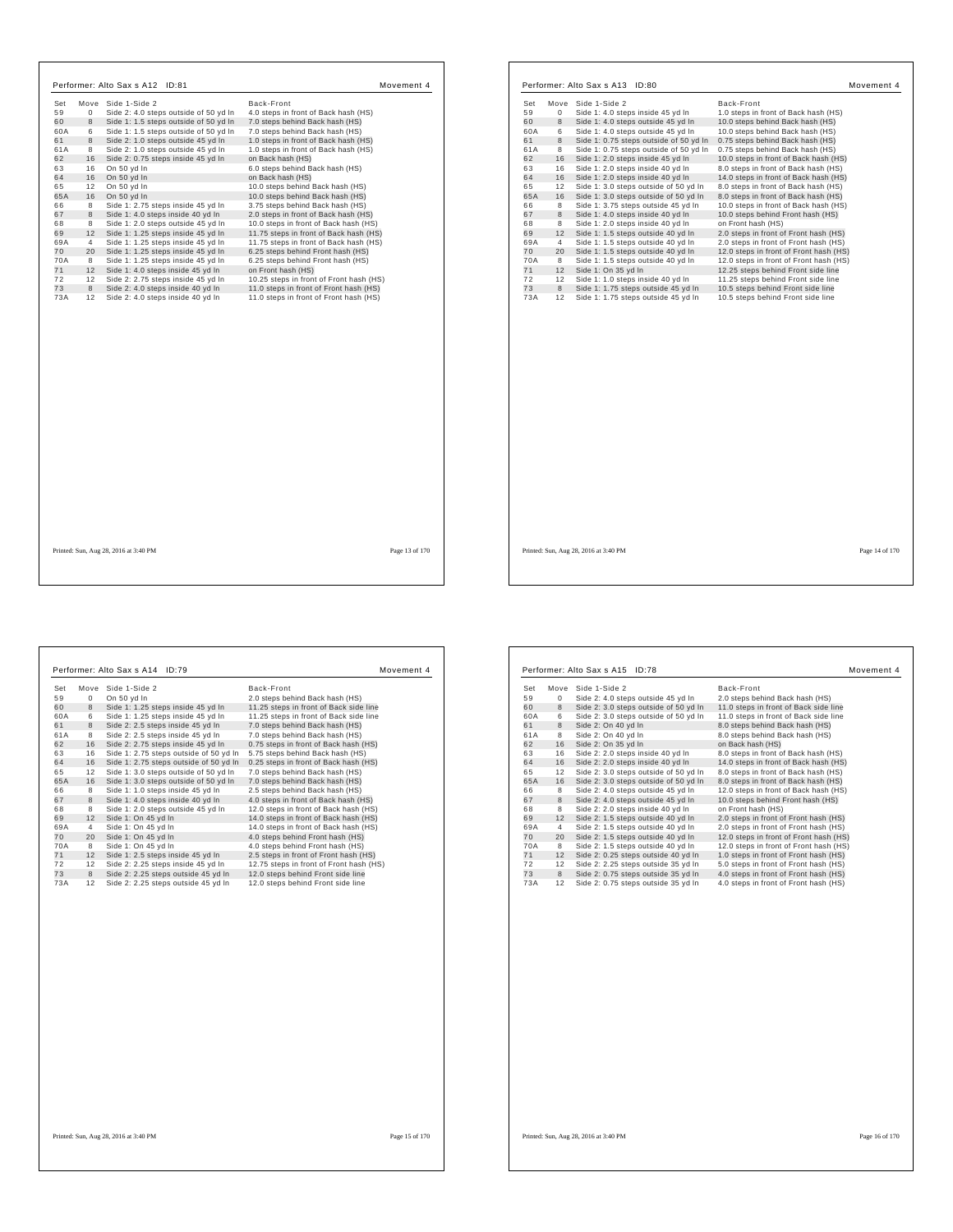## Performer: Alto Sax s A12 ID:81

Movement 4

| Set | Move | Side 1-Side 2 | Back-Front |
|---|---|---|---|
| 59 | 0 | Side 2: 4.0 steps outside of 50 yd ln | 4.0 steps in front of Back hash (HS) |
| 60 | 8 | Side 1: 1.5 steps outside of 50 yd ln | 7.0 steps behind Back hash (HS) |
| 60A | 6 | Side 1: 1.5 steps outside of 50 yd ln | 7.0 steps behind Back hash (HS) |
| 61 | 8 | Side 2: 1.0 steps outside 45 yd ln | 1.0 steps in front of Back hash (HS) |
| 61A | 8 | Side 2: 1.0 steps outside 45 yd ln | 1.0 steps in front of Back hash (HS) |
| 62 | 16 | Side 2: 0.75 steps inside 45 yd ln | on Back hash (HS) |
| 63 | 16 | On 50 yd ln | 6.0 steps behind Back hash (HS) |
| 64 | 16 | On 50 yd ln | on Back hash (HS) |
| 65 | 12 | On 50 yd ln | 10.0 steps behind Back hash (HS) |
| 65A | 16 | On 50 yd ln | 10.0 steps behind Back hash (HS) |
| 66 | 8 | Side 1: 2.75 steps inside 45 yd ln | 3.75 steps behind Back hash (HS) |
| 67 | 8 | Side 1: 4.0 steps inside 40 yd ln | 2.0 steps in front of Back hash (HS) |
| 68 | 8 | Side 1: 2.0 steps outside 45 yd ln | 10.0 steps in front of Back hash (HS) |
| 69 | 12 | Side 1: 1.25 steps inside 45 yd ln | 11.75 steps in front of Back hash (HS) |
| 69A | 4 | Side 1: 1.25 steps inside 45 yd ln | 11.75 steps in front of Back hash (HS) |
| 70 | 20 | Side 1: 1.25 steps inside 45 yd ln | 6.25 steps behind Front hash (HS) |
| 70A | 8 | Side 1: 1.25 steps inside 45 yd ln | 6.25 steps behind Front hash (HS) |
| 71 | 12 | Side 1: 4.0 steps inside 45 yd ln | on Front hash (HS) |
| 72 | 12 | Side 2: 2.75 steps inside 45 yd ln | 10.25 steps in front of Front hash (HS) |
| 73 | 8 | Side 2: 4.0 steps inside 40 yd ln | 11.0 steps in front of Front hash (HS) |
| 73A | 12 | Side 2: 4.0 steps inside 40 yd ln | 11.0 steps in front of Front hash (HS) |

Printed: Sun, Aug 28, 2016 at 3:40 PM

## Performer: Alto Sax s A13 ID:80

Movement 4

| Set | Move | Side 1-Side 2 | Back-Front |
|---|---|---|---|
| 59 | 0 | Side 1: 4.0 steps inside 45 yd ln | 1.0 steps in front of Back hash (HS) |
| 60 | 8 | Side 1: 4.0 steps outside 45 yd ln | 10.0 steps behind Back hash (HS) |
| 60A | 6 | Side 1: 4.0 steps outside 45 yd ln | 10.0 steps behind Back hash (HS) |
| 61 | 8 | Side 1: 0.75 steps outside of 50 yd ln | 0.75 steps behind Back hash (HS) |
| 61A | 8 | Side 1: 0.75 steps outside of 50 yd ln | 0.75 steps behind Back hash (HS) |
| 62 | 16 | Side 1: 2.0 steps inside 45 yd ln | 10.0 steps in front of Back hash (HS) |
| 63 | 16 | Side 1: 2.0 steps inside 40 yd ln | 8.0 steps in front of Back hash (HS) |
| 64 | 16 | Side 1: 2.0 steps inside 40 yd ln | 14.0 steps in front of Back hash (HS) |
| 65 | 12 | Side 1: 3.0 steps outside of 50 yd ln | 8.0 steps in front of Back hash (HS) |
| 65A | 16 | Side 1: 3.0 steps outside of 50 yd ln | 8.0 steps in front of Back hash (HS) |
| 66 | 8 | Side 1: 3.75 steps outside 45 yd ln | 10.0 steps in front of Back hash (HS) |
| 67 | 8 | Side 1: 4.0 steps inside 40 yd ln | 10.0 steps behind Front hash (HS) |
| 68 | 8 | Side 1: 2.0 steps inside 40 yd ln | on Front hash (HS) |
| 69 | 12 | Side 1: 1.5 steps outside 40 yd ln | 2.0 steps in front of Front hash (HS) |
| 69A | 4 | Side 1: 1.5 steps outside 40 yd ln | 2.0 steps in front of Front hash (HS) |
| 70 | 20 | Side 1: 1.5 steps outside 40 yd ln | 12.0 steps in front of Front hash (HS) |
| 70A | 8 | Side 1: 1.5 steps outside 40 yd ln | 12.0 steps in front of Front hash (HS) |
| 71 | 12 | Side 1: On 35 yd ln | 12.25 steps behind Front side line |
| 72 | 12 | Side 1: 1.0 steps inside 40 yd ln | 11.25 steps behind Front side line |
| 73 | 8 | Side 1: 1.75 steps outside 45 yd ln | 10.5 steps behind Front side line |
| 73A | 12 | Side 1: 1.75 steps outside 45 yd ln | 10.5 steps behind Front side line |

Printed: Sun, Aug 28, 2016 at 3:40 PM

## Performer: Alto Sax s A14 ID:79

Movement 4

| Set | Move | Side 1-Side 2 | Back-Front |
|---|---|---|---|
| 59 | 0 | On 50 yd ln | 2.0 steps behind Back hash (HS) |
| 60 | 8 | Side 1: 1.25 steps inside 45 yd ln | 11.25 steps in front of Back side line |
| 60A | 6 | Side 1: 1.25 steps inside 45 yd ln | 11.25 steps in front of Back side line |
| 61 | 8 | Side 2: 2.5 steps inside 45 yd ln | 7.0 steps behind Back hash (HS) |
| 61A | 8 | Side 2: 2.5 steps inside 45 yd ln | 7.0 steps behind Back hash (HS) |
| 62 | 16 | Side 2: 2.75 steps inside 45 yd ln | 0.75 steps in front of Back hash (HS) |
| 63 | 16 | Side 1: 2.75 steps outside of 50 yd ln | 5.75 steps behind Back hash (HS) |
| 64 | 16 | Side 1: 2.75 steps outside of 50 yd ln | 0.25 steps in front of Back hash (HS) |
| 65 | 12 | Side 1: 3.0 steps outside of 50 yd ln | 7.0 steps behind Back hash (HS) |
| 65A | 16 | Side 1: 3.0 steps outside of 50 yd ln | 7.0 steps behind Back hash (HS) |
| 66 | 8 | Side 1: 1.0 steps inside 45 yd ln | 2.5 steps behind Back hash (HS) |
| 67 | 8 | Side 1: 4.0 steps inside 40 yd ln | 4.0 steps in front of Back hash (HS) |
| 68 | 8 | Side 1: 2.0 steps outside 45 yd ln | 12.0 steps in front of Back hash (HS) |
| 69 | 12 | Side 1: On 45 yd ln | 14.0 steps in front of Back hash (HS) |
| 69A | 4 | Side 1: On 45 yd ln | 14.0 steps in front of Back hash (HS) |
| 70 | 20 | Side 1: On 45 yd ln | 4.0 steps behind Front hash (HS) |
| 70A | 8 | Side 1: On 45 yd ln | 4.0 steps behind Front hash (HS) |
| 71 | 12 | Side 1: 2.5 steps inside 45 yd ln | 2.5 steps in front of Front hash (HS) |
| 72 | 12 | Side 2: 2.25 steps inside 45 yd ln | 12.75 steps in front of Front hash (HS) |
| 73 | 8 | Side 2: 2.25 steps outside 45 yd ln | 12.0 steps behind Front side line |
| 73A | 12 | Side 2: 2.25 steps outside 45 yd ln | 12.0 steps behind Front side line |

Printed: Sun, Aug 28, 2016 at 3:40 PM

## Performer: Alto Sax s A15 ID:78

Movement 4

| Set | Move | Side 1-Side 2 | Back-Front |
|---|---|---|---|
| 59 | 0 | Side 2: 4.0 steps outside 45 yd ln | 2.0 steps behind Back hash (HS) |
| 60 | 8 | Side 2: 3.0 steps outside of 50 yd ln | 11.0 steps in front of Back side line |
| 60A | 6 | Side 2: 3.0 steps outside of 50 yd ln | 11.0 steps in front of Back side line |
| 61 | 8 | Side 2: On 40 yd ln | 8.0 steps behind Back hash (HS) |
| 61A | 8 | Side 2: On 40 yd ln | 8.0 steps behind Back hash (HS) |
| 62 | 16 | Side 2: On 35 yd ln | on Back hash (HS) |
| 63 | 16 | Side 2: 2.0 steps inside 40 yd ln | 8.0 steps in front of Back hash (HS) |
| 64 | 16 | Side 2: 2.0 steps inside 40 yd ln | 14.0 steps in front of Back hash (HS) |
| 65 | 12 | Side 2: 3.0 steps outside of 50 yd ln | 8.0 steps in front of Back hash (HS) |
| 65A | 16 | Side 2: 3.0 steps outside of 50 yd ln | 8.0 steps in front of Back hash (HS) |
| 66 | 8 | Side 2: 4.0 steps outside 45 yd ln | 12.0 steps in front of Back hash (HS) |
| 67 | 8 | Side 2: 4.0 steps outside 45 yd ln | 10.0 steps behind Front hash (HS) |
| 68 | 8 | Side 2: 2.0 steps inside 40 yd ln | on Front hash (HS) |
| 69 | 12 | Side 2: 1.5 steps outside 40 yd ln | 2.0 steps in front of Front hash (HS) |
| 69A | 4 | Side 2: 1.5 steps outside 40 yd ln | 2.0 steps in front of Front hash (HS) |
| 70 | 20 | Side 2: 1.5 steps outside 40 yd ln | 12.0 steps in front of Front hash (HS) |
| 70A | 8 | Side 2: 1.5 steps outside 40 yd ln | 12.0 steps in front of Front hash (HS) |
| 71 | 12 | Side 2: 0.25 steps outside 40 yd ln | 1.0 steps in front of Front hash (HS) |
| 72 | 12 | Side 2: 2.25 steps outside 35 yd ln | 5.0 steps in front of Front hash (HS) |
| 73 | 8 | Side 2: 0.75 steps outside 35 yd ln | 4.0 steps in front of Front hash (HS) |
| 73A | 12 | Side 2: 0.75 steps outside 35 yd ln | 4.0 steps in front of Front hash (HS) |

Printed: Sun, Aug 28, 2016 at 3:40 PM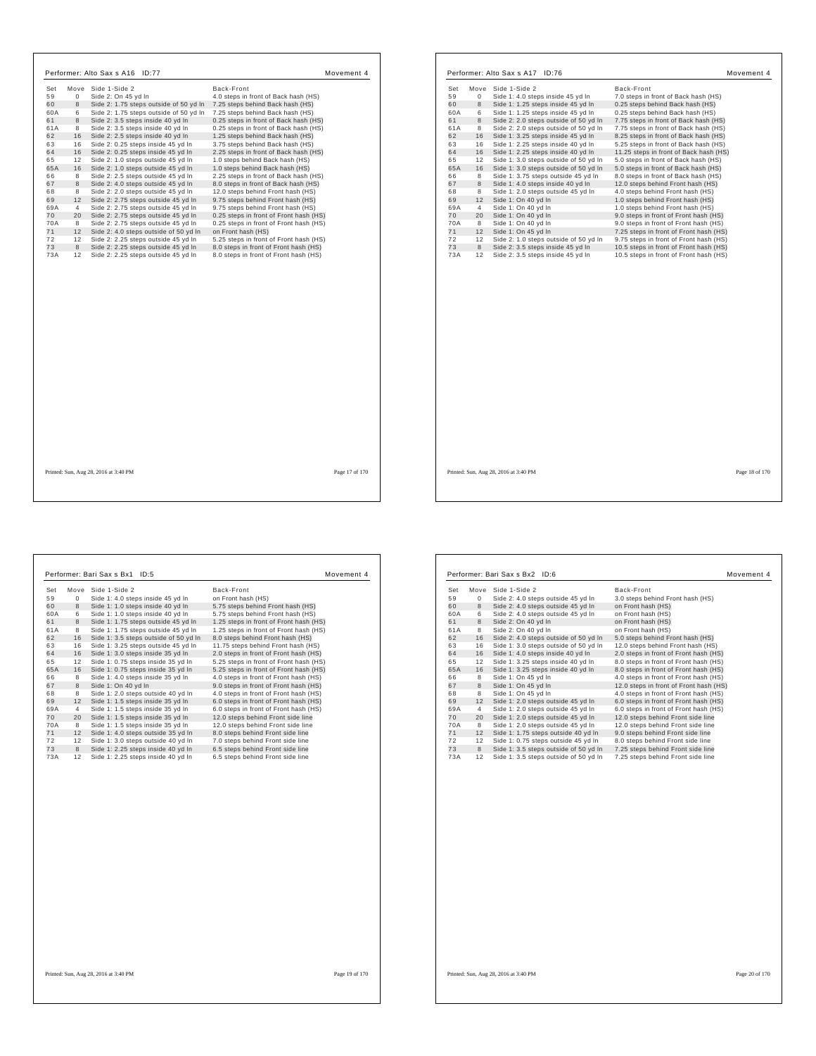## Performer: Alto Sax s A16 ID:77 — Movement 4

| Set | Move | Side 1-Side 2 | Back-Front |
|---|---|---|---|
| 59 | 0 | Side 2: On 45 yd ln | 4.0 steps in front of Back hash (HS) |
| 60 | 8 | Side 2: 1.75 steps outside of 50 yd ln | 7.25 steps behind Back hash (HS) |
| 60A | 6 | Side 2: 1.75 steps outside of 50 yd ln | 7.25 steps behind Back hash (HS) |
| 61 | 8 | Side 2: 3.5 steps inside 40 yd ln | 0.25 steps in front of Back hash (HS) |
| 61A | 8 | Side 2: 3.5 steps inside 40 yd ln | 0.25 steps in front of Back hash (HS) |
| 62 | 16 | Side 2: 2.5 steps inside 40 yd ln | 1.25 steps behind Back hash (HS) |
| 63 | 16 | Side 2: 0.25 steps inside 45 yd ln | 3.75 steps behind Back hash (HS) |
| 64 | 16 | Side 2: 0.25 steps inside 45 yd ln | 2.25 steps in front of Back hash (HS) |
| 65 | 12 | Side 2: 1.0 steps outside 45 yd ln | 1.0 steps behind Back hash (HS) |
| 65A | 16 | Side 2: 1.0 steps outside 45 yd ln | 1.0 steps behind Back hash (HS) |
| 66 | 8 | Side 2: 2.5 steps outside 45 yd ln | 2.25 steps in front of Back hash (HS) |
| 67 | 8 | Side 2: 4.0 steps outside 45 yd ln | 8.0 steps in front of Back hash (HS) |
| 68 | 8 | Side 2: 2.0 steps outside 45 yd ln | 12.0 steps behind Front hash (HS) |
| 69 | 12 | Side 2: 2.75 steps outside 45 yd ln | 9.75 steps behind Front hash (HS) |
| 69A | 4 | Side 2: 2.75 steps outside 45 yd ln | 9.75 steps behind Front hash (HS) |
| 70 | 20 | Side 2: 2.75 steps outside 45 yd ln | 0.25 steps in front of Front hash (HS) |
| 70A | 8 | Side 2: 2.75 steps outside 45 yd ln | 0.25 steps in front of Front hash (HS) |
| 71 | 12 | Side 2: 4.0 steps outside of 50 yd ln | on Front hash (HS) |
| 72 | 12 | Side 2: 2.25 steps outside 45 yd ln | 5.25 steps in front of Front hash (HS) |
| 73 | 8 | Side 2: 2.25 steps outside 45 yd ln | 8.0 steps in front of Front hash (HS) |
| 73A | 12 | Side 2: 2.25 steps outside 45 yd ln | 8.0 steps in front of Front hash (HS) |

Printed: Sun, Aug 28, 2016 at 3:40 PM

## Performer: Alto Sax s A17 ID:76 — Movement 4

| Set | Move | Side 1-Side 2 | Back-Front |
|---|---|---|---|
| 59 | 0 | Side 1: 4.0 steps inside 45 yd ln | 7.0 steps in front of Back hash (HS) |
| 60 | 8 | Side 1: 1.25 steps inside 45 yd ln | 0.25 steps behind Back hash (HS) |
| 60A | 6 | Side 1: 1.25 steps inside 45 yd ln | 0.25 steps behind Back hash (HS) |
| 61 | 8 | Side 2: 2.0 steps outside of 50 yd ln | 7.75 steps in front of Back hash (HS) |
| 61A | 8 | Side 2: 2.0 steps outside of 50 yd ln | 7.75 steps in front of Back hash (HS) |
| 62 | 16 | Side 1: 3.25 steps inside 45 yd ln | 8.25 steps in front of Back hash (HS) |
| 63 | 16 | Side 1: 2.25 steps inside 40 yd ln | 5.25 steps in front of Back hash (HS) |
| 64 | 16 | Side 1: 2.25 steps inside 40 yd ln | 11.25 steps in front of Back hash (HS) |
| 65 | 12 | Side 1: 3.0 steps outside of 50 yd ln | 5.0 steps in front of Back hash (HS) |
| 65A | 16 | Side 1: 3.0 steps outside of 50 yd ln | 5.0 steps in front of Back hash (HS) |
| 66 | 8 | Side 1: 3.75 steps outside 45 yd ln | 8.0 steps in front of Back hash (HS) |
| 67 | 8 | Side 1: 4.0 steps inside 40 yd ln | 12.0 steps behind Front hash (HS) |
| 68 | 8 | Side 1: 2.0 steps outside 45 yd ln | 4.0 steps behind Front hash (HS) |
| 69 | 12 | Side 1: On 40 yd ln | 1.0 steps behind Front hash (HS) |
| 69A | 4 | Side 1: On 40 yd ln | 1.0 steps behind Front hash (HS) |
| 70 | 20 | Side 1: On 40 yd ln | 9.0 steps in front of Front hash (HS) |
| 70A | 8 | Side 1: On 40 yd ln | 9.0 steps in front of Front hash (HS) |
| 71 | 12 | Side 1: On 45 yd ln | 7.25 steps in front of Front hash (HS) |
| 72 | 12 | Side 2: 1.0 steps outside of 50 yd ln | 9.75 steps in front of Front hash (HS) |
| 73 | 8 | Side 2: 3.5 steps inside 45 yd ln | 10.5 steps in front of Front hash (HS) |
| 73A | 12 | Side 2: 3.5 steps inside 45 yd ln | 10.5 steps in front of Front hash (HS) |

Printed: Sun, Aug 28, 2016 at 3:40 PM

## Performer: Bari Sax s Bx1 ID:5 — Movement 4

| Set | Move | Side 1-Side 2 | Back-Front |
|---|---|---|---|
| 59 | 0 | Side 1: 4.0 steps inside 45 yd ln | on Front hash (HS) |
| 60 | 8 | Side 1: 1.0 steps inside 40 yd ln | 5.75 steps behind Front hash (HS) |
| 60A | 6 | Side 1: 1.0 steps inside 40 yd ln | 5.75 steps behind Front hash (HS) |
| 61 | 8 | Side 1: 1.75 steps outside 45 yd ln | 1.25 steps in front of Front hash (HS) |
| 61A | 8 | Side 1: 1.75 steps outside 45 yd ln | 1.25 steps in front of Front hash (HS) |
| 62 | 16 | Side 1: 3.5 steps outside of 50 yd ln | 8.0 steps behind Front hash (HS) |
| 63 | 16 | Side 1: 3.25 steps outside 45 yd ln | 11.75 steps behind Front hash (HS) |
| 64 | 16 | Side 1: 3.0 steps inside 35 yd ln | 2.0 steps in front of Front hash (HS) |
| 65 | 12 | Side 1: 0.75 steps inside 35 yd ln | 5.25 steps in front of Front hash (HS) |
| 65A | 16 | Side 1: 0.75 steps inside 35 yd ln | 5.25 steps in front of Front hash (HS) |
| 66 | 8 | Side 1: 4.0 steps inside 35 yd ln | 4.0 steps in front of Front hash (HS) |
| 67 | 8 | Side 1: On 40 yd ln | 9.0 steps in front of Front hash (HS) |
| 68 | 8 | Side 1: 2.0 steps outside 40 yd ln | 4.0 steps in front of Front hash (HS) |
| 69 | 12 | Side 1: 1.5 steps inside 35 yd ln | 6.0 steps in front of Front hash (HS) |
| 69A | 4 | Side 1: 1.5 steps inside 35 yd ln | 6.0 steps in front of Front hash (HS) |
| 70 | 20 | Side 1: 1.5 steps inside 35 yd ln | 12.0 steps behind Front side line |
| 70A | 8 | Side 1: 1.5 steps inside 35 yd ln | 12.0 steps behind Front side line |
| 71 | 12 | Side 1: 4.0 steps outside 35 yd ln | 8.0 steps behind Front side line |
| 72 | 12 | Side 1: 3.0 steps outside 40 yd ln | 7.0 steps behind Front side line |
| 73 | 8 | Side 1: 2.25 steps inside 40 yd ln | 6.5 steps behind Front side line |
| 73A | 12 | Side 1: 2.25 steps inside 40 yd ln | 6.5 steps behind Front side line |

Printed: Sun, Aug 28, 2016 at 3:40 PM

## Performer: Bari Sax s Bx2 ID:6 — Movement 4

| Set | Move | Side 1-Side 2 | Back-Front |
|---|---|---|---|
| 59 | 0 | Side 2: 4.0 steps outside 45 yd ln | 3.0 steps behind Front hash (HS) |
| 60 | 8 | Side 2: 4.0 steps outside 45 yd ln | on Front hash (HS) |
| 60A | 6 | Side 2: 4.0 steps outside 45 yd ln | on Front hash (HS) |
| 61 | 8 | Side 2: On 40 yd ln | on Front hash (HS) |
| 61A | 8 | Side 2: On 40 yd ln | on Front hash (HS) |
| 62 | 16 | Side 2: 4.0 steps outside of 50 yd ln | 5.0 steps behind Front hash (HS) |
| 63 | 16 | Side 1: 3.0 steps outside of 50 yd ln | 12.0 steps behind Front hash (HS) |
| 64 | 16 | Side 1: 4.0 steps inside 40 yd ln | 2.0 steps in front of Front hash (HS) |
| 65 | 12 | Side 1: 3.25 steps inside 40 yd ln | 8.0 steps in front of Front hash (HS) |
| 65A | 16 | Side 1: 3.25 steps inside 40 yd ln | 8.0 steps in front of Front hash (HS) |
| 66 | 8 | Side 1: On 45 yd ln | 4.0 steps in front of Front hash (HS) |
| 67 | 8 | Side 1: On 45 yd ln | 12.0 steps in front of Front hash (HS) |
| 68 | 8 | Side 1: On 45 yd ln | 4.0 steps in front of Front hash (HS) |
| 69 | 12 | Side 1: 2.0 steps outside 45 yd ln | 6.0 steps in front of Front hash (HS) |
| 69A | 4 | Side 1: 2.0 steps outside 45 yd ln | 6.0 steps in front of Front hash (HS) |
| 70 | 20 | Side 1: 2.0 steps outside 45 yd ln | 12.0 steps behind Front side line |
| 70A | 8 | Side 1: 2.0 steps outside 45 yd ln | 12.0 steps behind Front side line |
| 71 | 12 | Side 1: 1.75 steps outside 40 yd ln | 9.0 steps behind Front side line |
| 72 | 12 | Side 1: 0.75 steps outside 45 yd ln | 8.0 steps behind Front side line |
| 73 | 8 | Side 1: 3.5 steps outside of 50 yd ln | 7.25 steps behind Front side line |
| 73A | 12 | Side 1: 3.5 steps outside of 50 yd ln | 7.25 steps behind Front side line |

Printed: Sun, Aug 28, 2016 at 3:40 PM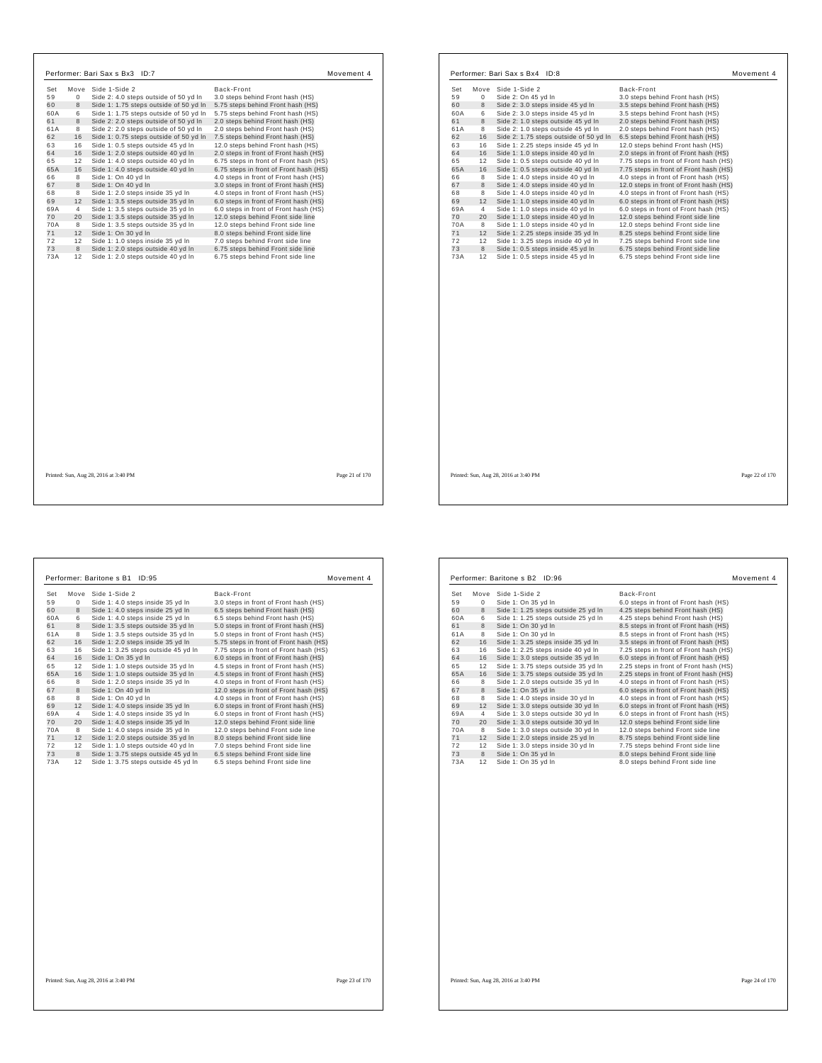## Performer: Bari Sax s Bx3 ID:7

Movement 4

| Set | Move | Side 1-Side 2 | Back-Front |
|---|---|---|---|
| 59 | 0 | Side 2: 4.0 steps outside of 50 yd ln | 3.0 steps behind Front hash (HS) |
| 60 | 8 | Side 1: 1.75 steps outside of 50 yd ln | 5.75 steps behind Front hash (HS) |
| 60A | 6 | Side 1: 1.75 steps outside of 50 yd ln | 5.75 steps behind Front hash (HS) |
| 61 | 8 | Side 2: 2.0 steps outside of 50 yd ln | 2.0 steps behind Front hash (HS) |
| 61A | 8 | Side 2: 2.0 steps outside of 50 yd ln | 2.0 steps behind Front hash (HS) |
| 62 | 16 | Side 1: 0.75 steps outside of 50 yd ln | 7.5 steps behind Front hash (HS) |
| 63 | 16 | Side 1: 0.5 steps outside 45 yd ln | 12.0 steps behind Front hash (HS) |
| 64 | 16 | Side 1: 2.0 steps outside 40 yd ln | 2.0 steps in front of Front hash (HS) |
| 65 | 12 | Side 1: 4.0 steps outside 40 yd ln | 6.75 steps in front of Front hash (HS) |
| 65A | 16 | Side 1: 4.0 steps outside 40 yd ln | 6.75 steps in front of Front hash (HS) |
| 66 | 8 | Side 1: On 40 yd ln | 4.0 steps in front of Front hash (HS) |
| 67 | 8 | Side 1: On 40 yd ln | 3.0 steps in front of Front hash (HS) |
| 68 | 8 | Side 1: 2.0 steps inside 35 yd ln | 4.0 steps in front of Front hash (HS) |
| 69 | 12 | Side 1: 3.5 steps outside 35 yd ln | 6.0 steps in front of Front hash (HS) |
| 69A | 4 | Side 1: 3.5 steps outside 35 yd ln | 6.0 steps in front of Front hash (HS) |
| 70 | 20 | Side 1: 3.5 steps outside 35 yd ln | 12.0 steps behind Front side line |
| 70A | 8 | Side 1: 3.5 steps outside 35 yd ln | 12.0 steps behind Front side line |
| 71 | 12 | Side 1: On 30 yd ln | 8.0 steps behind Front side line |
| 72 | 12 | Side 1: 1.0 steps inside 35 yd ln | 7.0 steps behind Front side line |
| 73 | 8 | Side 1: 2.0 steps outside 40 yd ln | 6.75 steps behind Front side line |
| 73A | 12 | Side 1: 2.0 steps outside 40 yd ln | 6.75 steps behind Front side line |

Printed: Sun, Aug 28, 2016 at 3:40 PM

## Performer: Bari Sax s Bx4 ID:8

Movement 4

| Set | Move | Side 1-Side 2 | Back-Front |
|---|---|---|---|
| 59 | 0 | Side 2: On 45 yd ln | 3.0 steps behind Front hash (HS) |
| 60 | 8 | Side 2: 3.0 steps inside 45 yd ln | 3.5 steps behind Front hash (HS) |
| 60A | 6 | Side 2: 3.0 steps inside 45 yd ln | 3.5 steps behind Front hash (HS) |
| 61 | 8 | Side 2: 1.0 steps outside 45 yd ln | 2.0 steps behind Front hash (HS) |
| 61A | 8 | Side 2: 1.0 steps outside 45 yd ln | 2.0 steps behind Front hash (HS) |
| 62 | 16 | Side 2: 1.75 steps outside of 50 yd ln | 6.5 steps behind Front hash (HS) |
| 63 | 16 | Side 1: 2.25 steps inside 45 yd ln | 12.0 steps behind Front hash (HS) |
| 64 | 16 | Side 1: 1.0 steps inside 40 yd ln | 2.0 steps in front of Front hash (HS) |
| 65 | 12 | Side 1: 0.5 steps outside 40 yd ln | 7.75 steps in front of Front hash (HS) |
| 65A | 16 | Side 1: 0.5 steps outside 40 yd ln | 7.75 steps in front of Front hash (HS) |
| 66 | 8 | Side 1: 4.0 steps inside 40 yd ln | 4.0 steps in front of Front hash (HS) |
| 67 | 8 | Side 1: 4.0 steps inside 40 yd ln | 12.0 steps in front of Front hash (HS) |
| 68 | 8 | Side 1: 4.0 steps inside 40 yd ln | 4.0 steps in front of Front hash (HS) |
| 69 | 12 | Side 1: 1.0 steps inside 40 yd ln | 6.0 steps in front of Front hash (HS) |
| 69A | 4 | Side 1: 1.0 steps inside 40 yd ln | 6.0 steps in front of Front hash (HS) |
| 70 | 20 | Side 1: 1.0 steps inside 40 yd ln | 12.0 steps behind Front side line |
| 70A | 8 | Side 1: 1.0 steps inside 40 yd ln | 12.0 steps behind Front side line |
| 71 | 12 | Side 1: 2.25 steps inside 35 yd ln | 8.25 steps behind Front side line |
| 72 | 12 | Side 1: 3.25 steps inside 40 yd ln | 7.25 steps behind Front side line |
| 73 | 8 | Side 1: 0.5 steps inside 45 yd ln | 6.75 steps behind Front side line |
| 73A | 12 | Side 1: 0.5 steps inside 45 yd ln | 6.75 steps behind Front side line |

Printed: Sun, Aug 28, 2016 at 3:40 PM

## Performer: Baritone s B1 ID:95

Movement 4

| Set | Move | Side 1-Side 2 | Back-Front |
|---|---|---|---|
| 59 | 0 | Side 1: 4.0 steps inside 35 yd ln | 3.0 steps in front of Front hash (HS) |
| 60 | 8 | Side 1: 4.0 steps inside 25 yd ln | 6.5 steps behind Front hash (HS) |
| 60A | 6 | Side 1: 4.0 steps inside 25 yd ln | 6.5 steps behind Front hash (HS) |
| 61 | 8 | Side 1: 3.5 steps outside 35 yd ln | 5.0 steps in front of Front hash (HS) |
| 61A | 8 | Side 1: 3.5 steps outside 35 yd ln | 5.0 steps in front of Front hash (HS) |
| 62 | 16 | Side 1: 2.0 steps inside 35 yd ln | 5.75 steps in front of Front hash (HS) |
| 63 | 16 | Side 1: 3.25 steps outside 45 yd ln | 7.75 steps in front of Front hash (HS) |
| 64 | 16 | Side 1: On 35 yd ln | 6.0 steps in front of Front hash (HS) |
| 65 | 12 | Side 1: 1.0 steps outside 35 yd ln | 4.5 steps in front of Front hash (HS) |
| 65A | 16 | Side 1: 1.0 steps outside 35 yd ln | 4.5 steps in front of Front hash (HS) |
| 66 | 8 | Side 1: 2.0 steps inside 35 yd ln | 4.0 steps in front of Front hash (HS) |
| 67 | 8 | Side 1: On 40 yd ln | 12.0 steps in front of Front hash (HS) |
| 68 | 8 | Side 1: On 40 yd ln | 4.0 steps in front of Front hash (HS) |
| 69 | 12 | Side 1: 4.0 steps inside 35 yd ln | 6.0 steps in front of Front hash (HS) |
| 69A | 4 | Side 1: 4.0 steps inside 35 yd ln | 6.0 steps in front of Front hash (HS) |
| 70 | 20 | Side 1: 4.0 steps inside 35 yd ln | 12.0 steps behind Front side line |
| 70A | 8 | Side 1: 4.0 steps inside 35 yd ln | 12.0 steps behind Front side line |
| 71 | 12 | Side 1: 2.0 steps outside 35 yd ln | 8.0 steps behind Front side line |
| 72 | 12 | Side 1: 1.0 steps outside 40 yd ln | 7.0 steps behind Front side line |
| 73 | 8 | Side 1: 3.75 steps outside 45 yd ln | 6.5 steps behind Front side line |
| 73A | 12 | Side 1: 3.75 steps outside 45 yd ln | 6.5 steps behind Front side line |

Printed: Sun, Aug 28, 2016 at 3:40 PM

## Performer: Baritone s B2 ID:96

Movement 4

| Set | Move | Side 1-Side 2 | Back-Front |
|---|---|---|---|
| 59 | 0 | Side 1: On 35 yd ln | 6.0 steps in front of Front hash (HS) |
| 60 | 8 | Side 1: 1.25 steps outside 25 yd ln | 4.25 steps behind Front hash (HS) |
| 60A | 6 | Side 1: 1.25 steps outside 25 yd ln | 4.25 steps behind Front hash (HS) |
| 61 | 8 | Side 1: On 30 yd ln | 8.5 steps in front of Front hash (HS) |
| 61A | 8 | Side 1: On 30 yd ln | 8.5 steps in front of Front hash (HS) |
| 62 | 16 | Side 1: 3.25 steps inside 35 yd ln | 3.5 steps in front of Front hash (HS) |
| 63 | 16 | Side 1: 2.25 steps inside 40 yd ln | 7.25 steps in front of Front hash (HS) |
| 64 | 16 | Side 1: 3.0 steps outside 35 yd ln | 6.0 steps in front of Front hash (HS) |
| 65 | 12 | Side 1: 3.75 steps outside 35 yd ln | 2.25 steps in front of Front hash (HS) |
| 65A | 16 | Side 1: 3.75 steps outside 35 yd ln | 2.25 steps in front of Front hash (HS) |
| 66 | 8 | Side 1: 2.0 steps outside 35 yd ln | 4.0 steps in front of Front hash (HS) |
| 67 | 8 | Side 1: On 35 yd ln | 6.0 steps in front of Front hash (HS) |
| 68 | 8 | Side 1: 4.0 steps inside 30 yd ln | 4.0 steps in front of Front hash (HS) |
| 69 | 12 | Side 1: 3.0 steps outside 30 yd ln | 6.0 steps in front of Front hash (HS) |
| 69A | 4 | Side 1: 3.0 steps outside 30 yd ln | 6.0 steps in front of Front hash (HS) |
| 70 | 20 | Side 1: 3.0 steps outside 30 yd ln | 12.0 steps behind Front side line |
| 70A | 8 | Side 1: 3.0 steps outside 30 yd ln | 12.0 steps behind Front side line |
| 71 | 12 | Side 1: 2.0 steps inside 25 yd ln | 8.75 steps behind Front side line |
| 72 | 12 | Side 1: 3.0 steps inside 30 yd ln | 7.75 steps behind Front side line |
| 73 | 8 | Side 1: On 35 yd ln | 8.0 steps behind Front side line |
| 73A | 12 | Side 1: On 35 yd ln | 8.0 steps behind Front side line |

Printed: Sun, Aug 28, 2016 at 3:40 PM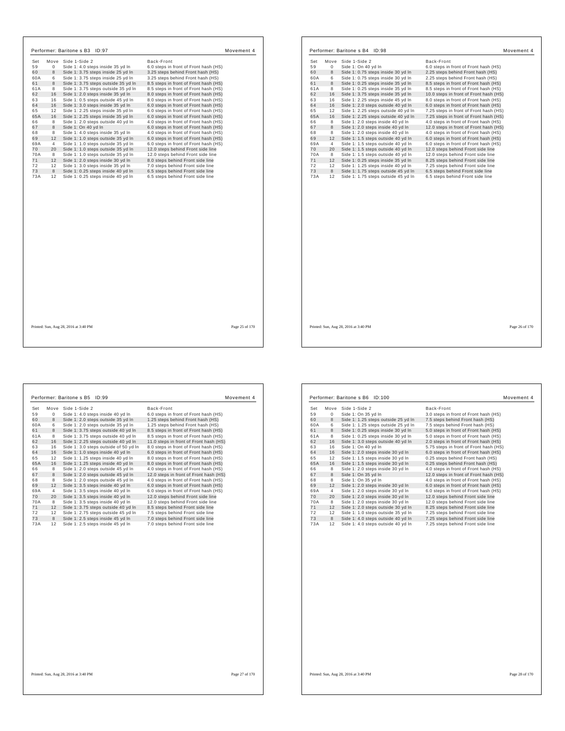## Performer: Baritone s B3 ID:97 — Movement 4

| Set | Move | Side 1-Side 2 | Back-Front |
|---|---|---|---|
| 59 | 0 | Side 1: 4.0 steps inside 35 yd ln | 6.0 steps in front of Front hash (HS) |
| 60 | 8 | Side 1: 3.75 steps inside 25 yd ln | 3.25 steps behind Front hash (HS) |
| 60A | 6 | Side 1: 3.75 steps inside 25 yd ln | 3.25 steps behind Front hash (HS) |
| 61 | 8 | Side 1: 3.75 steps outside 35 yd ln | 8.5 steps in front of Front hash (HS) |
| 61A | 8 | Side 1: 3.75 steps outside 35 yd ln | 8.5 steps in front of Front hash (HS) |
| 62 | 16 | Side 1: 2.0 steps inside 35 yd ln | 8.0 steps in front of Front hash (HS) |
| 63 | 16 | Side 1: 0.5 steps outside 45 yd ln | 8.0 steps in front of Front hash (HS) |
| 64 | 16 | Side 1: 3.0 steps inside 35 yd ln | 6.0 steps in front of Front hash (HS) |
| 65 | 12 | Side 1: 2.25 steps inside 35 yd ln | 6.0 steps in front of Front hash (HS) |
| 65A | 16 | Side 1: 2.25 steps inside 35 yd ln | 6.0 steps in front of Front hash (HS) |
| 66 | 8 | Side 1: 2.0 steps outside 40 yd ln | 4.0 steps in front of Front hash (HS) |
| 67 | 8 | Side 1: On 40 yd ln | 6.0 steps in front of Front hash (HS) |
| 68 | 8 | Side 1: 4.0 steps inside 35 yd ln | 4.0 steps in front of Front hash (HS) |
| 69 | 12 | Side 1: 1.0 steps outside 35 yd ln | 6.0 steps in front of Front hash (HS) |
| 69A | 4 | Side 1: 1.0 steps outside 35 yd ln | 6.0 steps in front of Front hash (HS) |
| 70 | 20 | Side 1: 1.0 steps outside 35 yd ln | 12.0 steps behind Front side line |
| 70A | 8 | Side 1: 1.0 steps outside 35 yd ln | 12.0 steps behind Front side line |
| 71 | 12 | Side 1: 2.0 steps inside 30 yd ln | 8.0 steps behind Front side line |
| 72 | 12 | Side 1: 3.0 steps inside 35 yd ln | 7.0 steps behind Front side line |
| 73 | 8 | Side 1: 0.25 steps inside 40 yd ln | 6.5 steps behind Front side line |
| 73A | 12 | Side 1: 0.25 steps inside 40 yd ln | 6.5 steps behind Front side line |

Printed: Sun, Aug 28, 2016 at 3:40 PM

## Performer: Baritone s B4 ID:98 — Movement 4

| Set | Move | Side 1-Side 2 | Back-Front |
|---|---|---|---|
| 59 | 0 | Side 1: On 40 yd ln | 6.0 steps in front of Front hash (HS) |
| 60 | 8 | Side 1: 0.75 steps inside 30 yd ln | 2.25 steps behind Front hash (HS) |
| 60A | 6 | Side 1: 0.75 steps inside 30 yd ln | 2.25 steps behind Front hash (HS) |
| 61 | 8 | Side 1: 0.25 steps inside 35 yd ln | 8.5 steps in front of Front hash (HS) |
| 61A | 8 | Side 1: 0.25 steps inside 35 yd ln | 8.5 steps in front of Front hash (HS) |
| 62 | 16 | Side 1: 0.75 steps inside 35 yd ln | 10.0 steps in front of Front hash (HS) |
| 63 | 16 | Side 1: 2.25 steps inside 45 yd ln | 8.0 steps in front of Front hash (HS) |
| 64 | 16 | Side 1: 2.0 steps outside 40 yd ln | 6.0 steps in front of Front hash (HS) |
| 65 | 12 | Side 1: 2.25 steps outside 40 yd ln | 7.25 steps in front of Front hash (HS) |
| 65A | 16 | Side 1: 2.25 steps outside 40 yd ln | 7.25 steps in front of Front hash (HS) |
| 66 | 8 | Side 1: 2.0 steps inside 40 yd ln | 4.0 steps in front of Front hash (HS) |
| 67 | 8 | Side 1: 2.0 steps inside 40 yd ln | 12.0 steps in front of Front hash (HS) |
| 68 | 8 | Side 1: 2.0 steps inside 40 yd ln | 4.0 steps in front of Front hash (HS) |
| 69 | 12 | Side 1: 1.5 steps outside 40 yd ln | 6.0 steps in front of Front hash (HS) |
| 69A | 4 | Side 1: 1.5 steps outside 40 yd ln | 6.0 steps in front of Front hash (HS) |
| 70 | 20 | Side 1: 1.5 steps outside 40 yd ln | 12.0 steps behind Front side line |
| 70A | 8 | Side 1: 1.5 steps outside 40 yd ln | 12.0 steps behind Front side line |
| 71 | 12 | Side 1: 0.25 steps inside 35 yd ln | 8.25 steps behind Front side line |
| 72 | 12 | Side 1: 1.25 steps inside 40 yd ln | 7.25 steps behind Front side line |
| 73 | 8 | Side 1: 1.75 steps outside 45 yd ln | 6.5 steps behind Front side line |
| 73A | 12 | Side 1: 1.75 steps outside 45 yd ln | 6.5 steps behind Front side line |

Printed: Sun, Aug 28, 2016 at 3:40 PM

## Performer: Baritone s B5 ID:99 — Movement 4

| Set | Move | Side 1-Side 2 | Back-Front |
|---|---|---|---|
| 59 | 0 | Side 1: 4.0 steps inside 40 yd ln | 6.0 steps in front of Front hash (HS) |
| 60 | 8 | Side 1: 2.0 steps outside 35 yd ln | 1.25 steps behind Front hash (HS) |
| 60A | 6 | Side 1: 2.0 steps outside 35 yd ln | 1.25 steps behind Front hash (HS) |
| 61 | 8 | Side 1: 3.75 steps outside 40 yd ln | 8.5 steps in front of Front hash (HS) |
| 61A | 8 | Side 1: 3.75 steps outside 40 yd ln | 8.5 steps in front of Front hash (HS) |
| 62 | 16 | Side 1: 2.25 steps outside 40 yd ln | 11.0 steps in front of Front hash (HS) |
| 63 | 16 | Side 1: 3.0 steps outside of 50 yd ln | 8.0 steps in front of Front hash (HS) |
| 64 | 16 | Side 1: 1.0 steps inside 40 yd ln | 6.0 steps in front of Front hash (HS) |
| 65 | 12 | Side 1: 1.25 steps inside 40 yd ln | 8.0 steps in front of Front hash (HS) |
| 65A | 16 | Side 1: 1.25 steps inside 40 yd ln | 8.0 steps in front of Front hash (HS) |
| 66 | 8 | Side 1: 2.0 steps outside 45 yd ln | 4.0 steps in front of Front hash (HS) |
| 67 | 8 | Side 1: 2.0 steps outside 45 yd ln | 12.0 steps in front of Front hash (HS) |
| 68 | 8 | Side 1: 2.0 steps outside 45 yd ln | 4.0 steps in front of Front hash (HS) |
| 69 | 12 | Side 1: 3.5 steps inside 40 yd ln | 6.0 steps in front of Front hash (HS) |
| 69A | 4 | Side 1: 3.5 steps inside 40 yd ln | 6.0 steps in front of Front hash (HS) |
| 70 | 20 | Side 1: 3.5 steps inside 40 yd ln | 12.0 steps behind Front side line |
| 70A | 8 | Side 1: 3.5 steps inside 40 yd ln | 12.0 steps behind Front side line |
| 71 | 12 | Side 1: 3.75 steps outside 40 yd ln | 8.5 steps behind Front side line |
| 72 | 12 | Side 1: 2.75 steps outside 45 yd ln | 7.5 steps behind Front side line |
| 73 | 8 | Side 1: 2.5 steps inside 45 yd ln | 7.0 steps behind Front side line |
| 73A | 12 | Side 1: 2.5 steps inside 45 yd ln | 7.0 steps behind Front side line |

Printed: Sun, Aug 28, 2016 at 3:40 PM

## Performer: Baritone s B6 ID:100 — Movement 4

| Set | Move | Side 1-Side 2 | Back-Front |
|---|---|---|---|
| 59 | 0 | Side 1: On 35 yd ln | 3.0 steps in front of Front hash (HS) |
| 60 | 8 | Side 1: 1.25 steps outside 25 yd ln | 7.5 steps behind Front hash (HS) |
| 60A | 6 | Side 1: 1.25 steps outside 25 yd ln | 7.5 steps behind Front hash (HS) |
| 61 | 8 | Side 1: 0.25 steps inside 30 yd ln | 5.0 steps in front of Front hash (HS) |
| 61A | 8 | Side 1: 0.25 steps inside 30 yd ln | 5.0 steps in front of Front hash (HS) |
| 62 | 16 | Side 1: 3.0 steps outside 40 yd ln | 2.0 steps in front of Front hash (HS) |
| 63 | 16 | Side 1: On 40 yd ln | 5.75 steps in front of Front hash (HS) |
| 64 | 16 | Side 1: 2.0 steps inside 30 yd ln | 6.0 steps in front of Front hash (HS) |
| 65 | 12 | Side 1: 1.5 steps inside 30 yd ln | 0.25 steps behind Front hash (HS) |
| 65A | 16 | Side 1: 1.5 steps inside 30 yd ln | 0.25 steps behind Front hash (HS) |
| 66 | 8 | Side 1: 2.0 steps inside 30 yd ln | 4.0 steps in front of Front hash (HS) |
| 67 | 8 | Side 1: On 35 yd ln | 12.0 steps in front of Front hash (HS) |
| 68 | 8 | Side 1: On 35 yd ln | 4.0 steps in front of Front hash (HS) |
| 69 | 12 | Side 1: 2.0 steps inside 30 yd ln | 6.0 steps in front of Front hash (HS) |
| 69A | 4 | Side 1: 2.0 steps inside 30 yd ln | 6.0 steps in front of Front hash (HS) |
| 70 | 20 | Side 1: 2.0 steps inside 30 yd ln | 12.0 steps behind Front side line |
| 70A | 8 | Side 1: 2.0 steps inside 30 yd ln | 12.0 steps behind Front side line |
| 71 | 12 | Side 1: 2.0 steps outside 30 yd ln | 8.25 steps behind Front side line |
| 72 | 12 | Side 1: 1.0 steps outside 35 yd ln | 7.25 steps behind Front side line |
| 73 | 8 | Side 1: 4.0 steps outside 40 yd ln | 7.25 steps behind Front side line |
| 73A | 12 | Side 1: 4.0 steps outside 40 yd ln | 7.25 steps behind Front side line |

Printed: Sun, Aug 28, 2016 at 3:40 PM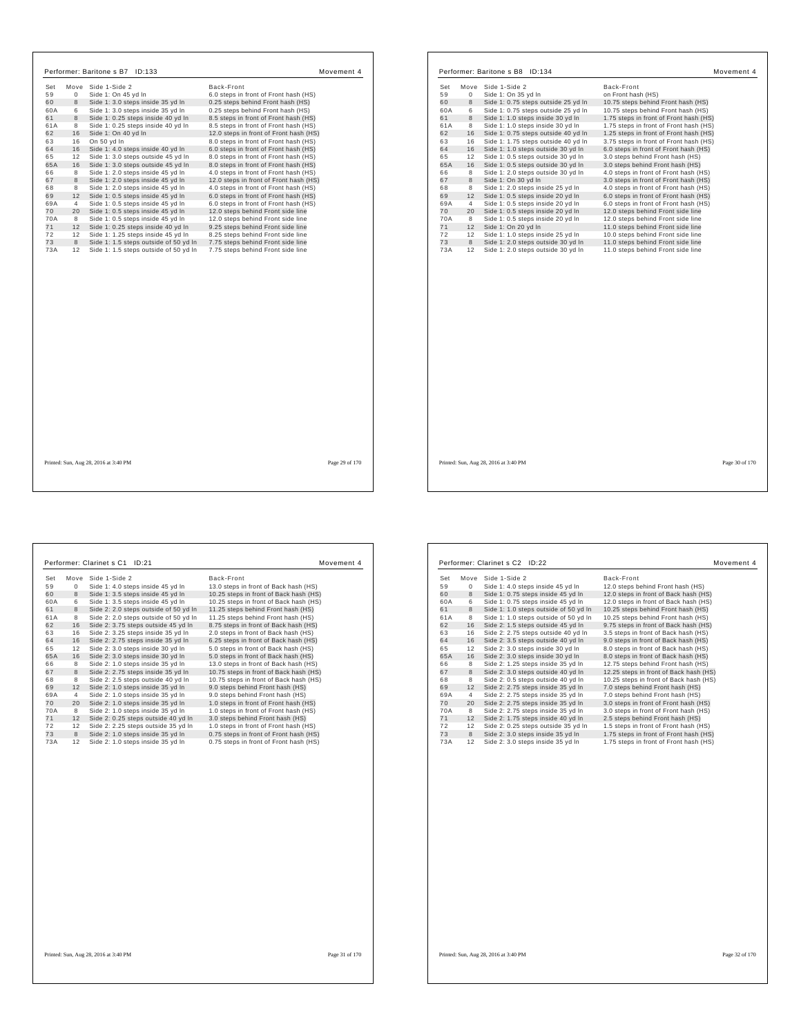## Performer: Baritone s B7 ID:133 — Movement 4

| Set | Move | Side 1-Side 2 | Back-Front |
|---|---|---|---|
| 59 | 0 | Side 1: On 45 yd ln | 6.0 steps in front of Front hash (HS) |
| 60 | 8 | Side 1: 3.0 steps inside 35 yd ln | 0.25 steps behind Front hash (HS) |
| 60A | 6 | Side 1: 3.0 steps inside 35 yd ln | 0.25 steps behind Front hash (HS) |
| 61 | 8 | Side 1: 0.25 steps inside 40 yd ln | 8.5 steps in front of Front hash (HS) |
| 61A | 8 | Side 1: 0.25 steps inside 40 yd ln | 8.5 steps in front of Front hash (HS) |
| 62 | 16 | Side 2: On 40 yd ln | 12.0 steps in front of Front hash (HS) |
| 63 | 16 | On 50 yd ln | 8.0 steps in front of Front hash (HS) |
| 64 | 16 | Side 1: 4.0 steps inside 40 yd ln | 6.0 steps in front of Front hash (HS) |
| 65 | 12 | Side 1: 3.0 steps outside 45 yd ln | 8.0 steps in front of Front hash (HS) |
| 65A | 16 | Side 1: 3.0 steps outside 45 yd ln | 8.0 steps in front of Front hash (HS) |
| 66 | 8 | Side 1: 2.0 steps inside 45 yd ln | 4.0 steps in front of Front hash (HS) |
| 67 | 8 | Side 1: 2.0 steps inside 45 yd ln | 12.0 steps in front of Front hash (HS) |
| 68 | 8 | Side 1: 2.0 steps inside 45 yd ln | 4.0 steps in front of Front hash (HS) |
| 69 | 12 | Side 1: 0.5 steps inside 45 yd ln | 6.0 steps in front of Front hash (HS) |
| 69A | 4 | Side 1: 0.5 steps inside 45 yd ln | 6.0 steps in front of Front hash (HS) |
| 70 | 20 | Side 1: 0.5 steps inside 45 yd ln | 12.0 steps behind Front side line |
| 70A | 8 | Side 1: 0.5 steps inside 45 yd ln | 12.0 steps behind Front side line |
| 71 | 12 | Side 1: 0.25 steps inside 40 yd ln | 9.25 steps behind Front side line |
| 72 | 12 | Side 1: 1.25 steps inside 45 yd ln | 8.25 steps behind Front side line |
| 73 | 8 | Side 1: 1.5 steps outside of 50 yd ln | 7.75 steps behind Front side line |
| 73A | 12 | Side 1: 1.5 steps outside of 50 yd ln | 7.75 steps behind Front side line |

Printed: Sun, Aug 28, 2016 at 3:40 PM

## Performer: Baritone s B8 ID:134 — Movement 4

| Set | Move | Side 1-Side 2 | Back-Front |
|---|---|---|---|
| 59 | 0 | Side 1: On 35 yd ln | on Front hash (HS) |
| 60 | 8 | Side 1: 0.75 steps outside 25 yd ln | 10.75 steps behind Front hash (HS) |
| 60A | 6 | Side 1: 0.75 steps outside 25 yd ln | 10.75 steps behind Front hash (HS) |
| 61 | 8 | Side 1: 1.0 steps inside 30 yd ln | 1.75 steps in front of Front hash (HS) |
| 61A | 8 | Side 1: 1.0 steps inside 30 yd ln | 1.75 steps in front of Front hash (HS) |
| 62 | 16 | Side 1: 0.75 steps outside 40 yd ln | 1.25 steps in front of Front hash (HS) |
| 63 | 16 | Side 1: 1.75 steps outside 40 yd ln | 3.75 steps in front of Front hash (HS) |
| 64 | 16 | Side 1: 1.0 steps outside 30 yd ln | 6.0 steps in front of Front hash (HS) |
| 65 | 12 | Side 1: 0.5 steps outside 30 yd ln | 3.0 steps behind Front hash (HS) |
| 65A | 16 | Side 1: 0.5 steps outside 30 yd ln | 3.0 steps behind Front hash (HS) |
| 66 | 8 | Side 1: 2.0 steps outside 30 yd ln | 4.0 steps in front of Front hash (HS) |
| 67 | 8 | Side 1: On 30 yd ln | 3.0 steps in front of Front hash (HS) |
| 68 | 8 | Side 1: 2.0 steps inside 25 yd ln | 4.0 steps in front of Front hash (HS) |
| 69 | 12 | Side 1: 0.5 steps inside 20 yd ln | 6.0 steps in front of Front hash (HS) |
| 69A | 4 | Side 1: 0.5 steps inside 20 yd ln | 6.0 steps in front of Front hash (HS) |
| 70 | 20 | Side 1: 0.5 steps inside 20 yd ln | 12.0 steps behind Front side line |
| 70A | 8 | Side 1: 0.5 steps inside 20 yd ln | 12.0 steps behind Front side line |
| 71 | 12 | Side 1: On 20 yd ln | 11.0 steps behind Front side line |
| 72 | 12 | Side 1: 1.0 steps inside 25 yd ln | 10.0 steps behind Front side line |
| 73 | 8 | Side 1: 2.0 steps outside 30 yd ln | 11.0 steps behind Front side line |
| 73A | 12 | Side 1: 2.0 steps outside 30 yd ln | 11.0 steps behind Front side line |

Printed: Sun, Aug 28, 2016 at 3:40 PM

## Performer: Clarinet s C1 ID:21 — Movement 4

| Set | Move | Side 1-Side 2 | Back-Front |
|---|---|---|---|
| 59 | 0 | Side 1: 4.0 steps inside 45 yd ln | 13.0 steps in front of Back hash (HS) |
| 60 | 8 | Side 1: 3.5 steps inside 45 yd ln | 10.25 steps in front of Back hash (HS) |
| 60A | 6 | Side 1: 3.5 steps inside 45 yd ln | 10.25 steps in front of Back hash (HS) |
| 61 | 8 | Side 2: 2.0 steps outside of 50 yd ln | 11.25 steps behind Front hash (HS) |
| 61A | 8 | Side 2: 2.0 steps outside of 50 yd ln | 11.25 steps behind Front hash (HS) |
| 62 | 16 | Side 2: 3.75 steps outside 45 yd ln | 8.75 steps in front of Back hash (HS) |
| 63 | 16 | Side 2: 3.25 steps inside 35 yd ln | 2.0 steps in front of Back hash (HS) |
| 64 | 16 | Side 2: 2.75 steps inside 35 yd ln | 6.25 steps in front of Back hash (HS) |
| 65 | 12 | Side 2: 3.0 steps inside 30 yd ln | 5.0 steps in front of Back hash (HS) |
| 65A | 16 | Side 2: 3.0 steps inside 30 yd ln | 5.0 steps in front of Back hash (HS) |
| 66 | 8 | Side 2: 1.0 steps inside 35 yd ln | 13.0 steps in front of Back hash (HS) |
| 67 | 8 | Side 2: 2.75 steps inside 35 yd ln | 10.75 steps in front of Back hash (HS) |
| 68 | 8 | Side 2: 2.5 steps outside 40 yd ln | 10.75 steps in front of Back hash (HS) |
| 69 | 12 | Side 2: 1.0 steps inside 35 yd ln | 9.0 steps behind Front hash (HS) |
| 69A | 4 | Side 2: 1.0 steps inside 35 yd ln | 9.0 steps behind Front hash (HS) |
| 70 | 20 | Side 2: 1.0 steps inside 35 yd ln | 1.0 steps in front of Front hash (HS) |
| 70A | 8 | Side 2: 1.0 steps inside 35 yd ln | 1.0 steps in front of Front hash (HS) |
| 71 | 12 | Side 2: 0.25 steps outside 40 yd ln | 3.0 steps behind Front hash (HS) |
| 72 | 12 | Side 2: 2.25 steps outside 35 yd ln | 1.0 steps in front of Front hash (HS) |
| 73 | 8 | Side 2: 1.0 steps inside 35 yd ln | 0.75 steps in front of Front hash (HS) |
| 73A | 12 | Side 2: 1.0 steps inside 35 yd ln | 0.75 steps in front of Front hash (HS) |

Printed: Sun, Aug 28, 2016 at 3:40 PM

## Performer: Clarinet s C2 ID:22 — Movement 4

| Set | Move | Side 1-Side 2 | Back-Front |
|---|---|---|---|
| 59 | 0 | Side 1: 4.0 steps inside 45 yd ln | 12.0 steps behind Front hash (HS) |
| 60 | 8 | Side 1: 0.75 steps inside 45 yd ln | 12.0 steps in front of Back hash (HS) |
| 60A | 6 | Side 1: 0.75 steps inside 45 yd ln | 12.0 steps in front of Back hash (HS) |
| 61 | 8 | Side 1: 1.0 steps outside of 50 yd ln | 10.25 steps behind Front hash (HS) |
| 61A | 8 | Side 1: 1.0 steps outside of 50 yd ln | 10.25 steps behind Front hash (HS) |
| 62 | 16 | Side 2: 1.5 steps outside 45 yd ln | 9.75 steps in front of Back hash (HS) |
| 63 | 16 | Side 2: 2.75 steps outside 40 yd ln | 3.5 steps in front of Back hash (HS) |
| 64 | 16 | Side 2: 3.5 steps outside 40 yd ln | 9.0 steps in front of Back hash (HS) |
| 65 | 12 | Side 2: 3.0 steps inside 30 yd ln | 8.0 steps in front of Back hash (HS) |
| 65A | 16 | Side 2: 3.0 steps inside 30 yd ln | 8.0 steps in front of Back hash (HS) |
| 66 | 8 | Side 2: 1.25 steps inside 35 yd ln | 12.75 steps behind Front hash (HS) |
| 67 | 8 | Side 2: 3.0 steps outside 40 yd ln | 12.25 steps in front of Back hash (HS) |
| 68 | 8 | Side 2: 0.5 steps outside 40 yd ln | 10.25 steps in front of Back hash (HS) |
| 69 | 12 | Side 2: 2.75 steps inside 35 yd ln | 7.0 steps behind Front hash (HS) |
| 69A | 4 | Side 2: 2.75 steps inside 35 yd ln | 7.0 steps behind Front hash (HS) |
| 70 | 20 | Side 2: 2.75 steps inside 35 yd ln | 3.0 steps in front of Front hash (HS) |
| 70A | 8 | Side 2: 2.75 steps inside 35 yd ln | 3.0 steps in front of Front hash (HS) |
| 71 | 12 | Side 2: 1.75 steps inside 40 yd ln | 2.5 steps behind Front hash (HS) |
| 72 | 12 | Side 2: 0.25 steps outside 35 yd ln | 1.5 steps in front of Front hash (HS) |
| 73 | 8 | Side 2: 3.0 steps inside 35 yd ln | 1.75 steps in front of Front hash (HS) |
| 73A | 12 | Side 2: 3.0 steps inside 35 yd ln | 1.75 steps in front of Front hash (HS) |

Printed: Sun, Aug 28, 2016 at 3:40 PM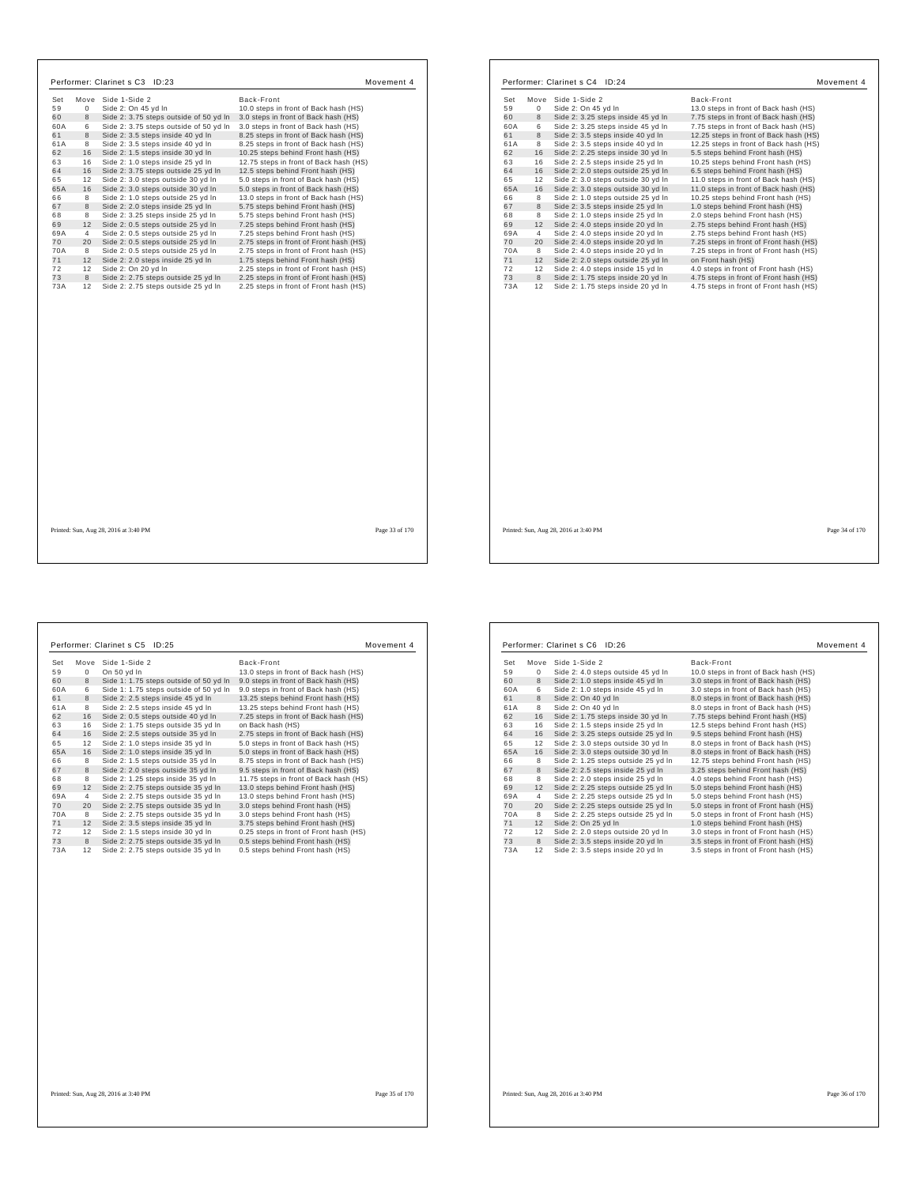## Performer: Clarinet s C3 ID:23 — Movement 4

| Set | Move | Side 1-Side 2 | Back-Front |
|---|---|---|---|
| 59 | 0 | Side 2: On 45 yd ln | 10.0 steps in front of Back hash (HS) |
| 60 | 8 | Side 2: 3.75 steps outside of 50 yd ln | 3.0 steps in front of Back hash (HS) |
| 60A | 6 | Side 2: 3.75 steps outside of 50 yd ln | 3.0 steps in front of Back hash (HS) |
| 61 | 8 | Side 2: 3.5 steps inside 40 yd ln | 8.25 steps in front of Back hash (HS) |
| 61A | 8 | Side 2: 3.5 steps inside 40 yd ln | 8.25 steps in front of Back hash (HS) |
| 62 | 16 | Side 2: 1.5 steps inside 30 yd ln | 10.25 steps behind Front hash (HS) |
| 63 | 16 | Side 2: 1.0 steps inside 25 yd ln | 12.75 steps in front of Back hash (HS) |
| 64 | 16 | Side 2: 3.75 steps outside 25 yd ln | 12.5 steps behind Front hash (HS) |
| 65 | 12 | Side 2: 3.0 steps outside 30 yd ln | 5.0 steps in front of Back hash (HS) |
| 65A | 16 | Side 2: 3.0 steps outside 30 yd ln | 5.0 steps in front of Back hash (HS) |
| 66 | 8 | Side 2: 1.0 steps outside 25 yd ln | 13.0 steps in front of Back hash (HS) |
| 67 | 8 | Side 2: 2.0 steps inside 25 yd ln | 5.75 steps behind Front hash (HS) |
| 68 | 8 | Side 2: 3.25 steps inside 25 yd ln | 5.75 steps behind Front hash (HS) |
| 69 | 12 | Side 2: 0.5 steps outside 25 yd ln | 7.25 steps behind Front hash (HS) |
| 69A | 4 | Side 2: 0.5 steps outside 25 yd ln | 7.25 steps behind Front hash (HS) |
| 70 | 20 | Side 2: 0.5 steps outside 25 yd ln | 2.75 steps in front of Front hash (HS) |
| 70A | 8 | Side 2: 0.5 steps outside 25 yd ln | 2.75 steps in front of Front hash (HS) |
| 71 | 12 | Side 2: 2.0 steps inside 25 yd ln | 1.75 steps behind Front hash (HS) |
| 72 | 12 | Side 2: On 20 yd ln | 2.25 steps in front of Front hash (HS) |
| 73 | 8 | Side 2: 2.75 steps outside 25 yd ln | 2.25 steps in front of Front hash (HS) |
| 73A | 12 | Side 2: 2.75 steps outside 25 yd ln | 2.25 steps in front of Front hash (HS) |

Printed: Sun, Aug 28, 2016 at 3:40 PM

## Performer: Clarinet s C4 ID:24 — Movement 4

| Set | Move | Side 1-Side 2 | Back-Front |
|---|---|---|---|
| 59 | 0 | Side 2: On 45 yd ln | 13.0 steps in front of Back hash (HS) |
| 60 | 8 | Side 2: 3.25 steps inside 45 yd ln | 7.75 steps in front of Back hash (HS) |
| 60A | 6 | Side 2: 3.25 steps inside 45 yd ln | 7.75 steps in front of Back hash (HS) |
| 61 | 8 | Side 2: 3.5 steps inside 40 yd ln | 12.25 steps in front of Back hash (HS) |
| 61A | 8 | Side 2: 3.5 steps inside 40 yd ln | 12.25 steps in front of Back hash (HS) |
| 62 | 16 | Side 2: 2.25 steps inside 30 yd ln | 5.5 steps behind Front hash (HS) |
| 63 | 16 | Side 2: 2.5 steps inside 25 yd ln | 10.25 steps behind Front hash (HS) |
| 64 | 16 | Side 2: 2.0 steps outside 25 yd ln | 6.5 steps behind Front hash (HS) |
| 65 | 12 | Side 2: 3.0 steps outside 30 yd ln | 11.0 steps in front of Back hash (HS) |
| 65A | 16 | Side 2: 3.0 steps outside 30 yd ln | 11.0 steps in front of Back hash (HS) |
| 66 | 8 | Side 2: 1.0 steps outside 25 yd ln | 10.25 steps behind Front hash (HS) |
| 67 | 8 | Side 2: 3.5 steps inside 25 yd ln | 1.0 steps behind Front hash (HS) |
| 68 | 8 | Side 2: 1.0 steps inside 25 yd ln | 2.0 steps behind Front hash (HS) |
| 69 | 12 | Side 2: 4.0 steps inside 20 yd ln | 2.75 steps behind Front hash (HS) |
| 69A | 4 | Side 2: 4.0 steps inside 20 yd ln | 2.75 steps behind Front hash (HS) |
| 70 | 20 | Side 2: 4.0 steps inside 20 yd ln | 7.25 steps in front of Front hash (HS) |
| 70A | 8 | Side 2: 4.0 steps inside 20 yd ln | 7.25 steps in front of Front hash (HS) |
| 71 | 12 | Side 2: 2.0 steps outside 25 yd ln | on Front hash (HS) |
| 72 | 12 | Side 2: 4.0 steps inside 15 yd ln | 4.0 steps in front of Front hash (HS) |
| 73 | 8 | Side 2: 1.75 steps inside 20 yd ln | 4.75 steps in front of Front hash (HS) |
| 73A | 12 | Side 2: 1.75 steps inside 20 yd ln | 4.75 steps in front of Front hash (HS) |

Printed: Sun, Aug 28, 2016 at 3:40 PM

## Performer: Clarinet s C5 ID:25 — Movement 4

| Set | Move | Side 1-Side 2 | Back-Front |
|---|---|---|---|
| 59 | 0 | On 50 yd ln | 13.0 steps in front of Back hash (HS) |
| 60 | 8 | Side 1: 1.75 steps outside of 50 yd ln | 9.0 steps in front of Back hash (HS) |
| 60A | 6 | Side 1: 1.75 steps outside of 50 yd ln | 9.0 steps in front of Back hash (HS) |
| 61 | 8 | Side 2: 2.5 steps inside 45 yd ln | 13.25 steps behind Front hash (HS) |
| 61A | 8 | Side 2: 2.5 steps inside 45 yd ln | 13.25 steps behind Front hash (HS) |
| 62 | 16 | Side 2: 0.5 steps outside 40 yd ln | 7.25 steps in front of Back hash (HS) |
| 63 | 16 | Side 2: 1.75 steps outside 35 yd ln | on Back hash (HS) |
| 64 | 16 | Side 2: 2.5 steps outside 35 yd ln | 2.75 steps in front of Back hash (HS) |
| 65 | 12 | Side 2: 1.0 steps inside 35 yd ln | 5.0 steps in front of Back hash (HS) |
| 65A | 16 | Side 2: 1.0 steps inside 35 yd ln | 5.0 steps in front of Back hash (HS) |
| 66 | 8 | Side 2: 1.5 steps outside 35 yd ln | 8.75 steps in front of Back hash (HS) |
| 67 | 8 | Side 2: 2.0 steps outside 35 yd ln | 9.5 steps in front of Back hash (HS) |
| 68 | 8 | Side 2: 1.25 steps inside 35 yd ln | 11.75 steps in front of Back hash (HS) |
| 69 | 12 | Side 2: 2.75 steps outside 35 yd ln | 13.0 steps behind Front hash (HS) |
| 69A | 4 | Side 2: 2.75 steps outside 35 yd ln | 13.0 steps behind Front hash (HS) |
| 70 | 20 | Side 2: 2.75 steps outside 35 yd ln | 3.0 steps behind Front hash (HS) |
| 70A | 8 | Side 2: 2.75 steps outside 35 yd ln | 3.0 steps behind Front hash (HS) |
| 71 | 12 | Side 2: 3.5 steps inside 35 yd ln | 3.75 steps behind Front hash (HS) |
| 72 | 12 | Side 2: 1.5 steps inside 30 yd ln | 0.25 steps in front of Front hash (HS) |
| 73 | 8 | Side 2: 2.75 steps outside 35 yd ln | 0.5 steps behind Front hash (HS) |
| 73A | 12 | Side 2: 2.75 steps outside 35 yd ln | 0.5 steps behind Front hash (HS) |

Printed: Sun, Aug 28, 2016 at 3:40 PM

## Performer: Clarinet s C6 ID:26 — Movement 4

| Set | Move | Side 1-Side 2 | Back-Front |
|---|---|---|---|
| 59 | 0 | Side 2: 4.0 steps outside 45 yd ln | 10.0 steps in front of Back hash (HS) |
| 60 | 8 | Side 2: 1.0 steps inside 45 yd ln | 3.0 steps in front of Back hash (HS) |
| 60A | 6 | Side 2: 1.0 steps inside 45 yd ln | 3.0 steps in front of Back hash (HS) |
| 61 | 8 | Side 2: On 40 yd ln | 8.0 steps in front of Back hash (HS) |
| 61A | 8 | Side 2: On 40 yd ln | 8.0 steps in front of Back hash (HS) |
| 62 | 16 | Side 2: 1.75 steps inside 30 yd ln | 7.75 steps behind Front hash (HS) |
| 63 | 16 | Side 2: 1.5 steps inside 25 yd ln | 12.5 steps behind Front hash (HS) |
| 64 | 16 | Side 2: 3.25 steps outside 25 yd ln | 9.5 steps behind Front hash (HS) |
| 65 | 12 | Side 2: 3.0 steps outside 30 yd ln | 8.0 steps in front of Back hash (HS) |
| 65A | 16 | Side 2: 3.0 steps outside 30 yd ln | 8.0 steps in front of Back hash (HS) |
| 66 | 8 | Side 2: 1.25 steps outside 25 yd ln | 12.75 steps behind Front hash (HS) |
| 67 | 8 | Side 2: 2.5 steps inside 25 yd ln | 3.25 steps behind Front hash (HS) |
| 68 | 8 | Side 2: 2.0 steps inside 25 yd ln | 4.0 steps behind Front hash (HS) |
| 69 | 12 | Side 2: 2.25 steps outside 25 yd ln | 5.0 steps behind Front hash (HS) |
| 69A | 4 | Side 2: 2.25 steps outside 25 yd ln | 5.0 steps behind Front hash (HS) |
| 70 | 20 | Side 2: 2.25 steps outside 25 yd ln | 5.0 steps in front of Front hash (HS) |
| 70A | 8 | Side 2: 2.25 steps outside 25 yd ln | 5.0 steps in front of Front hash (HS) |
| 71 | 12 | Side 2: On 25 yd ln | 1.0 steps behind Front hash (HS) |
| 72 | 12 | Side 2: 2.0 steps outside 20 yd ln | 3.0 steps in front of Front hash (HS) |
| 73 | 8 | Side 2: 3.5 steps inside 20 yd ln | 3.5 steps in front of Front hash (HS) |
| 73A | 12 | Side 2: 3.5 steps inside 20 yd ln | 3.5 steps in front of Front hash (HS) |

Printed: Sun, Aug 28, 2016 at 3:40 PM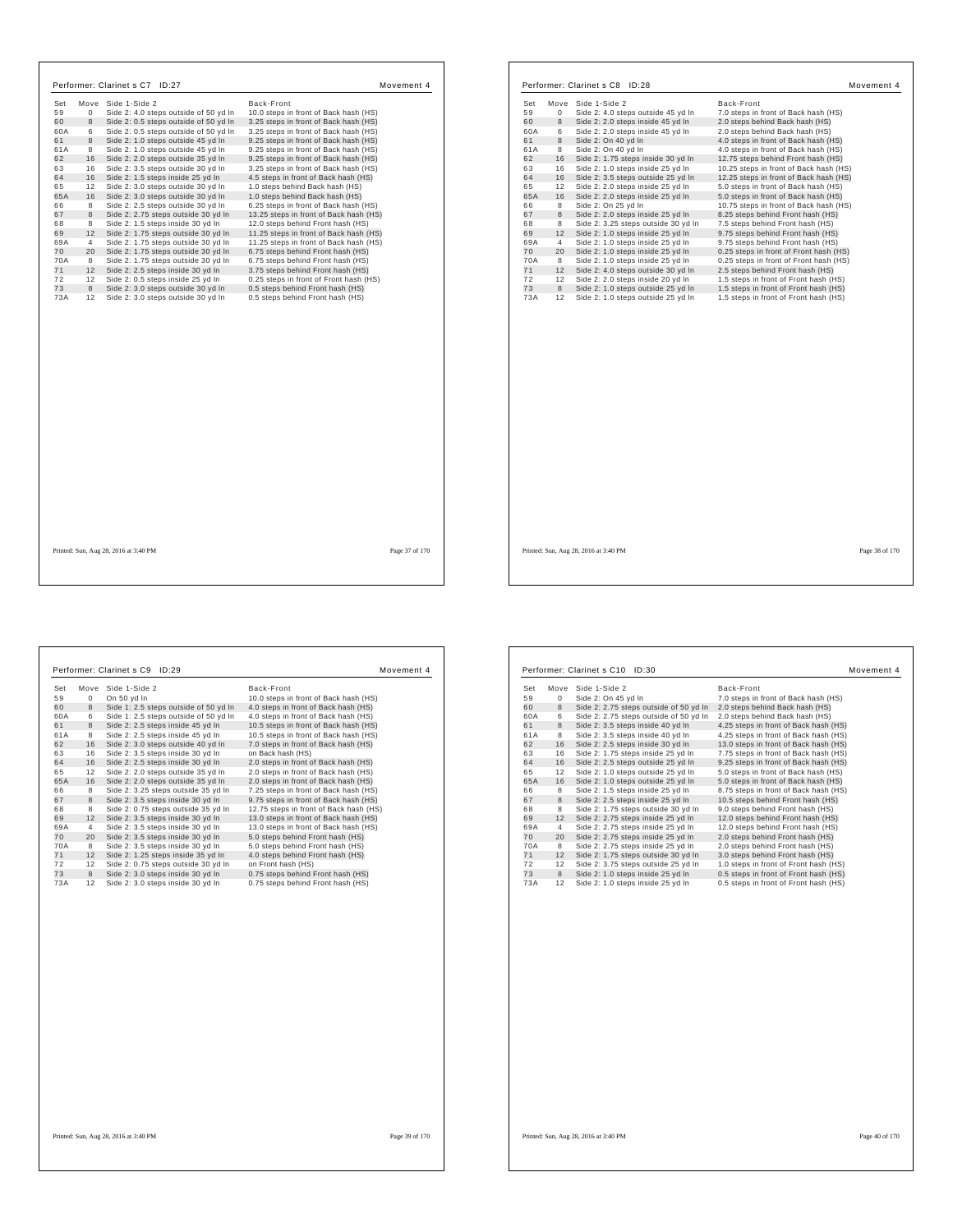## Performer: Clarinet s C7 ID:27 — Movement 4

| Set | Move | Side 1-Side 2 | Back-Front |
|---|---|---|---|
| 59 | 0 | Side 2: 4.0 steps outside of 50 yd ln | 10.0 steps in front of Back hash (HS) |
| 60 | 8 | Side 2: 0.5 steps outside of 50 yd ln | 3.25 steps in front of Back hash (HS) |
| 60A | 6 | Side 2: 0.5 steps outside of 50 yd ln | 3.25 steps in front of Back hash (HS) |
| 61 | 8 | Side 2: 1.0 steps outside 45 yd ln | 9.25 steps in front of Back hash (HS) |
| 61A | 8 | Side 2: 1.0 steps outside 45 yd ln | 9.25 steps in front of Back hash (HS) |
| 62 | 16 | Side 2: 2.0 steps outside 35 yd ln | 9.25 steps in front of Back hash (HS) |
| 63 | 16 | Side 2: 3.5 steps outside 30 yd ln | 3.25 steps in front of Back hash (HS) |
| 64 | 16 | Side 2: 1.5 steps inside 25 yd ln | 4.5 steps in front of Back hash (HS) |
| 65 | 12 | Side 2: 3.0 steps outside 30 yd ln | 1.0 steps behind Back hash (HS) |
| 65A | 16 | Side 2: 3.0 steps outside 30 yd ln | 1.0 steps behind Back hash (HS) |
| 66 | 8 | Side 2: 2.5 steps outside 30 yd ln | 6.25 steps in front of Back hash (HS) |
| 67 | 8 | Side 2: 2.75 steps outside 30 yd ln | 13.25 steps in front of Back hash (HS) |
| 68 | 8 | Side 2: 1.5 steps inside 30 yd ln | 12.0 steps behind Front hash (HS) |
| 69 | 12 | Side 2: 1.75 steps outside 30 yd ln | 11.25 steps in front of Back hash (HS) |
| 69A | 4 | Side 2: 1.75 steps outside 30 yd ln | 11.25 steps in front of Back hash (HS) |
| 70 | 20 | Side 2: 1.75 steps outside 30 yd ln | 6.75 steps behind Front hash (HS) |
| 70A | 8 | Side 2: 1.75 steps outside 30 yd ln | 6.75 steps behind Front hash (HS) |
| 71 | 12 | Side 2: 2.5 steps inside 30 yd ln | 3.75 steps behind Front hash (HS) |
| 72 | 12 | Side 2: 0.5 steps inside 25 yd ln | 0.25 steps in front of Front hash (HS) |
| 73 | 8 | Side 2: 3.0 steps outside 30 yd ln | 0.5 steps behind Front hash (HS) |
| 73A | 12 | Side 2: 3.0 steps outside 30 yd ln | 0.5 steps behind Front hash (HS) |

Printed: Sun, Aug 28, 2016 at 3:40 PM

## Performer: Clarinet s C8 ID:28 — Movement 4

| Set | Move | Side 1-Side 2 | Back-Front |
|---|---|---|---|
| 59 | 0 | Side 2: 4.0 steps outside 45 yd ln | 7.0 steps in front of Back hash (HS) |
| 60 | 8 | Side 2: 2.0 steps inside 45 yd ln | 2.0 steps behind Back hash (HS) |
| 60A | 6 | Side 2: 2.0 steps inside 45 yd ln | 2.0 steps behind Back hash (HS) |
| 61 | 8 | Side 2: On 40 yd ln | 4.0 steps in front of Back hash (HS) |
| 61A | 8 | Side 2: On 40 yd ln | 4.0 steps in front of Back hash (HS) |
| 62 | 16 | Side 2: 1.75 steps inside 30 yd ln | 12.75 steps behind Front hash (HS) |
| 63 | 16 | Side 2: 1.0 steps inside 25 yd ln | 10.25 steps in front of Back hash (HS) |
| 64 | 16 | Side 2: 3.5 steps outside 25 yd ln | 12.25 steps in front of Back hash (HS) |
| 65 | 12 | Side 2: 2.0 steps inside 25 yd ln | 5.0 steps in front of Back hash (HS) |
| 65A | 16 | Side 2: 2.0 steps inside 25 yd ln | 5.0 steps in front of Back hash (HS) |
| 66 | 8 | Side 2: On 25 yd ln | 10.75 steps in front of Back hash (HS) |
| 67 | 8 | Side 2: 2.0 steps inside 25 yd ln | 8.25 steps behind Front hash (HS) |
| 68 | 8 | Side 2: 3.25 steps outside 30 yd ln | 7.5 steps behind Front hash (HS) |
| 69 | 12 | Side 2: 1.0 steps inside 25 yd ln | 9.75 steps behind Front hash (HS) |
| 69A | 4 | Side 2: 1.0 steps inside 25 yd ln | 9.75 steps behind Front hash (HS) |
| 70 | 20 | Side 2: 1.0 steps inside 25 yd ln | 0.25 steps in front of Front hash (HS) |
| 70A | 8 | Side 2: 1.0 steps inside 25 yd ln | 0.25 steps in front of Front hash (HS) |
| 71 | 12 | Side 2: 4.0 steps outside 30 yd ln | 2.5 steps behind Front hash (HS) |
| 72 | 12 | Side 2: 2.0 steps inside 20 yd ln | 1.5 steps in front of Front hash (HS) |
| 73 | 8 | Side 2: 1.0 steps outside 25 yd ln | 1.5 steps in front of Front hash (HS) |
| 73A | 12 | Side 2: 1.0 steps outside 25 yd ln | 1.5 steps in front of Front hash (HS) |

Printed: Sun, Aug 28, 2016 at 3:40 PM

## Performer: Clarinet s C9 ID:29 — Movement 4

| Set | Move | Side 1-Side 2 | Back-Front |
|---|---|---|---|
| 59 | 0 | On 50 yd ln | 10.0 steps in front of Back hash (HS) |
| 60 | 8 | Side 1: 2.5 steps outside of 50 yd ln | 4.0 steps in front of Back hash (HS) |
| 60A | 6 | Side 1: 2.5 steps outside of 50 yd ln | 4.0 steps in front of Back hash (HS) |
| 61 | 8 | Side 2: 2.5 steps inside 45 yd ln | 10.5 steps in front of Back hash (HS) |
| 61A | 8 | Side 2: 2.5 steps inside 45 yd ln | 10.5 steps in front of Back hash (HS) |
| 62 | 16 | Side 2: 3.0 steps outside 40 yd ln | 7.0 steps in front of Back hash (HS) |
| 63 | 16 | Side 2: 3.5 steps inside 30 yd ln | on Back hash (HS) |
| 64 | 16 | Side 2: 2.5 steps inside 30 yd ln | 2.0 steps in front of Back hash (HS) |
| 65 | 12 | Side 2: 2.0 steps outside 35 yd ln | 2.0 steps in front of Back hash (HS) |
| 65A | 16 | Side 2: 2.0 steps outside 35 yd ln | 2.0 steps in front of Back hash (HS) |
| 66 | 8 | Side 2: 3.25 steps outside 35 yd ln | 7.25 steps in front of Back hash (HS) |
| 67 | 8 | Side 2: 3.5 steps inside 30 yd ln | 9.75 steps in front of Back hash (HS) |
| 68 | 8 | Side 2: 0.75 steps outside 35 yd ln | 12.75 steps in front of Back hash (HS) |
| 69 | 12 | Side 2: 3.5 steps inside 30 yd ln | 13.0 steps in front of Back hash (HS) |
| 69A | 4 | Side 2: 3.5 steps inside 30 yd ln | 13.0 steps in front of Back hash (HS) |
| 70 | 20 | Side 2: 3.5 steps inside 30 yd ln | 5.0 steps behind Front hash (HS) |
| 70A | 8 | Side 2: 3.5 steps inside 30 yd ln | 5.0 steps behind Front hash (HS) |
| 71 | 12 | Side 2: 1.25 steps inside 35 yd ln | 4.0 steps behind Front hash (HS) |
| 72 | 12 | Side 2: 0.75 steps outside 30 yd ln | on Front hash (HS) |
| 73 | 8 | Side 2: 3.0 steps inside 30 yd ln | 0.75 steps behind Front hash (HS) |
| 73A | 12 | Side 2: 3.0 steps inside 30 yd ln | 0.75 steps behind Front hash (HS) |

Printed: Sun, Aug 28, 2016 at 3:40 PM

## Performer: Clarinet s C10 ID:30 — Movement 4

| Set | Move | Side 1-Side 2 | Back-Front |
|---|---|---|---|
| 59 | 0 | Side 2: On 45 yd ln | 7.0 steps in front of Back hash (HS) |
| 60 | 8 | Side 2: 2.75 steps outside of 50 yd ln | 2.0 steps behind Back hash (HS) |
| 60A | 6 | Side 2: 2.75 steps outside of 50 yd ln | 2.0 steps behind Back hash (HS) |
| 61 | 8 | Side 2: 3.5 steps inside 40 yd ln | 4.25 steps in front of Back hash (HS) |
| 61A | 8 | Side 2: 3.5 steps inside 40 yd ln | 4.25 steps in front of Back hash (HS) |
| 62 | 16 | Side 2: 2.5 steps inside 30 yd ln | 13.0 steps in front of Back hash (HS) |
| 63 | 16 | Side 2: 1.75 steps inside 25 yd ln | 7.75 steps in front of Back hash (HS) |
| 64 | 16 | Side 2: 2.5 steps outside 25 yd ln | 9.25 steps in front of Back hash (HS) |
| 65 | 12 | Side 2: 1.0 steps outside 25 yd ln | 5.0 steps in front of Back hash (HS) |
| 65A | 16 | Side 2: 1.0 steps outside 25 yd ln | 5.0 steps in front of Back hash (HS) |
| 66 | 8 | Side 2: 1.5 steps inside 25 yd ln | 8.75 steps in front of Back hash (HS) |
| 67 | 8 | Side 2: 2.5 steps inside 25 yd ln | 10.5 steps behind Front hash (HS) |
| 68 | 8 | Side 2: 1.75 steps outside 30 yd ln | 9.0 steps behind Front hash (HS) |
| 69 | 12 | Side 2: 2.75 steps inside 25 yd ln | 12.0 steps behind Front hash (HS) |
| 69A | 4 | Side 2: 2.75 steps inside 25 yd ln | 12.0 steps behind Front hash (HS) |
| 70 | 20 | Side 2: 2.75 steps inside 25 yd ln | 2.0 steps behind Front hash (HS) |
| 70A | 8 | Side 2: 2.75 steps inside 25 yd ln | 2.0 steps behind Front hash (HS) |
| 71 | 12 | Side 2: 1.75 steps outside 30 yd ln | 3.0 steps behind Front hash (HS) |
| 72 | 12 | Side 2: 3.75 steps outside 25 yd ln | 1.0 steps in front of Front hash (HS) |
| 73 | 8 | Side 2: 1.0 steps inside 25 yd ln | 0.5 steps in front of Front hash (HS) |
| 73A | 12 | Side 2: 1.0 steps inside 25 yd ln | 0.5 steps in front of Front hash (HS) |

Printed: Sun, Aug 28, 2016 at 3:40 PM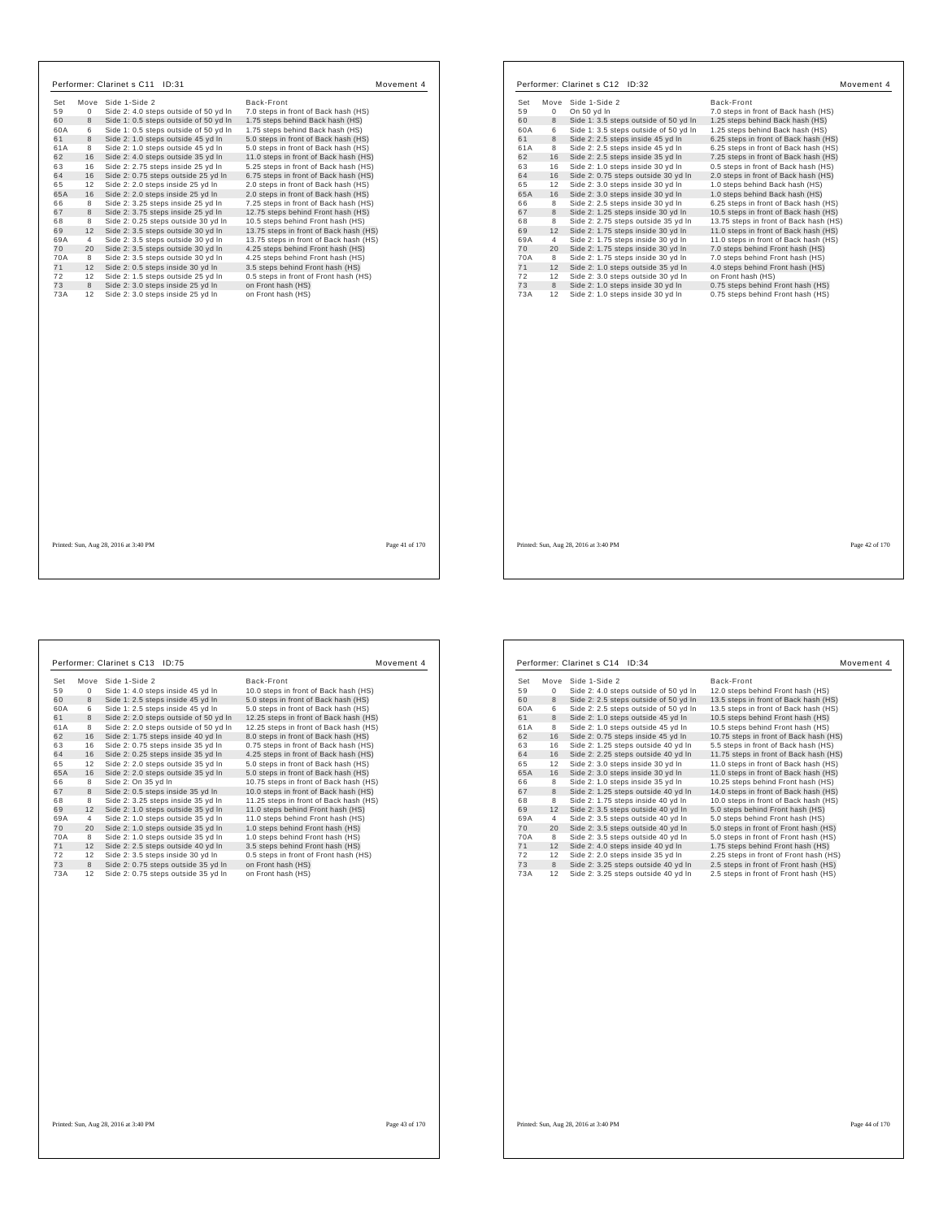## Performer: Clarinet s C11 ID:31 — Movement 4

| Set | Move | Side 1-Side 2 | Back-Front |
|---|---|---|---|
| 59 | 0 | Side 2: 4.0 steps outside of 50 yd ln | 7.0 steps in front of Back hash (HS) |
| 60 | 8 | Side 1: 0.5 steps outside of 50 yd ln | 1.75 steps behind Back hash (HS) |
| 60A | 6 | Side 1: 0.5 steps outside of 50 yd ln | 1.75 steps behind Back hash (HS) |
| 61 | 8 | Side 2: 1.0 steps outside 45 yd ln | 5.0 steps in front of Back hash (HS) |
| 61A | 8 | Side 2: 1.0 steps outside 45 yd ln | 5.0 steps in front of Back hash (HS) |
| 62 | 16 | Side 2: 2.0 steps outside 35 yd ln | 11.0 steps in front of Back hash (HS) |
| 63 | 16 | Side 2: 2.75 steps inside 25 yd ln | 5.25 steps in front of Back hash (HS) |
| 64 | 16 | Side 2: 0.75 steps outside 25 yd ln | 6.75 steps in front of Back hash (HS) |
| 65 | 12 | Side 2: 2.0 steps inside 25 yd ln | 2.0 steps in front of Back hash (HS) |
| 65A | 16 | Side 2: 2.0 steps inside 25 yd ln | 2.0 steps in front of Back hash (HS) |
| 66 | 8 | Side 2: 3.25 steps inside 25 yd ln | 7.25 steps in front of Back hash (HS) |
| 67 | 8 | Side 2: 3.75 steps inside 25 yd ln | 12.75 steps behind Front hash (HS) |
| 68 | 8 | Side 2: 0.25 steps outside 30 yd ln | 10.5 steps behind Front hash (HS) |
| 69 | 12 | Side 2: 3.5 steps outside 30 yd ln | 13.75 steps in front of Back hash (HS) |
| 69A | 4 | Side 2: 3.5 steps outside 30 yd ln | 13.75 steps in front of Back hash (HS) |
| 70 | 20 | Side 2: 3.5 steps outside 30 yd ln | 4.25 steps behind Front hash (HS) |
| 70A | 8 | Side 2: 3.5 steps outside 30 yd ln | 4.25 steps behind Front hash (HS) |
| 71 | 12 | Side 2: 0.5 steps inside 30 yd ln | 3.5 steps behind Front hash (HS) |
| 72 | 12 | Side 2: 1.5 steps outside 25 yd ln | 0.5 steps in front of Front hash (HS) |
| 73 | 8 | Side 2: 3.0 steps inside 25 yd ln | on Front hash (HS) |
| 73A | 12 | Side 2: 3.0 steps inside 25 yd ln | on Front hash (HS) |

Printed: Sun, Aug 28, 2016 at 3:40 PM

## Performer: Clarinet s C12 ID:32 — Movement 4

| Set | Move | Side 1-Side 2 | Back-Front |
|---|---|---|---|
| 59 | 0 | On 50 yd ln | 7.0 steps in front of Back hash (HS) |
| 60 | 8 | Side 1: 3.5 steps outside of 50 yd ln | 1.25 steps behind Back hash (HS) |
| 60A | 6 | Side 1: 3.5 steps outside of 50 yd ln | 1.25 steps behind Back hash (HS) |
| 61 | 8 | Side 2: 2.5 steps inside 45 yd ln | 6.25 steps in front of Back hash (HS) |
| 61A | 8 | Side 2: 2.5 steps inside 45 yd ln | 6.25 steps in front of Back hash (HS) |
| 62 | 16 | Side 2: 2.5 steps inside 35 yd ln | 7.25 steps in front of Back hash (HS) |
| 63 | 16 | Side 2: 1.0 steps inside 30 yd ln | 0.5 steps in front of Back hash (HS) |
| 64 | 16 | Side 2: 0.75 steps outside 30 yd ln | 2.0 steps in front of Back hash (HS) |
| 65 | 12 | Side 2: 3.0 steps inside 30 yd ln | 1.0 steps behind Back hash (HS) |
| 65A | 16 | Side 2: 3.0 steps inside 30 yd ln | 1.0 steps behind Back hash (HS) |
| 66 | 8 | Side 2: 2.5 steps inside 30 yd ln | 6.25 steps in front of Back hash (HS) |
| 67 | 8 | Side 2: 1.25 steps inside 30 yd ln | 10.5 steps in front of Back hash (HS) |
| 68 | 8 | Side 2: 2.75 steps outside 35 yd ln | 13.75 steps in front of Back hash (HS) |
| 69 | 12 | Side 2: 1.75 steps inside 30 yd ln | 11.0 steps in front of Back hash (HS) |
| 69A | 4 | Side 2: 1.75 steps inside 30 yd ln | 11.0 steps in front of Back hash (HS) |
| 70 | 20 | Side 2: 1.75 steps inside 30 yd ln | 7.0 steps behind Front hash (HS) |
| 70A | 8 | Side 2: 1.75 steps inside 30 yd ln | 7.0 steps behind Front hash (HS) |
| 71 | 12 | Side 2: 1.0 steps outside 35 yd ln | 4.0 steps behind Front hash (HS) |
| 72 | 12 | Side 2: 3.0 steps outside 30 yd ln | on Front hash (HS) |
| 73 | 8 | Side 2: 1.0 steps inside 30 yd ln | 0.75 steps behind Front hash (HS) |
| 73A | 12 | Side 2: 1.0 steps inside 30 yd ln | 0.75 steps behind Front hash (HS) |

Printed: Sun, Aug 28, 2016 at 3:40 PM

## Performer: Clarinet s C13 ID:75 — Movement 4

| Set | Move | Side 1-Side 2 | Back-Front |
|---|---|---|---|
| 59 | 0 | Side 1: 4.0 steps inside 45 yd ln | 10.0 steps in front of Back hash (HS) |
| 60 | 8 | Side 1: 2.5 steps inside 45 yd ln | 5.0 steps in front of Back hash (HS) |
| 60A | 6 | Side 1: 2.5 steps inside 45 yd ln | 5.0 steps in front of Back hash (HS) |
| 61 | 8 | Side 2: 2.0 steps outside of 50 yd ln | 12.25 steps in front of Back hash (HS) |
| 61A | 8 | Side 2: 2.0 steps outside of 50 yd ln | 12.25 steps in front of Back hash (HS) |
| 62 | 16 | Side 2: 1.75 steps inside 40 yd ln | 8.0 steps in front of Back hash (HS) |
| 63 | 16 | Side 2: 0.75 steps inside 35 yd ln | 0.75 steps in front of Back hash (HS) |
| 64 | 16 | Side 2: 0.25 steps inside 35 yd ln | 4.25 steps in front of Back hash (HS) |
| 65 | 12 | Side 2: 2.0 steps outside 35 yd ln | 5.0 steps in front of Back hash (HS) |
| 65A | 16 | Side 2: 2.0 steps outside 35 yd ln | 5.0 steps in front of Back hash (HS) |
| 66 | 8 | Side 2: On 35 yd ln | 10.75 steps in front of Back hash (HS) |
| 67 | 8 | Side 2: 0.5 steps inside 35 yd ln | 10.0 steps in front of Back hash (HS) |
| 68 | 8 | Side 2: 3.25 steps inside 35 yd ln | 11.25 steps in front of Back hash (HS) |
| 69 | 12 | Side 2: 1.0 steps outside 35 yd ln | 11.0 steps behind Front hash (HS) |
| 69A | 4 | Side 2: 1.0 steps outside 35 yd ln | 11.0 steps behind Front hash (HS) |
| 70 | 20 | Side 2: 1.0 steps outside 35 yd ln | 1.0 steps behind Front hash (HS) |
| 70A | 8 | Side 2: 1.0 steps outside 35 yd ln | 1.0 steps behind Front hash (HS) |
| 71 | 12 | Side 2: 2.5 steps outside 40 yd ln | 3.5 steps behind Front hash (HS) |
| 72 | 12 | Side 2: 3.5 steps inside 30 yd ln | 0.5 steps in front of Front hash (HS) |
| 73 | 8 | Side 2: 0.75 steps outside 35 yd ln | on Front hash (HS) |
| 73A | 12 | Side 2: 0.75 steps outside 35 yd ln | on Front hash (HS) |

Printed: Sun, Aug 28, 2016 at 3:40 PM

## Performer: Clarinet s C14 ID:34 — Movement 4

| Set | Move | Side 1-Side 2 | Back-Front |
|---|---|---|---|
| 59 | 0 | Side 2: 4.0 steps outside of 50 yd ln | 12.0 steps behind Front hash (HS) |
| 60 | 8 | Side 2: 2.5 steps outside of 50 yd ln | 13.5 steps in front of Back hash (HS) |
| 60A | 6 | Side 2: 2.5 steps outside of 50 yd ln | 13.5 steps in front of Back hash (HS) |
| 61 | 8 | Side 2: 1.0 steps outside 45 yd ln | 10.5 steps behind Front hash (HS) |
| 61A | 8 | Side 2: 1.0 steps outside 45 yd ln | 10.5 steps behind Front hash (HS) |
| 62 | 16 | Side 2: 0.75 steps inside 45 yd ln | 10.75 steps in front of Back hash (HS) |
| 63 | 16 | Side 2: 1.25 steps outside 40 yd ln | 5.5 steps in front of Back hash (HS) |
| 64 | 16 | Side 2: 2.25 steps outside 40 yd ln | 11.75 steps in front of Back hash (HS) |
| 65 | 12 | Side 2: 3.0 steps inside 30 yd ln | 11.0 steps in front of Back hash (HS) |
| 65A | 16 | Side 2: 3.0 steps inside 30 yd ln | 11.0 steps in front of Back hash (HS) |
| 66 | 8 | Side 2: 1.0 steps inside 35 yd ln | 10.25 steps behind Front hash (HS) |
| 67 | 8 | Side 2: 1.25 steps outside 40 yd ln | 14.0 steps in front of Back hash (HS) |
| 68 | 8 | Side 2: 1.75 steps inside 40 yd ln | 10.0 steps in front of Back hash (HS) |
| 69 | 12 | Side 2: 3.5 steps outside 40 yd ln | 5.0 steps behind Front hash (HS) |
| 69A | 4 | Side 2: 3.5 steps outside 40 yd ln | 5.0 steps behind Front hash (HS) |
| 70 | 20 | Side 2: 3.5 steps outside 40 yd ln | 5.0 steps in front of Front hash (HS) |
| 70A | 8 | Side 2: 3.5 steps outside 40 yd ln | 5.0 steps in front of Front hash (HS) |
| 71 | 12 | Side 2: 4.0 steps inside 40 yd ln | 1.75 steps behind Front hash (HS) |
| 72 | 12 | Side 2: 2.0 steps inside 35 yd ln | 2.25 steps in front of Front hash (HS) |
| 73 | 8 | Side 2: 3.25 steps outside 40 yd ln | 2.5 steps in front of Front hash (HS) |
| 73A | 12 | Side 2: 3.25 steps outside 40 yd ln | 2.5 steps in front of Front hash (HS) |

Printed: Sun, Aug 28, 2016 at 3:40 PM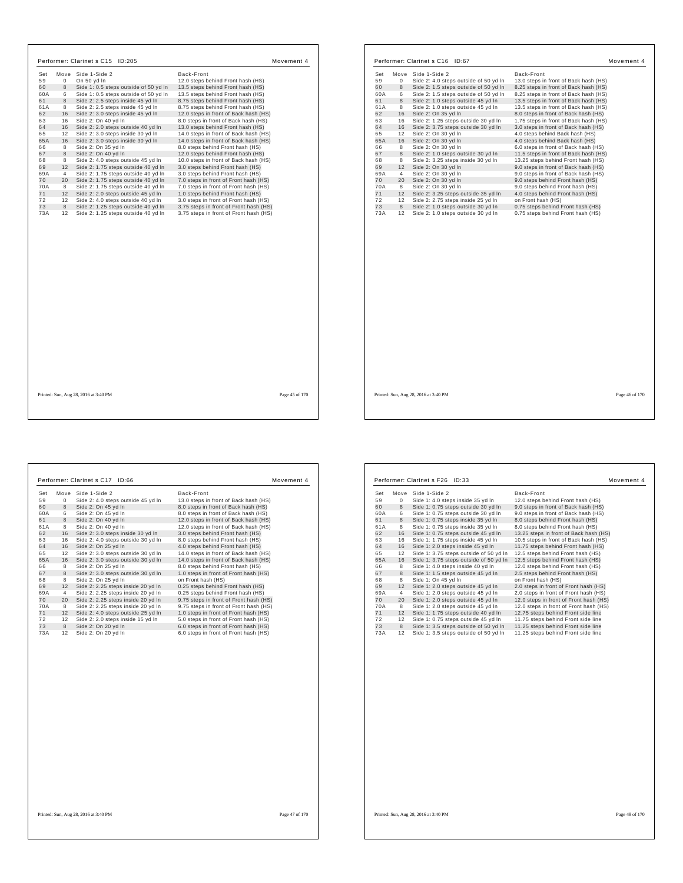## Performer: Clarinet s C15 ID:205 — Movement 4

| Set | Move | Side 1-Side 2 | Back-Front |
|---|---|---|---|
| 59 | 0 | On 50 yd ln | 12.0 steps behind Front hash (HS) |
| 60 | 8 | Side 1: 0.5 steps outside of 50 yd ln | 13.5 steps behind Front hash (HS) |
| 60A | 6 | Side 1: 0.5 steps outside of 50 yd ln | 13.5 steps behind Front hash (HS) |
| 61 | 8 | Side 2: 2.5 steps inside 45 yd ln | 8.75 steps behind Front hash (HS) |
| 61A | 8 | Side 2: 2.5 steps inside 45 yd ln | 8.75 steps behind Front hash (HS) |
| 62 | 16 | Side 2: 3.0 steps inside 45 yd ln | 12.0 steps in front of Back hash (HS) |
| 63 | 16 | Side 2: On 40 yd ln | 8.0 steps in front of Back hash (HS) |
| 64 | 16 | Side 2: 2.0 steps outside 40 yd ln | 13.0 steps behind Front hash (HS) |
| 65 | 12 | Side 2: 3.0 steps inside 30 yd ln | 14.0 steps in front of Back hash (HS) |
| 65A | 16 | Side 2: 3.0 steps inside 30 yd ln | 14.0 steps in front of Back hash (HS) |
| 66 | 8 | Side 2: On 35 yd ln | 8.0 steps behind Front hash (HS) |
| 67 | 8 | Side 2: On 40 yd ln | 12.0 steps behind Front hash (HS) |
| 68 | 8 | Side 2: 4.0 steps outside 45 yd ln | 10.0 steps in front of Back hash (HS) |
| 69 | 12 | Side 2: 1.75 steps outside 40 yd ln | 3.0 steps behind Front hash (HS) |
| 69A | 4 | Side 2: 1.75 steps outside 40 yd ln | 3.0 steps behind Front hash (HS) |
| 70 | 20 | Side 2: 1.75 steps outside 40 yd ln | 7.0 steps in front of Front hash (HS) |
| 70A | 8 | Side 2: 1.75 steps outside 40 yd ln | 7.0 steps in front of Front hash (HS) |
| 71 | 12 | Side 2: 2.0 steps outside 45 yd ln | 1.0 steps behind Front hash (HS) |
| 72 | 12 | Side 2: 4.0 steps outside 40 yd ln | 3.0 steps in front of Front hash (HS) |
| 73 | 8 | Side 2: 1.25 steps outside 40 yd ln | 3.75 steps in front of Front hash (HS) |
| 73A | 12 | Side 2: 1.25 steps outside 40 yd ln | 3.75 steps in front of Front hash (HS) |

Printed: Sun, Aug 28, 2016 at 3:40 PM

## Performer: Clarinet s C16 ID:67 — Movement 4

| Set | Move | Side 1-Side 2 | Back-Front |
|---|---|---|---|
| 59 | 0 | Side 2: 4.0 steps outside of 50 yd ln | 13.0 steps in front of Back hash (HS) |
| 60 | 8 | Side 2: 1.5 steps outside of 50 yd ln | 8.25 steps in front of Back hash (HS) |
| 60A | 6 | Side 2: 1.5 steps outside of 50 yd ln | 8.25 steps in front of Back hash (HS) |
| 61 | 8 | Side 2: 1.0 steps outside 45 yd ln | 13.5 steps in front of Back hash (HS) |
| 61A | 8 | Side 2: 1.0 steps outside 45 yd ln | 13.5 steps in front of Back hash (HS) |
| 62 | 16 | Side 2: On 35 yd ln | 8.0 steps in front of Back hash (HS) |
| 63 | 16 | Side 2: 1.25 steps outside 30 yd ln | 1.75 steps in front of Back hash (HS) |
| 64 | 16 | Side 2: 3.75 steps outside 30 yd ln | 3.0 steps in front of Back hash (HS) |
| 65 | 12 | Side 2: On 30 yd ln | 4.0 steps behind Back hash (HS) |
| 65A | 16 | Side 2: On 30 yd ln | 4.0 steps behind Back hash (HS) |
| 66 | 8 | Side 2: On 30 yd ln | 6.0 steps in front of Back hash (HS) |
| 67 | 8 | Side 2: 1.0 steps outside 30 yd ln | 11.5 steps in front of Back hash (HS) |
| 68 | 8 | Side 2: 3.25 steps inside 30 yd ln | 13.25 steps behind Front hash (HS) |
| 69 | 12 | Side 2: On 30 yd ln | 9.0 steps in front of Back hash (HS) |
| 69A | 4 | Side 2: On 30 yd ln | 9.0 steps in front of Back hash (HS) |
| 70 | 20 | Side 2: On 30 yd ln | 9.0 steps behind Front hash (HS) |
| 70A | 8 | Side 2: On 30 yd ln | 9.0 steps behind Front hash (HS) |
| 71 | 12 | Side 2: 3.25 steps outside 35 yd ln | 4.0 steps behind Front hash (HS) |
| 72 | 12 | Side 2: 2.75 steps inside 25 yd ln | on Front hash (HS) |
| 73 | 8 | Side 2: 1.0 steps outside 30 yd ln | 0.75 steps behind Front hash (HS) |
| 73A | 12 | Side 2: 1.0 steps outside 30 yd ln | 0.75 steps behind Front hash (HS) |

Printed: Sun, Aug 28, 2016 at 3:40 PM

## Performer: Clarinet s C17 ID:66 — Movement 4

| Set | Move | Side 1-Side 2 | Back-Front |
|---|---|---|---|
| 59 | 0 | Side 2: 4.0 steps outside 45 yd ln | 13.0 steps in front of Back hash (HS) |
| 60 | 8 | Side 2: On 45 yd ln | 8.0 steps in front of Back hash (HS) |
| 60A | 6 | Side 2: On 45 yd ln | 8.0 steps in front of Back hash (HS) |
| 61 | 8 | Side 2: On 40 yd ln | 12.0 steps in front of Back hash (HS) |
| 61A | 8 | Side 2: On 40 yd ln | 12.0 steps in front of Back hash (HS) |
| 62 | 16 | Side 2: 3.0 steps inside 30 yd ln | 3.0 steps behind Front hash (HS) |
| 63 | 16 | Side 2: 4.0 steps outside 30 yd ln | 8.0 steps behind Front hash (HS) |
| 64 | 16 | Side 2: On 25 yd ln | 4.0 steps behind Front hash (HS) |
| 65 | 12 | Side 2: 3.0 steps outside 30 yd ln | 14.0 steps in front of Back hash (HS) |
| 65A | 16 | Side 2: 3.0 steps outside 30 yd ln | 14.0 steps in front of Back hash (HS) |
| 66 | 8 | Side 2: On 25 yd ln | 8.0 steps behind Front hash (HS) |
| 67 | 8 | Side 2: 3.0 steps outside 30 yd ln | 1.0 steps in front of Front hash (HS) |
| 68 | 8 | Side 2: On 25 yd ln | on Front hash (HS) |
| 69 | 12 | Side 2: 2.25 steps inside 20 yd ln | 0.25 steps behind Front hash (HS) |
| 69A | 4 | Side 2: 2.25 steps inside 20 yd ln | 0.25 steps behind Front hash (HS) |
| 70 | 20 | Side 2: 2.25 steps inside 20 yd ln | 9.75 steps in front of Front hash (HS) |
| 70A | 8 | Side 2: 2.25 steps inside 20 yd ln | 9.75 steps in front of Front hash (HS) |
| 71 | 12 | Side 2: 4.0 steps outside 25 yd ln | 1.0 steps in front of Front hash (HS) |
| 72 | 12 | Side 2: 2.0 steps inside 15 yd ln | 5.0 steps in front of Front hash (HS) |
| 73 | 8 | Side 2: On 20 yd ln | 6.0 steps in front of Front hash (HS) |
| 73A | 12 | Side 2: On 20 yd ln | 6.0 steps in front of Front hash (HS) |

Printed: Sun, Aug 28, 2016 at 3:40 PM

## Performer: Clarinet s F26 ID:33 — Movement 4

| Set | Move | Side 1-Side 2 | Back-Front |
|---|---|---|---|
| 59 | 0 | Side 1: 4.0 steps inside 35 yd ln | 12.0 steps behind Front hash (HS) |
| 60 | 8 | Side 1: 0.75 steps outside 30 yd ln | 9.0 steps in front of Back hash (HS) |
| 60A | 6 | Side 1: 0.75 steps outside 30 yd ln | 9.0 steps in front of Back hash (HS) |
| 61 | 8 | Side 1: 0.75 steps inside 35 yd ln | 8.0 steps behind Front hash (HS) |
| 61A | 8 | Side 1: 0.75 steps inside 35 yd ln | 8.0 steps behind Front hash (HS) |
| 62 | 16 | Side 1: 0.75 steps outside 45 yd ln | 13.25 steps in front of Back hash (HS) |
| 63 | 16 | Side 1: 1.75 steps inside 45 yd ln | 10.5 steps in front of Back hash (HS) |
| 64 | 16 | Side 1: 2.0 steps inside 45 yd ln | 11.75 steps behind Front hash (HS) |
| 65 | 12 | Side 1: 3.75 steps outside of 50 yd ln | 12.5 steps behind Front hash (HS) |
| 65A | 16 | Side 1: 3.75 steps outside of 50 yd ln | 12.5 steps behind Front hash (HS) |
| 66 | 8 | Side 1: 4.0 steps inside 40 yd ln | 12.0 steps behind Front hash (HS) |
| 67 | 8 | Side 1: 1.5 steps outside 45 yd ln | 2.5 steps behind Front hash (HS) |
| 68 | 8 | Side 1: On 45 yd ln | on Front hash (HS) |
| 69 | 12 | Side 1: 2.0 steps outside 45 yd ln | 2.0 steps in front of Front hash (HS) |
| 69A | 4 | Side 1: 2.0 steps outside 45 yd ln | 2.0 steps in front of Front hash (HS) |
| 70 | 20 | Side 1: 2.0 steps outside 45 yd ln | 12.0 steps in front of Front hash (HS) |
| 70A | 8 | Side 1: 2.0 steps outside 45 yd ln | 12.0 steps in front of Front hash (HS) |
| 71 | 12 | Side 1: 1.75 steps outside 40 yd ln | 12.75 steps behind Front side line |
| 72 | 12 | Side 1: 0.75 steps outside 45 yd ln | 11.75 steps behind Front side line |
| 73 | 8 | Side 1: 3.5 steps outside of 50 yd ln | 11.25 steps behind Front side line |
| 73A | 12 | Side 1: 3.5 steps outside of 50 yd ln | 11.25 steps behind Front side line |

Printed: Sun, Aug 28, 2016 at 3:40 PM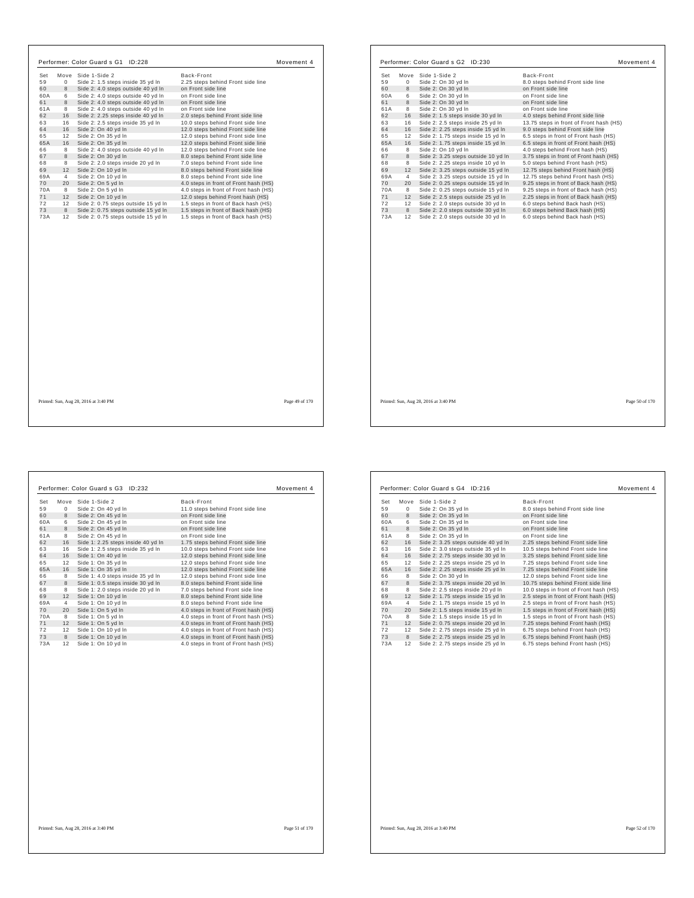## Performer: Color Guard s G1 ID:228

Movement 4

| Set | Move | Side 1-Side 2 | Back-Front |
|---|---|---|---|
| 59 | 0 | Side 2: 1.5 steps inside 35 yd ln | 2.25 steps behind Front side line |
| 60 | 8 | Side 2: 4.0 steps outside 40 yd ln | on Front side line |
| 60A | 6 | Side 2: 4.0 steps outside 40 yd ln | on Front side line |
| 61 | 8 | Side 2: 4.0 steps outside 40 yd ln | on Front side line |
| 61A | 8 | Side 2: 4.0 steps outside 40 yd ln | on Front side line |
| 62 | 16 | Side 2: 2.25 steps inside 40 yd ln | 2.0 steps behind Front side line |
| 63 | 16 | Side 2: 2.5 steps inside 35 yd ln | 10.0 steps behind Front side line |
| 64 | 16 | Side 2: On 40 yd ln | 12.0 steps behind Front side line |
| 65 | 12 | Side 2: On 35 yd ln | 12.0 steps behind Front side line |
| 65A | 16 | Side 2: On 35 yd ln | 12.0 steps behind Front side line |
| 66 | 8 | Side 2: 4.0 steps outside 40 yd ln | 12.0 steps behind Front side line |
| 67 | 8 | Side 2: On 30 yd ln | 8.0 steps behind Front side line |
| 68 | 8 | Side 2: 2.0 steps inside 20 yd ln | 7.0 steps behind Front side line |
| 69 | 12 | Side 2: On 10 yd ln | 8.0 steps behind Front side line |
| 69A | 4 | Side 2: On 10 yd ln | 8.0 steps behind Front side line |
| 70 | 20 | Side 2: On 5 yd ln | 4.0 steps in front of Front hash (HS) |
| 70A | 8 | Side 2: On 5 yd ln | 4.0 steps in front of Front hash (HS) |
| 71 | 12 | Side 2: On 10 yd ln | 12.0 steps behind Front hash (HS) |
| 72 | 12 | Side 2: 0.75 steps outside 15 yd ln | 1.5 steps in front of Back hash (HS) |
| 73 | 8 | Side 2: 0.75 steps outside 15 yd ln | 1.5 steps in front of Back hash (HS) |
| 73A | 12 | Side 2: 0.75 steps outside 15 yd ln | 1.5 steps in front of Back hash (HS) |

Printed: Sun, Aug 28, 2016 at 3:40 PM

## Performer: Color Guard s G2 ID:230

Movement 4

| Set | Move | Side 1-Side 2 | Back-Front |
|---|---|---|---|
| 59 | 0 | Side 2: On 30 yd ln | 8.0 steps behind Front side line |
| 60 | 8 | Side 2: On 30 yd ln | on Front side line |
| 60A | 6 | Side 2: On 30 yd ln | on Front side line |
| 61 | 8 | Side 2: On 30 yd ln | on Front side line |
| 61A | 8 | Side 2: On 30 yd ln | on Front side line |
| 62 | 16 | Side 2: 1.5 steps inside 30 yd ln | 4.0 steps behind Front side line |
| 63 | 16 | Side 2: 2.5 steps inside 25 yd ln | 13.75 steps in front of Front hash (HS) |
| 64 | 16 | Side 2: 2.25 steps inside 15 yd ln | 9.0 steps behind Front side line |
| 65 | 12 | Side 2: 1.75 steps inside 15 yd ln | 6.5 steps in front of Front hash (HS) |
| 65A | 16 | Side 2: 1.75 steps inside 15 yd ln | 6.5 steps in front of Front hash (HS) |
| 66 | 8 | Side 2: On 10 yd ln | 4.0 steps behind Front hash (HS) |
| 67 | 8 | Side 2: 3.25 steps outside 10 yd ln | 3.75 steps in front of Front hash (HS) |
| 68 | 8 | Side 2: 2.25 steps inside 10 yd ln | 5.0 steps behind Front hash (HS) |
| 69 | 12 | Side 2: 3.25 steps outside 15 yd ln | 12.75 steps behind Front hash (HS) |
| 69A | 4 | Side 2: 3.25 steps outside 15 yd ln | 12.75 steps behind Front hash (HS) |
| 70 | 20 | Side 2: 0.25 steps outside 15 yd ln | 9.25 steps in front of Back hash (HS) |
| 70A | 8 | Side 2: 0.25 steps outside 15 yd ln | 9.25 steps in front of Back hash (HS) |
| 71 | 12 | Side 2: 2.5 steps outside 25 yd ln | 2.25 steps in front of Back hash (HS) |
| 72 | 12 | Side 2: 2.0 steps outside 30 yd ln | 6.0 steps behind Back hash (HS) |
| 73 | 8 | Side 2: 2.0 steps outside 30 yd ln | 6.0 steps behind Back hash (HS) |
| 73A | 12 | Side 2: 2.0 steps outside 30 yd ln | 6.0 steps behind Back hash (HS) |

Printed: Sun, Aug 28, 2016 at 3:40 PM

## Performer: Color Guard s G3 ID:232

Movement 4

| Set | Move | Side 1-Side 2 | Back-Front |
|---|---|---|---|
| 59 | 0 | Side 2: On 40 yd ln | 11.0 steps behind Front side line |
| 60 | 8 | Side 2: On 45 yd ln | on Front side line |
| 60A | 6 | Side 2: On 45 yd ln | on Front side line |
| 61 | 8 | Side 2: On 45 yd ln | on Front side line |
| 61A | 8 | Side 2: On 45 yd ln | on Front side line |
| 62 | 16 | Side 1: 2.25 steps inside 40 yd ln | 1.75 steps behind Front side line |
| 63 | 16 | Side 1: 2.5 steps inside 35 yd ln | 10.0 steps behind Front side line |
| 64 | 16 | Side 1: On 40 yd ln | 12.0 steps behind Front side line |
| 65 | 12 | Side 1: On 35 yd ln | 12.0 steps behind Front side line |
| 65A | 16 | Side 1: On 35 yd ln | 12.0 steps behind Front side line |
| 66 | 8 | Side 1: 4.0 steps inside 35 yd ln | 12.0 steps behind Front side line |
| 67 | 8 | Side 1: 0.5 steps inside 30 yd ln | 8.0 steps behind Front side line |
| 68 | 8 | Side 1: 2.0 steps inside 20 yd ln | 7.0 steps behind Front side line |
| 69 | 12 | Side 1: On 10 yd ln | 8.0 steps behind Front side line |
| 69A | 4 | Side 1: On 10 yd ln | 8.0 steps behind Front side line |
| 70 | 20 | Side 1: On 5 yd ln | 4.0 steps in front of Front hash (HS) |
| 70A | 8 | Side 1: On 5 yd ln | 4.0 steps in front of Front hash (HS) |
| 71 | 12 | Side 1: On 5 yd ln | 4.0 steps in front of Front hash (HS) |
| 72 | 12 | Side 1: On 10 yd ln | 4.0 steps in front of Front hash (HS) |
| 73 | 8 | Side 1: On 10 yd ln | 4.0 steps in front of Front hash (HS) |
| 73A | 12 | Side 1: On 10 yd ln | 4.0 steps in front of Front hash (HS) |

Printed: Sun, Aug 28, 2016 at 3:40 PM

## Performer: Color Guard s G4 ID:216

Movement 4

| Set | Move | Side 1-Side 2 | Back-Front |
|---|---|---|---|
| 59 | 0 | Side 2: On 35 yd ln | 8.0 steps behind Front side line |
| 60 | 8 | Side 2: On 35 yd ln | on Front side line |
| 60A | 6 | Side 2: On 35 yd ln | on Front side line |
| 61 | 8 | Side 2: On 35 yd ln | on Front side line |
| 61A | 8 | Side 2: On 35 yd ln | on Front side line |
| 62 | 16 | Side 2: 3.25 steps outside 40 yd ln | 2.25 steps behind Front side line |
| 63 | 16 | Side 2: 3.0 steps outside 35 yd ln | 10.5 steps behind Front side line |
| 64 | 16 | Side 2: 2.75 steps inside 30 yd ln | 3.25 steps behind Front side line |
| 65 | 12 | Side 2: 2.25 steps inside 25 yd ln | 7.25 steps behind Front side line |
| 65A | 16 | Side 2: 2.25 steps inside 25 yd ln | 7.25 steps behind Front side line |
| 66 | 8 | Side 2: On 30 yd ln | 12.0 steps behind Front side line |
| 67 | 8 | Side 2: 3.75 steps inside 20 yd ln | 10.75 steps behind Front side line |
| 68 | 8 | Side 2: 2.5 steps inside 20 yd ln | 10.0 steps in front of Front hash (HS) |
| 69 | 12 | Side 2: 1.75 steps inside 15 yd ln | 2.5 steps in front of Front hash (HS) |
| 69A | 4 | Side 2: 1.75 steps inside 15 yd ln | 2.5 steps in front of Front hash (HS) |
| 70 | 20 | Side 2: 1.5 steps inside 15 yd ln | 1.5 steps in front of Front hash (HS) |
| 70A | 8 | Side 2: 1.5 steps inside 15 yd ln | 1.5 steps in front of Front hash (HS) |
| 71 | 12 | Side 2: 0.75 steps inside 20 yd ln | 7.25 steps behind Front hash (HS) |
| 72 | 12 | Side 2: 2.75 steps inside 25 yd ln | 6.75 steps behind Front hash (HS) |
| 73 | 8 | Side 2: 2.75 steps inside 25 yd ln | 6.75 steps behind Front hash (HS) |
| 73A | 12 | Side 2: 2.75 steps inside 25 yd ln | 6.75 steps behind Front hash (HS) |

Printed: Sun, Aug 28, 2016 at 3:40 PM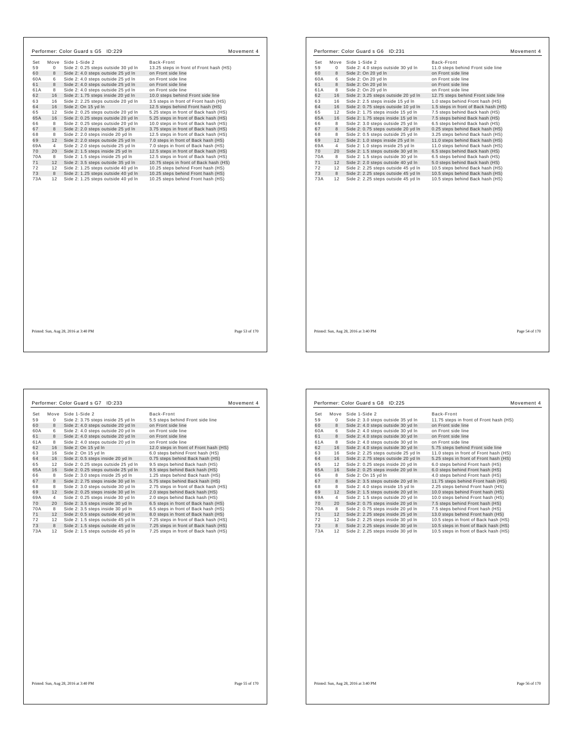## Performer: Color Guard s G5 ID:229 — Movement 4

| Set | Move | Side 1-Side 2 | Back-Front |
|---|---|---|---|
| 59 | 0 | Side 2: 0.25 steps outside 30 yd ln | 13.25 steps in front of Front hash (HS) |
| 60 | 8 | Side 2: 4.0 steps outside 25 yd ln | on Front side line |
| 60A | 6 | Side 2: 4.0 steps outside 25 yd ln | on Front side line |
| 61 | 8 | Side 2: 4.0 steps outside 25 yd ln | on Front side line |
| 61A | 8 | Side 2: 4.0 steps outside 25 yd ln | on Front side line |
| 62 | 16 | Side 2: 1.75 steps inside 20 yd ln | 10.0 steps behind Front side line |
| 63 | 16 | Side 2: 2.25 steps outside 20 yd ln | 3.5 steps in front of Front hash (HS) |
| 64 | 16 | Side 2: On 15 yd ln | 12.5 steps behind Front hash (HS) |
| 65 | 12 | Side 2: 0.25 steps outside 20 yd ln | 5.25 steps in front of Back hash (HS) |
| 65A | 16 | Side 2: 0.25 steps outside 20 yd ln | 5.25 steps in front of Back hash (HS) |
| 66 | 8 | Side 2: 0.25 steps outside 20 yd ln | 10.0 steps in front of Back hash (HS) |
| 67 | 8 | Side 2: 2.0 steps outside 25 yd ln | 3.75 steps in front of Back hash (HS) |
| 68 | 8 | Side 2: 2.0 steps inside 20 yd ln | 12.5 steps in front of Back hash (HS) |
| 69 | 12 | Side 2: 2.0 steps outside 25 yd ln | 7.0 steps in front of Back hash (HS) |
| 69A | 4 | Side 2: 2.0 steps outside 25 yd ln | 7.0 steps in front of Back hash (HS) |
| 70 | 20 | Side 2: 1.5 steps inside 25 yd ln | 12.5 steps in front of Back hash (HS) |
| 70A | 8 | Side 2: 1.5 steps inside 25 yd ln | 12.5 steps in front of Back hash (HS) |
| 71 | 12 | Side 2: 3.5 steps inside 35 yd ln | 10.75 steps in front of Back hash (HS) |
| 72 | 12 | Side 2: 1.25 steps outside 40 yd ln | 10.25 steps behind Front hash (HS) |
| 73 | 8 | Side 2: 1.25 steps outside 40 yd ln | 10.25 steps behind Front hash (HS) |
| 73A | 12 | Side 2: 1.25 steps outside 40 yd ln | 10.25 steps behind Front hash (HS) |

Printed: Sun, Aug 28, 2016 at 3:40 PM

## Performer: Color Guard s G6 ID:231 — Movement 4

| Set | Move | Side 1-Side 2 | Back-Front |
|---|---|---|---|
| 59 | 0 | Side 2: 4.0 steps outside 30 yd ln | 11.0 steps behind Front side line |
| 60 | 8 | Side 2: On 20 yd ln | on Front side line |
| 60A | 6 | Side 2: On 20 yd ln | on Front side line |
| 61 | 8 | Side 2: On 20 yd ln | on Front side line |
| 61A | 8 | Side 2: On 20 yd ln | on Front side line |
| 62 | 16 | Side 2: 3.25 steps outside 20 yd ln | 12.75 steps behind Front side line |
| 63 | 16 | Side 2: 2.5 steps inside 15 yd ln | 1.0 steps behind Front hash (HS) |
| 64 | 16 | Side 2: 0.75 steps outside 10 yd ln | 1.5 steps in front of Back hash (HS) |
| 65 | 12 | Side 2: 1.75 steps inside 15 yd ln | 7.5 steps behind Back hash (HS) |
| 65A | 16 | Side 2: 1.75 steps inside 15 yd ln | 7.5 steps behind Back hash (HS) |
| 66 | 8 | Side 2: 3.0 steps outside 25 yd ln | 6.5 steps behind Back hash (HS) |
| 67 | 8 | Side 2: 0.75 steps outside 20 yd ln | 0.25 steps behind Back hash (HS) |
| 68 | 8 | Side 2: 0.5 steps outside 25 yd ln | 3.25 steps behind Back hash (HS) |
| 69 | 12 | Side 2: 1.0 steps inside 25 yd ln | 11.0 steps behind Back hash (HS) |
| 69A | 4 | Side 2: 1.0 steps inside 25 yd ln | 11.0 steps behind Back hash (HS) |
| 70 | 20 | Side 2: 1.5 steps outside 30 yd ln | 6.5 steps behind Back hash (HS) |
| 70A | 8 | Side 2: 1.5 steps outside 30 yd ln | 6.5 steps behind Back hash (HS) |
| 71 | 12 | Side 2: 2.0 steps outside 40 yd ln | 5.0 steps behind Back hash (HS) |
| 72 | 12 | Side 2: 2.25 steps outside 45 yd ln | 10.5 steps behind Back hash (HS) |
| 73 | 8 | Side 2: 2.25 steps outside 45 yd ln | 10.5 steps behind Back hash (HS) |
| 73A | 12 | Side 2: 2.25 steps outside 45 yd ln | 10.5 steps behind Back hash (HS) |

Printed: Sun, Aug 28, 2016 at 3:40 PM

## Performer: Color Guard s G7 ID:233 — Movement 4

| Set | Move | Side 1-Side 2 | Back-Front |
|---|---|---|---|
| 59 | 0 | Side 2: 3.75 steps inside 25 yd ln | 5.5 steps behind Front side line |
| 60 | 8 | Side 2: 4.0 steps outside 20 yd ln | on Front side line |
| 60A | 6 | Side 2: 4.0 steps outside 20 yd ln | on Front side line |
| 61 | 8 | Side 2: 4.0 steps outside 20 yd ln | on Front side line |
| 61A | 8 | Side 2: 4.0 steps outside 20 yd ln | on Front side line |
| 62 | 16 | Side 2: On 15 yd ln | 12.0 steps in front of Front hash (HS) |
| 63 | 16 | Side 2: On 15 yd ln | 6.0 steps behind Front hash (HS) |
| 64 | 16 | Side 2: 0.5 steps inside 20 yd ln | 0.75 steps behind Back hash (HS) |
| 65 | 12 | Side 2: 0.25 steps outside 25 yd ln | 9.5 steps behind Back hash (HS) |
| 65A | 16 | Side 2: 0.25 steps outside 25 yd ln | 9.5 steps behind Back hash (HS) |
| 66 | 8 | Side 2: 3.0 steps inside 25 yd ln | 1.25 steps behind Back hash (HS) |
| 67 | 8 | Side 2: 2.75 steps inside 30 yd ln | 5.75 steps behind Back hash (HS) |
| 68 | 8 | Side 2: 3.0 steps outside 30 yd ln | 2.75 steps in front of Back hash (HS) |
| 69 | 12 | Side 2: 0.25 steps inside 30 yd ln | 2.0 steps behind Back hash (HS) |
| 69A | 4 | Side 2: 0.25 steps inside 30 yd ln | 2.0 steps behind Back hash (HS) |
| 70 | 20 | Side 2: 3.5 steps inside 30 yd ln | 6.5 steps in front of Back hash (HS) |
| 70A | 8 | Side 2: 3.5 steps inside 30 yd ln | 6.5 steps in front of Back hash (HS) |
| 71 | 12 | Side 2: 0.5 steps outside 40 yd ln | 8.0 steps in front of Back hash (HS) |
| 72 | 12 | Side 2: 1.5 steps outside 45 yd ln | 7.25 steps in front of Back hash (HS) |
| 73 | 8 | Side 2: 1.5 steps outside 45 yd ln | 7.25 steps in front of Back hash (HS) |
| 73A | 12 | Side 2: 1.5 steps outside 45 yd ln | 7.25 steps in front of Back hash (HS) |

Printed: Sun, Aug 28, 2016 at 3:40 PM

## Performer: Color Guard s G8 ID:225 — Movement 4

| Set | Move | Side 1-Side 2 | Back-Front |
|---|---|---|---|
| 59 | 0 | Side 2: 3.0 steps outside 35 yd ln | 11.75 steps in front of Front hash (HS) |
| 60 | 8 | Side 2: 4.0 steps outside 30 yd ln | on Front side line |
| 60A | 6 | Side 2: 4.0 steps outside 30 yd ln | on Front side line |
| 61 | 8 | Side 2: 4.0 steps outside 30 yd ln | on Front side line |
| 61A | 8 | Side 2: 4.0 steps outside 30 yd ln | on Front side line |
| 62 | 16 | Side 2: 4.0 steps outside 30 yd ln | 5.75 steps behind Front side line |
| 63 | 16 | Side 2: 2.25 steps outside 25 yd ln | 11.0 steps in front of Front hash (HS) |
| 64 | 16 | Side 2: 2.75 steps outside 20 yd ln | 5.25 steps in front of Front hash (HS) |
| 65 | 12 | Side 2: 0.25 steps inside 20 yd ln | 6.0 steps behind Front hash (HS) |
| 65A | 16 | Side 2: 0.25 steps inside 20 yd ln | 6.0 steps behind Front hash (HS) |
| 66 | 8 | Side 2: On 15 yd ln | 4.0 steps behind Front hash (HS) |
| 67 | 8 | Side 2: 3.5 steps outside 20 yd ln | 11.75 steps behind Front hash (HS) |
| 68 | 8 | Side 2: 4.0 steps inside 15 yd ln | 2.25 steps behind Front hash (HS) |
| 69 | 12 | Side 2: 1.5 steps outside 20 yd ln | 10.0 steps behind Front hash (HS) |
| 69A | 4 | Side 2: 1.5 steps outside 20 yd ln | 10.0 steps behind Front hash (HS) |
| 70 | 20 | Side 2: 0.75 steps inside 20 yd ln | 7.5 steps behind Front hash (HS) |
| 70A | 8 | Side 2: 0.75 steps inside 20 yd ln | 7.5 steps behind Front hash (HS) |
| 71 | 12 | Side 2: 2.25 steps inside 25 yd ln | 13.0 steps behind Front hash (HS) |
| 72 | 12 | Side 2: 2.25 steps inside 30 yd ln | 10.5 steps in front of Back hash (HS) |
| 73 | 8 | Side 2: 2.25 steps inside 30 yd ln | 10.5 steps in front of Back hash (HS) |
| 73A | 12 | Side 2: 2.25 steps inside 30 yd ln | 10.5 steps in front of Back hash (HS) |

Printed: Sun, Aug 28, 2016 at 3:40 PM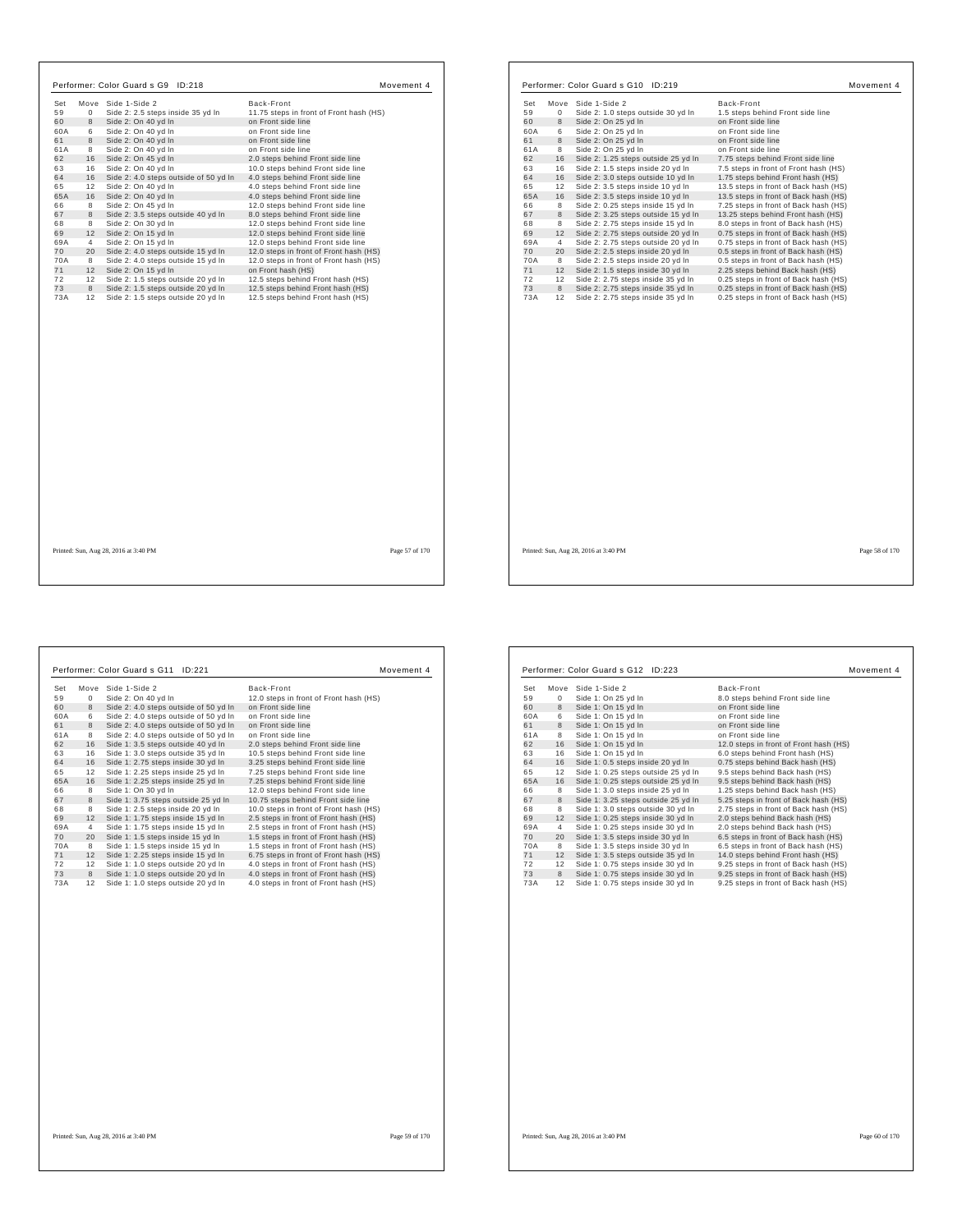## Performer: Color Guard s G9 ID:218 — Movement 4

| Set | Move | Side 1-Side 2 | Back-Front |
|---|---|---|---|
| 59 | 0 | Side 2: 2.5 steps inside 35 yd ln | 11.75 steps in front of Front hash (HS) |
| 60 | 8 | Side 2: On 40 yd ln | on Front side line |
| 60A | 6 | Side 2: On 40 yd ln | on Front side line |
| 61 | 8 | Side 2: On 40 yd ln | on Front side line |
| 61A | 8 | Side 2: On 40 yd ln | on Front side line |
| 62 | 16 | Side 2: On 45 yd ln | 2.0 steps behind Front side line |
| 63 | 16 | Side 2: On 40 yd ln | 10.0 steps behind Front side line |
| 64 | 16 | Side 2: 4.0 steps outside of 50 yd ln | 4.0 steps behind Front side line |
| 65 | 12 | Side 2: On 40 yd ln | 4.0 steps behind Front side line |
| 65A | 16 | Side 2: On 40 yd ln | 4.0 steps behind Front side line |
| 66 | 8 | Side 2: On 45 yd ln | 12.0 steps behind Front side line |
| 67 | 8 | Side 2: 3.5 steps outside 40 yd ln | 8.0 steps behind Front side line |
| 68 | 8 | Side 2: On 30 yd ln | 12.0 steps behind Front side line |
| 69 | 12 | Side 2: On 15 yd ln | 12.0 steps behind Front side line |
| 69A | 4 | Side 2: On 15 yd ln | 12.0 steps behind Front side line |
| 70 | 20 | Side 2: 4.0 steps outside 15 yd ln | 12.0 steps in front of Front hash (HS) |
| 70A | 8 | Side 2: 4.0 steps outside 15 yd ln | 12.0 steps in front of Front hash (HS) |
| 71 | 12 | Side 2: On 15 yd ln | on Front hash (HS) |
| 72 | 12 | Side 2: 1.5 steps outside 20 yd ln | 12.5 steps behind Front hash (HS) |
| 73 | 8 | Side 2: 1.5 steps outside 20 yd ln | 12.5 steps behind Front hash (HS) |
| 73A | 12 | Side 2: 1.5 steps outside 20 yd ln | 12.5 steps behind Front hash (HS) |

Printed: Sun, Aug 28, 2016 at 3:40 PM

## Performer: Color Guard s G10 ID:219 — Movement 4

| Set | Move | Side 1-Side 2 | Back-Front |
|---|---|---|---|
| 59 | 0 | Side 2: 1.0 steps outside 30 yd ln | 1.5 steps behind Front side line |
| 60 | 8 | Side 2: On 25 yd ln | on Front side line |
| 60A | 6 | Side 2: On 25 yd ln | on Front side line |
| 61 | 8 | Side 2: On 25 yd ln | on Front side line |
| 61A | 8 | Side 2: On 25 yd ln | on Front side line |
| 62 | 16 | Side 2: 1.25 steps outside 25 yd ln | 7.75 steps behind Front side line |
| 63 | 16 | Side 2: 1.5 steps inside 20 yd ln | 7.5 steps in front of Front hash (HS) |
| 64 | 16 | Side 2: 3.0 steps outside 10 yd ln | 1.75 steps behind Front hash (HS) |
| 65 | 12 | Side 2: 3.5 steps inside 10 yd ln | 13.5 steps in front of Back hash (HS) |
| 65A | 16 | Side 2: 3.5 steps inside 10 yd ln | 13.5 steps in front of Back hash (HS) |
| 66 | 8 | Side 2: 0.25 steps inside 15 yd ln | 7.25 steps in front of Back hash (HS) |
| 67 | 8 | Side 2: 3.25 steps outside 15 yd ln | 13.25 steps behind Front hash (HS) |
| 68 | 8 | Side 2: 2.75 steps inside 15 yd ln | 8.0 steps in front of Back hash (HS) |
| 69 | 12 | Side 2: 2.75 steps outside 20 yd ln | 0.75 steps in front of Back hash (HS) |
| 69A | 4 | Side 2: 2.75 steps outside 20 yd ln | 0.75 steps in front of Back hash (HS) |
| 70 | 20 | Side 2: 2.5 steps inside 20 yd ln | 0.5 steps in front of Back hash (HS) |
| 70A | 8 | Side 2: 2.5 steps inside 20 yd ln | 0.5 steps in front of Back hash (HS) |
| 71 | 12 | Side 2: 1.5 steps inside 30 yd ln | 2.25 steps behind Back hash (HS) |
| 72 | 12 | Side 2: 2.75 steps inside 35 yd ln | 0.25 steps in front of Back hash (HS) |
| 73 | 8 | Side 2: 2.75 steps inside 35 yd ln | 0.25 steps in front of Back hash (HS) |
| 73A | 12 | Side 2: 2.75 steps inside 35 yd ln | 0.25 steps in front of Back hash (HS) |

Printed: Sun, Aug 28, 2016 at 3:40 PM

## Performer: Color Guard s G11 ID:221 — Movement 4

| Set | Move | Side 1-Side 2 | Back-Front |
|---|---|---|---|
| 59 | 0 | Side 2: On 40 yd ln | 12.0 steps in front of Front hash (HS) |
| 60 | 8 | Side 2: 4.0 steps outside of 50 yd ln | on Front side line |
| 60A | 6 | Side 2: 4.0 steps outside of 50 yd ln | on Front side line |
| 61 | 8 | Side 2: 4.0 steps outside of 50 yd ln | on Front side line |
| 61A | 8 | Side 2: 4.0 steps outside of 50 yd ln | on Front side line |
| 62 | 16 | Side 1: 3.5 steps outside 40 yd ln | 2.0 steps behind Front side line |
| 63 | 16 | Side 1: 3.0 steps outside 35 yd ln | 10.5 steps behind Front side line |
| 64 | 16 | Side 1: 2.75 steps inside 30 yd ln | 3.25 steps behind Front side line |
| 65 | 12 | Side 1: 2.25 steps inside 25 yd ln | 7.25 steps behind Front side line |
| 65A | 16 | Side 1: 2.25 steps inside 25 yd ln | 7.25 steps behind Front side line |
| 66 | 8 | Side 1: On 30 yd ln | 12.0 steps behind Front side line |
| 67 | 8 | Side 1: 3.75 steps outside 25 yd ln | 10.75 steps behind Front side line |
| 68 | 8 | Side 1: 2.5 steps inside 20 yd ln | 10.0 steps in front of Front hash (HS) |
| 69 | 12 | Side 1: 1.75 steps inside 15 yd ln | 2.5 steps in front of Front hash (HS) |
| 69A | 4 | Side 1: 1.75 steps inside 15 yd ln | 2.5 steps in front of Front hash (HS) |
| 70 | 20 | Side 1: 1.5 steps inside 15 yd ln | 1.5 steps in front of Front hash (HS) |
| 70A | 8 | Side 1: 1.5 steps inside 15 yd ln | 1.5 steps in front of Front hash (HS) |
| 71 | 12 | Side 1: 2.25 steps inside 15 yd ln | 6.75 steps in front of Front hash (HS) |
| 72 | 12 | Side 1: 1.0 steps outside 20 yd ln | 4.0 steps in front of Front hash (HS) |
| 73 | 8 | Side 1: 1.0 steps outside 20 yd ln | 4.0 steps in front of Front hash (HS) |
| 73A | 12 | Side 1: 1.0 steps outside 20 yd ln | 4.0 steps in front of Front hash (HS) |

Printed: Sun, Aug 28, 2016 at 3:40 PM

## Performer: Color Guard s G12 ID:223 — Movement 4

| Set | Move | Side 1-Side 2 | Back-Front |
|---|---|---|---|
| 59 | 0 | Side 1: On 25 yd ln | 8.0 steps behind Front side line |
| 60 | 8 | Side 1: On 15 yd ln | on Front side line |
| 60A | 6 | Side 1: On 15 yd ln | on Front side line |
| 61 | 8 | Side 1: On 15 yd ln | on Front side line |
| 61A | 8 | Side 1: On 15 yd ln | on Front side line |
| 62 | 16 | Side 1: On 15 yd ln | 12.0 steps in front of Front hash (HS) |
| 63 | 16 | Side 1: On 15 yd ln | 6.0 steps behind Front hash (HS) |
| 64 | 16 | Side 1: 0.5 steps inside 20 yd ln | 0.75 steps behind Back hash (HS) |
| 65 | 12 | Side 1: 0.25 steps outside 25 yd ln | 9.5 steps behind Back hash (HS) |
| 65A | 16 | Side 1: 0.25 steps outside 25 yd ln | 9.5 steps behind Back hash (HS) |
| 66 | 8 | Side 1: 3.0 steps inside 25 yd ln | 1.25 steps behind Back hash (HS) |
| 67 | 8 | Side 1: 3.25 steps outside 25 yd ln | 5.25 steps in front of Back hash (HS) |
| 68 | 8 | Side 1: 3.0 steps outside 30 yd ln | 2.75 steps in front of Back hash (HS) |
| 69 | 12 | Side 1: 0.25 steps inside 30 yd ln | 2.0 steps behind Back hash (HS) |
| 69A | 4 | Side 1: 0.25 steps inside 30 yd ln | 2.0 steps behind Back hash (HS) |
| 70 | 20 | Side 1: 3.5 steps inside 30 yd ln | 6.5 steps in front of Back hash (HS) |
| 70A | 8 | Side 1: 3.5 steps inside 30 yd ln | 6.5 steps in front of Back hash (HS) |
| 71 | 12 | Side 1: 3.5 steps outside 35 yd ln | 14.0 steps behind Front hash (HS) |
| 72 | 12 | Side 1: 0.75 steps inside 30 yd ln | 9.25 steps in front of Back hash (HS) |
| 73 | 8 | Side 1: 0.75 steps inside 30 yd ln | 9.25 steps in front of Back hash (HS) |
| 73A | 12 | Side 1: 0.75 steps inside 30 yd ln | 9.25 steps in front of Back hash (HS) |

Printed: Sun, Aug 28, 2016 at 3:40 PM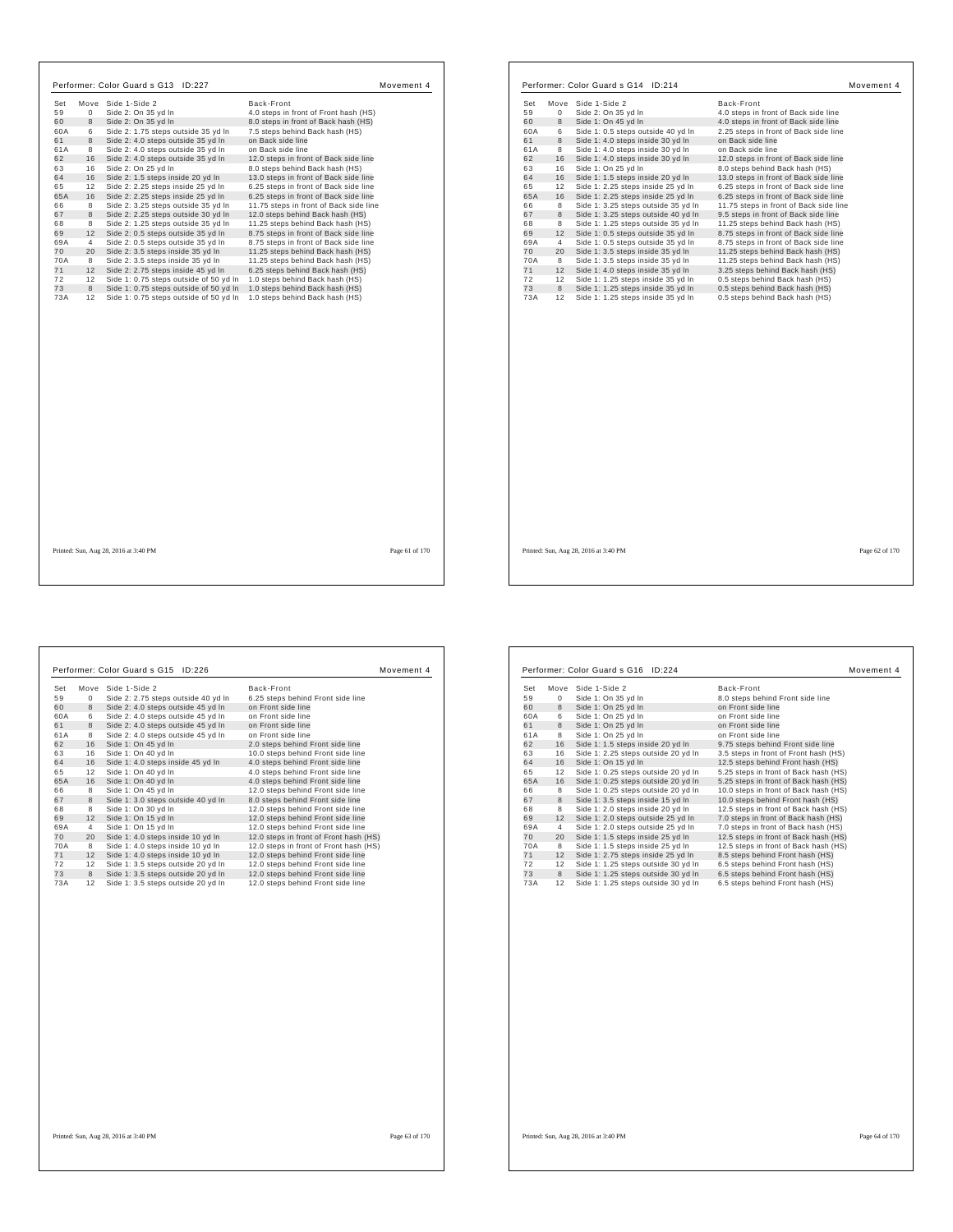## Performer: Color Guard s G13 ID:227 — Movement 4

| Set | Move | Side 1-Side 2 | Back-Front |
|---|---|---|---|
| 59 | 0 | Side 2: On 35 yd ln | 4.0 steps in front of Front hash (HS) |
| 60 | 8 | Side 2: On 35 yd ln | 8.0 steps in front of Back hash (HS) |
| 60A | 6 | Side 2: 1.75 steps outside 35 yd ln | 7.5 steps behind Back hash (HS) |
| 61 | 8 | Side 2: 4.0 steps outside 35 yd ln | on Back side line |
| 61A | 8 | Side 2: 4.0 steps outside 35 yd ln | on Back side line |
| 62 | 16 | Side 2: 4.0 steps outside 35 yd ln | 12.0 steps in front of Back side line |
| 63 | 16 | Side 2: On 25 yd ln | 8.0 steps behind Back hash (HS) |
| 64 | 16 | Side 2: 1.5 steps inside 20 yd ln | 13.0 steps in front of Back side line |
| 65 | 12 | Side 2: 2.25 steps inside 25 yd ln | 6.25 steps in front of Back side line |
| 65A | 16 | Side 2: 2.25 steps inside 25 yd ln | 6.25 steps in front of Back side line |
| 66 | 8 | Side 2: 3.25 steps outside 35 yd ln | 11.75 steps in front of Back side line |
| 67 | 8 | Side 2: 2.25 steps outside 30 yd ln | 12.0 steps behind Back hash (HS) |
| 68 | 8 | Side 2: 1.25 steps outside 35 yd ln | 11.25 steps behind Back hash (HS) |
| 69 | 12 | Side 2: 0.5 steps outside 35 yd ln | 8.75 steps in front of Back side line |
| 69A | 4 | Side 2: 0.5 steps outside 35 yd ln | 8.75 steps in front of Back side line |
| 70 | 20 | Side 2: 3.5 steps inside 35 yd ln | 11.25 steps behind Back hash (HS) |
| 70A | 8 | Side 2: 3.5 steps inside 35 yd ln | 11.25 steps behind Back hash (HS) |
| 71 | 12 | Side 2: 2.75 steps inside 45 yd ln | 6.25 steps behind Back hash (HS) |
| 72 | 12 | Side 1: 0.75 steps outside of 50 yd ln | 1.0 steps behind Back hash (HS) |
| 73 | 8 | Side 1: 0.75 steps outside of 50 yd ln | 1.0 steps behind Back hash (HS) |
| 73A | 12 | Side 1: 0.75 steps outside of 50 yd ln | 1.0 steps behind Back hash (HS) |

Printed: Sun, Aug 28, 2016 at 3:40 PM

## Performer: Color Guard s G14 ID:214 — Movement 4

| Set | Move | Side 1-Side 2 | Back-Front |
|---|---|---|---|
| 59 | 0 | Side 2: On 35 yd ln | 4.0 steps in front of Back side line |
| 60 | 8 | Side 1: On 45 yd ln | 4.0 steps in front of Back side line |
| 60A | 6 | Side 1: 0.5 steps outside 40 yd ln | 2.25 steps in front of Back side line |
| 61 | 8 | Side 1: 4.0 steps inside 30 yd ln | on Back side line |
| 61A | 8 | Side 1: 4.0 steps inside 30 yd ln | on Back side line |
| 62 | 16 | Side 1: 4.0 steps inside 30 yd ln | 12.0 steps in front of Back side line |
| 63 | 16 | Side 1: On 25 yd ln | 8.0 steps behind Back hash (HS) |
| 64 | 16 | Side 1: 1.5 steps inside 20 yd ln | 13.0 steps in front of Back side line |
| 65 | 12 | Side 1: 2.25 steps inside 25 yd ln | 6.25 steps in front of Back side line |
| 65A | 16 | Side 1: 2.25 steps inside 25 yd ln | 6.25 steps in front of Back side line |
| 66 | 8 | Side 1: 3.25 steps outside 35 yd ln | 11.75 steps in front of Back side line |
| 67 | 8 | Side 1: 3.25 steps outside 40 yd ln | 9.5 steps in front of Back side line |
| 68 | 8 | Side 1: 1.25 steps outside 35 yd ln | 11.25 steps behind Back hash (HS) |
| 69 | 12 | Side 1: 0.5 steps outside 35 yd ln | 8.75 steps in front of Back side line |
| 69A | 4 | Side 1: 0.5 steps outside 35 yd ln | 8.75 steps in front of Back side line |
| 70 | 20 | Side 1: 3.5 steps inside 35 yd ln | 11.25 steps behind Back hash (HS) |
| 70A | 8 | Side 1: 3.5 steps inside 35 yd ln | 11.25 steps behind Back hash (HS) |
| 71 | 12 | Side 1: 4.0 steps inside 35 yd ln | 3.25 steps behind Back hash (HS) |
| 72 | 12 | Side 1: 1.25 steps inside 35 yd ln | 0.5 steps behind Back hash (HS) |
| 73 | 8 | Side 1: 1.25 steps inside 35 yd ln | 0.5 steps behind Back hash (HS) |
| 73A | 12 | Side 1: 1.25 steps inside 35 yd ln | 0.5 steps behind Back hash (HS) |

Printed: Sun, Aug 28, 2016 at 3:40 PM

## Performer: Color Guard s G15 ID:226 — Movement 4

| Set | Move | Side 1-Side 2 | Back-Front |
|---|---|---|---|
| 59 | 0 | Side 2: 2.75 steps outside 40 yd ln | 6.25 steps behind Front side line |
| 60 | 8 | Side 2: 4.0 steps outside 45 yd ln | on Front side line |
| 60A | 6 | Side 2: 4.0 steps outside 45 yd ln | on Front side line |
| 61 | 8 | Side 2: 4.0 steps outside 45 yd ln | on Front side line |
| 61A | 8 | Side 2: 4.0 steps outside 45 yd ln | on Front side line |
| 62 | 16 | Side 1: On 45 yd ln | 2.0 steps behind Front side line |
| 63 | 16 | Side 1: On 40 yd ln | 10.0 steps behind Front side line |
| 64 | 16 | Side 1: 4.0 steps inside 45 yd ln | 4.0 steps behind Front side line |
| 65 | 12 | Side 1: On 40 yd ln | 4.0 steps behind Front side line |
| 65A | 16 | Side 1: On 40 yd ln | 4.0 steps behind Front side line |
| 66 | 8 | Side 1: On 45 yd ln | 12.0 steps behind Front side line |
| 67 | 8 | Side 1: 3.0 steps outside 40 yd ln | 8.0 steps behind Front side line |
| 68 | 8 | Side 1: On 30 yd ln | 12.0 steps behind Front side line |
| 69 | 12 | Side 1: On 15 yd ln | 12.0 steps behind Front side line |
| 69A | 4 | Side 1: On 15 yd ln | 12.0 steps behind Front side line |
| 70 | 20 | Side 1: 4.0 steps inside 10 yd ln | 12.0 steps in front of Front hash (HS) |
| 70A | 8 | Side 1: 4.0 steps inside 10 yd ln | 12.0 steps in front of Front hash (HS) |
| 71 | 12 | Side 1: 4.0 steps inside 10 yd ln | 12.0 steps behind Front side line |
| 72 | 12 | Side 1: 3.5 steps outside 20 yd ln | 12.0 steps behind Front side line |
| 73 | 8 | Side 1: 3.5 steps outside 20 yd ln | 12.0 steps behind Front side line |
| 73A | 12 | Side 1: 3.5 steps outside 20 yd ln | 12.0 steps behind Front side line |

Printed: Sun, Aug 28, 2016 at 3:40 PM

## Performer: Color Guard s G16 ID:224 — Movement 4

| Set | Move | Side 1-Side 2 | Back-Front |
|---|---|---|---|
| 59 | 0 | Side 1: On 35 yd ln | 8.0 steps behind Front side line |
| 60 | 8 | Side 1: On 25 yd ln | on Front side line |
| 60A | 6 | Side 1: On 25 yd ln | on Front side line |
| 61 | 8 | Side 1: On 25 yd ln | on Front side line |
| 61A | 8 | Side 1: On 25 yd ln | on Front side line |
| 62 | 16 | Side 1: 1.5 steps inside 20 yd ln | 9.75 steps behind Front side line |
| 63 | 16 | Side 1: 2.25 steps outside 20 yd ln | 3.5 steps in front of Front hash (HS) |
| 64 | 16 | Side 1: On 15 yd ln | 12.5 steps behind Front hash (HS) |
| 65 | 12 | Side 1: 0.25 steps outside 20 yd ln | 5.25 steps in front of Back hash (HS) |
| 65A | 16 | Side 1: 0.25 steps outside 20 yd ln | 5.25 steps in front of Back hash (HS) |
| 66 | 8 | Side 1: 0.25 steps outside 20 yd ln | 10.0 steps in front of Back hash (HS) |
| 67 | 8 | Side 1: 3.5 steps inside 15 yd ln | 10.0 steps behind Front hash (HS) |
| 68 | 8 | Side 1: 2.0 steps inside 20 yd ln | 12.5 steps in front of Back hash (HS) |
| 69 | 12 | Side 1: 2.0 steps outside 25 yd ln | 7.0 steps in front of Back hash (HS) |
| 69A | 4 | Side 1: 2.0 steps outside 25 yd ln | 7.0 steps in front of Back hash (HS) |
| 70 | 20 | Side 1: 1.5 steps inside 25 yd ln | 12.5 steps in front of Back hash (HS) |
| 70A | 8 | Side 1: 1.5 steps inside 25 yd ln | 12.5 steps in front of Back hash (HS) |
| 71 | 12 | Side 1: 2.75 steps inside 25 yd ln | 8.5 steps behind Front hash (HS) |
| 72 | 12 | Side 1: 1.25 steps outside 30 yd ln | 6.5 steps behind Front hash (HS) |
| 73 | 8 | Side 1: 1.25 steps outside 30 yd ln | 6.5 steps behind Front hash (HS) |
| 73A | 12 | Side 1: 1.25 steps outside 30 yd ln | 6.5 steps behind Front hash (HS) |

Printed: Sun, Aug 28, 2016 at 3:40 PM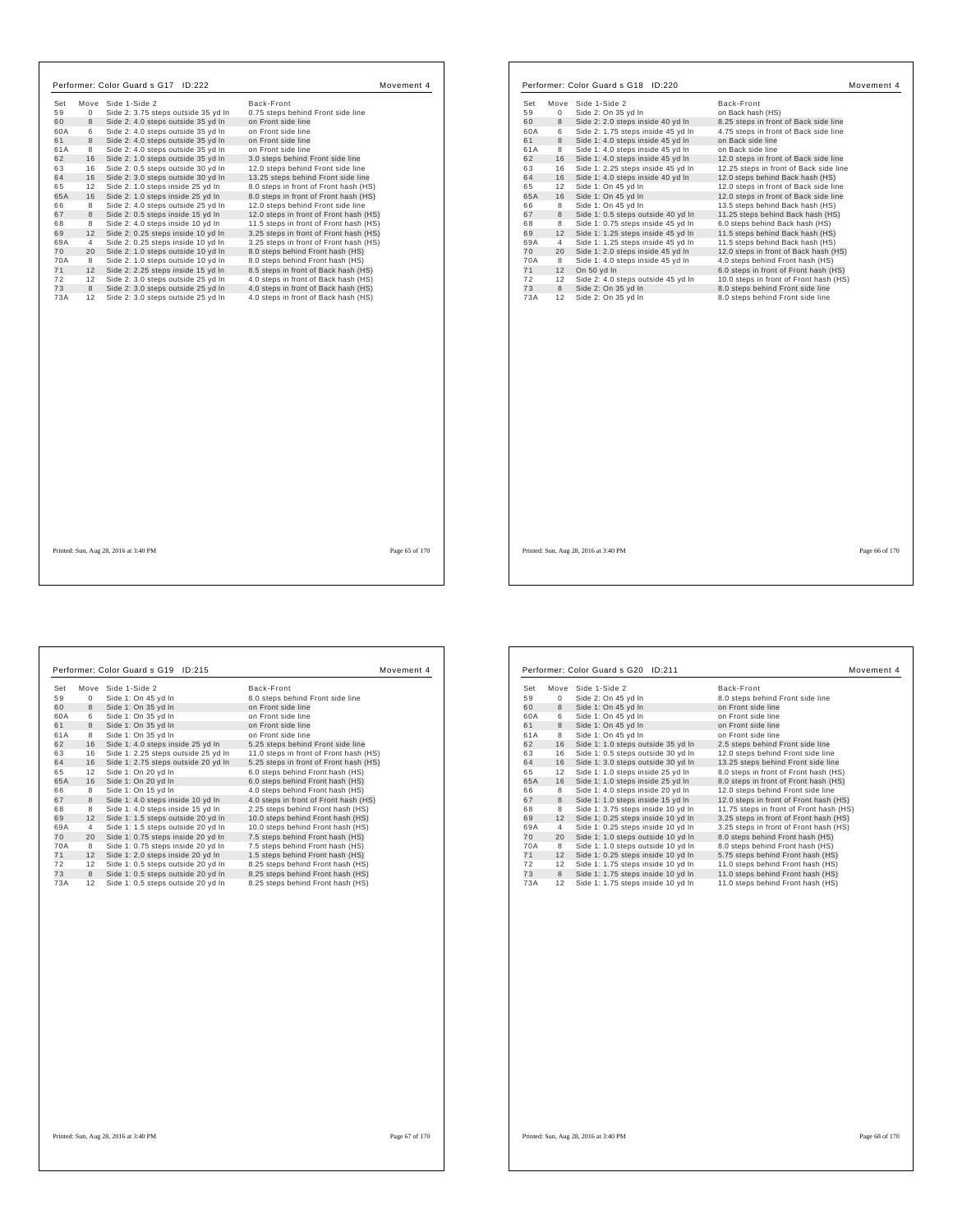## Performer: Color Guard s G17 ID:222

Movement 4

| Set | Move | Side 1-Side 2 | Back-Front |
|---|---|---|---|
| 59 | 0 | Side 2: 3.75 steps outside 35 yd ln | 0.75 steps behind Front side line |
| 60 | 8 | Side 2: 4.0 steps outside 35 yd ln | on Front side line |
| 60A | 6 | Side 2: 4.0 steps outside 35 yd ln | on Front side line |
| 61 | 8 | Side 2: 4.0 steps outside 35 yd ln | on Front side line |
| 61A | 8 | Side 2: 4.0 steps outside 35 yd ln | on Front side line |
| 62 | 16 | Side 2: 1.0 steps outside 35 yd ln | 3.0 steps behind Front side line |
| 63 | 16 | Side 2: 0.5 steps outside 30 yd ln | 12.0 steps behind Front side line |
| 64 | 16 | Side 2: 3.0 steps outside 30 yd ln | 13.25 steps behind Front side line |
| 65 | 12 | Side 2: 1.0 steps inside 25 yd ln | 8.0 steps in front of Front hash (HS) |
| 65A | 16 | Side 2: 1.0 steps inside 25 yd ln | 8.0 steps in front of Front hash (HS) |
| 66 | 8 | Side 2: 4.0 steps outside 25 yd ln | 12.0 steps behind Front side line |
| 67 | 8 | Side 2: 0.5 steps inside 15 yd ln | 12.0 steps in front of Front hash (HS) |
| 68 | 8 | Side 2: 4.0 steps inside 10 yd ln | 11.5 steps in front of Front hash (HS) |
| 69 | 12 | Side 2: 0.25 steps inside 10 yd ln | 3.25 steps in front of Front hash (HS) |
| 69A | 4 | Side 2: 0.25 steps inside 10 yd ln | 3.25 steps in front of Front hash (HS) |
| 70 | 20 | Side 2: 1.0 steps outside 10 yd ln | 8.0 steps behind Front hash (HS) |
| 70A | 8 | Side 2: 1.0 steps outside 10 yd ln | 8.0 steps behind Front hash (HS) |
| 71 | 12 | Side 2: 2.25 steps inside 15 yd ln | 8.5 steps in front of Back hash (HS) |
| 72 | 12 | Side 2: 3.0 steps outside 25 yd ln | 4.0 steps in front of Back hash (HS) |
| 73 | 8 | Side 2: 3.0 steps outside 25 yd ln | 4.0 steps in front of Back hash (HS) |
| 73A | 12 | Side 2: 3.0 steps outside 25 yd ln | 4.0 steps in front of Back hash (HS) |

Printed: Sun, Aug 28, 2016 at 3:40 PM

## Performer: Color Guard s G18 ID:220

Movement 4

| Set | Move | Side 1-Side 2 | Back-Front |
|---|---|---|---|
| 59 | 0 | Side 2: On 35 yd ln | on Back hash (HS) |
| 60 | 8 | Side 2: 2.0 steps inside 40 yd ln | 8.25 steps in front of Back side line |
| 60A | 6 | Side 2: 1.75 steps inside 45 yd ln | 4.75 steps in front of Back side line |
| 61 | 8 | Side 1: 4.0 steps inside 45 yd ln | on Back side line |
| 61A | 8 | Side 1: 4.0 steps inside 45 yd ln | on Back side line |
| 62 | 16 | Side 1: 4.0 steps inside 45 yd ln | 12.0 steps in front of Back side line |
| 63 | 16 | Side 1: 2.25 steps inside 45 yd ln | 12.25 steps in front of Back side line |
| 64 | 16 | Side 1: 4.0 steps inside 40 yd ln | 12.0 steps behind Back hash (HS) |
| 65 | 12 | Side 1: On 45 yd ln | 12.0 steps in front of Back side line |
| 65A | 16 | Side 1: On 45 yd ln | 12.0 steps in front of Back side line |
| 66 | 8 | Side 1: On 45 yd ln | 13.5 steps behind Back hash (HS) |
| 67 | 8 | Side 1: 0.5 steps outside 40 yd ln | 11.25 steps behind Back hash (HS) |
| 68 | 8 | Side 1: 0.75 steps inside 45 yd ln | 6.0 steps behind Back hash (HS) |
| 69 | 12 | Side 1: 1.25 steps inside 45 yd ln | 11.5 steps behind Back hash (HS) |
| 69A | 4 | Side 1: 1.25 steps inside 45 yd ln | 11.5 steps behind Back hash (HS) |
| 70 | 20 | Side 1: 2.0 steps inside 45 yd ln | 12.0 steps in front of Back hash (HS) |
| 70A | 8 | Side 1: 4.0 steps inside 45 yd ln | 4.0 steps behind Front hash (HS) |
| 71 | 12 | On 50 yd ln | 6.0 steps in front of Front hash (HS) |
| 72 | 12 | Side 2: 4.0 steps outside 45 yd ln | 10.0 steps in front of Front hash (HS) |
| 73 | 8 | Side 2: On 35 yd ln | 8.0 steps behind Front side line |
| 73A | 12 | Side 2: On 35 yd ln | 8.0 steps behind Front side line |

Printed: Sun, Aug 28, 2016 at 3:40 PM

## Performer: Color Guard s G19 ID:215

Movement 4

| Set | Move | Side 1-Side 2 | Back-Front |
|---|---|---|---|
| 59 | 0 | Side 1: On 45 yd ln | 8.0 steps behind Front side line |
| 60 | 8 | Side 1: On 35 yd ln | on Front side line |
| 60A | 6 | Side 1: On 35 yd ln | on Front side line |
| 61 | 8 | Side 1: On 35 yd ln | on Front side line |
| 61A | 8 | Side 1: On 35 yd ln | on Front side line |
| 62 | 16 | Side 1: 4.0 steps inside 25 yd ln | 5.25 steps behind Front side line |
| 63 | 16 | Side 1: 2.25 steps outside 25 yd ln | 11.0 steps in front of Front hash (HS) |
| 64 | 16 | Side 1: 2.75 steps outside 20 yd ln | 5.25 steps in front of Front hash (HS) |
| 65 | 12 | Side 1: On 20 yd ln | 6.0 steps behind Front hash (HS) |
| 65A | 16 | Side 1: On 20 yd ln | 6.0 steps behind Front hash (HS) |
| 66 | 8 | Side 1: On 15 yd ln | 4.0 steps behind Front hash (HS) |
| 67 | 8 | Side 1: 4.0 steps inside 10 yd ln | 4.0 steps in front of Front hash (HS) |
| 68 | 8 | Side 1: 4.0 steps inside 15 yd ln | 2.25 steps behind Front hash (HS) |
| 69 | 12 | Side 1: 1.5 steps outside 20 yd ln | 10.0 steps behind Front hash (HS) |
| 69A | 4 | Side 1: 1.5 steps outside 20 yd ln | 10.0 steps behind Front hash (HS) |
| 70 | 20 | Side 1: 0.75 steps inside 20 yd ln | 7.5 steps behind Front hash (HS) |
| 70A | 8 | Side 1: 0.75 steps inside 20 yd ln | 7.5 steps behind Front hash (HS) |
| 71 | 12 | Side 1: 2.0 steps inside 20 yd ln | 1.5 steps behind Front hash (HS) |
| 72 | 12 | Side 1: 0.5 steps outside 20 yd ln | 8.25 steps behind Front hash (HS) |
| 73 | 8 | Side 1: 0.5 steps outside 20 yd ln | 8.25 steps behind Front hash (HS) |
| 73A | 12 | Side 1: 0.5 steps outside 20 yd ln | 8.25 steps behind Front hash (HS) |

Printed: Sun, Aug 28, 2016 at 3:40 PM

## Performer: Color Guard s G20 ID:211

Movement 4

| Set | Move | Side 1-Side 2 | Back-Front |
|---|---|---|---|
| 59 | 0 | Side 2: On 45 yd ln | 8.0 steps behind Front side line |
| 60 | 8 | Side 1: On 45 yd ln | on Front side line |
| 60A | 6 | Side 1: On 45 yd ln | on Front side line |
| 61 | 8 | Side 1: On 45 yd ln | on Front side line |
| 61A | 8 | Side 1: On 45 yd ln | on Front side line |
| 62 | 16 | Side 1: 1.0 steps outside 35 yd ln | 2.5 steps behind Front side line |
| 63 | 16 | Side 1: 0.5 steps outside 30 yd ln | 12.0 steps behind Front side line |
| 64 | 16 | Side 1: 3.0 steps outside 30 yd ln | 13.25 steps behind Front side line |
| 65 | 12 | Side 1: 1.0 steps inside 25 yd ln | 8.0 steps in front of Front hash (HS) |
| 65A | 16 | Side 1: 1.0 steps inside 25 yd ln | 8.0 steps in front of Front hash (HS) |
| 66 | 8 | Side 1: 4.0 steps inside 20 yd ln | 12.0 steps behind Front side line |
| 67 | 8 | Side 1: 1.0 steps inside 15 yd ln | 12.0 steps in front of Front hash (HS) |
| 68 | 8 | Side 1: 3.75 steps inside 10 yd ln | 11.75 steps in front of Front hash (HS) |
| 69 | 12 | Side 1: 0.25 steps inside 10 yd ln | 3.25 steps in front of Front hash (HS) |
| 69A | 4 | Side 1: 0.25 steps inside 10 yd ln | 3.25 steps in front of Front hash (HS) |
| 70 | 20 | Side 1: 1.0 steps outside 10 yd ln | 8.0 steps behind Front hash (HS) |
| 70A | 8 | Side 1: 1.0 steps outside 10 yd ln | 8.0 steps behind Front hash (HS) |
| 71 | 12 | Side 1: 0.25 steps inside 10 yd ln | 5.75 steps behind Front hash (HS) |
| 72 | 12 | Side 1: 1.75 steps inside 10 yd ln | 11.0 steps behind Front hash (HS) |
| 73 | 8 | Side 1: 1.75 steps inside 10 yd ln | 11.0 steps behind Front hash (HS) |
| 73A | 12 | Side 1: 1.75 steps inside 10 yd ln | 11.0 steps behind Front hash (HS) |

Printed: Sun, Aug 28, 2016 at 3:40 PM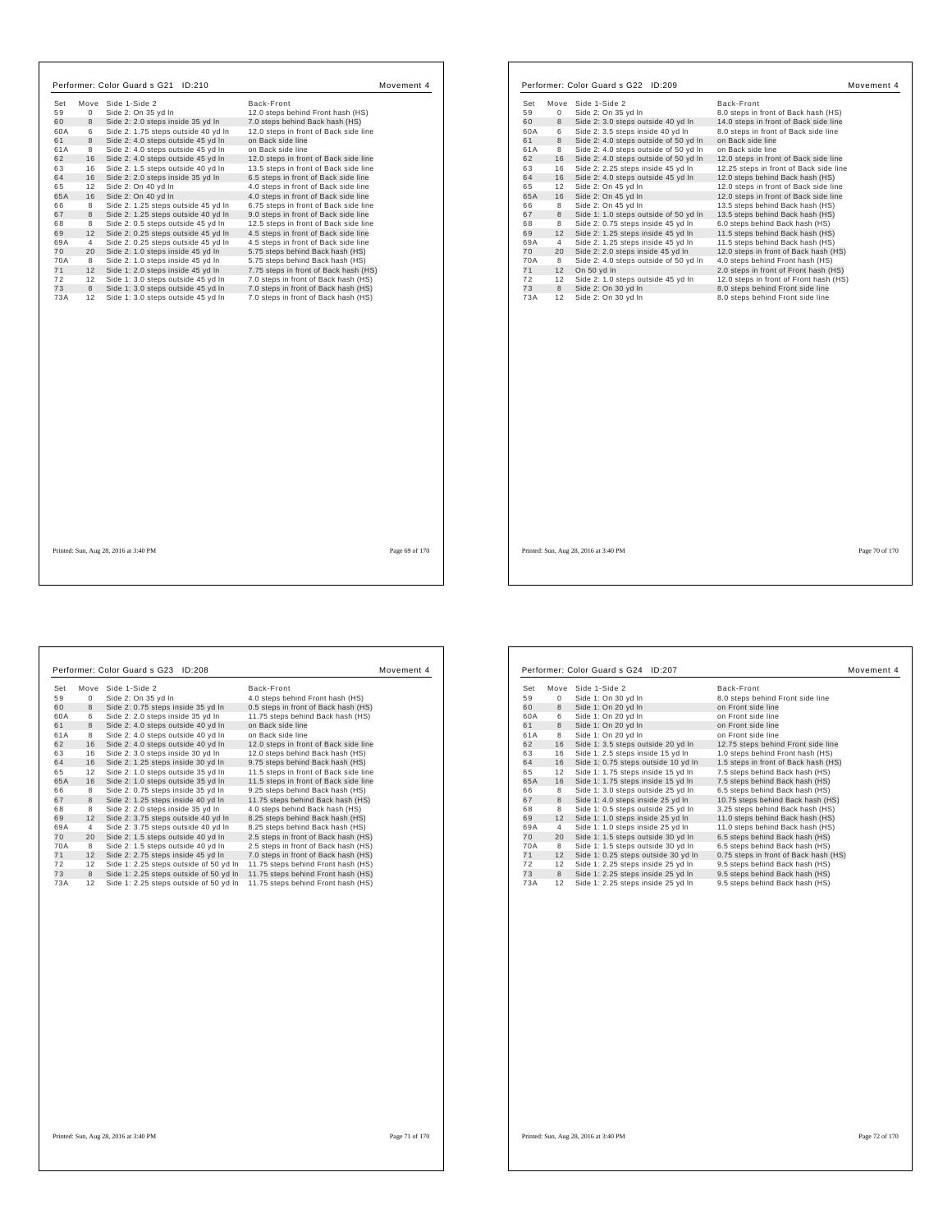## Performer: Color Guard s G21 ID:210 — Movement 4

| Set | Move | Side 1-Side 2 | Back-Front |
|---|---|---|---|
| 59 | 0 | Side 2: On 35 yd ln | 12.0 steps behind Front hash (HS) |
| 60 | 8 | Side 2: 2.0 steps inside 35 yd ln | 7.0 steps behind Back hash (HS) |
| 60A | 6 | Side 2: 1.75 steps outside 40 yd ln | 12.0 steps in front of Back side line |
| 61 | 8 | Side 2: 4.0 steps outside 45 yd ln | on Back side line |
| 61A | 8 | Side 2: 4.0 steps outside 45 yd ln | on Back side line |
| 62 | 16 | Side 2: 4.0 steps outside 45 yd ln | 12.0 steps in front of Back side line |
| 63 | 16 | Side 2: 1.5 steps outside 40 yd ln | 13.5 steps in front of Back side line |
| 64 | 16 | Side 2: 2.0 steps inside 35 yd ln | 6.5 steps in front of Back side line |
| 65 | 12 | Side 2: On 40 yd ln | 4.0 steps in front of Back side line |
| 65A | 16 | Side 2: On 40 yd ln | 4.0 steps in front of Back side line |
| 66 | 8 | Side 2: 1.25 steps outside 45 yd ln | 6.75 steps in front of Back side line |
| 67 | 8 | Side 2: 1.25 steps outside 40 yd ln | 9.0 steps in front of Back side line |
| 68 | 8 | Side 2: 0.5 steps outside 45 yd ln | 12.5 steps in front of Back side line |
| 69 | 12 | Side 2: 0.25 steps outside 45 yd ln | 4.5 steps in front of Back side line |
| 69A | 4 | Side 2: 0.25 steps outside 45 yd ln | 4.5 steps in front of Back side line |
| 70 | 20 | Side 2: 1.0 steps inside 45 yd ln | 5.75 steps behind Back hash (HS) |
| 70A | 8 | Side 2: 1.0 steps inside 45 yd ln | 5.75 steps behind Back hash (HS) |
| 71 | 12 | Side 1: 2.0 steps inside 45 yd ln | 7.75 steps in front of Back hash (HS) |
| 72 | 12 | Side 1: 3.0 steps outside 45 yd ln | 7.0 steps in front of Back hash (HS) |
| 73 | 8 | Side 1: 3.0 steps outside 45 yd ln | 7.0 steps in front of Back hash (HS) |
| 73A | 12 | Side 1: 3.0 steps outside 45 yd ln | 7.0 steps in front of Back hash (HS) |

Printed: Sun, Aug 28, 2016 at 3:40 PM

## Performer: Color Guard s G22 ID:209 — Movement 4

| Set | Move | Side 1-Side 2 | Back-Front |
|---|---|---|---|
| 59 | 0 | Side 2: On 35 yd ln | 8.0 steps in front of Back hash (HS) |
| 60 | 8 | Side 2: 3.0 steps outside 40 yd ln | 14.0 steps in front of Back side line |
| 60A | 6 | Side 2: 3.5 steps inside 40 yd ln | 8.0 steps in front of Back side line |
| 61 | 8 | Side 2: 4.0 steps outside of 50 yd ln | on Back side line |
| 61A | 8 | Side 2: 4.0 steps outside of 50 yd ln | on Back side line |
| 62 | 16 | Side 2: 4.0 steps outside of 50 yd ln | 12.0 steps in front of Back side line |
| 63 | 16 | Side 2: 2.25 steps inside 45 yd ln | 12.25 steps in front of Back side line |
| 64 | 16 | Side 2: 4.0 steps outside 45 yd ln | 12.0 steps behind Back hash (HS) |
| 65 | 12 | Side 2: On 45 yd ln | 12.0 steps in front of Back side line |
| 65A | 16 | Side 2: On 45 yd ln | 12.0 steps in front of Back side line |
| 66 | 8 | Side 2: On 45 yd ln | 13.5 steps behind Back hash (HS) |
| 67 | 8 | Side 1: 1.0 steps outside of 50 yd ln | 13.5 steps behind Back hash (HS) |
| 68 | 8 | Side 2: 0.75 steps inside 45 yd ln | 6.0 steps behind Back hash (HS) |
| 69 | 12 | Side 2: 1.25 steps inside 45 yd ln | 11.5 steps behind Back hash (HS) |
| 69A | 4 | Side 2: 1.25 steps inside 45 yd ln | 11.5 steps behind Back hash (HS) |
| 70 | 20 | Side 2: 2.0 steps inside 45 yd ln | 12.0 steps in front of Back hash (HS) |
| 70A | 8 | Side 2: 4.0 steps outside of 50 yd ln | 4.0 steps behind Front hash (HS) |
| 71 | 12 | On 50 yd ln | 2.0 steps in front of Front hash (HS) |
| 72 | 12 | Side 2: 1.0 steps outside 45 yd ln | 12.0 steps in front of Front hash (HS) |
| 73 | 8 | Side 2: On 30 yd ln | 8.0 steps behind Front side line |
| 73A | 12 | Side 2: On 30 yd ln | 8.0 steps behind Front side line |

Printed: Sun, Aug 28, 2016 at 3:40 PM

## Performer: Color Guard s G23 ID:208 — Movement 4

| Set | Move | Side 1-Side 2 | Back-Front |
|---|---|---|---|
| 59 | 0 | Side 2: On 35 yd ln | 4.0 steps behind Front hash (HS) |
| 60 | 8 | Side 2: 0.75 steps inside 35 yd ln | 0.5 steps in front of Back hash (HS) |
| 60A | 6 | Side 2: 2.0 steps inside 35 yd ln | 11.75 steps behind Back hash (HS) |
| 61 | 8 | Side 2: 4.0 steps outside 40 yd ln | on Back side line |
| 61A | 8 | Side 2: 4.0 steps outside 40 yd ln | on Back side line |
| 62 | 16 | Side 2: 4.0 steps outside 40 yd ln | 12.0 steps in front of Back side line |
| 63 | 16 | Side 2: 3.0 steps inside 30 yd ln | 12.0 steps behind Back hash (HS) |
| 64 | 16 | Side 2: 1.25 steps inside 30 yd ln | 9.75 steps behind Back hash (HS) |
| 65 | 12 | Side 2: 1.0 steps outside 35 yd ln | 11.5 steps in front of Back side line |
| 65A | 16 | Side 2: 1.0 steps outside 35 yd ln | 11.5 steps in front of Back side line |
| 66 | 8 | Side 2: 0.75 steps inside 35 yd ln | 9.25 steps behind Back hash (HS) |
| 67 | 8 | Side 2: 1.25 steps inside 40 yd ln | 11.75 steps behind Back hash (HS) |
| 68 | 8 | Side 2: 2.0 steps inside 35 yd ln | 4.0 steps behind Back hash (HS) |
| 69 | 12 | Side 2: 3.75 steps outside 40 yd ln | 8.25 steps behind Back hash (HS) |
| 69A | 4 | Side 2: 3.75 steps outside 40 yd ln | 8.25 steps behind Back hash (HS) |
| 70 | 20 | Side 2: 1.5 steps outside 40 yd ln | 2.5 steps in front of Back hash (HS) |
| 70A | 8 | Side 2: 1.5 steps outside 40 yd ln | 2.5 steps in front of Back hash (HS) |
| 71 | 12 | Side 2: 2.75 steps inside 45 yd ln | 7.0 steps in front of Back hash (HS) |
| 72 | 12 | Side 1: 2.25 steps outside of 50 yd ln | 11.75 steps behind Front hash (HS) |
| 73 | 8 | Side 1: 2.25 steps outside of 50 yd ln | 11.75 steps behind Front hash (HS) |
| 73A | 12 | Side 1: 2.25 steps outside of 50 yd ln | 11.75 steps behind Front hash (HS) |

Printed: Sun, Aug 28, 2016 at 3:40 PM

## Performer: Color Guard s G24 ID:207 — Movement 4

| Set | Move | Side 1-Side 2 | Back-Front |
|---|---|---|---|
| 59 | 0 | Side 1: On 30 yd ln | 8.0 steps behind Front side line |
| 60 | 8 | Side 1: On 20 yd ln | on Front side line |
| 60A | 6 | Side 1: On 20 yd ln | on Front side line |
| 61 | 8 | Side 1: On 20 yd ln | on Front side line |
| 61A | 8 | Side 1: On 20 yd ln | on Front side line |
| 62 | 16 | Side 1: 3.5 steps outside 20 yd ln | 12.75 steps behind Front side line |
| 63 | 16 | Side 1: 2.5 steps inside 15 yd ln | 1.0 steps behind Front hash (HS) |
| 64 | 16 | Side 1: 0.75 steps outside 10 yd ln | 1.5 steps in front of Back hash (HS) |
| 65 | 12 | Side 1: 1.75 steps inside 15 yd ln | 7.5 steps behind Back hash (HS) |
| 65A | 16 | Side 1: 1.75 steps inside 15 yd ln | 7.5 steps behind Back hash (HS) |
| 66 | 8 | Side 1: 3.0 steps outside 25 yd ln | 6.5 steps behind Back hash (HS) |
| 67 | 8 | Side 1: 4.0 steps inside 25 yd ln | 10.75 steps behind Back hash (HS) |
| 68 | 8 | Side 1: 0.5 steps outside 25 yd ln | 3.25 steps behind Back hash (HS) |
| 69 | 12 | Side 1: 1.0 steps inside 25 yd ln | 11.0 steps behind Back hash (HS) |
| 69A | 4 | Side 1: 1.0 steps inside 25 yd ln | 11.0 steps behind Back hash (HS) |
| 70 | 20 | Side 1: 1.5 steps outside 30 yd ln | 6.5 steps behind Back hash (HS) |
| 70A | 8 | Side 1: 1.5 steps outside 30 yd ln | 6.5 steps behind Back hash (HS) |
| 71 | 12 | Side 1: 0.25 steps outside 30 yd ln | 0.75 steps in front of Back hash (HS) |
| 72 | 12 | Side 1: 2.25 steps inside 25 yd ln | 9.5 steps behind Back hash (HS) |
| 73 | 8 | Side 1: 2.25 steps inside 25 yd ln | 9.5 steps behind Back hash (HS) |
| 73A | 12 | Side 1: 2.25 steps inside 25 yd ln | 9.5 steps behind Back hash (HS) |

Printed: Sun, Aug 28, 2016 at 3:40 PM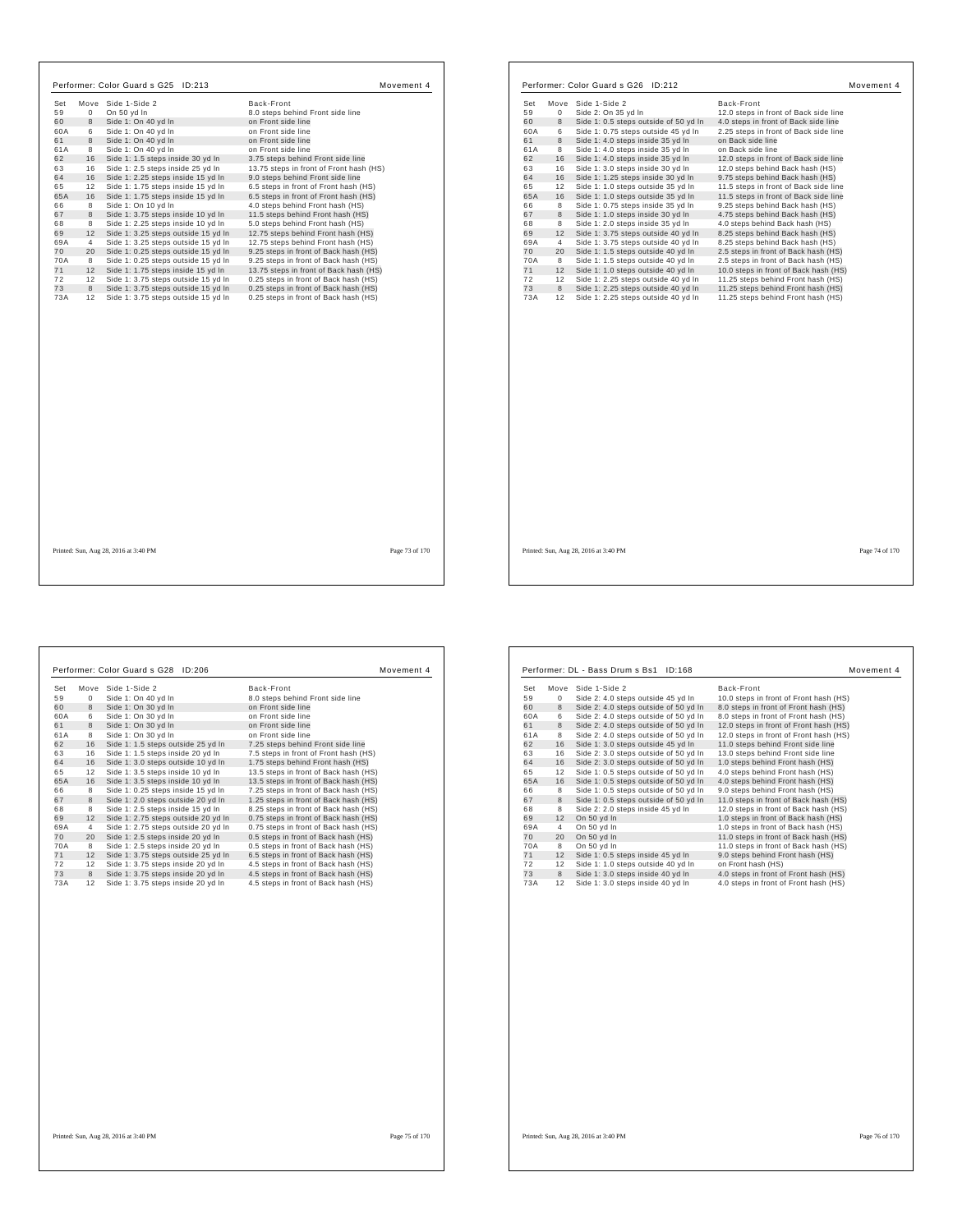## Performer: Color Guard s G25 ID:213

Movement 4

| Set | Move | Side 1-Side 2 | Back-Front |
|---|---|---|---|
| 59 | 0 | On 50 yd ln | 8.0 steps behind Front side line |
| 60 | 8 | Side 1: On 40 yd ln | on Front side line |
| 60A | 6 | Side 1: On 40 yd ln | on Front side line |
| 61 | 8 | Side 1: On 40 yd ln | on Front side line |
| 61A | 8 | Side 1: On 40 yd ln | on Front side line |
| 62 | 16 | Side 1: 1.5 steps inside 30 yd ln | 3.75 steps behind Front side line |
| 63 | 16 | Side 1: 2.5 steps inside 25 yd ln | 13.75 steps in front of Front hash (HS) |
| 64 | 16 | Side 1: 2.25 steps inside 15 yd ln | 9.0 steps behind Front side line |
| 65 | 12 | Side 1: 1.75 steps inside 15 yd ln | 6.5 steps in front of Front hash (HS) |
| 65A | 16 | Side 1: 1.75 steps inside 15 yd ln | 6.5 steps in front of Front hash (HS) |
| 66 | 8 | Side 1: On 10 yd ln | 4.0 steps behind Front hash (HS) |
| 67 | 8 | Side 1: 3.75 steps inside 10 yd ln | 11.5 steps behind Front hash (HS) |
| 68 | 8 | Side 1: 2.25 steps inside 10 yd ln | 5.0 steps behind Front hash (HS) |
| 69 | 12 | Side 1: 3.25 steps outside 15 yd ln | 12.75 steps behind Front hash (HS) |
| 69A | 4 | Side 1: 3.25 steps outside 15 yd ln | 12.75 steps behind Front hash (HS) |
| 70 | 20 | Side 1: 0.25 steps outside 15 yd ln | 9.25 steps in front of Back hash (HS) |
| 70A | 8 | Side 1: 0.25 steps outside 15 yd ln | 9.25 steps in front of Back hash (HS) |
| 71 | 12 | Side 1: 1.75 steps inside 15 yd ln | 13.75 steps in front of Back hash (HS) |
| 72 | 12 | Side 1: 3.75 steps outside 15 yd ln | 0.25 steps in front of Back hash (HS) |
| 73 | 8 | Side 1: 3.75 steps outside 15 yd ln | 0.25 steps in front of Back hash (HS) |
| 73A | 12 | Side 1: 3.75 steps outside 15 yd ln | 0.25 steps in front of Back hash (HS) |

Printed: Sun, Aug 28, 2016 at 3:40 PM

## Performer: Color Guard s G26 ID:212

Movement 4

| Set | Move | Side 1-Side 2 | Back-Front |
|---|---|---|---|
| 59 | 0 | Side 2: On 35 yd ln | 12.0 steps in front of Back side line |
| 60 | 8 | Side 1: 0.5 steps outside of 50 yd ln | 4.0 steps in front of Back side line |
| 60A | 6 | Side 1: 0.75 steps outside 45 yd ln | 2.25 steps in front of Back side line |
| 61 | 8 | Side 1: 4.0 steps inside 35 yd ln | on Back side line |
| 61A | 8 | Side 1: 4.0 steps inside 35 yd ln | on Back side line |
| 62 | 16 | Side 1: 4.0 steps inside 35 yd ln | 12.0 steps in front of Back side line |
| 63 | 16 | Side 1: 3.0 steps inside 30 yd ln | 12.0 steps behind Back hash (HS) |
| 64 | 16 | Side 1: 1.25 steps inside 30 yd ln | 9.75 steps behind Back hash (HS) |
| 65 | 12 | Side 1: 1.0 steps outside 35 yd ln | 11.5 steps in front of Back side line |
| 65A | 16 | Side 1: 1.0 steps outside 35 yd ln | 11.5 steps in front of Back side line |
| 66 | 8 | Side 1: 0.75 steps inside 35 yd ln | 9.25 steps behind Back hash (HS) |
| 67 | 8 | Side 1: 1.0 steps inside 30 yd ln | 4.75 steps behind Back hash (HS) |
| 68 | 8 | Side 1: 2.0 steps inside 35 yd ln | 4.0 steps behind Back hash (HS) |
| 69 | 12 | Side 1: 3.75 steps outside 40 yd ln | 8.25 steps behind Back hash (HS) |
| 69A | 4 | Side 1: 3.75 steps outside 40 yd ln | 8.25 steps behind Back hash (HS) |
| 70 | 20 | Side 1: 1.5 steps outside 40 yd ln | 2.5 steps in front of Back hash (HS) |
| 70A | 8 | Side 1: 1.5 steps outside 40 yd ln | 2.5 steps in front of Back hash (HS) |
| 71 | 12 | Side 1: 1.0 steps outside 40 yd ln | 10.0 steps in front of Back hash (HS) |
| 72 | 12 | Side 1: 2.25 steps outside 40 yd ln | 11.25 steps behind Front hash (HS) |
| 73 | 8 | Side 1: 2.25 steps outside 40 yd ln | 11.25 steps behind Front hash (HS) |
| 73A | 12 | Side 1: 2.25 steps outside 40 yd ln | 11.25 steps behind Front hash (HS) |

Printed: Sun, Aug 28, 2016 at 3:40 PM

## Performer: Color Guard s G28 ID:206

Movement 4

| Set | Move | Side 1-Side 2 | Back-Front |
|---|---|---|---|
| 59 | 0 | Side 1: On 40 yd ln | 8.0 steps behind Front side line |
| 60 | 8 | Side 1: On 30 yd ln | on Front side line |
| 60A | 6 | Side 1: On 30 yd ln | on Front side line |
| 61 | 8 | Side 1: On 30 yd ln | on Front side line |
| 61A | 8 | Side 1: On 30 yd ln | on Front side line |
| 62 | 16 | Side 1: 1.5 steps outside 25 yd ln | 7.25 steps behind Front side line |
| 63 | 16 | Side 1: 1.5 steps inside 20 yd ln | 7.5 steps in front of Front hash (HS) |
| 64 | 16 | Side 1: 3.0 steps outside 10 yd ln | 1.75 steps behind Front hash (HS) |
| 65 | 12 | Side 1: 3.5 steps inside 10 yd ln | 13.5 steps in front of Back hash (HS) |
| 65A | 16 | Side 1: 3.5 steps inside 10 yd ln | 13.5 steps in front of Back hash (HS) |
| 66 | 8 | Side 1: 0.25 steps inside 15 yd ln | 7.25 steps in front of Back hash (HS) |
| 67 | 8 | Side 1: 2.0 steps outside 20 yd ln | 1.25 steps in front of Back hash (HS) |
| 68 | 8 | Side 1: 2.5 steps inside 15 yd ln | 8.25 steps in front of Back hash (HS) |
| 69 | 12 | Side 1: 2.75 steps outside 20 yd ln | 0.75 steps in front of Back hash (HS) |
| 69A | 4 | Side 1: 2.75 steps outside 20 yd ln | 0.75 steps in front of Back hash (HS) |
| 70 | 20 | Side 1: 2.5 steps inside 20 yd ln | 0.5 steps in front of Back hash (HS) |
| 70A | 8 | Side 1: 2.5 steps inside 20 yd ln | 0.5 steps in front of Back hash (HS) |
| 71 | 12 | Side 1: 3.75 steps outside 25 yd ln | 6.5 steps in front of Back hash (HS) |
| 72 | 12 | Side 1: 3.75 steps inside 20 yd ln | 4.5 steps in front of Back hash (HS) |
| 73 | 8 | Side 1: 3.75 steps inside 20 yd ln | 4.5 steps in front of Back hash (HS) |
| 73A | 12 | Side 1: 3.75 steps inside 20 yd ln | 4.5 steps in front of Back hash (HS) |

Printed: Sun, Aug 28, 2016 at 3:40 PM

## Performer: DL - Bass Drum s Bs1 ID:168

Movement 4

| Set | Move | Side 1-Side 2 | Back-Front |
|---|---|---|---|
| 59 | 0 | Side 2: 8.0 steps outside 45 yd ln | 10.0 steps in front of Front hash (HS) |
| 60 | 8 | Side 2: 4.0 steps outside of 50 yd ln | 8.0 steps in front of Front hash (HS) |
| 60A | 6 | Side 2: 4.0 steps outside of 50 yd ln | 8.0 steps in front of Front hash (HS) |
| 61 | 8 | Side 2: 4.0 steps outside of 50 yd ln | 12.0 steps in front of Front hash (HS) |
| 61A | 8 | Side 2: 4.0 steps outside of 50 yd ln | 12.0 steps in front of Front hash (HS) |
| 62 | 16 | Side 1: 3.0 steps outside 45 yd ln | 11.0 steps behind Front side line |
| 63 | 16 | Side 2: 3.0 steps outside of 50 yd ln | 13.0 steps behind Front side line |
| 64 | 16 | Side 2: 3.0 steps outside of 50 yd ln | 1.0 steps behind Front hash (HS) |
| 65 | 12 | Side 1: 0.5 steps outside of 50 yd ln | 4.0 steps behind Front hash (HS) |
| 65A | 16 | Side 1: 0.5 steps outside of 50 yd ln | 4.0 steps behind Front hash (HS) |
| 66 | 8 | Side 1: 0.5 steps outside of 50 yd ln | 9.0 steps behind Front hash (HS) |
| 67 | 8 | Side 1: 0.5 steps outside of 50 yd ln | 11.0 steps in front of Back hash (HS) |
| 68 | 8 | Side 2: 2.0 steps inside 45 yd ln | 12.0 steps in front of Back hash (HS) |
| 69 | 12 | On 50 yd ln | 1.0 steps in front of Back hash (HS) |
| 69A | 4 | On 50 yd ln | 1.0 steps in front of Back hash (HS) |
| 70 | 20 | On 50 yd ln | 11.0 steps in front of Back hash (HS) |
| 70A | 8 | On 50 yd ln | 11.0 steps in front of Back hash (HS) |
| 71 | 12 | Side 1: 0.5 steps inside 45 yd ln | 9.0 steps behind Front hash (HS) |
| 72 | 12 | Side 1: 1.0 steps outside 40 yd ln | on Front hash (HS) |
| 73 | 8 | Side 1: 3.0 steps inside 40 yd ln | 4.0 steps in front of Front hash (HS) |
| 73A | 12 | Side 1: 3.0 steps inside 40 yd ln | 4.0 steps in front of Front hash (HS) |

Printed: Sun, Aug 28, 2016 at 3:40 PM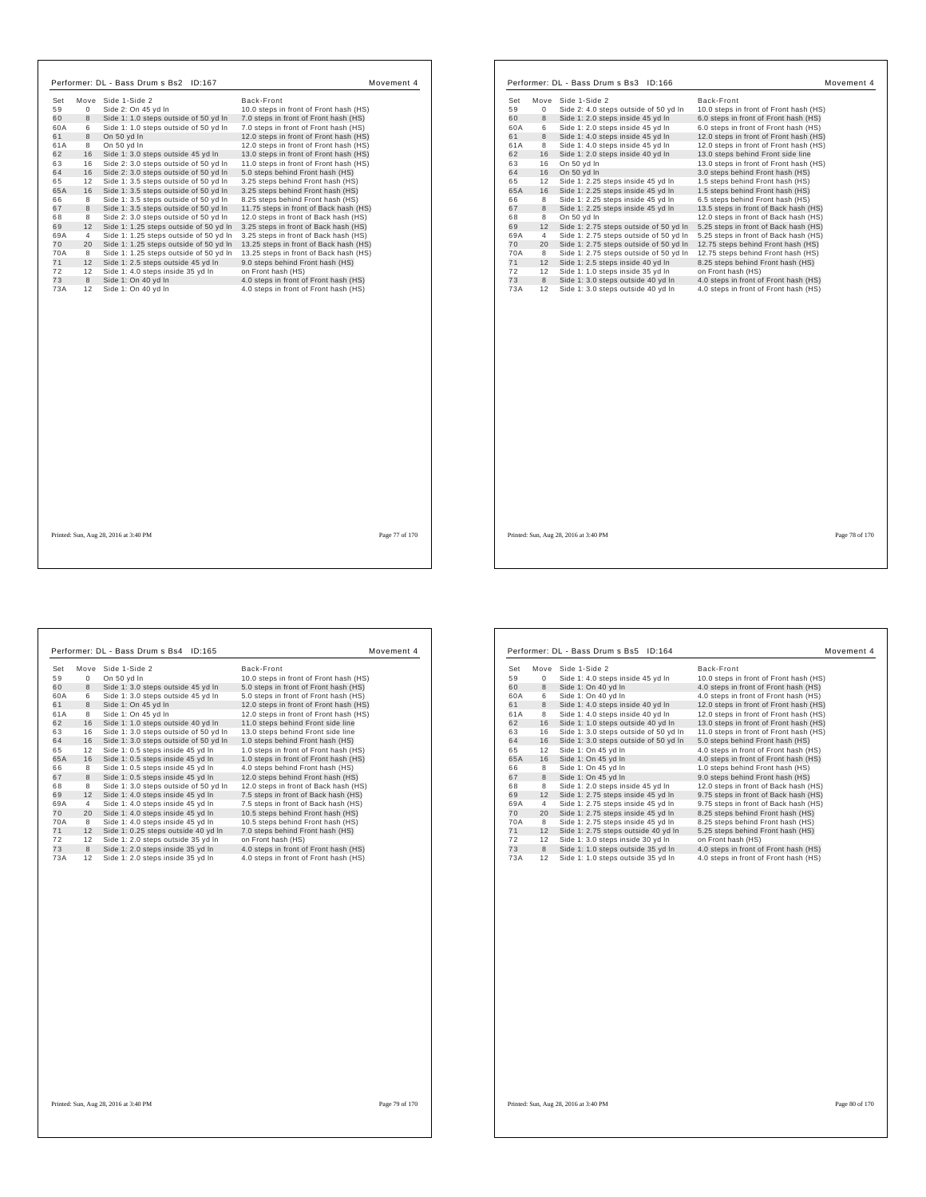## Performer: DL - Bass Drum s Bs2 ID:167

Movement 4

| Set | Move | Side 1-Side 2 | Back-Front |
|---|---|---|---|
| 59 | 0 | Side 2: On 45 yd ln | 10.0 steps in front of Front hash (HS) |
| 60 | 8 | Side 1: 1.0 steps outside of 50 yd ln | 7.0 steps in front of Front hash (HS) |
| 60A | 6 | Side 1: 1.0 steps outside of 50 yd ln | 7.0 steps in front of Front hash (HS) |
| 61 | 8 | On 50 yd ln | 12.0 steps in front of Front hash (HS) |
| 61A | 8 | On 50 yd ln | 12.0 steps in front of Front hash (HS) |
| 62 | 16 | Side 1: 3.0 steps outside 45 yd ln | 13.0 steps in front of Front hash (HS) |
| 63 | 16 | Side 2: 3.0 steps outside of 50 yd ln | 11.0 steps in front of Front hash (HS) |
| 64 | 16 | Side 2: 3.0 steps outside of 50 yd ln | 5.0 steps behind Front hash (HS) |
| 65 | 12 | Side 1: 3.5 steps outside of 50 yd ln | 3.25 steps behind Front hash (HS) |
| 65A | 16 | Side 1: 3.5 steps outside of 50 yd ln | 3.25 steps behind Front hash (HS) |
| 66 | 8 | Side 1: 3.5 steps outside of 50 yd ln | 8.25 steps behind Front hash (HS) |
| 67 | 8 | Side 1: 3.5 steps outside of 50 yd ln | 11.75 steps in front of Back hash (HS) |
| 68 | 8 | Side 2: 3.0 steps outside of 50 yd ln | 12.0 steps in front of Back hash (HS) |
| 69 | 12 | Side 1: 1.25 steps outside of 50 yd ln | 3.25 steps in front of Back hash (HS) |
| 69A | 4 | Side 1: 1.25 steps outside of 50 yd ln | 3.25 steps in front of Back hash (HS) |
| 70 | 20 | Side 1: 1.25 steps outside of 50 yd ln | 13.25 steps in front of Back hash (HS) |
| 70A | 8 | Side 1: 1.25 steps outside of 50 yd ln | 13.25 steps in front of Back hash (HS) |
| 71 | 12 | Side 1: 2.5 steps outside 45 yd ln | 9.0 steps behind Front hash (HS) |
| 72 | 12 | Side 1: 4.0 steps inside 35 yd ln | on Front hash (HS) |
| 73 | 8 | Side 1: On 40 yd ln | 4.0 steps in front of Front hash (HS) |
| 73A | 12 | Side 1: On 40 yd ln | 4.0 steps in front of Front hash (HS) |

Printed: Sun, Aug 28, 2016 at 3:40 PM

## Performer: DL - Bass Drum s Bs3 ID:166

Movement 4

| Set | Move | Side 1-Side 2 | Back-Front |
|---|---|---|---|
| 59 | 0 | Side 2: 4.0 steps outside of 50 yd ln | 10.0 steps in front of Front hash (HS) |
| 60 | 8 | Side 1: 2.0 steps inside 45 yd ln | 6.0 steps in front of Front hash (HS) |
| 60A | 6 | Side 1: 2.0 steps inside 45 yd ln | 6.0 steps in front of Front hash (HS) |
| 61 | 8 | Side 1: 4.0 steps inside 45 yd ln | 12.0 steps in front of Front hash (HS) |
| 61A | 8 | Side 1: 4.0 steps inside 45 yd ln | 12.0 steps in front of Front hash (HS) |
| 62 | 16 | Side 1: 2.0 steps inside 40 yd ln | 13.0 steps behind Front side line |
| 63 | 16 | On 50 yd ln | 13.0 steps in front of Front hash (HS) |
| 64 | 16 | On 50 yd ln | 3.0 steps behind Front hash (HS) |
| 65 | 12 | Side 1: 2.25 steps inside 45 yd ln | 1.5 steps behind Front hash (HS) |
| 65A | 16 | Side 1: 2.25 steps inside 45 yd ln | 1.5 steps behind Front hash (HS) |
| 66 | 8 | Side 1: 2.25 steps inside 45 yd ln | 6.5 steps behind Front hash (HS) |
| 67 | 8 | Side 1: 2.25 steps inside 45 yd ln | 13.5 steps in front of Back hash (HS) |
| 68 | 8 | On 50 yd ln | 12.0 steps in front of Back hash (HS) |
| 69 | 12 | Side 1: 2.75 steps outside of 50 yd ln | 5.25 steps in front of Back hash (HS) |
| 69A | 4 | Side 1: 2.75 steps outside of 50 yd ln | 5.25 steps in front of Back hash (HS) |
| 70 | 20 | Side 1: 2.75 steps outside of 50 yd ln | 12.75 steps behind Front hash (HS) |
| 70A | 8 | Side 1: 2.75 steps outside of 50 yd ln | 12.75 steps behind Front hash (HS) |
| 71 | 12 | Side 1: 2.5 steps inside 40 yd ln | 8.25 steps behind Front hash (HS) |
| 72 | 12 | Side 1: 1.0 steps inside 35 yd ln | on Front hash (HS) |
| 73 | 8 | Side 1: 3.0 steps outside 40 yd ln | 4.0 steps in front of Front hash (HS) |
| 73A | 12 | Side 1: 3.0 steps outside 40 yd ln | 4.0 steps in front of Front hash (HS) |

Printed: Sun, Aug 28, 2016 at 3:40 PM

## Performer: DL - Bass Drum s Bs4 ID:165

Movement 4

| Set | Move | Side 1-Side 2 | Back-Front |
|---|---|---|---|
| 59 | 0 | On 50 yd ln | 10.0 steps in front of Front hash (HS) |
| 60 | 8 | Side 1: 3.0 steps outside 45 yd ln | 5.0 steps in front of Front hash (HS) |
| 60A | 6 | Side 1: 3.0 steps outside 45 yd ln | 5.0 steps in front of Front hash (HS) |
| 61 | 8 | Side 1: On 45 yd ln | 12.0 steps in front of Front hash (HS) |
| 61A | 8 | Side 1: On 45 yd ln | 12.0 steps in front of Front hash (HS) |
| 62 | 16 | Side 1: 1.0 steps outside 40 yd ln | 11.0 steps behind Front side line |
| 63 | 16 | Side 1: 3.0 steps outside of 50 yd ln | 13.0 steps behind Front side line |
| 64 | 16 | Side 1: 3.0 steps outside of 50 yd ln | 1.0 steps behind Front hash (HS) |
| 65 | 12 | Side 1: 0.5 steps inside 45 yd ln | 1.0 steps in front of Front hash (HS) |
| 65A | 16 | Side 1: 0.5 steps inside 45 yd ln | 1.0 steps in front of Front hash (HS) |
| 66 | 8 | Side 1: 0.5 steps inside 45 yd ln | 4.0 steps behind Front hash (HS) |
| 67 | 8 | Side 1: 0.5 steps inside 45 yd ln | 12.0 steps behind Front hash (HS) |
| 68 | 8 | Side 1: 3.0 steps outside of 50 yd ln | 12.0 steps in front of Back hash (HS) |
| 69 | 12 | Side 1: 4.0 steps inside 45 yd ln | 7.5 steps in front of Back hash (HS) |
| 69A | 4 | Side 1: 4.0 steps inside 45 yd ln | 7.5 steps in front of Back hash (HS) |
| 70 | 20 | Side 1: 4.0 steps inside 45 yd ln | 10.5 steps behind Front hash (HS) |
| 70A | 8 | Side 1: 4.0 steps inside 45 yd ln | 10.5 steps behind Front hash (HS) |
| 71 | 12 | Side 1: 0.25 steps outside 40 yd ln | 7.0 steps behind Front hash (HS) |
| 72 | 12 | Side 1: 2.0 steps outside 35 yd ln | on Front hash (HS) |
| 73 | 8 | Side 1: 2.0 steps inside 35 yd ln | 4.0 steps in front of Front hash (HS) |
| 73A | 12 | Side 1: 2.0 steps inside 35 yd ln | 4.0 steps in front of Front hash (HS) |

Printed: Sun, Aug 28, 2016 at 3:40 PM

## Performer: DL - Bass Drum s Bs5 ID:164

Movement 4

| Set | Move | Side 1-Side 2 | Back-Front |
|---|---|---|---|
| 59 | 0 | Side 1: 4.0 steps inside 45 yd ln | 10.0 steps in front of Front hash (HS) |
| 60 | 8 | Side 1: On 40 yd ln | 4.0 steps in front of Front hash (HS) |
| 60A | 6 | Side 1: On 40 yd ln | 4.0 steps in front of Front hash (HS) |
| 61 | 8 | Side 1: 4.0 steps inside 40 yd ln | 12.0 steps in front of Front hash (HS) |
| 61A | 8 | Side 1: 4.0 steps inside 40 yd ln | 12.0 steps in front of Front hash (HS) |
| 62 | 16 | Side 1: 1.0 steps outside 40 yd ln | 13.0 steps in front of Front hash (HS) |
| 63 | 16 | Side 1: 3.0 steps outside of 50 yd ln | 11.0 steps in front of Front hash (HS) |
| 64 | 16 | Side 1: 3.0 steps outside of 50 yd ln | 5.0 steps behind Front hash (HS) |
| 65 | 12 | Side 1: On 45 yd ln | 4.0 steps in front of Front hash (HS) |
| 65A | 16 | Side 1: On 45 yd ln | 4.0 steps in front of Front hash (HS) |
| 66 | 8 | Side 1: On 45 yd ln | 1.0 steps behind Front hash (HS) |
| 67 | 8 | Side 1: On 45 yd ln | 9.0 steps behind Front hash (HS) |
| 68 | 8 | Side 1: 2.0 steps inside 45 yd ln | 12.0 steps in front of Back hash (HS) |
| 69 | 12 | Side 1: 2.75 steps inside 45 yd ln | 9.75 steps in front of Back hash (HS) |
| 69A | 4 | Side 1: 2.75 steps inside 45 yd ln | 9.75 steps in front of Back hash (HS) |
| 70 | 20 | Side 1: 2.75 steps inside 45 yd ln | 8.25 steps behind Front hash (HS) |
| 70A | 8 | Side 1: 2.75 steps inside 45 yd ln | 8.25 steps behind Front hash (HS) |
| 71 | 12 | Side 1: 2.75 steps outside 40 yd ln | 5.25 steps behind Front hash (HS) |
| 72 | 12 | Side 1: 3.0 steps inside 30 yd ln | on Front hash (HS) |
| 73 | 8 | Side 1: 1.0 steps outside 35 yd ln | 4.0 steps in front of Front hash (HS) |
| 73A | 12 | Side 1: 1.0 steps outside 35 yd ln | 4.0 steps in front of Front hash (HS) |

Printed: Sun, Aug 28, 2016 at 3:40 PM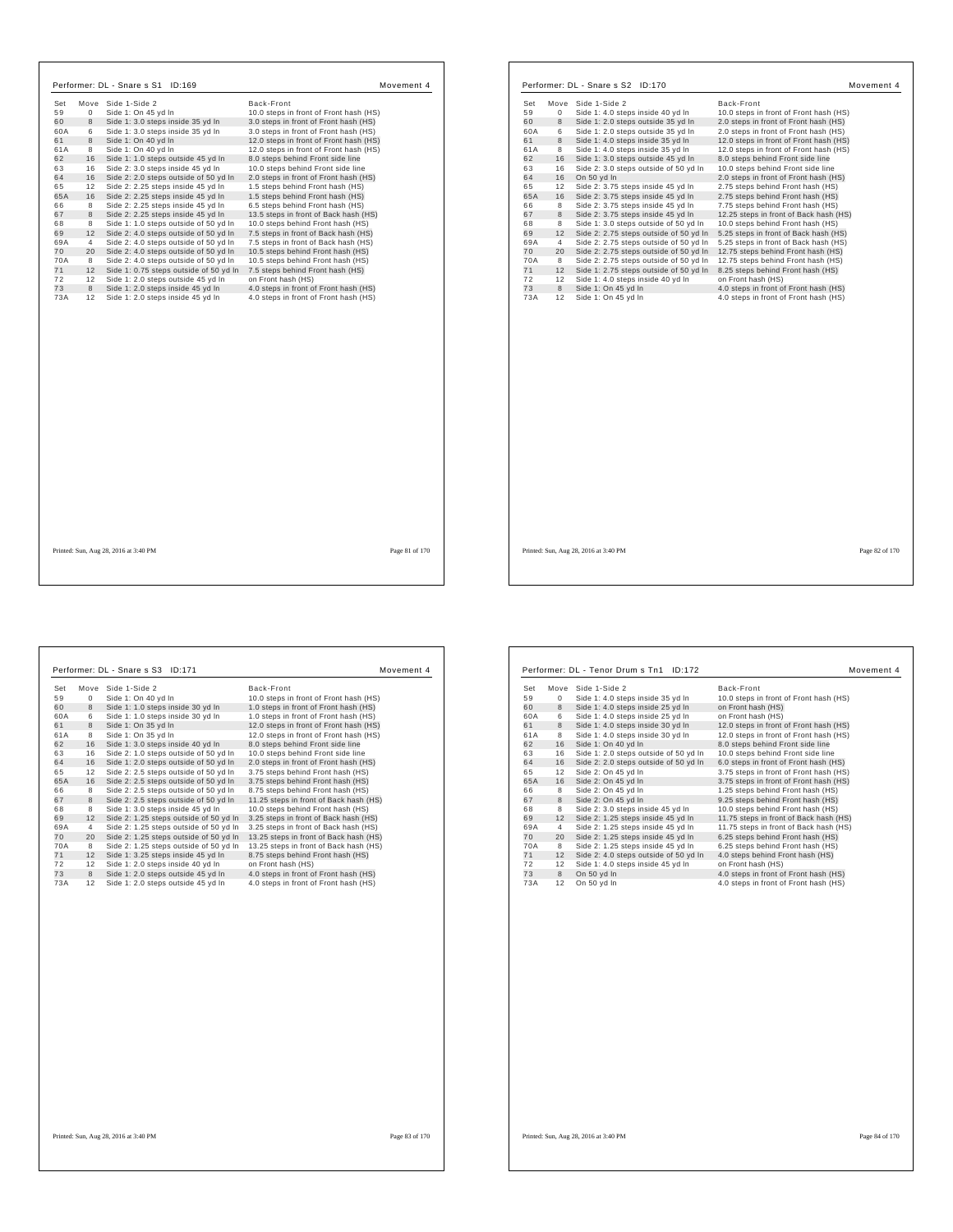## Performer: DL - Snare s S1 ID:169

Movement 4

| Set | Move | Side 1-Side 2 | Back-Front |
|---|---|---|---|
| 59 | 0 | Side 1: On 45 yd ln | 10.0 steps in front of Front hash (HS) |
| 60 | 8 | Side 1: 3.0 steps inside 35 yd ln | 3.0 steps in front of Front hash (HS) |
| 60A | 6 | Side 1: 3.0 steps inside 35 yd ln | 3.0 steps in front of Front hash (HS) |
| 61 | 8 | Side 1: On 40 yd ln | 12.0 steps in front of Front hash (HS) |
| 61A | 8 | Side 1: On 40 yd ln | 12.0 steps in front of Front hash (HS) |
| 62 | 16 | Side 1: 1.0 steps outside 45 yd ln | 8.0 steps behind Front side line |
| 63 | 16 | Side 2: 3.0 steps inside 45 yd ln | 10.0 steps behind Front side line |
| 64 | 16 | Side 2: 2.0 steps outside of 50 yd ln | 2.0 steps in front of Front hash (HS) |
| 65 | 12 | Side 2: 2.25 steps inside 45 yd ln | 1.5 steps behind Front hash (HS) |
| 65A | 16 | Side 2: 2.25 steps inside 45 yd ln | 1.5 steps behind Front hash (HS) |
| 66 | 8 | Side 2: 2.25 steps inside 45 yd ln | 6.5 steps behind Front hash (HS) |
| 67 | 8 | Side 2: 2.25 steps inside 45 yd ln | 13.5 steps in front of Back hash (HS) |
| 68 | 8 | Side 1: 1.0 steps outside of 50 yd ln | 10.0 steps behind Front hash (HS) |
| 69 | 12 | Side 2: 4.0 steps outside of 50 yd ln | 7.5 steps in front of Back hash (HS) |
| 69A | 4 | Side 2: 4.0 steps outside of 50 yd ln | 7.5 steps in front of Back hash (HS) |
| 70 | 20 | Side 2: 4.0 steps outside of 50 yd ln | 10.5 steps behind Front hash (HS) |
| 70A | 8 | Side 2: 4.0 steps outside of 50 yd ln | 10.5 steps behind Front hash (HS) |
| 71 | 12 | Side 1: 0.75 steps outside of 50 yd ln | 7.5 steps behind Front hash (HS) |
| 72 | 12 | Side 1: 2.0 steps outside 45 yd ln | on Front hash (HS) |
| 73 | 8 | Side 1: 2.0 steps inside 45 yd ln | 4.0 steps in front of Front hash (HS) |
| 73A | 12 | Side 1: 2.0 steps inside 45 yd ln | 4.0 steps in front of Front hash (HS) |

Printed: Sun, Aug 28, 2016 at 3:40 PM

## Performer: DL - Snare s S2 ID:170

Movement 4

| Set | Move | Side 1-Side 2 | Back-Front |
|---|---|---|---|
| 59 | 0 | Side 1: 4.0 steps inside 40 yd ln | 10.0 steps in front of Front hash (HS) |
| 60 | 8 | Side 1: 2.0 steps outside 35 yd ln | 2.0 steps in front of Front hash (HS) |
| 60A | 6 | Side 1: 2.0 steps outside 35 yd ln | 2.0 steps in front of Front hash (HS) |
| 61 | 8 | Side 1: 4.0 steps inside 35 yd ln | 12.0 steps in front of Front hash (HS) |
| 61A | 8 | Side 1: 4.0 steps inside 35 yd ln | 12.0 steps in front of Front hash (HS) |
| 62 | 16 | Side 1: 3.0 steps outside 45 yd ln | 8.0 steps behind Front side line |
| 63 | 16 | Side 2: 3.0 steps outside of 50 yd ln | 10.0 steps behind Front side line |
| 64 | 16 | On 50 yd ln | 2.0 steps in front of Front hash (HS) |
| 65 | 12 | Side 2: 3.75 steps inside 45 yd ln | 2.75 steps behind Front hash (HS) |
| 65A | 16 | Side 2: 3.75 steps inside 45 yd ln | 2.75 steps behind Front hash (HS) |
| 66 | 8 | Side 2: 3.75 steps inside 45 yd ln | 7.75 steps behind Front hash (HS) |
| 67 | 8 | Side 2: 3.75 steps inside 45 yd ln | 12.25 steps in front of Back hash (HS) |
| 68 | 8 | Side 1: 3.0 steps outside of 50 yd ln | 10.0 steps behind Front hash (HS) |
| 69 | 12 | Side 2: 2.75 steps outside of 50 yd ln | 5.25 steps in front of Back hash (HS) |
| 69A | 4 | Side 2: 2.75 steps outside of 50 yd ln | 5.25 steps in front of Back hash (HS) |
| 70 | 20 | Side 2: 2.75 steps outside of 50 yd ln | 12.75 steps behind Front hash (HS) |
| 70A | 8 | Side 2: 2.75 steps outside of 50 yd ln | 12.75 steps behind Front hash (HS) |
| 71 | 12 | Side 1: 2.75 steps outside of 50 yd ln | 8.25 steps behind Front hash (HS) |
| 72 | 12 | Side 1: 4.0 steps inside 40 yd ln | on Front hash (HS) |
| 73 | 8 | Side 1: On 45 yd ln | 4.0 steps in front of Front hash (HS) |
| 73A | 12 | Side 1: On 45 yd ln | 4.0 steps in front of Front hash (HS) |

Printed: Sun, Aug 28, 2016 at 3:40 PM

## Performer: DL - Snare s S3 ID:171

Movement 4

| Set | Move | Side 1-Side 2 | Back-Front |
|---|---|---|---|
| 59 | 0 | Side 1: On 40 yd ln | 10.0 steps in front of Front hash (HS) |
| 60 | 8 | Side 1: 1.0 steps inside 30 yd ln | 1.0 steps in front of Front hash (HS) |
| 60A | 6 | Side 1: 1.0 steps inside 30 yd ln | 1.0 steps in front of Front hash (HS) |
| 61 | 8 | Side 1: On 35 yd ln | 12.0 steps in front of Front hash (HS) |
| 61A | 8 | Side 1: On 35 yd ln | 12.0 steps in front of Front hash (HS) |
| 62 | 16 | Side 1: 3.0 steps inside 40 yd ln | 8.0 steps behind Front side line |
| 63 | 16 | Side 2: 1.0 steps outside of 50 yd ln | 10.0 steps behind Front side line |
| 64 | 16 | Side 2: 2.0 steps outside of 50 yd ln | 2.0 steps in front of Front hash (HS) |
| 65 | 12 | Side 2: 2.5 steps outside of 50 yd ln | 3.75 steps behind Front hash (HS) |
| 65A | 16 | Side 2: 2.5 steps outside of 50 yd ln | 3.75 steps behind Front hash (HS) |
| 66 | 8 | Side 2: 2.5 steps outside of 50 yd ln | 8.75 steps behind Front hash (HS) |
| 67 | 8 | Side 2: 2.5 steps outside of 50 yd ln | 11.25 steps in front of Back hash (HS) |
| 68 | 8 | Side 1: 3.0 steps inside 45 yd ln | 10.0 steps behind Front hash (HS) |
| 69 | 12 | Side 2: 1.25 steps outside of 50 yd ln | 3.25 steps in front of Back hash (HS) |
| 69A | 4 | Side 2: 1.25 steps outside of 50 yd ln | 3.25 steps in front of Back hash (HS) |
| 70 | 20 | Side 2: 1.25 steps outside of 50 yd ln | 13.25 steps in front of Back hash (HS) |
| 70A | 8 | Side 2: 1.25 steps outside of 50 yd ln | 13.25 steps in front of Back hash (HS) |
| 71 | 12 | Side 1: 3.25 steps inside 45 yd ln | 8.75 steps behind Front hash (HS) |
| 72 | 12 | Side 1: 2.0 steps inside 40 yd ln | on Front hash (HS) |
| 73 | 8 | Side 1: 2.0 steps outside 45 yd ln | 4.0 steps in front of Front hash (HS) |
| 73A | 12 | Side 1: 2.0 steps outside 45 yd ln | 4.0 steps in front of Front hash (HS) |

Printed: Sun, Aug 28, 2016 at 3:40 PM

## Performer: DL - Tenor Drum s Tn1 ID:172

Movement 4

| Set | Move | Side 1-Side 2 | Back-Front |
|---|---|---|---|
| 59 | 0 | Side 1: 4.0 steps inside 35 yd ln | 10.0 steps in front of Front hash (HS) |
| 60 | 8 | Side 1: 4.0 steps inside 25 yd ln | on Front hash (HS) |
| 60A | 6 | Side 1: 4.0 steps inside 25 yd ln | on Front hash (HS) |
| 61 | 8 | Side 1: 4.0 steps inside 30 yd ln | 12.0 steps in front of Front hash (HS) |
| 61A | 8 | Side 1: 4.0 steps inside 30 yd ln | 12.0 steps in front of Front hash (HS) |
| 62 | 16 | Side 1: On 40 yd ln | 8.0 steps behind Front side line |
| 63 | 16 | Side 1: 2.0 steps outside of 50 yd ln | 10.0 steps behind Front side line |
| 64 | 16 | Side 2: 2.0 steps outside of 50 yd ln | 6.0 steps in front of Front hash (HS) |
| 65 | 12 | Side 2: On 45 yd ln | 3.75 steps in front of Front hash (HS) |
| 65A | 16 | Side 2: On 45 yd ln | 3.75 steps in front of Front hash (HS) |
| 66 | 8 | Side 2: On 45 yd ln | 1.25 steps behind Front hash (HS) |
| 67 | 8 | Side 2: On 45 yd ln | 9.25 steps behind Front hash (HS) |
| 68 | 8 | Side 2: 3.0 steps inside 45 yd ln | 10.0 steps behind Front hash (HS) |
| 69 | 12 | Side 2: 1.25 steps inside 45 yd ln | 11.75 steps in front of Back hash (HS) |
| 69A | 4 | Side 2: 1.25 steps inside 45 yd ln | 11.75 steps in front of Back hash (HS) |
| 70 | 20 | Side 2: 1.25 steps inside 45 yd ln | 6.25 steps behind Front hash (HS) |
| 70A | 8 | Side 2: 1.25 steps inside 45 yd ln | 6.25 steps behind Front hash (HS) |
| 71 | 12 | Side 2: 4.0 steps outside of 50 yd ln | 4.0 steps behind Front hash (HS) |
| 72 | 12 | Side 1: 4.0 steps inside 45 yd ln | on Front hash (HS) |
| 73 | 8 | On 50 yd ln | 4.0 steps in front of Front hash (HS) |
| 73A | 12 | On 50 yd ln | 4.0 steps in front of Front hash (HS) |

Printed: Sun, Aug 28, 2016 at 3:40 PM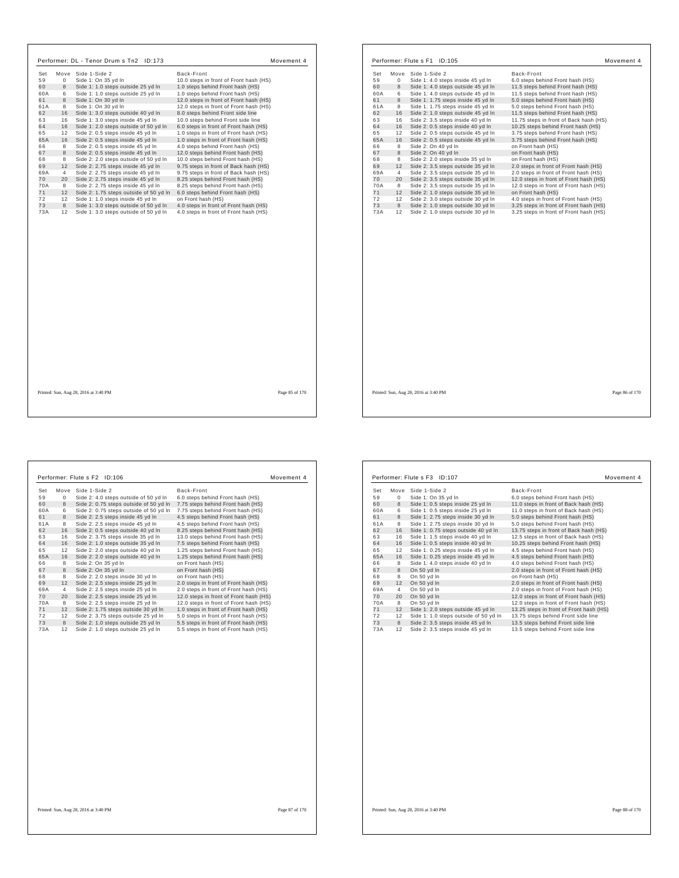## Performer: DL - Tenor Drum s Tn2 ID:173

Movement 4

| Set | Move | Side 1-Side 2 | Back-Front |
|---|---|---|---|
| 59 | 0 | Side 1: On 35 yd ln | 10.0 steps in front of Front hash (HS) |
| 60 | 8 | Side 1: 1.0 steps outside 25 yd ln | 1.0 steps behind Front hash (HS) |
| 60A | 6 | Side 1: 1.0 steps outside 25 yd ln | 1.0 steps behind Front hash (HS) |
| 61 | 8 | Side 1: On 30 yd ln | 12.0 steps in front of Front hash (HS) |
| 61A | 8 | Side 1: On 30 yd ln | 12.0 steps in front of Front hash (HS) |
| 62 | 16 | Side 1: 3.0 steps outside 40 yd ln | 8.0 steps behind Front side line |
| 63 | 16 | Side 1: 3.0 steps inside 45 yd ln | 10.0 steps behind Front side line |
| 64 | 16 | Side 1: 2.0 steps outside of 50 yd ln | 6.0 steps in front of Front hash (HS) |
| 65 | 12 | Side 2: 0.5 steps inside 45 yd ln | 1.0 steps in front of Front hash (HS) |
| 65A | 16 | Side 2: 0.5 steps inside 45 yd ln | 1.0 steps in front of Front hash (HS) |
| 66 | 8 | Side 2: 0.5 steps inside 45 yd ln | 4.0 steps behind Front hash (HS) |
| 67 | 8 | Side 2: 0.5 steps inside 45 yd ln | 12.0 steps behind Front hash (HS) |
| 68 | 8 | Side 2: 2.0 steps outside of 50 yd ln | 10.0 steps behind Front hash (HS) |
| 69 | 12 | Side 2: 2.75 steps inside 45 yd ln | 9.75 steps in front of Back hash (HS) |
| 69A | 4 | Side 2: 2.75 steps inside 45 yd ln | 9.75 steps in front of Back hash (HS) |
| 70 | 20 | Side 2: 2.75 steps inside 45 yd ln | 8.25 steps behind Front hash (HS) |
| 70A | 8 | Side 2: 2.75 steps inside 45 yd ln | 8.25 steps behind Front hash (HS) |
| 71 | 12 | Side 2: 1.75 steps outside of 50 yd ln | 6.0 steps behind Front hash (HS) |
| 72 | 12 | Side 1: 1.0 steps inside 45 yd ln | on Front hash (HS) |
| 73 | 8 | Side 1: 3.0 steps outside of 50 yd ln | 4.0 steps in front of Front hash (HS) |
| 73A | 12 | Side 1: 3.0 steps outside of 50 yd ln | 4.0 steps in front of Front hash (HS) |

Printed: Sun, Aug 28, 2016 at 3:40 PM

## Performer: Flute s F1 ID:105

Movement 4

| Set | Move | Side 1-Side 2 | Back-Front |
|---|---|---|---|
| 59 | 0 | Side 1: 4.0 steps inside 45 yd ln | 6.0 steps behind Front hash (HS) |
| 60 | 8 | Side 1: 4.0 steps outside 45 yd ln | 11.5 steps behind Front hash (HS) |
| 60A | 6 | Side 1: 4.0 steps outside 45 yd ln | 11.5 steps behind Front hash (HS) |
| 61 | 8 | Side 1: 1.75 steps inside 45 yd ln | 5.0 steps behind Front hash (HS) |
| 61A | 8 | Side 1: 1.75 steps inside 45 yd ln | 5.0 steps behind Front hash (HS) |
| 62 | 16 | Side 2: 1.0 steps outside 45 yd ln | 11.5 steps behind Front hash (HS) |
| 63 | 16 | Side 2: 3.5 steps inside 40 yd ln | 11.75 steps in front of Back hash (HS) |
| 64 | 16 | Side 2: 0.5 steps inside 40 yd ln | 10.25 steps behind Front hash (HS) |
| 65 | 12 | Side 2: 0.5 steps outside 45 yd ln | 3.75 steps behind Front hash (HS) |
| 65A | 16 | Side 2: 0.5 steps outside 45 yd ln | 3.75 steps behind Front hash (HS) |
| 66 | 8 | Side 2: On 40 yd ln | on Front hash (HS) |
| 67 | 8 | Side 2: On 40 yd ln | on Front hash (HS) |
| 68 | 8 | Side 2: 2.0 steps inside 35 yd ln | on Front hash (HS) |
| 69 | 12 | Side 2: 3.5 steps outside 35 yd ln | 2.0 steps in front of Front hash (HS) |
| 69A | 4 | Side 2: 3.5 steps outside 35 yd ln | 2.0 steps in front of Front hash (HS) |
| 70 | 20 | Side 2: 3.5 steps outside 35 yd ln | 12.0 steps in front of Front hash (HS) |
| 70A | 8 | Side 2: 3.5 steps outside 35 yd ln | 12.0 steps in front of Front hash (HS) |
| 71 | 12 | Side 2: 1.0 steps outside 35 yd ln | on Front hash (HS) |
| 72 | 12 | Side 2: 3.0 steps outside 30 yd ln | 4.0 steps in front of Front hash (HS) |
| 73 | 8 | Side 2: 1.0 steps outside 30 yd ln | 3.25 steps in front of Front hash (HS) |
| 73A | 12 | Side 2: 1.0 steps outside 30 yd ln | 3.25 steps in front of Front hash (HS) |

Printed: Sun, Aug 28, 2016 at 3:40 PM

## Performer: Flute s F2 ID:106

Movement 4

| Set | Move | Side 1-Side 2 | Back-Front |
|---|---|---|---|
| 59 | 0 | Side 2: 4.0 steps outside of 50 yd ln | 6.0 steps behind Front hash (HS) |
| 60 | 8 | Side 2: 0.75 steps outside of 50 yd ln | 7.75 steps behind Front hash (HS) |
| 60A | 6 | Side 2: 0.75 steps outside of 50 yd ln | 7.75 steps behind Front hash (HS) |
| 61 | 8 | Side 2: 2.5 steps inside 45 yd ln | 4.5 steps behind Front hash (HS) |
| 61A | 8 | Side 2: 2.5 steps inside 45 yd ln | 4.5 steps behind Front hash (HS) |
| 62 | 16 | Side 2: 0.5 steps outside 40 yd ln | 8.25 steps behind Front hash (HS) |
| 63 | 16 | Side 2: 3.75 steps inside 35 yd ln | 13.0 steps behind Front hash (HS) |
| 64 | 16 | Side 2: 1.0 steps outside 35 yd ln | 7.5 steps behind Front hash (HS) |
| 65 | 12 | Side 2: 2.0 steps outside 40 yd ln | 1.25 steps behind Front hash (HS) |
| 65A | 16 | Side 2: 2.0 steps outside 40 yd ln | 1.25 steps behind Front hash (HS) |
| 66 | 8 | Side 2: On 35 yd ln | on Front hash (HS) |
| 67 | 8 | Side 2: On 35 yd ln | on Front hash (HS) |
| 68 | 8 | Side 2: 2.0 steps inside 30 yd ln | on Front hash (HS) |
| 69 | 12 | Side 2: 2.5 steps inside 25 yd ln | 2.0 steps in front of Front hash (HS) |
| 69A | 4 | Side 2: 2.5 steps inside 25 yd ln | 2.0 steps in front of Front hash (HS) |
| 70 | 20 | Side 2: 2.5 steps inside 25 yd ln | 12.0 steps in front of Front hash (HS) |
| 70A | 8 | Side 2: 2.5 steps inside 25 yd ln | 12.0 steps in front of Front hash (HS) |
| 71 | 12 | Side 2: 1.75 steps outside 30 yd ln | 1.0 steps in front of Front hash (HS) |
| 72 | 12 | Side 2: 3.75 steps outside 25 yd ln | 5.0 steps in front of Front hash (HS) |
| 73 | 8 | Side 2: 1.0 steps outside 25 yd ln | 5.5 steps in front of Front hash (HS) |
| 73A | 12 | Side 2: 1.0 steps outside 25 yd ln | 5.5 steps in front of Front hash (HS) |

Printed: Sun, Aug 28, 2016 at 3:40 PM

## Performer: Flute s F3 ID:107

Movement 4

| Set | Move | Side 1-Side 2 | Back-Front |
|---|---|---|---|
| 59 | 0 | Side 1: On 35 yd ln | 6.0 steps behind Front hash (HS) |
| 60 | 8 | Side 1: 0.5 steps inside 25 yd ln | 11.0 steps in front of Back hash (HS) |
| 60A | 6 | Side 1: 0.5 steps inside 25 yd ln | 11.0 steps in front of Back hash (HS) |
| 61 | 8 | Side 1: 2.75 steps inside 30 yd ln | 5.0 steps behind Front hash (HS) |
| 61A | 8 | Side 1: 2.75 steps inside 30 yd ln | 5.0 steps behind Front hash (HS) |
| 62 | 16 | Side 1: 0.75 steps outside 40 yd ln | 13.75 steps in front of Back hash (HS) |
| 63 | 16 | Side 1: 1.5 steps inside 40 yd ln | 12.5 steps in front of Back hash (HS) |
| 64 | 16 | Side 1: 0.5 steps inside 40 yd ln | 10.25 steps behind Front hash (HS) |
| 65 | 12 | Side 1: 0.25 steps inside 45 yd ln | 4.5 steps behind Front hash (HS) |
| 65A | 16 | Side 1: 0.25 steps inside 45 yd ln | 4.5 steps behind Front hash (HS) |
| 66 | 8 | Side 1: 4.0 steps inside 40 yd ln | 4.0 steps behind Front hash (HS) |
| 67 | 8 | On 50 yd ln | 2.0 steps in front of Front hash (HS) |
| 68 | 8 | On 50 yd ln | on Front hash (HS) |
| 69 | 12 | On 50 yd ln | 2.0 steps in front of Front hash (HS) |
| 69A | 4 | On 50 yd ln | 2.0 steps in front of Front hash (HS) |
| 70 | 20 | On 50 yd ln | 12.0 steps in front of Front hash (HS) |
| 70A | 8 | On 50 yd ln | 12.0 steps in front of Front hash (HS) |
| 71 | 12 | Side 1: 2.0 steps outside 45 yd ln | 13.25 steps in front of Front hash (HS) |
| 72 | 12 | Side 1: 1.0 steps outside of 50 yd ln | 13.75 steps behind Front side line |
| 73 | 8 | Side 2: 3.5 steps inside 45 yd ln | 13.5 steps behind Front side line |
| 73A | 12 | Side 2: 3.5 steps inside 45 yd ln | 13.5 steps behind Front side line |

Printed: Sun, Aug 28, 2016 at 3:40 PM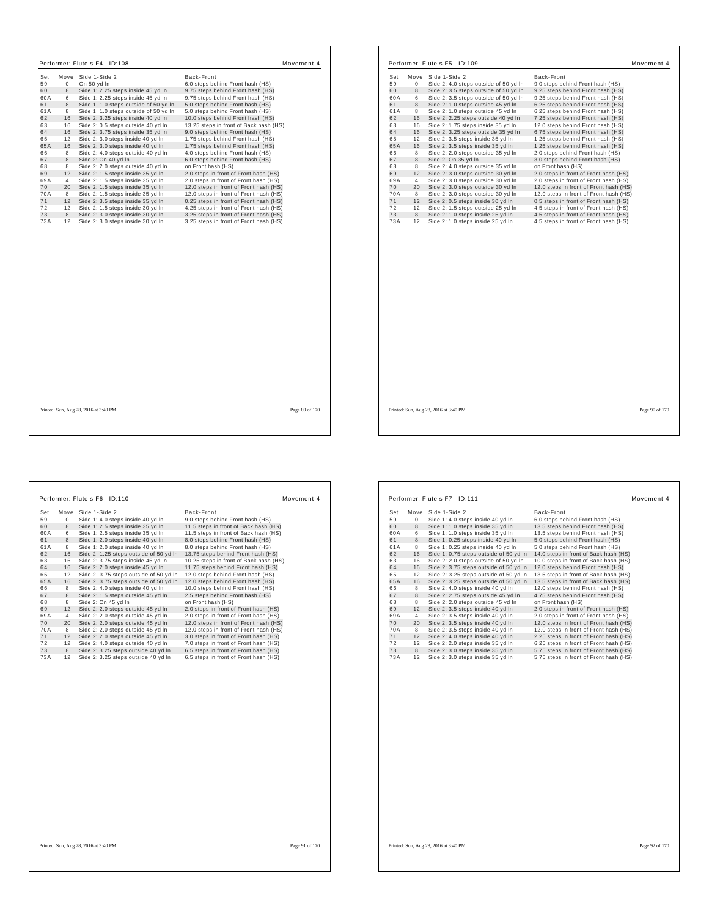## Performer: Flute s F4 ID:108 — Movement 4

| Set | Move | Side 1-Side 2 | Back-Front |
|---|---|---|---|
| 59 | 0 | On 50 yd ln | 6.0 steps behind Front hash (HS) |
| 60 | 8 | Side 1: 2.25 steps inside 45 yd ln | 9.75 steps behind Front hash (HS) |
| 60A | 6 | Side 1: 2.25 steps inside 45 yd ln | 9.75 steps behind Front hash (HS) |
| 61 | 8 | Side 1: 1.0 steps outside of 50 yd ln | 5.0 steps behind Front hash (HS) |
| 61A | 8 | Side 1: 1.0 steps outside of 50 yd ln | 5.0 steps behind Front hash (HS) |
| 62 | 16 | Side 2: 3.25 steps inside 40 yd ln | 10.0 steps behind Front hash (HS) |
| 63 | 16 | Side 2: 0.5 steps outside 40 yd ln | 13.25 steps in front of Back hash (HS) |
| 64 | 16 | Side 2: 3.75 steps inside 35 yd ln | 9.0 steps behind Front hash (HS) |
| 65 | 12 | Side 2: 3.0 steps inside 40 yd ln | 1.75 steps behind Front hash (HS) |
| 65A | 16 | Side 2: 3.0 steps inside 40 yd ln | 1.75 steps behind Front hash (HS) |
| 66 | 8 | Side 2: 4.0 steps outside 40 yd ln | 4.0 steps behind Front hash (HS) |
| 67 | 8 | Side 2: On 40 yd ln | 6.0 steps behind Front hash (HS) |
| 68 | 8 | Side 2: 2.0 steps outside 40 yd ln | on Front hash (HS) |
| 69 | 12 | Side 2: 1.5 steps inside 35 yd ln | 2.0 steps in front of Front hash (HS) |
| 69A | 4 | Side 2: 1.5 steps inside 35 yd ln | 2.0 steps in front of Front hash (HS) |
| 70 | 20 | Side 2: 1.5 steps inside 35 yd ln | 12.0 steps in front of Front hash (HS) |
| 70A | 8 | Side 2: 1.5 steps inside 35 yd ln | 12.0 steps in front of Front hash (HS) |
| 71 | 12 | Side 2: 3.5 steps inside 35 yd ln | 0.25 steps in front of Front hash (HS) |
| 72 | 12 | Side 2: 1.5 steps inside 30 yd ln | 4.25 steps in front of Front hash (HS) |
| 73 | 8 | Side 2: 3.0 steps inside 30 yd ln | 3.25 steps in front of Front hash (HS) |
| 73A | 12 | Side 2: 3.0 steps inside 30 yd ln | 3.25 steps in front of Front hash (HS) |

Printed: Sun, Aug 28, 2016 at 3:40 PM

## Performer: Flute s F5 ID:109 — Movement 4

| Set | Move | Side 1-Side 2 | Back-Front |
|---|---|---|---|
| 59 | 0 | Side 2: 4.0 steps outside of 50 yd ln | 9.0 steps behind Front hash (HS) |
| 60 | 8 | Side 2: 3.5 steps outside of 50 yd ln | 9.25 steps behind Front hash (HS) |
| 60A | 6 | Side 2: 3.5 steps outside of 50 yd ln | 9.25 steps behind Front hash (HS) |
| 61 | 8 | Side 2: 1.0 steps outside 45 yd ln | 6.25 steps behind Front hash (HS) |
| 61A | 8 | Side 2: 1.0 steps outside 45 yd ln | 6.25 steps behind Front hash (HS) |
| 62 | 16 | Side 2: 0.25 steps outside 40 yd ln | 7.25 steps behind Front hash (HS) |
| 63 | 16 | Side 2: 1.75 steps inside 35 yd ln | 12.0 steps behind Front hash (HS) |
| 64 | 16 | Side 2: 3.25 steps outside 35 yd ln | 6.75 steps behind Front hash (HS) |
| 65 | 12 | Side 2: 3.5 steps inside 35 yd ln | 1.25 steps behind Front hash (HS) |
| 65A | 16 | Side 2: 3.5 steps inside 35 yd ln | 1.25 steps behind Front hash (HS) |
| 66 | 8 | Side 2: 2.0 steps outside 35 yd ln | 2.0 steps behind Front hash (HS) |
| 67 | 8 | Side 2: On 35 yd ln | 3.0 steps behind Front hash (HS) |
| 68 | 8 | Side 2: 4.0 steps outside 35 yd ln | on Front hash (HS) |
| 69 | 12 | Side 2: 3.0 steps outside 30 yd ln | 2.0 steps in front of Front hash (HS) |
| 69A | 4 | Side 2: 3.0 steps outside 30 yd ln | 2.0 steps in front of Front hash (HS) |
| 70 | 20 | Side 2: 3.0 steps outside 30 yd ln | 12.0 steps in front of Front hash (HS) |
| 70A | 8 | Side 2: 3.0 steps outside 30 yd ln | 12.0 steps in front of Front hash (HS) |
| 71 | 12 | Side 2: 0.5 steps inside 30 yd ln | 0.5 steps in front of Front hash (HS) |
| 72 | 12 | Side 2: 1.5 steps outside 25 yd ln | 4.5 steps in front of Front hash (HS) |
| 73 | 8 | Side 2: 1.0 steps inside 25 yd ln | 4.5 steps in front of Front hash (HS) |
| 73A | 12 | Side 2: 1.0 steps inside 25 yd ln | 4.5 steps in front of Front hash (HS) |

Printed: Sun, Aug 28, 2016 at 3:40 PM

## Performer: Flute s F6 ID:110 — Movement 4

| Set | Move | Side 1-Side 2 | Back-Front |
|---|---|---|---|
| 59 | 0 | Side 1: 4.0 steps inside 40 yd ln | 9.0 steps behind Front hash (HS) |
| 60 | 8 | Side 1: 2.5 steps inside 35 yd ln | 11.5 steps in front of Back hash (HS) |
| 60A | 6 | Side 1: 2.5 steps inside 35 yd ln | 11.5 steps in front of Back hash (HS) |
| 61 | 8 | Side 1: 2.0 steps inside 40 yd ln | 8.0 steps behind Front hash (HS) |
| 61A | 8 | Side 1: 2.0 steps inside 40 yd ln | 8.0 steps behind Front hash (HS) |
| 62 | 16 | Side 2: 1.25 steps outside of 50 yd ln | 13.75 steps behind Front hash (HS) |
| 63 | 16 | Side 2: 3.75 steps inside 45 yd ln | 10.25 steps in front of Back hash (HS) |
| 64 | 16 | Side 2: 2.0 steps inside 45 yd ln | 11.75 steps behind Front hash (HS) |
| 65 | 12 | Side 2: 3.75 steps outside of 50 yd ln | 12.0 steps behind Front hash (HS) |
| 65A | 16 | Side 2: 3.75 steps outside of 50 yd ln | 12.0 steps behind Front hash (HS) |
| 66 | 8 | Side 2: 4.0 steps inside 40 yd ln | 10.0 steps behind Front hash (HS) |
| 67 | 8 | Side 2: 1.5 steps outside 45 yd ln | 2.5 steps behind Front hash (HS) |
| 68 | 8 | Side 2: On 45 yd ln | on Front hash (HS) |
| 69 | 12 | Side 2: 2.0 steps outside 45 yd ln | 2.0 steps in front of Front hash (HS) |
| 69A | 4 | Side 2: 2.0 steps outside 45 yd ln | 2.0 steps in front of Front hash (HS) |
| 70 | 20 | Side 2: 2.0 steps outside 45 yd ln | 12.0 steps in front of Front hash (HS) |
| 70A | 8 | Side 2: 2.0 steps outside 45 yd ln | 12.0 steps in front of Front hash (HS) |
| 71 | 12 | Side 2: 2.0 steps outside 45 yd ln | 3.0 steps in front of Front hash (HS) |
| 72 | 12 | Side 2: 4.0 steps outside 40 yd ln | 7.0 steps in front of Front hash (HS) |
| 73 | 8 | Side 2: 3.25 steps outside 40 yd ln | 6.5 steps in front of Front hash (HS) |
| 73A | 12 | Side 2: 3.25 steps outside 40 yd ln | 6.5 steps in front of Front hash (HS) |

Printed: Sun, Aug 28, 2016 at 3:40 PM

## Performer: Flute s F7 ID:111 — Movement 4

| Set | Move | Side 1-Side 2 | Back-Front |
|---|---|---|---|
| 59 | 0 | Side 1: 4.0 steps inside 40 yd ln | 6.0 steps behind Front hash (HS) |
| 60 | 8 | Side 1: 1.0 steps inside 35 yd ln | 13.5 steps behind Front hash (HS) |
| 60A | 6 | Side 1: 1.0 steps inside 35 yd ln | 13.5 steps behind Front hash (HS) |
| 61 | 8 | Side 1: 0.25 steps inside 40 yd ln | 5.0 steps behind Front hash (HS) |
| 61A | 8 | Side 1: 0.25 steps inside 40 yd ln | 5.0 steps behind Front hash (HS) |
| 62 | 16 | Side 1: 0.75 steps outside of 50 yd ln | 14.0 steps in front of Back hash (HS) |
| 63 | 16 | Side 2: 2.0 steps outside of 50 yd ln | 10.0 steps in front of Back hash (HS) |
| 64 | 16 | Side 2: 3.75 steps outside of 50 yd ln | 12.0 steps behind Front hash (HS) |
| 65 | 12 | Side 2: 3.25 steps outside of 50 yd ln | 13.5 steps in front of Back hash (HS) |
| 65A | 16 | Side 2: 3.25 steps outside of 50 yd ln | 13.5 steps in front of Back hash (HS) |
| 66 | 8 | Side 2: 4.0 steps inside 40 yd ln | 12.0 steps behind Front hash (HS) |
| 67 | 8 | Side 2: 2.75 steps outside 45 yd ln | 4.75 steps behind Front hash (HS) |
| 68 | 8 | Side 2: 2.0 steps outside 45 yd ln | on Front hash (HS) |
| 69 | 12 | Side 2: 3.5 steps inside 40 yd ln | 2.0 steps in front of Front hash (HS) |
| 69A | 4 | Side 2: 3.5 steps inside 40 yd ln | 2.0 steps in front of Front hash (HS) |
| 70 | 20 | Side 2: 3.5 steps inside 40 yd ln | 12.0 steps in front of Front hash (HS) |
| 70A | 8 | Side 2: 3.5 steps inside 40 yd ln | 12.0 steps in front of Front hash (HS) |
| 71 | 12 | Side 2: 4.0 steps inside 40 yd ln | 2.25 steps in front of Front hash (HS) |
| 72 | 12 | Side 2: 2.0 steps inside 35 yd ln | 6.25 steps in front of Front hash (HS) |
| 73 | 8 | Side 2: 3.0 steps inside 35 yd ln | 5.75 steps in front of Front hash (HS) |
| 73A | 12 | Side 2: 3.0 steps inside 35 yd ln | 5.75 steps in front of Front hash (HS) |

Printed: Sun, Aug 28, 2016 at 3:40 PM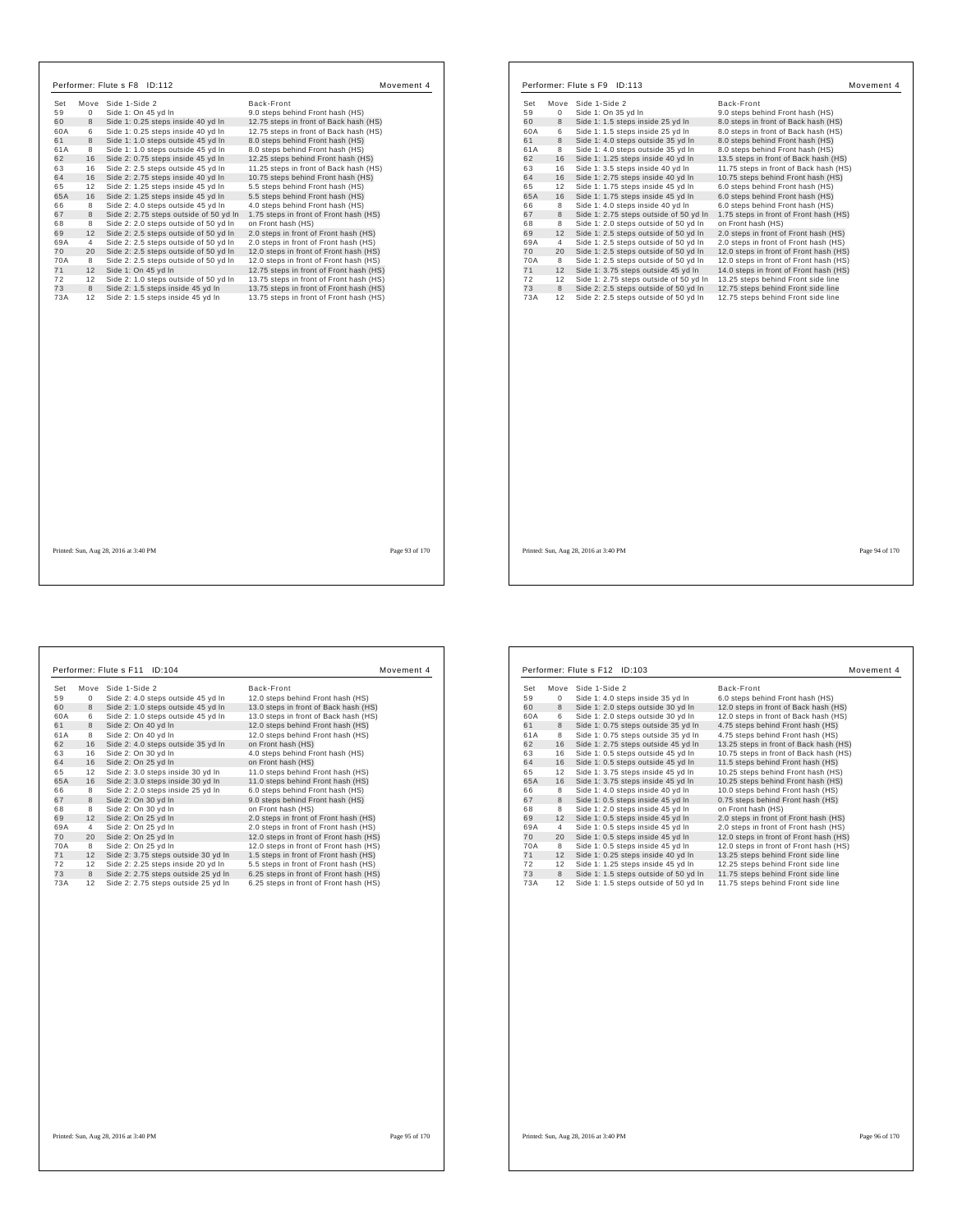## Performer: Flute s F8 ID:112 — Movement 4

| Set | Move | Side 1-Side 2 | Back-Front |
|---|---|---|---|
| 59 | 0 | Side 1: On 45 yd ln | 9.0 steps behind Front hash (HS) |
| 60 | 8 | Side 1: 0.25 steps inside 40 yd ln | 12.75 steps in front of Back hash (HS) |
| 60A | 6 | Side 1: 0.25 steps inside 40 yd ln | 12.75 steps in front of Back hash (HS) |
| 61 | 8 | Side 1: 1.0 steps outside 45 yd ln | 8.0 steps behind Front hash (HS) |
| 61A | 8 | Side 1: 1.0 steps outside 45 yd ln | 8.0 steps behind Front hash (HS) |
| 62 | 16 | Side 2: 0.75 steps inside 45 yd ln | 12.25 steps behind Front hash (HS) |
| 63 | 16 | Side 2: 2.5 steps outside 45 yd ln | 11.25 steps in front of Back hash (HS) |
| 64 | 16 | Side 2: 2.75 steps inside 40 yd ln | 10.75 steps behind Front hash (HS) |
| 65 | 12 | Side 2: 1.25 steps inside 45 yd ln | 5.5 steps behind Front hash (HS) |
| 65A | 16 | Side 2: 1.25 steps inside 45 yd ln | 5.5 steps behind Front hash (HS) |
| 66 | 8 | Side 2: 4.0 steps outside 45 yd ln | 4.0 steps behind Front hash (HS) |
| 67 | 8 | Side 2: 2.75 steps outside of 50 yd ln | 1.75 steps in front of Front hash (HS) |
| 68 | 8 | Side 2: 2.0 steps outside of 50 yd ln | on Front hash (HS) |
| 69 | 12 | Side 2: 2.5 steps outside of 50 yd ln | 2.0 steps in front of Front hash (HS) |
| 69A | 4 | Side 2: 2.5 steps outside of 50 yd ln | 2.0 steps in front of Front hash (HS) |
| 70 | 20 | Side 2: 2.5 steps outside of 50 yd ln | 12.0 steps in front of Front hash (HS) |
| 70A | 8 | Side 2: 2.5 steps outside of 50 yd ln | 12.0 steps in front of Front hash (HS) |
| 71 | 12 | Side 1: On 45 yd ln | 12.75 steps in front of Front hash (HS) |
| 72 | 12 | Side 2: 1.0 steps outside of 50 yd ln | 13.75 steps in front of Front hash (HS) |
| 73 | 8 | Side 2: 1.5 steps inside 45 yd ln | 13.75 steps in front of Front hash (HS) |
| 73A | 12 | Side 2: 1.5 steps inside 45 yd ln | 13.75 steps in front of Front hash (HS) |

Printed: Sun, Aug 28, 2016 at 3:40 PM

## Performer: Flute s F9 ID:113 — Movement 4

| Set | Move | Side 1-Side 2 | Back-Front |
|---|---|---|---|
| 59 | 0 | Side 1: On 35 yd ln | 9.0 steps behind Front hash (HS) |
| 60 | 8 | Side 1: 1.5 steps inside 25 yd ln | 8.0 steps in front of Back hash (HS) |
| 60A | 6 | Side 1: 1.5 steps inside 25 yd ln | 8.0 steps in front of Back hash (HS) |
| 61 | 8 | Side 1: 4.0 steps outside 35 yd ln | 8.0 steps behind Front hash (HS) |
| 61A | 8 | Side 1: 4.0 steps outside 35 yd ln | 8.0 steps behind Front hash (HS) |
| 62 | 16 | Side 1: 1.25 steps inside 40 yd ln | 13.5 steps in front of Back hash (HS) |
| 63 | 16 | Side 1: 3.5 steps inside 40 yd ln | 11.75 steps in front of Back hash (HS) |
| 64 | 16 | Side 1: 2.75 steps inside 40 yd ln | 10.75 steps behind Front hash (HS) |
| 65 | 12 | Side 1: 1.75 steps inside 45 yd ln | 6.0 steps behind Front hash (HS) |
| 65A | 16 | Side 1: 1.75 steps inside 45 yd ln | 6.0 steps behind Front hash (HS) |
| 66 | 8 | Side 1: 4.0 steps inside 40 yd ln | 6.0 steps behind Front hash (HS) |
| 67 | 8 | Side 1: 2.75 steps outside of 50 yd ln | 1.75 steps in front of Front hash (HS) |
| 68 | 8 | Side 1: 2.0 steps outside of 50 yd ln | on Front hash (HS) |
| 69 | 12 | Side 1: 2.5 steps outside of 50 yd ln | 2.0 steps in front of Front hash (HS) |
| 69A | 4 | Side 1: 2.5 steps outside of 50 yd ln | 2.0 steps in front of Front hash (HS) |
| 70 | 20 | Side 1: 2.5 steps outside of 50 yd ln | 12.0 steps in front of Front hash (HS) |
| 70A | 8 | Side 1: 2.5 steps outside of 50 yd ln | 12.0 steps in front of Front hash (HS) |
| 71 | 12 | Side 1: 3.75 steps outside 45 yd ln | 14.0 steps in front of Front hash (HS) |
| 72 | 12 | Side 1: 2.75 steps outside of 50 yd ln | 13.25 steps behind Front side line |
| 73 | 8 | Side 2: 2.5 steps outside of 50 yd ln | 12.75 steps behind Front side line |
| 73A | 12 | Side 2: 2.5 steps outside of 50 yd ln | 12.75 steps behind Front side line |

Printed: Sun, Aug 28, 2016 at 3:40 PM

## Performer: Flute s F11 ID:104 — Movement 4

| Set | Move | Side 1-Side 2 | Back-Front |
|---|---|---|---|
| 59 | 0 | Side 2: 4.0 steps outside 45 yd ln | 12.0 steps behind Front hash (HS) |
| 60 | 8 | Side 2: 1.0 steps outside 45 yd ln | 13.0 steps in front of Back hash (HS) |
| 60A | 6 | Side 2: 1.0 steps outside 45 yd ln | 13.0 steps in front of Back hash (HS) |
| 61 | 8 | Side 2: On 40 yd ln | 12.0 steps behind Front hash (HS) |
| 61A | 8 | Side 2: On 40 yd ln | 12.0 steps behind Front hash (HS) |
| 62 | 16 | Side 2: 4.0 steps outside 35 yd ln | on Front hash (HS) |
| 63 | 16 | Side 2: On 30 yd ln | 4.0 steps behind Front hash (HS) |
| 64 | 16 | Side 2: On 25 yd ln | on Front hash (HS) |
| 65 | 12 | Side 2: 3.0 steps inside 30 yd ln | 11.0 steps behind Front hash (HS) |
| 65A | 16 | Side 2: 3.0 steps inside 30 yd ln | 11.0 steps behind Front hash (HS) |
| 66 | 8 | Side 2: 2.0 steps inside 25 yd ln | 6.0 steps behind Front hash (HS) |
| 67 | 8 | Side 2: On 30 yd ln | 9.0 steps behind Front hash (HS) |
| 68 | 8 | Side 2: On 30 yd ln | on Front hash (HS) |
| 69 | 12 | Side 2: On 25 yd ln | 2.0 steps in front of Front hash (HS) |
| 69A | 4 | Side 2: On 25 yd ln | 2.0 steps in front of Front hash (HS) |
| 70 | 20 | Side 2: On 25 yd ln | 12.0 steps in front of Front hash (HS) |
| 70A | 8 | Side 2: On 25 yd ln | 12.0 steps in front of Front hash (HS) |
| 71 | 12 | Side 2: 3.75 steps outside 30 yd ln | 1.5 steps in front of Front hash (HS) |
| 72 | 12 | Side 2: 2.25 steps inside 20 yd ln | 5.5 steps in front of Front hash (HS) |
| 73 | 8 | Side 2: 2.75 steps outside 25 yd ln | 6.25 steps in front of Front hash (HS) |
| 73A | 12 | Side 2: 2.75 steps outside 25 yd ln | 6.25 steps in front of Front hash (HS) |

Printed: Sun, Aug 28, 2016 at 3:40 PM

## Performer: Flute s F12 ID:103 — Movement 4

| Set | Move | Side 1-Side 2 | Back-Front |
|---|---|---|---|
| 59 | 0 | Side 1: 4.0 steps inside 35 yd ln | 6.0 steps behind Front hash (HS) |
| 60 | 8 | Side 1: 2.0 steps outside 30 yd ln | 12.0 steps in front of Back hash (HS) |
| 60A | 6 | Side 1: 2.0 steps outside 30 yd ln | 12.0 steps in front of Back hash (HS) |
| 61 | 8 | Side 1: 0.75 steps outside 35 yd ln | 4.75 steps behind Front hash (HS) |
| 61A | 8 | Side 1: 0.75 steps outside 35 yd ln | 4.75 steps behind Front hash (HS) |
| 62 | 16 | Side 1: 2.75 steps outside 45 yd ln | 13.25 steps in front of Back hash (HS) |
| 63 | 16 | Side 1: 0.5 steps outside 45 yd ln | 10.75 steps in front of Back hash (HS) |
| 64 | 16 | Side 1: 0.5 steps outside 45 yd ln | 11.5 steps behind Front hash (HS) |
| 65 | 12 | Side 1: 3.75 steps inside 45 yd ln | 10.25 steps behind Front hash (HS) |
| 65A | 16 | Side 1: 3.75 steps inside 45 yd ln | 10.25 steps behind Front hash (HS) |
| 66 | 8 | Side 1: 4.0 steps inside 40 yd ln | 10.0 steps behind Front hash (HS) |
| 67 | 8 | Side 1: 0.5 steps inside 45 yd ln | 0.75 steps behind Front hash (HS) |
| 68 | 8 | Side 1: 2.0 steps inside 45 yd ln | on Front hash (HS) |
| 69 | 12 | Side 1: 0.5 steps inside 45 yd ln | 2.0 steps in front of Front hash (HS) |
| 69A | 4 | Side 1: 0.5 steps inside 45 yd ln | 2.0 steps in front of Front hash (HS) |
| 70 | 20 | Side 1: 0.5 steps inside 45 yd ln | 12.0 steps in front of Front hash (HS) |
| 70A | 8 | Side 1: 0.5 steps inside 45 yd ln | 12.0 steps in front of Front hash (HS) |
| 71 | 12 | Side 1: 0.25 steps inside 40 yd ln | 13.25 steps behind Front side line |
| 72 | 12 | Side 1: 1.25 steps inside 45 yd ln | 12.25 steps behind Front side line |
| 73 | 8 | Side 1: 1.5 steps outside of 50 yd ln | 11.75 steps behind Front side line |
| 73A | 12 | Side 1: 1.5 steps outside of 50 yd ln | 11.75 steps behind Front side line |

Printed: Sun, Aug 28, 2016 at 3:40 PM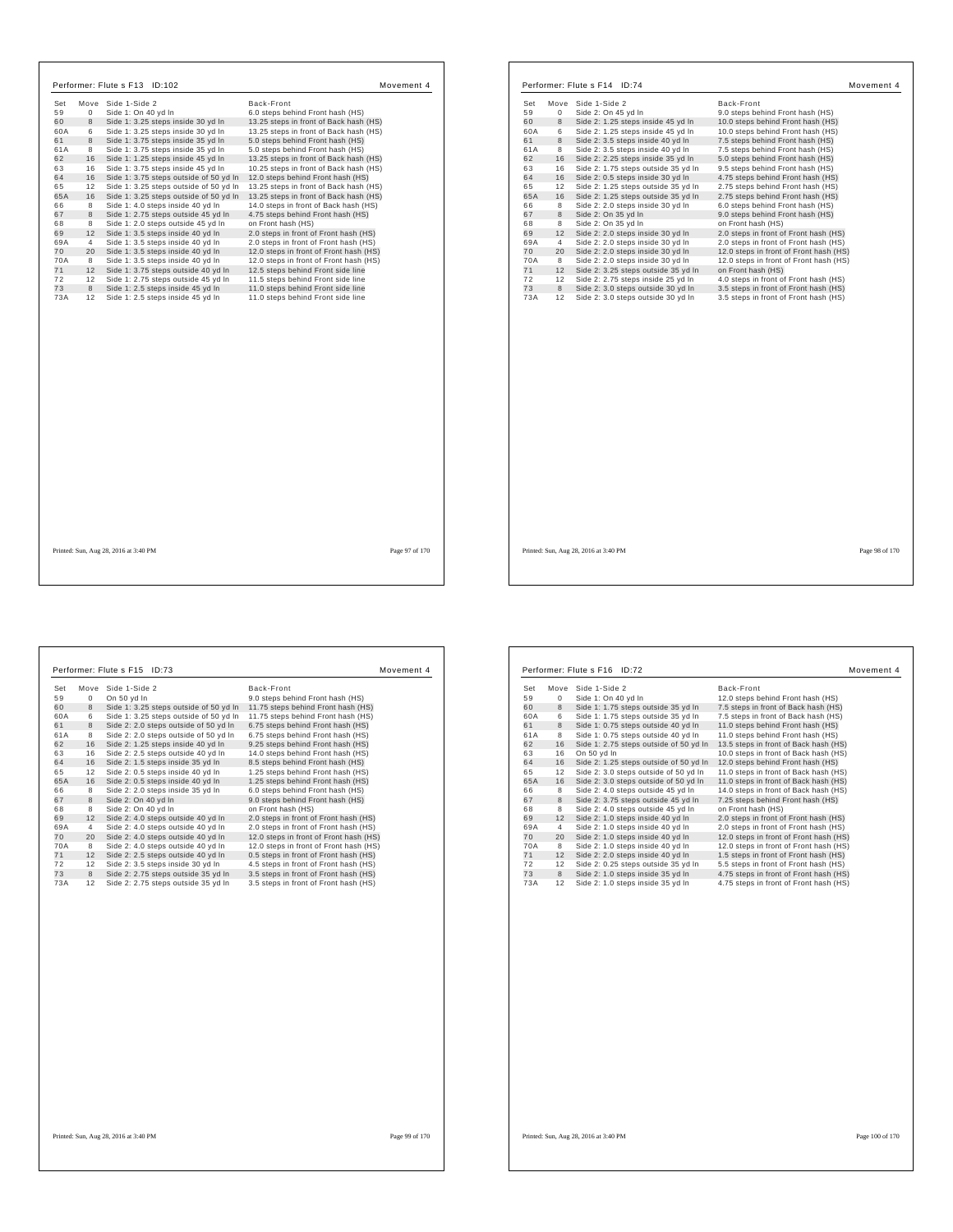Performer: Flute s F13 ID:102 — Movement 4

| Set | Move | Side 1-Side 2 | Back-Front |
|---|---|---|---|
| 59 | 0 | Side 1: On 40 yd ln | 6.0 steps behind Front hash (HS) |
| 60 | 8 | Side 1: 3.25 steps inside 30 yd ln | 13.25 steps in front of Back hash (HS) |
| 60A | 6 | Side 1: 3.25 steps inside 30 yd ln | 13.25 steps in front of Back hash (HS) |
| 61 | 8 | Side 1: 3.75 steps inside 35 yd ln | 5.0 steps behind Front hash (HS) |
| 61A | 8 | Side 1: 3.75 steps inside 35 yd ln | 5.0 steps behind Front hash (HS) |
| 62 | 16 | Side 1: 1.25 steps inside 45 yd ln | 13.25 steps in front of Back hash (HS) |
| 63 | 16 | Side 1: 3.75 steps inside 45 yd ln | 10.25 steps in front of Back hash (HS) |
| 64 | 16 | Side 1: 3.75 steps outside of 50 yd ln | 12.0 steps behind Front hash (HS) |
| 65 | 12 | Side 1: 3.25 steps outside of 50 yd ln | 13.25 steps in front of Back hash (HS) |
| 65A | 16 | Side 1: 3.25 steps outside of 50 yd ln | 13.25 steps in front of Back hash (HS) |
| 66 | 8 | Side 1: 4.0 steps inside 40 yd ln | 14.0 steps in front of Back hash (HS) |
| 67 | 8 | Side 1: 2.75 steps outside 45 yd ln | 4.75 steps behind Front hash (HS) |
| 68 | 8 | Side 1: 2.0 steps outside 45 yd ln | on Front hash (HS) |
| 69 | 12 | Side 1: 3.5 steps inside 40 yd ln | 2.0 steps in front of Front hash (HS) |
| 69A | 4 | Side 1: 3.5 steps inside 40 yd ln | 2.0 steps in front of Front hash (HS) |
| 70 | 20 | Side 1: 3.5 steps inside 40 yd ln | 12.0 steps in front of Front hash (HS) |
| 70A | 8 | Side 1: 3.5 steps inside 40 yd ln | 12.0 steps in front of Front hash (HS) |
| 71 | 12 | Side 1: 3.75 steps outside 40 yd ln | 12.5 steps behind Front side line |
| 72 | 12 | Side 1: 2.75 steps outside 45 yd ln | 11.5 steps behind Front side line |
| 73 | 8 | Side 1: 2.5 steps inside 45 yd ln | 11.0 steps behind Front side line |
| 73A | 12 | Side 1: 2.5 steps inside 45 yd ln | 11.0 steps behind Front side line |

Printed: Sun, Aug 28, 2016 at 3:40 PM

Performer: Flute s F14 ID:74 — Movement 4

| Set | Move | Side 1-Side 2 | Back-Front |
|---|---|---|---|
| 59 | 0 | Side 2: On 45 yd ln | 9.0 steps behind Front hash (HS) |
| 60 | 8 | Side 2: 1.25 steps inside 45 yd ln | 10.0 steps behind Front hash (HS) |
| 60A | 6 | Side 2: 1.25 steps inside 45 yd ln | 10.0 steps behind Front hash (HS) |
| 61 | 8 | Side 2: 3.5 steps inside 40 yd ln | 7.5 steps behind Front hash (HS) |
| 61A | 8 | Side 2: 3.5 steps inside 40 yd ln | 7.5 steps behind Front hash (HS) |
| 62 | 16 | Side 2: 0.25 steps inside 35 yd ln | 5.0 steps behind Front hash (HS) |
| 63 | 16 | Side 2: 1.75 steps outside 35 yd ln | 9.5 steps behind Front hash (HS) |
| 64 | 16 | Side 2: 0.5 steps inside 30 yd ln | 4.75 steps behind Front hash (HS) |
| 65 | 12 | Side 2: 1.25 steps outside 35 yd ln | 2.75 steps behind Front hash (HS) |
| 65A | 16 | Side 2: 1.25 steps outside 35 yd ln | 2.75 steps behind Front hash (HS) |
| 66 | 8 | Side 2: 2.0 steps inside 30 yd ln | 6.0 steps behind Front hash (HS) |
| 67 | 8 | Side 2: On 35 yd ln | 9.0 steps behind Front hash (HS) |
| 68 | 8 | Side 2: On 35 yd ln | on Front hash (HS) |
| 69 | 12 | Side 2: 2.0 steps inside 30 yd ln | 2.0 steps in front of Front hash (HS) |
| 69A | 4 | Side 2: 2.0 steps inside 30 yd ln | 2.0 steps in front of Front hash (HS) |
| 70 | 20 | Side 2: 2.0 steps inside 30 yd ln | 12.0 steps in front of Front hash (HS) |
| 70A | 8 | Side 2: 2.0 steps inside 30 yd ln | 12.0 steps in front of Front hash (HS) |
| 71 | 12 | Side 2: 3.25 steps outside 35 yd ln | on Front hash (HS) |
| 72 | 12 | Side 2: 2.75 steps inside 25 yd ln | 4.0 steps in front of Front hash (HS) |
| 73 | 8 | Side 2: 3.0 steps outside 30 yd ln | 3.5 steps in front of Front hash (HS) |
| 73A | 12 | Side 2: 3.0 steps outside 30 yd ln | 3.5 steps in front of Front hash (HS) |

Printed: Sun, Aug 28, 2016 at 3:40 PM

Performer: Flute s F15 ID:73 — Movement 4

| Set | Move | Side 1-Side 2 | Back-Front |
|---|---|---|---|
| 59 | 0 | On 50 yd ln | 9.0 steps behind Front hash (HS) |
| 60 | 8 | Side 1: 3.25 steps outside of 50 yd ln | 11.75 steps behind Front hash (HS) |
| 60A | 6 | Side 1: 3.25 steps outside of 50 yd ln | 11.75 steps behind Front hash (HS) |
| 61 | 8 | Side 2: 2.0 steps outside of 50 yd ln | 6.75 steps behind Front hash (HS) |
| 61A | 8 | Side 2: 2.0 steps outside of 50 yd ln | 6.75 steps behind Front hash (HS) |
| 62 | 16 | Side 2: 1.25 steps inside 40 yd ln | 9.25 steps behind Front hash (HS) |
| 63 | 16 | Side 2: 2.5 steps outside 40 yd ln | 14.0 steps behind Front hash (HS) |
| 64 | 16 | Side 2: 1.5 steps inside 35 yd ln | 8.5 steps behind Front hash (HS) |
| 65 | 12 | Side 2: 0.5 steps inside 40 yd ln | 1.25 steps behind Front hash (HS) |
| 65A | 16 | Side 2: 0.5 steps inside 40 yd ln | 1.25 steps behind Front hash (HS) |
| 66 | 8 | Side 2: 2.0 steps inside 35 yd ln | 6.0 steps behind Front hash (HS) |
| 67 | 8 | Side 2: On 40 yd ln | 9.0 steps behind Front hash (HS) |
| 68 | 8 | Side 2: On 40 yd ln | on Front hash (HS) |
| 69 | 12 | Side 2: 4.0 steps outside 40 yd ln | 2.0 steps in front of Front hash (HS) |
| 69A | 4 | Side 2: 4.0 steps outside 40 yd ln | 2.0 steps in front of Front hash (HS) |
| 70 | 20 | Side 2: 4.0 steps outside 40 yd ln | 12.0 steps in front of Front hash (HS) |
| 70A | 8 | Side 2: 4.0 steps outside 40 yd ln | 12.0 steps in front of Front hash (HS) |
| 71 | 12 | Side 2: 2.5 steps outside 40 yd ln | 0.5 steps in front of Front hash (HS) |
| 72 | 12 | Side 2: 3.5 steps inside 30 yd ln | 4.5 steps in front of Front hash (HS) |
| 73 | 8 | Side 2: 2.75 steps outside 35 yd ln | 3.5 steps in front of Front hash (HS) |
| 73A | 12 | Side 2: 2.75 steps outside 35 yd ln | 3.5 steps in front of Front hash (HS) |

Printed: Sun, Aug 28, 2016 at 3:40 PM

Performer: Flute s F16 ID:72 — Movement 4

| Set | Move | Side 1-Side 2 | Back-Front |
|---|---|---|---|
| 59 | 0 | Side 1: On 40 yd ln | 12.0 steps behind Front hash (HS) |
| 60 | 8 | Side 1: 1.75 steps outside 35 yd ln | 7.5 steps in front of Back hash (HS) |
| 60A | 6 | Side 1: 1.75 steps outside 35 yd ln | 7.5 steps in front of Back hash (HS) |
| 61 | 8 | Side 1: 0.75 steps outside 40 yd ln | 11.0 steps behind Front hash (HS) |
| 61A | 8 | Side 1: 0.75 steps outside 40 yd ln | 11.0 steps behind Front hash (HS) |
| 62 | 16 | Side 1: 2.75 steps outside of 50 yd ln | 13.5 steps in front of Back hash (HS) |
| 63 | 16 | On 50 yd ln | 10.0 steps in front of Back hash (HS) |
| 64 | 16 | Side 2: 1.25 steps outside of 50 yd ln | 12.0 steps behind Front hash (HS) |
| 65 | 12 | Side 2: 3.0 steps outside of 50 yd ln | 11.0 steps in front of Back hash (HS) |
| 65A | 16 | Side 2: 3.0 steps outside of 50 yd ln | 11.0 steps in front of Back hash (HS) |
| 66 | 8 | Side 2: 4.0 steps outside 45 yd ln | 14.0 steps in front of Back hash (HS) |
| 67 | 8 | Side 2: 3.75 steps outside 45 yd ln | 7.25 steps behind Front hash (HS) |
| 68 | 8 | Side 2: 4.0 steps outside 45 yd ln | on Front hash (HS) |
| 69 | 12 | Side 2: 1.0 steps inside 40 yd ln | 2.0 steps in front of Front hash (HS) |
| 69A | 4 | Side 2: 1.0 steps inside 40 yd ln | 2.0 steps in front of Front hash (HS) |
| 70 | 20 | Side 2: 1.0 steps inside 40 yd ln | 12.0 steps in front of Front hash (HS) |
| 70A | 8 | Side 2: 1.0 steps inside 40 yd ln | 12.0 steps in front of Front hash (HS) |
| 71 | 12 | Side 2: 2.0 steps inside 40 yd ln | 1.5 steps in front of Front hash (HS) |
| 72 | 12 | Side 2: 0.25 steps outside 35 yd ln | 5.5 steps in front of Front hash (HS) |
| 73 | 8 | Side 2: 1.0 steps inside 35 yd ln | 4.75 steps in front of Front hash (HS) |
| 73A | 12 | Side 2: 1.0 steps inside 35 yd ln | 4.75 steps in front of Front hash (HS) |

Printed: Sun, Aug 28, 2016 at 3:40 PM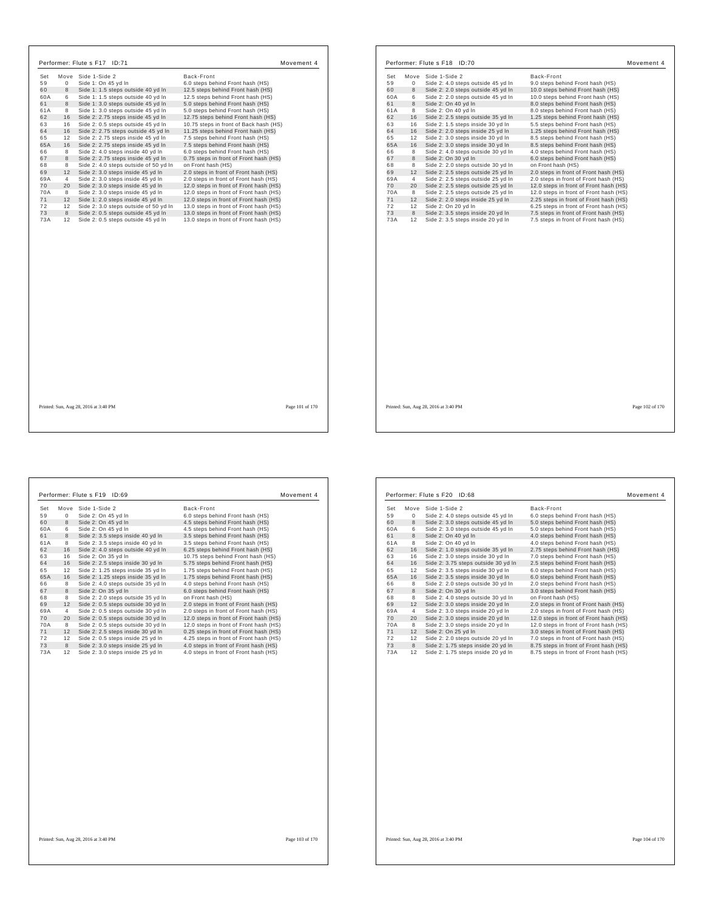## Performer: Flute s F17 ID:71

Movement 4

| Set | Move | Side 1-Side 2 | Back-Front |
|---|---|---|---|
| 59 | 0 | Side 1: On 45 yd ln | 6.0 steps behind Front hash (HS) |
| 60 | 8 | Side 1: 1.5 steps outside 40 yd ln | 12.5 steps behind Front hash (HS) |
| 60A | 6 | Side 1: 1.5 steps outside 40 yd ln | 12.5 steps behind Front hash (HS) |
| 61 | 8 | Side 1: 3.0 steps outside 45 yd ln | 5.0 steps behind Front hash (HS) |
| 61A | 8 | Side 1: 3.0 steps outside 45 yd ln | 5.0 steps behind Front hash (HS) |
| 62 | 16 | Side 2: 2.75 steps inside 45 yd ln | 12.75 steps behind Front hash (HS) |
| 63 | 16 | Side 2: 0.5 steps outside 45 yd ln | 10.75 steps in front of Back hash (HS) |
| 64 | 16 | Side 2: 2.75 steps outside 45 yd ln | 11.25 steps behind Front hash (HS) |
| 65 | 12 | Side 2: 2.75 steps inside 45 yd ln | 7.5 steps behind Front hash (HS) |
| 65A | 16 | Side 2: 2.75 steps inside 45 yd ln | 7.5 steps behind Front hash (HS) |
| 66 | 8 | Side 2: 4.0 steps inside 40 yd ln | 6.0 steps behind Front hash (HS) |
| 67 | 8 | Side 2: 2.75 steps inside 45 yd ln | 0.75 steps in front of Front hash (HS) |
| 68 | 8 | Side 2: 4.0 steps outside of 50 yd ln | on Front hash (HS) |
| 69 | 12 | Side 2: 3.0 steps inside 45 yd ln | 2.0 steps in front of Front hash (HS) |
| 69A | 4 | Side 2: 3.0 steps inside 45 yd ln | 2.0 steps in front of Front hash (HS) |
| 70 | 20 | Side 2: 3.0 steps inside 45 yd ln | 12.0 steps in front of Front hash (HS) |
| 70A | 8 | Side 2: 3.0 steps inside 45 yd ln | 12.0 steps in front of Front hash (HS) |
| 71 | 12 | Side 1: 2.0 steps inside 45 yd ln | 12.0 steps in front of Front hash (HS) |
| 72 | 12 | Side 2: 3.0 steps outside of 50 yd ln | 13.0 steps in front of Front hash (HS) |
| 73 | 8 | Side 2: 0.5 steps outside 45 yd ln | 13.0 steps in front of Front hash (HS) |
| 73A | 12 | Side 2: 0.5 steps outside 45 yd ln | 13.0 steps in front of Front hash (HS) |

Printed: Sun, Aug 28, 2016 at 3:40 PM

## Performer: Flute s F18 ID:70

Movement 4

| Set | Move | Side 1-Side 2 | Back-Front |
|---|---|---|---|
| 59 | 0 | Side 2: 4.0 steps outside 45 yd ln | 9.0 steps behind Front hash (HS) |
| 60 | 8 | Side 2: 2.0 steps outside 45 yd ln | 10.0 steps behind Front hash (HS) |
| 60A | 6 | Side 2: 2.0 steps outside 45 yd ln | 10.0 steps behind Front hash (HS) |
| 61 | 8 | Side 2: On 40 yd ln | 8.0 steps behind Front hash (HS) |
| 61A | 8 | Side 2: On 40 yd ln | 8.0 steps behind Front hash (HS) |
| 62 | 16 | Side 2: 2.5 steps outside 35 yd ln | 1.25 steps behind Front hash (HS) |
| 63 | 16 | Side 2: 1.5 steps inside 30 yd ln | 5.5 steps behind Front hash (HS) |
| 64 | 16 | Side 2: 2.0 steps inside 25 yd ln | 1.25 steps behind Front hash (HS) |
| 65 | 12 | Side 2: 3.0 steps inside 30 yd ln | 8.5 steps behind Front hash (HS) |
| 65A | 16 | Side 2: 3.0 steps inside 30 yd ln | 8.5 steps behind Front hash (HS) |
| 66 | 8 | Side 2: 4.0 steps outside 30 yd ln | 4.0 steps behind Front hash (HS) |
| 67 | 8 | Side 2: On 30 yd ln | 6.0 steps behind Front hash (HS) |
| 68 | 8 | Side 2: 2.0 steps outside 30 yd ln | on Front hash (HS) |
| 69 | 12 | Side 2: 2.5 steps outside 25 yd ln | 2.0 steps in front of Front hash (HS) |
| 69A | 4 | Side 2: 2.5 steps outside 25 yd ln | 2.0 steps in front of Front hash (HS) |
| 70 | 20 | Side 2: 2.5 steps outside 25 yd ln | 12.0 steps in front of Front hash (HS) |
| 70A | 8 | Side 2: 2.5 steps outside 25 yd ln | 12.0 steps in front of Front hash (HS) |
| 71 | 12 | Side 2: 2.0 steps inside 25 yd ln | 2.25 steps in front of Front hash (HS) |
| 72 | 12 | Side 2: On 20 yd ln | 6.25 steps in front of Front hash (HS) |
| 73 | 8 | Side 2: 3.5 steps inside 20 yd ln | 7.5 steps in front of Front hash (HS) |
| 73A | 12 | Side 2: 3.5 steps inside 20 yd ln | 7.5 steps in front of Front hash (HS) |

Printed: Sun, Aug 28, 2016 at 3:40 PM

## Performer: Flute s F19 ID:69

Movement 4

| Set | Move | Side 1-Side 2 | Back-Front |
|---|---|---|---|
| 59 | 0 | Side 2: On 45 yd ln | 6.0 steps behind Front hash (HS) |
| 60 | 8 | Side 2: On 45 yd ln | 4.5 steps behind Front hash (HS) |
| 60A | 6 | Side 2: On 45 yd ln | 4.5 steps behind Front hash (HS) |
| 61 | 8 | Side 2: 3.5 steps inside 40 yd ln | 3.5 steps behind Front hash (HS) |
| 61A | 8 | Side 2: 3.5 steps inside 40 yd ln | 3.5 steps behind Front hash (HS) |
| 62 | 16 | Side 2: 4.0 steps outside 40 yd ln | 6.25 steps behind Front hash (HS) |
| 63 | 16 | Side 2: On 35 yd ln | 10.75 steps behind Front hash (HS) |
| 64 | 16 | Side 2: 2.5 steps inside 30 yd ln | 5.75 steps behind Front hash (HS) |
| 65 | 12 | Side 2: 1.25 steps inside 35 yd ln | 1.75 steps behind Front hash (HS) |
| 65A | 16 | Side 2: 1.25 steps inside 35 yd ln | 1.75 steps behind Front hash (HS) |
| 66 | 8 | Side 2: 4.0 steps outside 35 yd ln | 4.0 steps behind Front hash (HS) |
| 67 | 8 | Side 2: On 35 yd ln | 6.0 steps behind Front hash (HS) |
| 68 | 8 | Side 2: 2.0 steps outside 35 yd ln | on Front hash (HS) |
| 69 | 12 | Side 2: 0.5 steps outside 30 yd ln | 2.0 steps in front of Front hash (HS) |
| 69A | 4 | Side 2: 0.5 steps outside 30 yd ln | 2.0 steps in front of Front hash (HS) |
| 70 | 20 | Side 2: 0.5 steps outside 30 yd ln | 12.0 steps in front of Front hash (HS) |
| 70A | 8 | Side 2: 0.5 steps outside 30 yd ln | 12.0 steps in front of Front hash (HS) |
| 71 | 12 | Side 2: 2.5 steps inside 30 yd ln | 0.25 steps in front of Front hash (HS) |
| 72 | 12 | Side 2: 0.5 steps inside 25 yd ln | 4.25 steps in front of Front hash (HS) |
| 73 | 8 | Side 2: 3.0 steps inside 25 yd ln | 4.0 steps in front of Front hash (HS) |
| 73A | 12 | Side 2: 3.0 steps inside 25 yd ln | 4.0 steps in front of Front hash (HS) |

Printed: Sun, Aug 28, 2016 at 3:40 PM

## Performer: Flute s F20 ID:68

Movement 4

| Set | Move | Side 1-Side 2 | Back-Front |
|---|---|---|---|
| 59 | 0 | Side 2: 4.0 steps outside 45 yd ln | 6.0 steps behind Front hash (HS) |
| 60 | 8 | Side 2: 3.0 steps outside 45 yd ln | 5.0 steps behind Front hash (HS) |
| 60A | 6 | Side 2: 3.0 steps outside 45 yd ln | 5.0 steps behind Front hash (HS) |
| 61 | 8 | Side 2: On 40 yd ln | 4.0 steps behind Front hash (HS) |
| 61A | 8 | Side 2: On 40 yd ln | 4.0 steps behind Front hash (HS) |
| 62 | 16 | Side 2: 1.0 steps outside 35 yd ln | 2.75 steps behind Front hash (HS) |
| 63 | 16 | Side 2: 3.0 steps inside 30 yd ln | 7.0 steps behind Front hash (HS) |
| 64 | 16 | Side 2: 3.75 steps outside 30 yd ln | 2.5 steps behind Front hash (HS) |
| 65 | 12 | Side 2: 3.5 steps inside 30 yd ln | 6.0 steps behind Front hash (HS) |
| 65A | 16 | Side 2: 3.5 steps inside 30 yd ln | 6.0 steps behind Front hash (HS) |
| 66 | 8 | Side 2: 2.0 steps outside 30 yd ln | 2.0 steps behind Front hash (HS) |
| 67 | 8 | Side 2: On 30 yd ln | 3.0 steps behind Front hash (HS) |
| 68 | 8 | Side 2: 4.0 steps outside 30 yd ln | on Front hash (HS) |
| 69 | 12 | Side 2: 3.0 steps inside 20 yd ln | 2.0 steps in front of Front hash (HS) |
| 69A | 4 | Side 2: 3.0 steps inside 20 yd ln | 2.0 steps in front of Front hash (HS) |
| 70 | 20 | Side 2: 3.0 steps inside 20 yd ln | 12.0 steps in front of Front hash (HS) |
| 70A | 8 | Side 2: 3.0 steps inside 20 yd ln | 12.0 steps in front of Front hash (HS) |
| 71 | 12 | Side 2: On 25 yd ln | 3.0 steps in front of Front hash (HS) |
| 72 | 12 | Side 2: 2.0 steps outside 20 yd ln | 7.0 steps in front of Front hash (HS) |
| 73 | 8 | Side 2: 1.75 steps inside 20 yd ln | 8.75 steps in front of Front hash (HS) |
| 73A | 12 | Side 2: 1.75 steps inside 20 yd ln | 8.75 steps in front of Front hash (HS) |

Printed: Sun, Aug 28, 2016 at 3:40 PM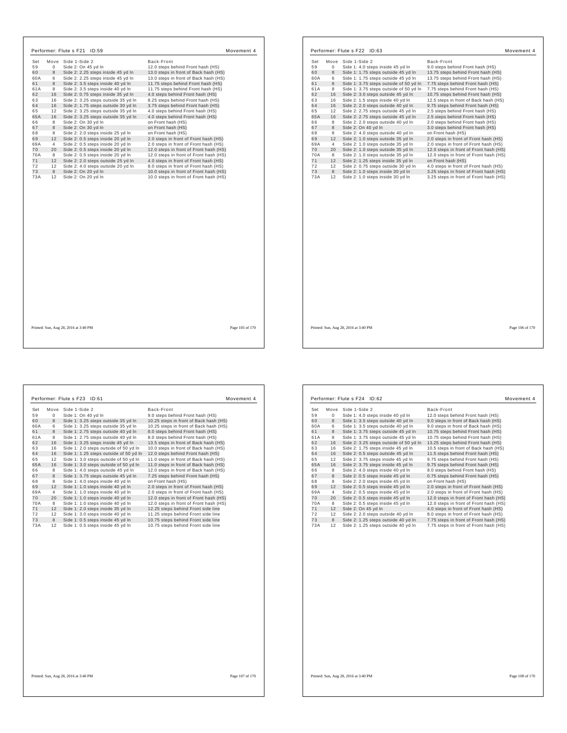## Performer: Flute s F21 ID:59 — Movement 4

| Set | Move | Side 1-Side 2 | Back-Front |
|---|---|---|---|
| 59 | 0 | Side 2: On 45 yd ln | 12.0 steps behind Front hash (HS) |
| 60 | 8 | Side 2: 2.25 steps inside 45 yd ln | 13.0 steps in front of Back hash (HS) |
| 60A | 6 | Side 2: 2.25 steps inside 45 yd ln | 13.0 steps in front of Back hash (HS) |
| 61 | 8 | Side 2: 3.5 steps inside 40 yd ln | 11.75 steps behind Front hash (HS) |
| 61A | 8 | Side 2: 3.5 steps inside 40 yd ln | 11.75 steps behind Front hash (HS) |
| 62 | 16 | Side 2: 0.75 steps inside 35 yd ln | 4.0 steps behind Front hash (HS) |
| 63 | 16 | Side 2: 3.25 steps outside 35 yd ln | 8.25 steps behind Front hash (HS) |
| 64 | 16 | Side 2: 1.75 steps outside 30 yd ln | 3.75 steps behind Front hash (HS) |
| 65 | 12 | Side 2: 3.25 steps outside 35 yd ln | 4.0 steps behind Front hash (HS) |
| 65A | 16 | Side 2: 3.25 steps outside 35 yd ln | 4.0 steps behind Front hash (HS) |
| 66 | 8 | Side 2: On 30 yd ln | on Front hash (HS) |
| 67 | 8 | Side 2: On 30 yd ln | on Front hash (HS) |
| 68 | 8 | Side 2: 2.0 steps inside 25 yd ln | on Front hash (HS) |
| 69 | 12 | Side 2: 0.5 steps inside 20 yd ln | 2.0 steps in front of Front hash (HS) |
| 69A | 4 | Side 2: 0.5 steps inside 20 yd ln | 2.0 steps in front of Front hash (HS) |
| 70 | 20 | Side 2: 0.5 steps inside 20 yd ln | 12.0 steps in front of Front hash (HS) |
| 70A | 8 | Side 2: 0.5 steps inside 20 yd ln | 12.0 steps in front of Front hash (HS) |
| 71 | 12 | Side 2: 2.0 steps outside 25 yd ln | 4.0 steps in front of Front hash (HS) |
| 72 | 12 | Side 2: 4.0 steps outside 20 yd ln | 8.0 steps in front of Front hash (HS) |
| 73 | 8 | Side 2: On 20 yd ln | 10.0 steps in front of Front hash (HS) |
| 73A | 12 | Side 2: On 20 yd ln | 10.0 steps in front of Front hash (HS) |

Printed: Sun, Aug 28, 2016 at 3:40 PM

## Performer: Flute s F22 ID:63 — Movement 4

| Set | Move | Side 1-Side 2 | Back-Front |
|---|---|---|---|
| 59 | 0 | Side 1: 4.0 steps inside 45 yd ln | 9.0 steps behind Front hash (HS) |
| 60 | 8 | Side 1: 1.75 steps outside 45 yd ln | 13.75 steps behind Front hash (HS) |
| 60A | 6 | Side 1: 1.75 steps outside 45 yd ln | 13.75 steps behind Front hash (HS) |
| 61 | 8 | Side 1: 3.75 steps outside of 50 yd ln | 7.75 steps behind Front hash (HS) |
| 61A | 8 | Side 1: 3.75 steps outside of 50 yd ln | 7.75 steps behind Front hash (HS) |
| 62 | 16 | Side 2: 3.0 steps outside 45 yd ln | 10.75 steps behind Front hash (HS) |
| 63 | 16 | Side 2: 1.5 steps inside 40 yd ln | 12.5 steps in front of Back hash (HS) |
| 64 | 16 | Side 2: 2.0 steps outside 40 yd ln | 9.75 steps behind Front hash (HS) |
| 65 | 12 | Side 2: 2.75 steps outside 45 yd ln | 2.5 steps behind Front hash (HS) |
| 65A | 16 | Side 2: 2.75 steps outside 45 yd ln | 2.5 steps behind Front hash (HS) |
| 66 | 8 | Side 2: 2.0 steps outside 40 yd ln | 2.0 steps behind Front hash (HS) |
| 67 | 8 | Side 2: On 40 yd ln | 3.0 steps behind Front hash (HS) |
| 68 | 8 | Side 2: 4.0 steps outside 40 yd ln | on Front hash (HS) |
| 69 | 12 | Side 2: 1.0 steps outside 35 yd ln | 2.0 steps in front of Front hash (HS) |
| 69A | 4 | Side 2: 1.0 steps outside 35 yd ln | 2.0 steps in front of Front hash (HS) |
| 70 | 20 | Side 2: 1.0 steps outside 35 yd ln | 12.0 steps in front of Front hash (HS) |
| 70A | 8 | Side 2: 1.0 steps outside 35 yd ln | 12.0 steps in front of Front hash (HS) |
| 71 | 12 | Side 2: 1.25 steps inside 35 yd ln | on Front hash (HS) |
| 72 | 12 | Side 2: 0.75 steps outside 30 yd ln | 4.0 steps in front of Front hash (HS) |
| 73 | 8 | Side 2: 1.0 steps inside 30 yd ln | 3.25 steps in front of Front hash (HS) |
| 73A | 12 | Side 2: 1.0 steps inside 30 yd ln | 3.25 steps in front of Front hash (HS) |

Printed: Sun, Aug 28, 2016 at 3:40 PM

## Performer: Flute s F23 ID:61 — Movement 4

| Set | Move | Side 1-Side 2 | Back-Front |
|---|---|---|---|
| 59 | 0 | Side 1: On 40 yd ln | 9.0 steps behind Front hash (HS) |
| 60 | 8 | Side 1: 3.25 steps outside 35 yd ln | 10.25 steps in front of Back hash (HS) |
| 60A | 6 | Side 1: 3.25 steps outside 35 yd ln | 10.25 steps in front of Back hash (HS) |
| 61 | 8 | Side 1: 2.75 steps outside 40 yd ln | 8.0 steps behind Front hash (HS) |
| 61A | 8 | Side 1: 2.75 steps outside 40 yd ln | 8.0 steps behind Front hash (HS) |
| 62 | 16 | Side 1: 3.25 steps inside 45 yd ln | 13.5 steps in front of Back hash (HS) |
| 63 | 16 | Side 1: 2.0 steps outside of 50 yd ln | 10.0 steps in front of Back hash (HS) |
| 64 | 16 | Side 1: 1.25 steps outside of 50 yd ln | 12.0 steps behind Front hash (HS) |
| 65 | 12 | Side 1: 3.0 steps outside of 50 yd ln | 11.0 steps in front of Back hash (HS) |
| 65A | 16 | Side 1: 3.0 steps outside of 50 yd ln | 11.0 steps in front of Back hash (HS) |
| 66 | 8 | Side 1: 4.0 steps outside 45 yd ln | 12.0 steps in front of Back hash (HS) |
| 67 | 8 | Side 1: 3.75 steps outside 45 yd ln | 7.25 steps behind Front hash (HS) |
| 68 | 8 | Side 1: 4.0 steps inside 40 yd ln | on Front hash (HS) |
| 69 | 12 | Side 1: 1.0 steps inside 40 yd ln | 2.0 steps in front of Front hash (HS) |
| 69A | 4 | Side 1: 1.0 steps inside 40 yd ln | 2.0 steps in front of Front hash (HS) |
| 70 | 20 | Side 1: 1.0 steps inside 40 yd ln | 12.0 steps in front of Front hash (HS) |
| 70A | 8 | Side 1: 1.0 steps inside 40 yd ln | 12.0 steps in front of Front hash (HS) |
| 71 | 12 | Side 1: 2.0 steps inside 35 yd ln | 12.25 steps behind Front side line |
| 72 | 12 | Side 1: 3.0 steps inside 40 yd ln | 11.25 steps behind Front side line |
| 73 | 8 | Side 1: 0.5 steps inside 45 yd ln | 10.75 steps behind Front side line |
| 73A | 12 | Side 1: 0.5 steps inside 45 yd ln | 10.75 steps behind Front side line |

Printed: Sun, Aug 28, 2016 at 3:40 PM

## Performer: Flute s F24 ID:62 — Movement 4

| Set | Move | Side 1-Side 2 | Back-Front |
|---|---|---|---|
| 59 | 0 | Side 1: 4.0 steps inside 40 yd ln | 12.0 steps behind Front hash (HS) |
| 60 | 8 | Side 1: 3.5 steps outside 40 yd ln | 9.0 steps in front of Back hash (HS) |
| 60A | 6 | Side 1: 3.5 steps outside 40 yd ln | 9.0 steps in front of Back hash (HS) |
| 61 | 8 | Side 1: 3.75 steps outside 45 yd ln | 10.75 steps behind Front hash (HS) |
| 61A | 8 | Side 1: 3.75 steps outside 45 yd ln | 10.75 steps behind Front hash (HS) |
| 62 | 16 | Side 2: 3.25 steps outside of 50 yd ln | 13.25 steps behind Front hash (HS) |
| 63 | 16 | Side 2: 1.75 steps inside 45 yd ln | 10.5 steps in front of Back hash (HS) |
| 64 | 16 | Side 2: 0.5 steps outside 45 yd ln | 11.5 steps behind Front hash (HS) |
| 65 | 12 | Side 2: 3.75 steps inside 45 yd ln | 9.75 steps behind Front hash (HS) |
| 65A | 16 | Side 2: 3.75 steps inside 45 yd ln | 9.75 steps behind Front hash (HS) |
| 66 | 8 | Side 2: 4.0 steps inside 40 yd ln | 8.0 steps behind Front hash (HS) |
| 67 | 8 | Side 2: 0.5 steps inside 45 yd ln | 0.75 steps behind Front hash (HS) |
| 68 | 8 | Side 2: 2.0 steps inside 45 yd ln | on Front hash (HS) |
| 69 | 12 | Side 2: 0.5 steps inside 45 yd ln | 2.0 steps in front of Front hash (HS) |
| 69A | 4 | Side 2: 0.5 steps inside 45 yd ln | 2.0 steps in front of Front hash (HS) |
| 70 | 20 | Side 2: 0.5 steps inside 45 yd ln | 12.0 steps in front of Front hash (HS) |
| 70A | 8 | Side 2: 0.5 steps inside 45 yd ln | 12.0 steps in front of Front hash (HS) |
| 71 | 12 | Side 2: On 45 yd ln | 4.0 steps in front of Front hash (HS) |
| 72 | 12 | Side 2: 2.0 steps outside 40 yd ln | 8.0 steps in front of Front hash (HS) |
| 73 | 8 | Side 2: 1.25 steps outside 40 yd ln | 7.75 steps in front of Front hash (HS) |
| 73A | 12 | Side 2: 1.25 steps outside 40 yd ln | 7.75 steps in front of Front hash (HS) |

Printed: Sun, Aug 28, 2016 at 3:40 PM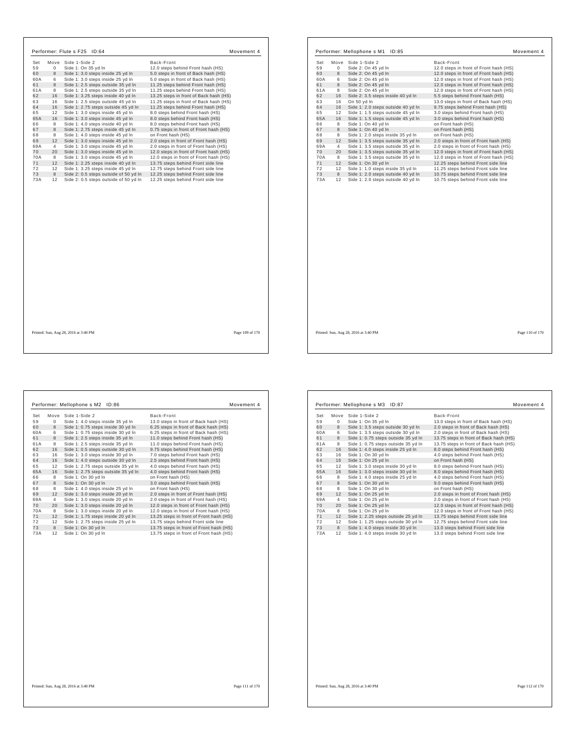## Performer: Flute s F25 ID:64

Movement 4

| Set | Move | Side 1-Side 2 | Back-Front |
|---|---|---|---|
| 59 | 0 | Side 1: On 35 yd ln | 12.0 steps behind Front hash (HS) |
| 60 | 8 | Side 1: 3.0 steps inside 25 yd ln | 5.0 steps in front of Back hash (HS) |
| 60A | 6 | Side 1: 3.0 steps inside 25 yd ln | 5.0 steps in front of Back hash (HS) |
| 61 | 8 | Side 1: 2.5 steps outside 35 yd ln | 11.25 steps behind Front hash (HS) |
| 61A | 8 | Side 1: 2.5 steps outside 35 yd ln | 11.25 steps behind Front hash (HS) |
| 62 | 16 | Side 1: 3.25 steps inside 40 yd ln | 13.25 steps in front of Back hash (HS) |
| 63 | 16 | Side 1: 2.5 steps outside 45 yd ln | 11.25 steps in front of Back hash (HS) |
| 64 | 16 | Side 1: 2.75 steps outside 45 yd ln | 11.25 steps behind Front hash (HS) |
| 65 | 12 | Side 1: 3.0 steps inside 45 yd ln | 8.0 steps behind Front hash (HS) |
| 65A | 16 | Side 1: 3.0 steps inside 45 yd ln | 8.0 steps behind Front hash (HS) |
| 66 | 8 | Side 1: 4.0 steps inside 40 yd ln | 8.0 steps behind Front hash (HS) |
| 67 | 8 | Side 1: 2.75 steps inside 45 yd ln | 0.75 steps in front of Front hash (HS) |
| 68 | 8 | Side 1: 4.0 steps inside 45 yd ln | on Front hash (HS) |
| 69 | 12 | Side 1: 3.0 steps inside 45 yd ln | 2.0 steps in front of Front hash (HS) |
| 69A | 4 | Side 1: 3.0 steps inside 45 yd ln | 2.0 steps in front of Front hash (HS) |
| 70 | 20 | Side 1: 3.0 steps inside 45 yd ln | 12.0 steps in front of Front hash (HS) |
| 70A | 8 | Side 1: 3.0 steps inside 45 yd ln | 12.0 steps in front of Front hash (HS) |
| 71 | 12 | Side 1: 2.25 steps inside 40 yd ln | 13.75 steps behind Front side line |
| 72 | 12 | Side 1: 3.25 steps inside 45 yd ln | 12.75 steps behind Front side line |
| 73 | 8 | Side 2: 0.5 steps outside of 50 yd ln | 12.25 steps behind Front side line |
| 73A | 12 | Side 2: 0.5 steps outside of 50 yd ln | 12.25 steps behind Front side line |

Printed: Sun, Aug 28, 2016 at 3:40 PM

## Performer: Mellophone s M1 ID:85

Movement 4

| Set | Move | Side 1-Side 2 | Back-Front |
|---|---|---|---|
| 59 | 0 | Side 2: On 45 yd ln | 12.0 steps in front of Front hash (HS) |
| 60 | 8 | Side 2: On 45 yd ln | 12.0 steps in front of Front hash (HS) |
| 60A | 6 | Side 2: On 45 yd ln | 12.0 steps in front of Front hash (HS) |
| 61 | 8 | Side 2: On 45 yd ln | 12.0 steps in front of Front hash (HS) |
| 61A | 8 | Side 2: On 45 yd ln | 12.0 steps in front of Front hash (HS) |
| 62 | 16 | Side 2: 3.5 steps inside 40 yd ln | 5.5 steps behind Front hash (HS) |
| 63 | 16 | On 50 yd ln | 13.0 steps in front of Back hash (HS) |
| 64 | 16 | Side 1: 2.0 steps outside 40 yd ln | 9.75 steps behind Front hash (HS) |
| 65 | 12 | Side 1: 1.5 steps outside 45 yd ln | 3.0 steps behind Front hash (HS) |
| 65A | 16 | Side 1: 1.5 steps outside 45 yd ln | 3.0 steps behind Front hash (HS) |
| 66 | 8 | Side 1: On 40 yd ln | on Front hash (HS) |
| 67 | 8 | Side 1: On 40 yd ln | on Front hash (HS) |
| 68 | 8 | Side 1: 2.0 steps inside 35 yd ln | on Front hash (HS) |
| 69 | 12 | Side 1: 3.5 steps outside 35 yd ln | 2.0 steps in front of Front hash (HS) |
| 69A | 4 | Side 1: 3.5 steps outside 35 yd ln | 2.0 steps in front of Front hash (HS) |
| 70 | 20 | Side 1: 3.5 steps outside 35 yd ln | 12.0 steps in front of Front hash (HS) |
| 70A | 8 | Side 1: 3.5 steps outside 35 yd ln | 12.0 steps in front of Front hash (HS) |
| 71 | 12 | Side 1: On 30 yd ln | 12.25 steps behind Front side line |
| 72 | 12 | Side 1: 1.0 steps inside 35 yd ln | 11.25 steps behind Front side line |
| 73 | 8 | Side 1: 2.0 steps outside 40 yd ln | 10.75 steps behind Front side line |
| 73A | 12 | Side 1: 2.0 steps outside 40 yd ln | 10.75 steps behind Front side line |

Printed: Sun, Aug 28, 2016 at 3:40 PM

## Performer: Mellophone s M2 ID:86

Movement 4

| Set | Move | Side 1-Side 2 | Back-Front |
|---|---|---|---|
| 59 | 0 | Side 1: 4.0 steps inside 35 yd ln | 13.0 steps in front of Back hash (HS) |
| 60 | 8 | Side 1: 0.75 steps inside 30 yd ln | 6.25 steps in front of Back hash (HS) |
| 60A | 6 | Side 1: 0.75 steps inside 30 yd ln | 6.25 steps in front of Back hash (HS) |
| 61 | 8 | Side 1: 2.5 steps inside 35 yd ln | 11.0 steps behind Front hash (HS) |
| 61A | 8 | Side 1: 2.5 steps inside 35 yd ln | 11.0 steps behind Front hash (HS) |
| 62 | 16 | Side 1: 0.5 steps outside 30 yd ln | 9.75 steps behind Front hash (HS) |
| 63 | 16 | Side 1: 3.0 steps inside 30 yd ln | 7.0 steps behind Front hash (HS) |
| 64 | 16 | Side 1: 4.0 steps outside 30 yd ln | 2.5 steps behind Front hash (HS) |
| 65 | 12 | Side 1: 2.75 steps outside 35 yd ln | 4.0 steps behind Front hash (HS) |
| 65A | 16 | Side 1: 2.75 steps outside 35 yd ln | 4.0 steps behind Front hash (HS) |
| 66 | 8 | Side 1: On 30 yd ln | on Front hash (HS) |
| 67 | 8 | Side 1: On 30 yd ln | 3.0 steps behind Front hash (HS) |
| 68 | 8 | Side 1: 4.0 steps inside 25 yd ln | on Front hash (HS) |
| 69 | 12 | Side 1: 3.0 steps inside 20 yd ln | 2.0 steps in front of Front hash (HS) |
| 69A | 4 | Side 1: 3.0 steps inside 20 yd ln | 2.0 steps in front of Front hash (HS) |
| 70 | 20 | Side 1: 3.0 steps inside 20 yd ln | 12.0 steps in front of Front hash (HS) |
| 70A | 8 | Side 1: 3.0 steps inside 20 yd ln | 12.0 steps in front of Front hash (HS) |
| 71 | 12 | Side 1: 1.75 steps inside 20 yd ln | 13.25 steps in front of Front hash (HS) |
| 72 | 12 | Side 1: 2.75 steps inside 25 yd ln | 13.75 steps behind Front side line |
| 73 | 8 | Side 1: On 30 yd ln | 13.75 steps in front of Front hash (HS) |
| 73A | 12 | Side 1: On 30 yd ln | 13.75 steps in front of Front hash (HS) |

Printed: Sun, Aug 28, 2016 at 3:40 PM

## Performer: Mellophone s M3 ID:87

Movement 4

| Set | Move | Side 1-Side 2 | Back-Front |
|---|---|---|---|
| 59 | 0 | Side 1: On 35 yd ln | 13.0 steps in front of Back hash (HS) |
| 60 | 8 | Side 1: 3.5 steps outside 30 yd ln | 2.0 steps in front of Back hash (HS) |
| 60A | 6 | Side 1: 3.5 steps outside 30 yd ln | 2.0 steps in front of Back hash (HS) |
| 61 | 8 | Side 1: 0.75 steps outside 35 yd ln | 13.75 steps in front of Back hash (HS) |
| 61A | 8 | Side 1: 0.75 steps outside 35 yd ln | 13.75 steps in front of Back hash (HS) |
| 62 | 16 | Side 1: 4.0 steps inside 25 yd ln | 8.0 steps behind Front hash (HS) |
| 63 | 16 | Side 1: On 30 yd ln | 4.0 steps behind Front hash (HS) |
| 64 | 16 | Side 1: On 25 yd ln | on Front hash (HS) |
| 65 | 12 | Side 1: 3.0 steps inside 30 yd ln | 8.0 steps behind Front hash (HS) |
| 65A | 16 | Side 1: 3.0 steps inside 30 yd ln | 8.0 steps behind Front hash (HS) |
| 66 | 8 | Side 1: 4.0 steps inside 25 yd ln | 4.0 steps behind Front hash (HS) |
| 67 | 8 | Side 1: On 30 yd ln | 9.0 steps behind Front hash (HS) |
| 68 | 8 | Side 1: On 30 yd ln | on Front hash (HS) |
| 69 | 12 | Side 1: On 25 yd ln | 2.0 steps in front of Front hash (HS) |
| 69A | 4 | Side 1: On 25 yd ln | 2.0 steps in front of Front hash (HS) |
| 70 | 20 | Side 1: On 25 yd ln | 12.0 steps in front of Front hash (HS) |
| 70A | 8 | Side 1: On 25 yd ln | 12.0 steps in front of Front hash (HS) |
| 71 | 12 | Side 1: 2.25 steps outside 25 yd ln | 13.75 steps behind Front side line |
| 72 | 12 | Side 1: 1.25 steps outside 30 yd ln | 12.75 steps behind Front side line |
| 73 | 8 | Side 1: 4.0 steps inside 30 yd ln | 13.0 steps behind Front side line |
| 73A | 12 | Side 1: 4.0 steps inside 30 yd ln | 13.0 steps behind Front side line |

Printed: Sun, Aug 28, 2016 at 3:40 PM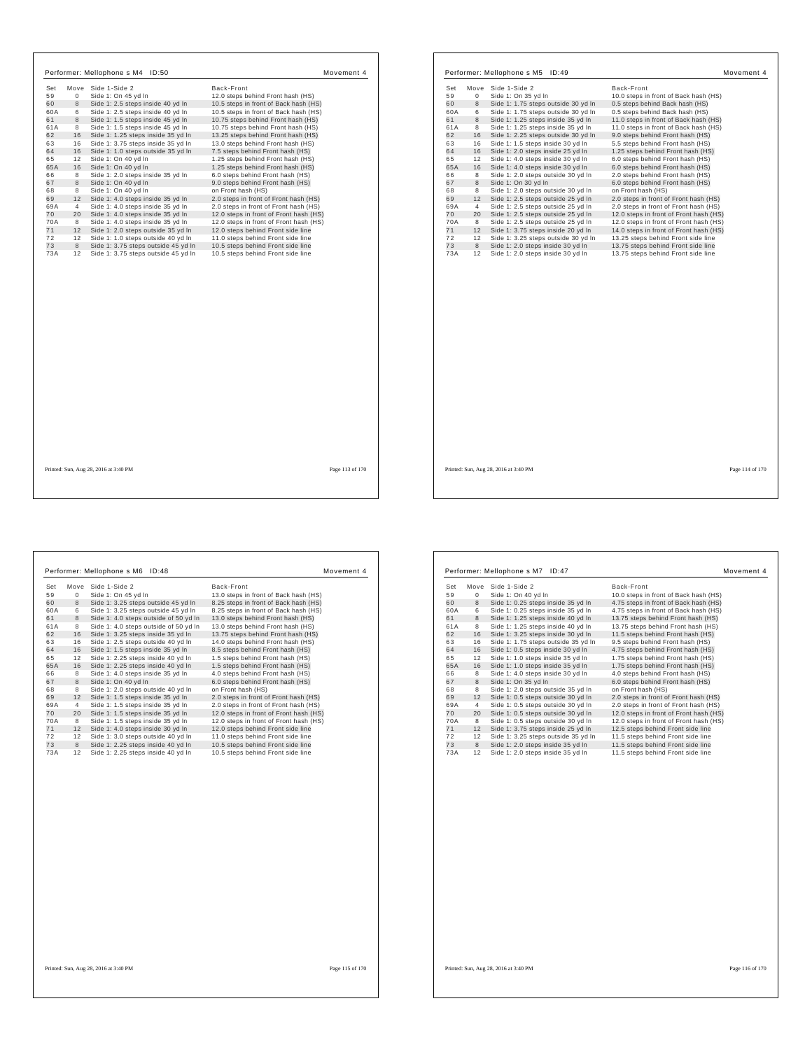## Performer: Mellophone s M4 ID:50 — Movement 4

| Set | Move | Side 1-Side 2 | Back-Front |
|---|---|---|---|
| 59 | 0 | Side 1: On 45 yd ln | 12.0 steps behind Front hash (HS) |
| 60 | 8 | Side 1: 2.5 steps inside 40 yd ln | 10.5 steps in front of Back hash (HS) |
| 60A | 6 | Side 1: 2.5 steps inside 40 yd ln | 10.5 steps in front of Back hash (HS) |
| 61 | 8 | Side 1: 1.5 steps inside 45 yd ln | 10.75 steps behind Front hash (HS) |
| 61A | 8 | Side 1: 1.5 steps inside 45 yd ln | 10.75 steps behind Front hash (HS) |
| 62 | 16 | Side 1: 1.25 steps inside 35 yd ln | 13.25 steps behind Front hash (HS) |
| 63 | 16 | Side 1: 3.75 steps inside 35 yd ln | 13.0 steps behind Front hash (HS) |
| 64 | 16 | Side 1: 1.0 steps outside 35 yd ln | 7.5 steps behind Front hash (HS) |
| 65 | 12 | Side 1: On 40 yd ln | 1.25 steps behind Front hash (HS) |
| 65A | 16 | Side 1: On 40 yd ln | 1.25 steps behind Front hash (HS) |
| 66 | 8 | Side 1: 2.0 steps inside 35 yd ln | 6.0 steps behind Front hash (HS) |
| 67 | 8 | Side 1: On 40 yd ln | 9.0 steps behind Front hash (HS) |
| 68 | 8 | Side 1: On 40 yd ln | on Front hash (HS) |
| 69 | 12 | Side 1: 4.0 steps inside 35 yd ln | 2.0 steps in front of Front hash (HS) |
| 69A | 4 | Side 1: 4.0 steps inside 35 yd ln | 2.0 steps in front of Front hash (HS) |
| 70 | 20 | Side 1: 4.0 steps inside 35 yd ln | 12.0 steps in front of Front hash (HS) |
| 70A | 8 | Side 1: 4.0 steps inside 35 yd ln | 12.0 steps in front of Front hash (HS) |
| 71 | 12 | Side 1: 2.0 steps outside 35 yd ln | 12.0 steps behind Front side line |
| 72 | 12 | Side 1: 1.0 steps outside 40 yd ln | 11.0 steps behind Front side line |
| 73 | 8 | Side 1: 3.75 steps outside 45 yd ln | 10.5 steps behind Front side line |
| 73A | 12 | Side 1: 3.75 steps outside 45 yd ln | 10.5 steps behind Front side line |

## Performer: Mellophone s M5 ID:49 — Movement 4

| Set | Move | Side 1-Side 2 | Back-Front |
|---|---|---|---|
| 59 | 0 | Side 1: On 35 yd ln | 10.0 steps in front of Back hash (HS) |
| 60 | 8 | Side 1: 1.75 steps outside 30 yd ln | 0.5 steps behind Back hash (HS) |
| 60A | 6 | Side 1: 1.75 steps outside 30 yd ln | 0.5 steps behind Back hash (HS) |
| 61 | 8 | Side 1: 1.25 steps inside 35 yd ln | 11.0 steps in front of Back hash (HS) |
| 61A | 8 | Side 1: 1.25 steps inside 35 yd ln | 11.0 steps in front of Back hash (HS) |
| 62 | 16 | Side 1: 1.25 steps outside 30 yd ln | 9.0 steps behind Front hash (HS) |
| 63 | 16 | Side 1: 1.5 steps inside 30 yd ln | 5.5 steps behind Front hash (HS) |
| 64 | 16 | Side 1: 2.0 steps inside 25 yd ln | 1.25 steps behind Front hash (HS) |
| 65 | 12 | Side 1: 4.0 steps inside 30 yd ln | 6.0 steps behind Front hash (HS) |
| 65A | 16 | Side 1: 4.0 steps inside 30 yd ln | 6.0 steps behind Front hash (HS) |
| 66 | 8 | Side 1: 2.0 steps outside 30 yd ln | 2.0 steps behind Front hash (HS) |
| 67 | 8 | Side 1: On 30 yd ln | 6.0 steps behind Front hash (HS) |
| 68 | 8 | Side 1: 2.0 steps outside 30 yd ln | on Front hash (HS) |
| 69 | 12 | Side 1: 2.5 steps outside 25 yd ln | 2.0 steps in front of Front hash (HS) |
| 69A | 4 | Side 1: 2.5 steps outside 25 yd ln | 2.0 steps in front of Front hash (HS) |
| 70 | 20 | Side 1: 2.5 steps outside 25 yd ln | 12.0 steps in front of Front hash (HS) |
| 70A | 8 | Side 1: 2.5 steps outside 25 yd ln | 12.0 steps in front of Front hash (HS) |
| 71 | 12 | Side 1: 3.75 steps inside 20 yd ln | 14.0 steps in front of Front hash (HS) |
| 72 | 12 | Side 1: 3.25 steps outside 30 yd ln | 13.25 steps behind Front side line |
| 73 | 8 | Side 1: 2.0 steps inside 30 yd ln | 13.75 steps behind Front side line |
| 73A | 12 | Side 1: 2.0 steps inside 30 yd ln | 13.75 steps behind Front side line |

## Performer: Mellophone s M6 ID:48 — Movement 4

| Set | Move | Side 1-Side 2 | Back-Front |
|---|---|---|---|
| 59 | 0 | Side 1: On 45 yd ln | 13.0 steps in front of Back hash (HS) |
| 60 | 8 | Side 1: 3.25 steps outside 45 yd ln | 8.25 steps in front of Back hash (HS) |
| 60A | 6 | Side 1: 3.25 steps outside 45 yd ln | 8.25 steps in front of Back hash (HS) |
| 61 | 8 | Side 1: 4.0 steps outside of 50 yd ln | 13.0 steps behind Front hash (HS) |
| 61A | 8 | Side 1: 4.0 steps outside of 50 yd ln | 13.0 steps behind Front hash (HS) |
| 62 | 16 | Side 1: 3.25 steps inside 35 yd ln | 13.75 steps behind Front hash (HS) |
| 63 | 16 | Side 1: 2.5 steps outside 40 yd ln | 14.0 steps behind Front hash (HS) |
| 64 | 16 | Side 1: 1.5 steps inside 35 yd ln | 8.5 steps behind Front hash (HS) |
| 65 | 12 | Side 1: 2.25 steps inside 40 yd ln | 1.5 steps behind Front hash (HS) |
| 65A | 16 | Side 1: 2.25 steps inside 40 yd ln | 1.5 steps behind Front hash (HS) |
| 66 | 8 | Side 1: 4.0 steps inside 35 yd ln | 4.0 steps behind Front hash (HS) |
| 67 | 8 | Side 1: On 40 yd ln | 6.0 steps behind Front hash (HS) |
| 68 | 8 | Side 1: 2.0 steps outside 40 yd ln | on Front hash (HS) |
| 69 | 12 | Side 1: 1.5 steps inside 35 yd ln | 2.0 steps in front of Front hash (HS) |
| 69A | 4 | Side 1: 1.5 steps inside 35 yd ln | 2.0 steps in front of Front hash (HS) |
| 70 | 20 | Side 1: 1.5 steps inside 35 yd ln | 12.0 steps in front of Front hash (HS) |
| 70A | 8 | Side 1: 1.5 steps inside 35 yd ln | 12.0 steps in front of Front hash (HS) |
| 71 | 12 | Side 1: 4.0 steps inside 30 yd ln | 12.0 steps behind Front side line |
| 72 | 12 | Side 1: 3.0 steps outside 40 yd ln | 11.0 steps behind Front side line |
| 73 | 8 | Side 1: 2.25 steps inside 40 yd ln | 10.5 steps behind Front side line |
| 73A | 12 | Side 1: 2.25 steps inside 40 yd ln | 10.5 steps behind Front side line |

## Performer: Mellophone s M7 ID:47 — Movement 4

| Set | Move | Side 1-Side 2 | Back-Front |
|---|---|---|---|
| 59 | 0 | Side 1: On 40 yd ln | 10.0 steps in front of Back hash (HS) |
| 60 | 8 | Side 1: 0.25 steps inside 35 yd ln | 4.75 steps in front of Back hash (HS) |
| 60A | 6 | Side 1: 0.25 steps inside 35 yd ln | 4.75 steps in front of Back hash (HS) |
| 61 | 8 | Side 1: 1.25 steps inside 40 yd ln | 13.75 steps behind Front hash (HS) |
| 61A | 8 | Side 1: 1.25 steps inside 40 yd ln | 13.75 steps behind Front hash (HS) |
| 62 | 16 | Side 1: 3.25 steps inside 30 yd ln | 11.5 steps behind Front hash (HS) |
| 63 | 16 | Side 1: 1.75 steps outside 35 yd ln | 9.5 steps behind Front hash (HS) |
| 64 | 16 | Side 1: 0.5 steps inside 30 yd ln | 4.75 steps behind Front hash (HS) |
| 65 | 12 | Side 1: 1.0 steps inside 35 yd ln | 1.75 steps behind Front hash (HS) |
| 65A | 16 | Side 1: 1.0 steps inside 35 yd ln | 1.75 steps behind Front hash (HS) |
| 66 | 8 | Side 1: 4.0 steps inside 30 yd ln | 4.0 steps behind Front hash (HS) |
| 67 | 8 | Side 1: On 35 yd ln | 6.0 steps behind Front hash (HS) |
| 68 | 8 | Side 1: 2.0 steps outside 35 yd ln | on Front hash (HS) |
| 69 | 12 | Side 1: 0.5 steps outside 30 yd ln | 2.0 steps in front of Front hash (HS) |
| 69A | 4 | Side 1: 0.5 steps outside 30 yd ln | 2.0 steps in front of Front hash (HS) |
| 70 | 20 | Side 1: 0.5 steps outside 30 yd ln | 12.0 steps in front of Front hash (HS) |
| 70A | 8 | Side 1: 0.5 steps outside 30 yd ln | 12.0 steps in front of Front hash (HS) |
| 71 | 12 | Side 1: 3.75 steps inside 25 yd ln | 12.5 steps behind Front side line |
| 72 | 12 | Side 1: 3.25 steps outside 35 yd ln | 11.5 steps behind Front side line |
| 73 | 8 | Side 1: 2.0 steps inside 35 yd ln | 11.5 steps behind Front side line |
| 73A | 12 | Side 1: 2.0 steps inside 35 yd ln | 11.5 steps behind Front side line |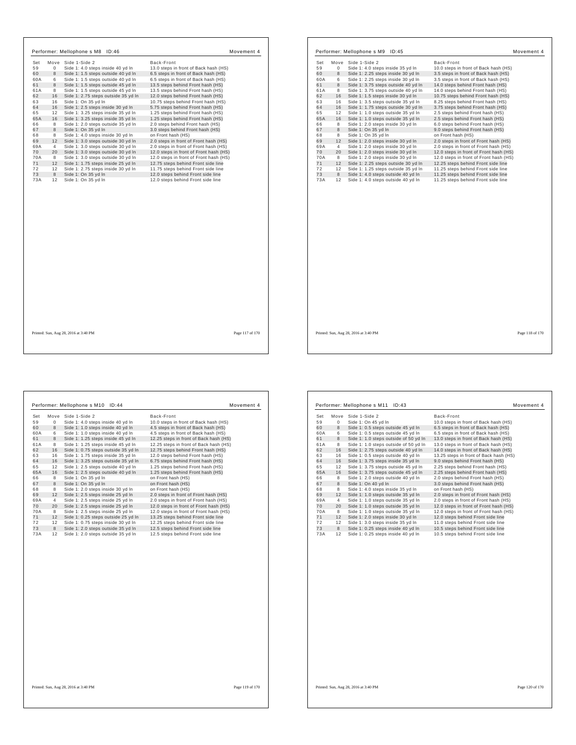## Performer: Mellophone s M8 ID:46 — Movement 4

| Set | Move | Side 1-Side 2 | Back-Front |
|---|---|---|---|
| 59 | 0 | Side 1: 4.0 steps inside 40 yd ln | 13.0 steps in front of Back hash (HS) |
| 60 | 8 | Side 1: 1.5 steps outside 40 yd ln | 6.5 steps in front of Back hash (HS) |
| 60A | 6 | Side 1: 1.5 steps outside 40 yd ln | 6.5 steps in front of Back hash (HS) |
| 61 | 8 | Side 1: 1.5 steps outside 45 yd ln | 13.5 steps behind Front hash (HS) |
| 61A | 8 | Side 1: 1.5 steps outside 45 yd ln | 13.5 steps behind Front hash (HS) |
| 62 | 16 | Side 1: 2.75 steps outside 35 yd ln | 12.0 steps behind Front hash (HS) |
| 63 | 16 | Side 1: On 35 yd ln | 10.75 steps behind Front hash (HS) |
| 64 | 16 | Side 1: 2.5 steps inside 30 yd ln | 5.75 steps behind Front hash (HS) |
| 65 | 12 | Side 1: 3.25 steps inside 35 yd ln | 1.25 steps behind Front hash (HS) |
| 65A | 16 | Side 1: 3.25 steps inside 35 yd ln | 1.25 steps behind Front hash (HS) |
| 66 | 8 | Side 1: 2.0 steps outside 35 yd ln | 2.0 steps behind Front hash (HS) |
| 67 | 8 | Side 1: On 35 yd ln | 3.0 steps behind Front hash (HS) |
| 68 | 8 | Side 1: 4.0 steps inside 30 yd ln | on Front hash (HS) |
| 69 | 12 | Side 1: 3.0 steps outside 30 yd ln | 2.0 steps in front of Front hash (HS) |
| 69A | 4 | Side 1: 3.0 steps outside 30 yd ln | 2.0 steps in front of Front hash (HS) |
| 70 | 20 | Side 1: 3.0 steps outside 30 yd ln | 12.0 steps in front of Front hash (HS) |
| 70A | 8 | Side 1: 3.0 steps outside 30 yd ln | 12.0 steps in front of Front hash (HS) |
| 71 | 12 | Side 1: 1.75 steps inside 25 yd ln | 12.75 steps behind Front side line |
| 72 | 12 | Side 1: 2.75 steps inside 30 yd ln | 11.75 steps behind Front side line |
| 73 | 8 | Side 1: On 35 yd ln | 12.0 steps behind Front side line |
| 73A | 12 | Side 1: On 35 yd ln | 12.0 steps behind Front side line |

Printed: Sun, Aug 28, 2016 at 3:40 PM

## Performer: Mellophone s M9 ID:45 — Movement 4

| Set | Move | Side 1-Side 2 | Back-Front |
|---|---|---|---|
| 59 | 0 | Side 1: 4.0 steps inside 35 yd ln | 10.0 steps in front of Back hash (HS) |
| 60 | 8 | Side 1: 2.25 steps inside 30 yd ln | 3.5 steps in front of Back hash (HS) |
| 60A | 6 | Side 1: 2.25 steps inside 30 yd ln | 3.5 steps in front of Back hash (HS) |
| 61 | 8 | Side 1: 3.75 steps outside 40 yd ln | 14.0 steps behind Front hash (HS) |
| 61A | 8 | Side 1: 3.75 steps outside 40 yd ln | 14.0 steps behind Front hash (HS) |
| 62 | 16 | Side 1: 1.5 steps inside 30 yd ln | 10.75 steps behind Front hash (HS) |
| 63 | 16 | Side 1: 3.5 steps outside 35 yd ln | 8.25 steps behind Front hash (HS) |
| 64 | 16 | Side 1: 1.75 steps outside 30 yd ln | 3.75 steps behind Front hash (HS) |
| 65 | 12 | Side 1: 1.0 steps outside 35 yd ln | 2.5 steps behind Front hash (HS) |
| 65A | 16 | Side 1: 1.0 steps outside 35 yd ln | 2.5 steps behind Front hash (HS) |
| 66 | 8 | Side 1: 2.0 steps inside 30 yd ln | 6.0 steps behind Front hash (HS) |
| 67 | 8 | Side 1: On 35 yd ln | 9.0 steps behind Front hash (HS) |
| 68 | 8 | Side 1: On 35 yd ln | on Front hash (HS) |
| 69 | 12 | Side 1: 2.0 steps inside 30 yd ln | 2.0 steps in front of Front hash (HS) |
| 69A | 4 | Side 1: 2.0 steps inside 30 yd ln | 2.0 steps in front of Front hash (HS) |
| 70 | 20 | Side 1: 2.0 steps inside 30 yd ln | 12.0 steps in front of Front hash (HS) |
| 70A | 8 | Side 1: 2.0 steps inside 30 yd ln | 12.0 steps in front of Front hash (HS) |
| 71 | 12 | Side 1: 2.25 steps outside 30 yd ln | 12.25 steps behind Front side line |
| 72 | 12 | Side 1: 1.25 steps inside 35 yd ln | 11.25 steps behind Front side line |
| 73 | 8 | Side 1: 4.0 steps outside 40 yd ln | 11.25 steps behind Front side line |
| 73A | 12 | Side 1: 4.0 steps outside 40 yd ln | 11.25 steps behind Front side line |

Printed: Sun, Aug 28, 2016 at 3:40 PM

## Performer: Mellophone s M10 ID:44 — Movement 4

| Set | Move | Side 1-Side 2 | Back-Front |
|---|---|---|---|
| 59 | 0 | Side 1: 4.0 steps inside 40 yd ln | 10.0 steps in front of Back hash (HS) |
| 60 | 8 | Side 1: 1.0 steps inside 40 yd ln | 4.5 steps in front of Back hash (HS) |
| 60A | 6 | Side 1: 1.0 steps inside 40 yd ln | 4.5 steps in front of Back hash (HS) |
| 61 | 8 | Side 1: 1.25 steps inside 45 yd ln | 12.25 steps in front of Back hash (HS) |
| 61A | 8 | Side 1: 1.25 steps inside 45 yd ln | 12.25 steps in front of Back hash (HS) |
| 62 | 16 | Side 1: 0.75 steps outside 35 yd ln | 12.75 steps behind Front hash (HS) |
| 63 | 16 | Side 1: 1.75 steps inside 35 yd ln | 12.0 steps behind Front hash (HS) |
| 64 | 16 | Side 1: 3.25 steps outside 35 yd ln | 6.75 steps behind Front hash (HS) |
| 65 | 12 | Side 1: 2.5 steps outside 40 yd ln | 1.25 steps behind Front hash (HS) |
| 65A | 16 | Side 1: 2.5 steps outside 40 yd ln | 1.25 steps behind Front hash (HS) |
| 66 | 8 | Side 1: On 35 yd ln | on Front hash (HS) |
| 67 | 8 | Side 1: On 35 yd ln | on Front hash (HS) |
| 68 | 8 | Side 1: 2.0 steps inside 30 yd ln | on Front hash (HS) |
| 69 | 12 | Side 1: 2.5 steps inside 25 yd ln | 2.0 steps in front of Front hash (HS) |
| 69A | 4 | Side 1: 2.5 steps inside 25 yd ln | 2.0 steps in front of Front hash (HS) |
| 70 | 20 | Side 1: 2.5 steps inside 25 yd ln | 12.0 steps in front of Front hash (HS) |
| 70A | 8 | Side 1: 2.5 steps inside 25 yd ln | 12.0 steps in front of Front hash (HS) |
| 71 | 12 | Side 1: 0.25 steps outside 25 yd ln | 13.25 steps behind Front side line |
| 72 | 12 | Side 1: 0.75 steps inside 30 yd ln | 12.25 steps behind Front side line |
| 73 | 8 | Side 1: 2.0 steps outside 35 yd ln | 12.5 steps behind Front side line |
| 73A | 12 | Side 1: 2.0 steps outside 35 yd ln | 12.5 steps behind Front side line |

Printed: Sun, Aug 28, 2016 at 3:40 PM

## Performer: Mellophone s M11 ID:43 — Movement 4

| Set | Move | Side 1-Side 2 | Back-Front |
|---|---|---|---|
| 59 | 0 | Side 1: On 45 yd ln | 10.0 steps in front of Back hash (HS) |
| 60 | 8 | Side 1: 0.5 steps outside 45 yd ln | 6.5 steps in front of Back hash (HS) |
| 60A | 6 | Side 1: 0.5 steps outside 45 yd ln | 6.5 steps in front of Back hash (HS) |
| 61 | 8 | Side 1: 1.0 steps outside of 50 yd ln | 13.0 steps in front of Back hash (HS) |
| 61A | 8 | Side 1: 1.0 steps outside of 50 yd ln | 13.0 steps in front of Back hash (HS) |
| 62 | 16 | Side 1: 2.75 steps outside 40 yd ln | 14.0 steps in front of Back hash (HS) |
| 63 | 16 | Side 1: 0.5 steps outside 40 yd ln | 13.25 steps in front of Back hash (HS) |
| 64 | 16 | Side 1: 3.75 steps inside 35 yd ln | 9.0 steps behind Front hash (HS) |
| 65 | 12 | Side 1: 3.75 steps outside 45 yd ln | 2.25 steps behind Front hash (HS) |
| 65A | 16 | Side 1: 3.75 steps outside 45 yd ln | 2.25 steps behind Front hash (HS) |
| 66 | 8 | Side 1: 2.0 steps outside 40 yd ln | 2.0 steps behind Front hash (HS) |
| 67 | 8 | Side 1: On 40 yd ln | 3.0 steps behind Front hash (HS) |
| 68 | 8 | Side 1: 4.0 steps inside 35 yd ln | on Front hash (HS) |
| 69 | 12 | Side 1: 1.0 steps outside 35 yd ln | 2.0 steps in front of Front hash (HS) |
| 69A | 4 | Side 1: 1.0 steps outside 35 yd ln | 2.0 steps in front of Front hash (HS) |
| 70 | 20 | Side 1: 1.0 steps outside 35 yd ln | 12.0 steps in front of Front hash (HS) |
| 70A | 8 | Side 1: 1.0 steps outside 35 yd ln | 12.0 steps in front of Front hash (HS) |
| 71 | 12 | Side 1: 2.0 steps inside 30 yd ln | 12.0 steps behind Front side line |
| 72 | 12 | Side 1: 3.0 steps inside 35 yd ln | 11.0 steps behind Front side line |
| 73 | 8 | Side 1: 0.25 steps inside 40 yd ln | 10.5 steps behind Front side line |
| 73A | 12 | Side 1: 0.25 steps inside 40 yd ln | 10.5 steps behind Front side line |

Printed: Sun, Aug 28, 2016 at 3:40 PM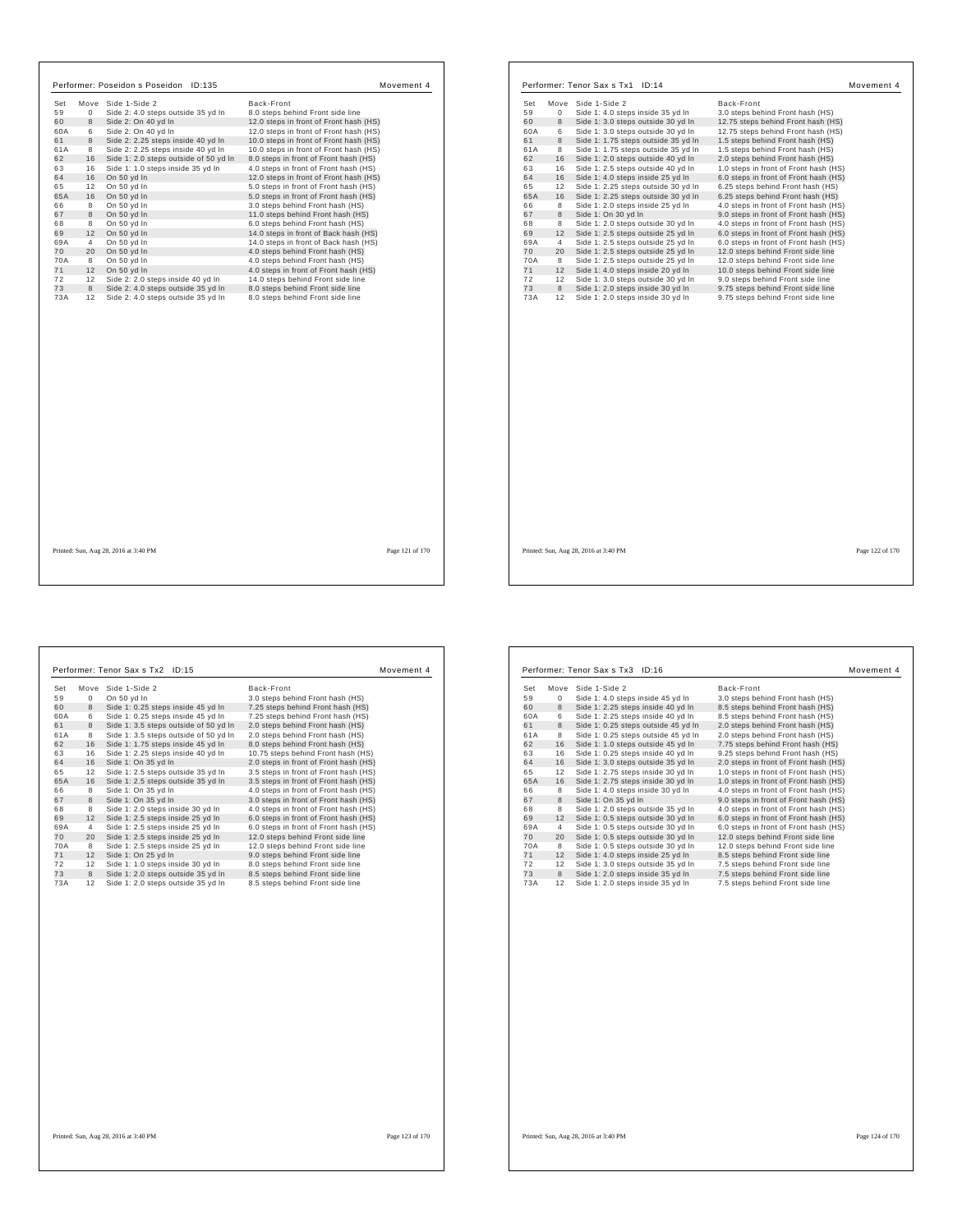## Performer: Poseidon s Poseidon ID:135 — Movement 4

| Set | Move | Side 1-Side 2 | Back-Front |
|---|---|---|---|
| 59 | 0 | Side 2: 4.0 steps outside 35 yd ln | 8.0 steps behind Front side line |
| 60 | 8 | Side 2: On 40 yd ln | 12.0 steps in front of Front hash (HS) |
| 60A | 6 | Side 2: On 40 yd ln | 12.0 steps in front of Front hash (HS) |
| 61 | 8 | Side 2: 2.25 steps inside 40 yd ln | 10.0 steps in front of Front hash (HS) |
| 61A | 8 | Side 2: 2.25 steps inside 40 yd ln | 10.0 steps in front of Front hash (HS) |
| 62 | 16 | Side 1: 2.0 steps outside of 50 yd ln | 8.0 steps in front of Front hash (HS) |
| 63 | 16 | Side 1: 1.0 steps inside 35 yd ln | 4.0 steps in front of Front hash (HS) |
| 64 | 16 | On 50 yd ln | 12.0 steps in front of Front hash (HS) |
| 65 | 12 | On 50 yd ln | 5.0 steps in front of Front hash (HS) |
| 65A | 16 | On 50 yd ln | 5.0 steps in front of Front hash (HS) |
| 66 | 8 | On 50 yd ln | 3.0 steps behind Front hash (HS) |
| 67 | 8 | On 50 yd ln | 11.0 steps behind Front hash (HS) |
| 68 | 8 | On 50 yd ln | 6.0 steps behind Front hash (HS) |
| 69 | 12 | On 50 yd ln | 14.0 steps in front of Back hash (HS) |
| 69A | 4 | On 50 yd ln | 14.0 steps in front of Back hash (HS) |
| 70 | 20 | On 50 yd ln | 4.0 steps behind Front hash (HS) |
| 70A | 8 | On 50 yd ln | 4.0 steps behind Front hash (HS) |
| 71 | 12 | On 50 yd ln | 4.0 steps in front of Front hash (HS) |
| 72 | 12 | Side 2: 2.0 steps inside 40 yd ln | 14.0 steps behind Front side line |
| 73 | 8 | Side 2: 4.0 steps outside 35 yd ln | 8.0 steps behind Front side line |
| 73A | 12 | Side 2: 4.0 steps outside 35 yd ln | 8.0 steps behind Front side line |

Printed: Sun, Aug 28, 2016 at 3:40 PM

## Performer: Tenor Sax s Tx1 ID:14 — Movement 4

| Set | Move | Side 1-Side 2 | Back-Front |
|---|---|---|---|
| 59 | 0 | Side 1: 4.0 steps inside 35 yd ln | 3.0 steps behind Front hash (HS) |
| 60 | 8 | Side 1: 3.0 steps outside 30 yd ln | 12.75 steps behind Front hash (HS) |
| 60A | 6 | Side 1: 3.0 steps outside 30 yd ln | 12.75 steps behind Front hash (HS) |
| 61 | 8 | Side 1: 1.75 steps outside 35 yd ln | 1.5 steps behind Front hash (HS) |
| 61A | 8 | Side 1: 1.75 steps outside 35 yd ln | 1.5 steps behind Front hash (HS) |
| 62 | 16 | Side 1: 2.0 steps outside 40 yd ln | 2.0 steps behind Front hash (HS) |
| 63 | 16 | Side 1: 2.5 steps outside 40 yd ln | 1.0 steps in front of Front hash (HS) |
| 64 | 16 | Side 1: 4.0 steps inside 25 yd ln | 6.0 steps in front of Front hash (HS) |
| 65 | 12 | Side 1: 2.25 steps outside 30 yd ln | 6.25 steps behind Front hash (HS) |
| 65A | 16 | Side 1: 2.25 steps outside 30 yd ln | 6.25 steps behind Front hash (HS) |
| 66 | 8 | Side 1: 2.0 steps inside 25 yd ln | 4.0 steps in front of Front hash (HS) |
| 67 | 8 | Side 1: On 30 yd ln | 9.0 steps in front of Front hash (HS) |
| 68 | 8 | Side 1: 2.0 steps outside 30 yd ln | 4.0 steps in front of Front hash (HS) |
| 69 | 12 | Side 1: 2.5 steps outside 25 yd ln | 6.0 steps in front of Front hash (HS) |
| 69A | 4 | Side 1: 2.5 steps outside 25 yd ln | 6.0 steps in front of Front hash (HS) |
| 70 | 20 | Side 1: 2.5 steps outside 25 yd ln | 12.0 steps behind Front side line |
| 70A | 8 | Side 1: 2.5 steps outside 25 yd ln | 12.0 steps behind Front side line |
| 71 | 12 | Side 1: 4.0 steps inside 20 yd ln | 10.0 steps behind Front side line |
| 72 | 12 | Side 1: 3.0 steps outside 30 yd ln | 9.0 steps behind Front side line |
| 73 | 8 | Side 1: 2.0 steps inside 30 yd ln | 9.75 steps behind Front side line |
| 73A | 12 | Side 1: 2.0 steps inside 30 yd ln | 9.75 steps behind Front side line |

Printed: Sun, Aug 28, 2016 at 3:40 PM

## Performer: Tenor Sax s Tx2 ID:15 — Movement 4

| Set | Move | Side 1-Side 2 | Back-Front |
|---|---|---|---|
| 59 | 0 | On 50 yd ln | 3.0 steps behind Front hash (HS) |
| 60 | 8 | Side 1: 0.25 steps inside 45 yd ln | 7.25 steps behind Front hash (HS) |
| 60A | 6 | Side 1: 0.25 steps inside 45 yd ln | 7.25 steps behind Front hash (HS) |
| 61 | 8 | Side 1: 3.5 steps outside of 50 yd ln | 2.0 steps behind Front hash (HS) |
| 61A | 8 | Side 1: 3.5 steps outside of 50 yd ln | 2.0 steps behind Front hash (HS) |
| 62 | 16 | Side 1: 1.75 steps inside 45 yd ln | 8.0 steps behind Front hash (HS) |
| 63 | 16 | Side 1: 2.25 steps inside 40 yd ln | 10.75 steps behind Front hash (HS) |
| 64 | 16 | Side 1: On 35 yd ln | 2.0 steps in front of Front hash (HS) |
| 65 | 12 | Side 1: 2.5 steps outside 35 yd ln | 3.5 steps in front of Front hash (HS) |
| 65A | 16 | Side 1: 2.5 steps outside 35 yd ln | 3.5 steps in front of Front hash (HS) |
| 66 | 8 | Side 1: On 35 yd ln | 4.0 steps in front of Front hash (HS) |
| 67 | 8 | Side 1: On 35 yd ln | 3.0 steps in front of Front hash (HS) |
| 68 | 8 | Side 1: 2.0 steps inside 30 yd ln | 4.0 steps in front of Front hash (HS) |
| 69 | 12 | Side 1: 2.5 steps inside 25 yd ln | 6.0 steps in front of Front hash (HS) |
| 69A | 4 | Side 1: 2.5 steps inside 25 yd ln | 6.0 steps in front of Front hash (HS) |
| 70 | 20 | Side 1: 2.5 steps inside 25 yd ln | 12.0 steps behind Front side line |
| 70A | 8 | Side 1: 2.5 steps inside 25 yd ln | 12.0 steps behind Front side line |
| 71 | 12 | Side 1: On 25 yd ln | 9.0 steps behind Front side line |
| 72 | 12 | Side 1: 1.0 steps inside 30 yd ln | 8.0 steps behind Front side line |
| 73 | 8 | Side 1: 2.0 steps outside 35 yd ln | 8.5 steps behind Front side line |
| 73A | 12 | Side 1: 2.0 steps outside 35 yd ln | 8.5 steps behind Front side line |

Printed: Sun, Aug 28, 2016 at 3:40 PM

## Performer: Tenor Sax s Tx3 ID:16 — Movement 4

| Set | Move | Side 1-Side 2 | Back-Front |
|---|---|---|---|
| 59 | 0 | Side 1: 4.0 steps inside 45 yd ln | 3.0 steps behind Front hash (HS) |
| 60 | 8 | Side 1: 2.25 steps inside 40 yd ln | 8.5 steps behind Front hash (HS) |
| 60A | 6 | Side 1: 2.25 steps inside 40 yd ln | 8.5 steps behind Front hash (HS) |
| 61 | 8 | Side 1: 0.25 steps outside 45 yd ln | 2.0 steps behind Front hash (HS) |
| 61A | 8 | Side 1: 0.25 steps outside 45 yd ln | 2.0 steps behind Front hash (HS) |
| 62 | 16 | Side 1: 1.0 steps outside 45 yd ln | 7.75 steps behind Front hash (HS) |
| 63 | 16 | Side 1: 0.25 steps inside 40 yd ln | 9.25 steps behind Front hash (HS) |
| 64 | 16 | Side 1: 3.0 steps outside 35 yd ln | 2.0 steps in front of Front hash (HS) |
| 65 | 12 | Side 1: 2.75 steps inside 30 yd ln | 1.0 steps in front of Front hash (HS) |
| 65A | 16 | Side 1: 2.75 steps inside 30 yd ln | 1.0 steps in front of Front hash (HS) |
| 66 | 8 | Side 1: 4.0 steps inside 30 yd ln | 4.0 steps in front of Front hash (HS) |
| 67 | 8 | Side 1: On 35 yd ln | 9.0 steps in front of Front hash (HS) |
| 68 | 8 | Side 1: 2.0 steps outside 35 yd ln | 4.0 steps in front of Front hash (HS) |
| 69 | 12 | Side 1: 0.5 steps outside 30 yd ln | 6.0 steps in front of Front hash (HS) |
| 69A | 4 | Side 1: 0.5 steps outside 30 yd ln | 6.0 steps in front of Front hash (HS) |
| 70 | 20 | Side 1: 0.5 steps outside 30 yd ln | 12.0 steps behind Front side line |
| 70A | 8 | Side 1: 0.5 steps outside 30 yd ln | 12.0 steps behind Front side line |
| 71 | 12 | Side 1: 4.0 steps inside 25 yd ln | 8.5 steps behind Front side line |
| 72 | 12 | Side 1: 3.0 steps outside 35 yd ln | 7.5 steps behind Front side line |
| 73 | 8 | Side 1: 2.0 steps inside 35 yd ln | 7.5 steps behind Front side line |
| 73A | 12 | Side 1: 2.0 steps inside 35 yd ln | 7.5 steps behind Front side line |

Printed: Sun, Aug 28, 2016 at 3:40 PM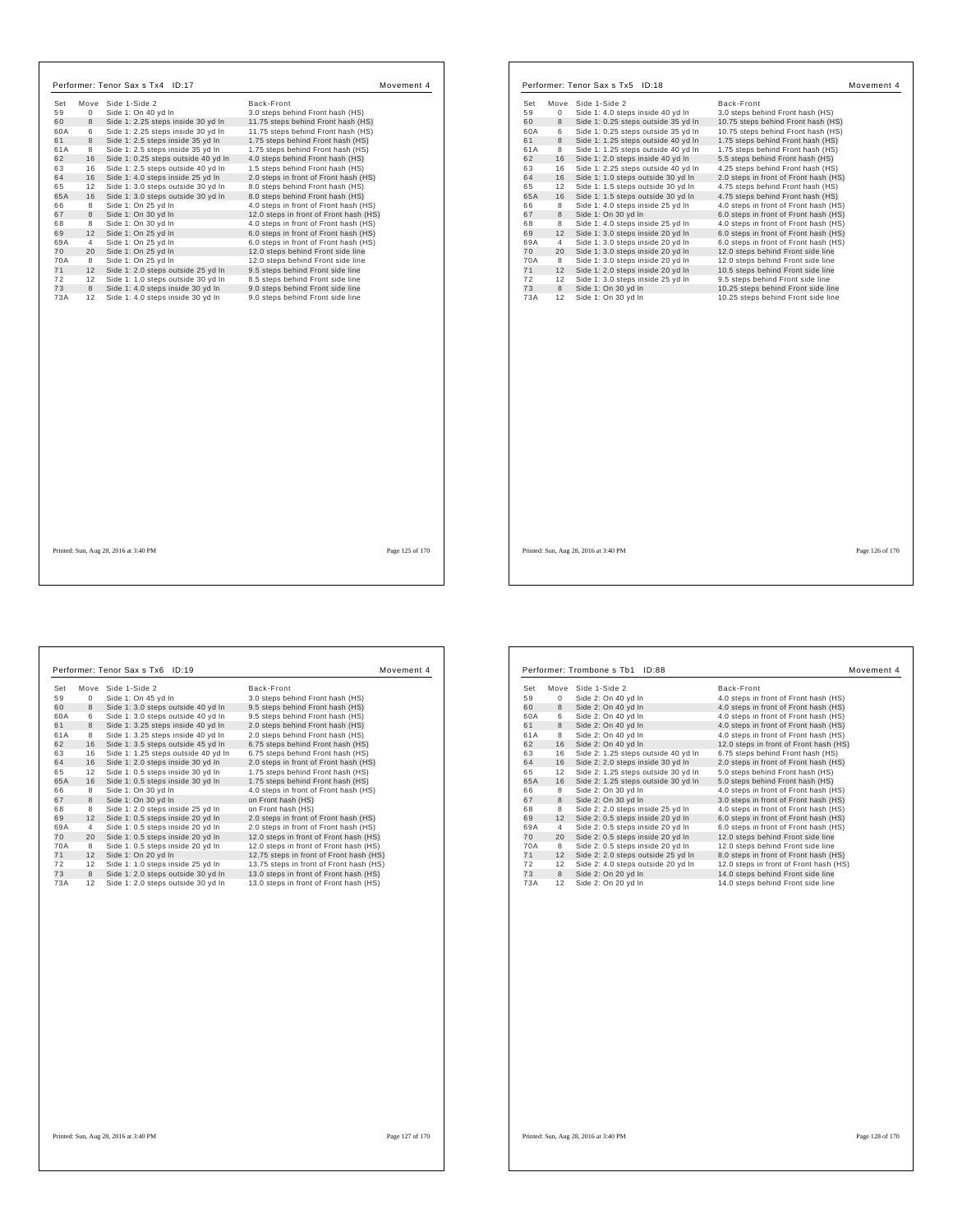## Performer: Tenor Sax s Tx4 ID:17

Movement 4

| Set | Move | Side 1-Side 2 | Back-Front |
|---|---|---|---|
| 59 | 0 | Side 1: On 40 yd ln | 3.0 steps behind Front hash (HS) |
| 60 | 8 | Side 1: 2.25 steps inside 30 yd ln | 11.75 steps behind Front hash (HS) |
| 60A | 6 | Side 1: 2.25 steps inside 30 yd ln | 11.75 steps behind Front hash (HS) |
| 61 | 8 | Side 1: 2.5 steps inside 35 yd ln | 1.75 steps behind Front hash (HS) |
| 61A | 8 | Side 1: 2.5 steps inside 35 yd ln | 1.75 steps behind Front hash (HS) |
| 62 | 16 | Side 1: 0.25 steps outside 40 yd ln | 4.0 steps behind Front hash (HS) |
| 63 | 16 | Side 1: 2.5 steps outside 40 yd ln | 1.5 steps behind Front hash (HS) |
| 64 | 16 | Side 1: 4.0 steps inside 25 yd ln | 2.0 steps in front of Front hash (HS) |
| 65 | 12 | Side 1: 3.0 steps outside 30 yd ln | 8.0 steps behind Front hash (HS) |
| 65A | 16 | Side 1: 3.0 steps outside 30 yd ln | 8.0 steps behind Front hash (HS) |
| 66 | 8 | Side 1: On 25 yd ln | 4.0 steps in front of Front hash (HS) |
| 67 | 8 | Side 1: On 30 yd ln | 12.0 steps in front of Front hash (HS) |
| 68 | 8 | Side 1: On 30 yd ln | 4.0 steps in front of Front hash (HS) |
| 69 | 12 | Side 1: On 25 yd ln | 6.0 steps in front of Front hash (HS) |
| 69A | 4 | Side 1: On 25 yd ln | 6.0 steps in front of Front hash (HS) |
| 70 | 20 | Side 1: On 25 yd ln | 12.0 steps behind Front side line |
| 70A | 8 | Side 1: On 25 yd ln | 12.0 steps behind Front side line |
| 71 | 12 | Side 1: 2.0 steps outside 25 yd ln | 9.5 steps behind Front side line |
| 72 | 12 | Side 1: 1.0 steps outside 30 yd ln | 8.5 steps behind Front side line |
| 73 | 8 | Side 1: 4.0 steps inside 30 yd ln | 9.0 steps behind Front side line |
| 73A | 12 | Side 1: 4.0 steps inside 30 yd ln | 9.0 steps behind Front side line |

Printed: Sun, Aug 28, 2016 at 3:40 PM

## Performer: Tenor Sax s Tx5 ID:18

Movement 4

| Set | Move | Side 1-Side 2 | Back-Front |
|---|---|---|---|
| 59 | 0 | Side 1: 4.0 steps inside 40 yd ln | 3.0 steps behind Front hash (HS) |
| 60 | 8 | Side 1: 0.25 steps outside 35 yd ln | 10.75 steps behind Front hash (HS) |
| 60A | 6 | Side 1: 0.25 steps outside 35 yd ln | 10.75 steps behind Front hash (HS) |
| 61 | 8 | Side 1: 1.25 steps outside 40 yd ln | 1.75 steps behind Front hash (HS) |
| 61A | 8 | Side 1: 1.25 steps outside 40 yd ln | 1.75 steps behind Front hash (HS) |
| 62 | 16 | Side 1: 2.0 steps inside 40 yd ln | 5.5 steps behind Front hash (HS) |
| 63 | 16 | Side 1: 2.25 steps outside 40 yd ln | 4.25 steps behind Front hash (HS) |
| 64 | 16 | Side 1: 1.0 steps outside 30 yd ln | 2.0 steps in front of Front hash (HS) |
| 65 | 12 | Side 1: 1.5 steps outside 30 yd ln | 4.75 steps behind Front hash (HS) |
| 65A | 16 | Side 1: 1.5 steps outside 30 yd ln | 4.75 steps behind Front hash (HS) |
| 66 | 8 | Side 1: 4.0 steps inside 25 yd ln | 4.0 steps in front of Front hash (HS) |
| 67 | 8 | Side 1: On 30 yd ln | 6.0 steps in front of Front hash (HS) |
| 68 | 8 | Side 1: 4.0 steps inside 25 yd ln | 4.0 steps in front of Front hash (HS) |
| 69 | 12 | Side 1: 3.0 steps inside 20 yd ln | 6.0 steps in front of Front hash (HS) |
| 69A | 4 | Side 1: 3.0 steps inside 20 yd ln | 6.0 steps in front of Front hash (HS) |
| 70 | 20 | Side 1: 3.0 steps inside 20 yd ln | 12.0 steps behind Front side line |
| 70A | 8 | Side 1: 3.0 steps inside 20 yd ln | 12.0 steps behind Front side line |
| 71 | 12 | Side 1: 2.0 steps inside 20 yd ln | 10.5 steps behind Front side line |
| 72 | 12 | Side 1: 3.0 steps inside 25 yd ln | 9.5 steps behind Front side line |
| 73 | 8 | Side 1: On 30 yd ln | 10.25 steps behind Front side line |
| 73A | 12 | Side 1: On 30 yd ln | 10.25 steps behind Front side line |

Printed: Sun, Aug 28, 2016 at 3:40 PM

## Performer: Tenor Sax s Tx6 ID:19

Movement 4

| Set | Move | Side 1-Side 2 | Back-Front |
|---|---|---|---|
| 59 | 0 | Side 1: On 45 yd ln | 3.0 steps behind Front hash (HS) |
| 60 | 8 | Side 1: 3.0 steps outside 40 yd ln | 9.5 steps behind Front hash (HS) |
| 60A | 6 | Side 1: 3.0 steps outside 40 yd ln | 9.5 steps behind Front hash (HS) |
| 61 | 8 | Side 1: 3.25 steps inside 40 yd ln | 2.0 steps behind Front hash (HS) |
| 61A | 8 | Side 1: 3.25 steps inside 40 yd ln | 2.0 steps behind Front hash (HS) |
| 62 | 16 | Side 1: 3.5 steps outside 45 yd ln | 6.75 steps behind Front hash (HS) |
| 63 | 16 | Side 1: 1.25 steps outside 40 yd ln | 6.75 steps behind Front hash (HS) |
| 64 | 16 | Side 1: 2.0 steps inside 30 yd ln | 2.0 steps in front of Front hash (HS) |
| 65 | 12 | Side 1: 0.5 steps inside 30 yd ln | 1.75 steps behind Front hash (HS) |
| 65A | 16 | Side 1: 0.5 steps inside 30 yd ln | 1.75 steps behind Front hash (HS) |
| 66 | 8 | Side 1: On 30 yd ln | 4.0 steps in front of Front hash (HS) |
| 67 | 8 | Side 1: On 30 yd ln | on Front hash (HS) |
| 68 | 8 | Side 1: 2.0 steps inside 25 yd ln | on Front hash (HS) |
| 69 | 12 | Side 1: 0.5 steps inside 20 yd ln | 2.0 steps in front of Front hash (HS) |
| 69A | 4 | Side 1: 0.5 steps inside 20 yd ln | 2.0 steps in front of Front hash (HS) |
| 70 | 20 | Side 1: 0.5 steps inside 20 yd ln | 12.0 steps in front of Front hash (HS) |
| 70A | 8 | Side 1: 0.5 steps inside 20 yd ln | 12.0 steps in front of Front hash (HS) |
| 71 | 12 | Side 1: On 20 yd ln | 12.75 steps in front of Front hash (HS) |
| 72 | 12 | Side 1: 1.0 steps inside 25 yd ln | 13.75 steps in front of Front hash (HS) |
| 73 | 8 | Side 1: 2.0 steps outside 30 yd ln | 13.0 steps in front of Front hash (HS) |
| 73A | 12 | Side 1: 2.0 steps outside 30 yd ln | 13.0 steps in front of Front hash (HS) |

Printed: Sun, Aug 28, 2016 at 3:40 PM

## Performer: Trombone s Tb1 ID:88

Movement 4

| Set | Move | Side 1-Side 2 | Back-Front |
|---|---|---|---|
| 59 | 0 | Side 2: On 40 yd ln | 4.0 steps in front of Front hash (HS) |
| 60 | 8 | Side 2: On 40 yd ln | 4.0 steps in front of Front hash (HS) |
| 60A | 6 | Side 2: On 40 yd ln | 4.0 steps in front of Front hash (HS) |
| 61 | 8 | Side 2: On 40 yd ln | 4.0 steps in front of Front hash (HS) |
| 61A | 8 | Side 2: On 40 yd ln | 4.0 steps in front of Front hash (HS) |
| 62 | 16 | Side 2: On 40 yd ln | 12.0 steps in front of Front hash (HS) |
| 63 | 16 | Side 2: 1.25 steps outside 40 yd ln | 6.75 steps behind Front hash (HS) |
| 64 | 16 | Side 2: 2.0 steps inside 30 yd ln | 2.0 steps in front of Front hash (HS) |
| 65 | 12 | Side 2: 1.25 steps outside 30 yd ln | 5.0 steps behind Front hash (HS) |
| 65A | 16 | Side 2: 1.25 steps outside 30 yd ln | 5.0 steps behind Front hash (HS) |
| 66 | 8 | Side 2: On 30 yd ln | 4.0 steps in front of Front hash (HS) |
| 67 | 8 | Side 2: On 30 yd ln | 3.0 steps in front of Front hash (HS) |
| 68 | 8 | Side 2: 2.0 steps inside 25 yd ln | 4.0 steps in front of Front hash (HS) |
| 69 | 12 | Side 2: 0.5 steps inside 20 yd ln | 6.0 steps in front of Front hash (HS) |
| 69A | 4 | Side 2: 0.5 steps inside 20 yd ln | 6.0 steps in front of Front hash (HS) |
| 70 | 20 | Side 2: 0.5 steps inside 20 yd ln | 12.0 steps behind Front side line |
| 70A | 8 | Side 2: 0.5 steps inside 20 yd ln | 12.0 steps behind Front side line |
| 71 | 12 | Side 2: 2.0 steps outside 25 yd ln | 8.0 steps in front of Front hash (HS) |
| 72 | 12 | Side 2: 4.0 steps outside 20 yd ln | 12.0 steps in front of Front hash (HS) |
| 73 | 8 | Side 2: On 20 yd ln | 14.0 steps behind Front side line |
| 73A | 12 | Side 2: On 20 yd ln | 14.0 steps behind Front side line |

Printed: Sun, Aug 28, 2016 at 3:40 PM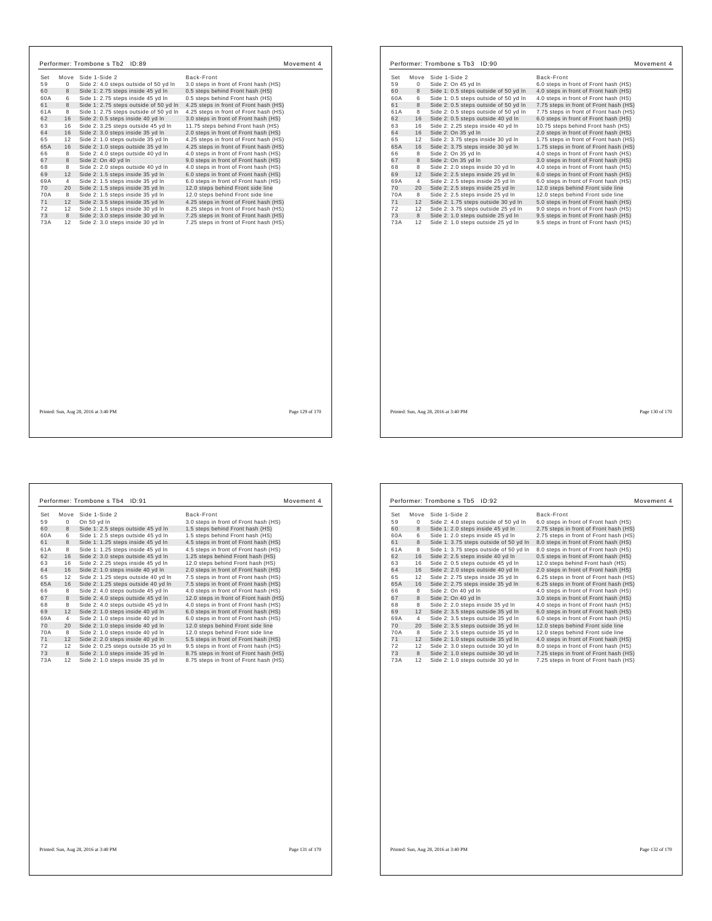## Performer: Trombone s Tb2 ID:89 — Movement 4

| Set | Move | Side 1-Side 2 | Back-Front |
|---|---|---|---|
| 59 | 0 | Side 2: 4.0 steps outside of 50 yd ln | 3.0 steps in front of Front hash (HS) |
| 60 | 8 | Side 1: 2.75 steps inside 45 yd ln | 0.5 steps behind Front hash (HS) |
| 60A | 6 | Side 1: 2.75 steps inside 45 yd ln | 0.5 steps behind Front hash (HS) |
| 61 | 8 | Side 1: 2.75 steps outside of 50 yd ln | 4.25 steps in front of Front hash (HS) |
| 61A | 8 | Side 1: 2.75 steps outside of 50 yd ln | 4.25 steps in front of Front hash (HS) |
| 62 | 16 | Side 2: 0.5 steps inside 40 yd ln | 3.0 steps in front of Front hash (HS) |
| 63 | 16 | Side 2: 3.25 steps outside 45 yd ln | 11.75 steps behind Front hash (HS) |
| 64 | 16 | Side 2: 3.0 steps inside 35 yd ln | 2.0 steps in front of Front hash (HS) |
| 65 | 12 | Side 2: 1.0 steps outside 35 yd ln | 4.25 steps in front of Front hash (HS) |
| 65A | 16 | Side 2: 1.0 steps outside 35 yd ln | 4.25 steps in front of Front hash (HS) |
| 66 | 8 | Side 2: 4.0 steps outside 40 yd ln | 4.0 steps in front of Front hash (HS) |
| 67 | 8 | Side 2: On 40 yd ln | 9.0 steps in front of Front hash (HS) |
| 68 | 8 | Side 2: 2.0 steps outside 40 yd ln | 4.0 steps in front of Front hash (HS) |
| 69 | 12 | Side 2: 1.5 steps inside 35 yd ln | 6.0 steps in front of Front hash (HS) |
| 69A | 4 | Side 2: 1.5 steps inside 35 yd ln | 6.0 steps in front of Front hash (HS) |
| 70 | 20 | Side 2: 1.5 steps inside 35 yd ln | 12.0 steps behind Front side line |
| 70A | 8 | Side 2: 1.5 steps inside 35 yd ln | 12.0 steps behind Front side line |
| 71 | 12 | Side 2: 3.5 steps inside 35 yd ln | 4.25 steps in front of Front hash (HS) |
| 72 | 12 | Side 2: 1.5 steps inside 30 yd ln | 8.25 steps in front of Front hash (HS) |
| 73 | 8 | Side 2: 3.0 steps inside 30 yd ln | 7.25 steps in front of Front hash (HS) |
| 73A | 12 | Side 2: 3.0 steps inside 30 yd ln | 7.25 steps in front of Front hash (HS) |

Printed: Sun, Aug 28, 2016 at 3:40 PM

## Performer: Trombone s Tb3 ID:90 — Movement 4

| Set | Move | Side 1-Side 2 | Back-Front |
|---|---|---|---|
| 59 | 0 | Side 2: On 45 yd ln | 6.0 steps in front of Front hash (HS) |
| 60 | 8 | Side 1: 0.5 steps outside of 50 yd ln | 4.0 steps in front of Front hash (HS) |
| 60A | 6 | Side 1: 0.5 steps outside of 50 yd ln | 4.0 steps in front of Front hash (HS) |
| 61 | 8 | Side 2: 0.5 steps outside of 50 yd ln | 7.75 steps in front of Front hash (HS) |
| 61A | 8 | Side 2: 0.5 steps outside of 50 yd ln | 7.75 steps in front of Front hash (HS) |
| 62 | 16 | Side 2: 0.5 steps outside 40 yd ln | 6.0 steps in front of Front hash (HS) |
| 63 | 16 | Side 2: 2.25 steps inside 40 yd ln | 10.75 steps behind Front hash (HS) |
| 64 | 16 | Side 2: On 35 yd ln | 2.0 steps in front of Front hash (HS) |
| 65 | 12 | Side 2: 3.75 steps inside 30 yd ln | 1.75 steps in front of Front hash (HS) |
| 65A | 16 | Side 2: 3.75 steps inside 30 yd ln | 1.75 steps in front of Front hash (HS) |
| 66 | 8 | Side 2: On 35 yd ln | 4.0 steps in front of Front hash (HS) |
| 67 | 8 | Side 2: On 35 yd ln | 3.0 steps in front of Front hash (HS) |
| 68 | 8 | Side 2: 2.0 steps inside 30 yd ln | 4.0 steps in front of Front hash (HS) |
| 69 | 12 | Side 2: 2.5 steps inside 25 yd ln | 6.0 steps in front of Front hash (HS) |
| 69A | 4 | Side 2: 2.5 steps inside 25 yd ln | 6.0 steps in front of Front hash (HS) |
| 70 | 20 | Side 2: 2.5 steps inside 25 yd ln | 12.0 steps behind Front side line |
| 70A | 8 | Side 2: 2.5 steps inside 25 yd ln | 12.0 steps behind Front side line |
| 71 | 12 | Side 2: 1.75 steps outside 30 yd ln | 5.0 steps in front of Front hash (HS) |
| 72 | 12 | Side 2: 3.75 steps outside 25 yd ln | 9.0 steps in front of Front hash (HS) |
| 73 | 8 | Side 2: 1.0 steps outside 25 yd ln | 9.5 steps in front of Front hash (HS) |
| 73A | 12 | Side 2: 1.0 steps outside 25 yd ln | 9.5 steps in front of Front hash (HS) |

Printed: Sun, Aug 28, 2016 at 3:40 PM

## Performer: Trombone s Tb4 ID:91 — Movement 4

| Set | Move | Side 1-Side 2 | Back-Front |
|---|---|---|---|
| 59 | 0 | On 50 yd ln | 3.0 steps in front of Front hash (HS) |
| 60 | 8 | Side 1: 2.5 steps outside 45 yd ln | 1.5 steps behind Front hash (HS) |
| 60A | 6 | Side 1: 2.5 steps outside 45 yd ln | 1.5 steps behind Front hash (HS) |
| 61 | 8 | Side 1: 1.25 steps inside 45 yd ln | 4.5 steps in front of Front hash (HS) |
| 61A | 8 | Side 1: 1.25 steps inside 45 yd ln | 4.5 steps in front of Front hash (HS) |
| 62 | 16 | Side 2: 3.0 steps outside 45 yd ln | 1.25 steps behind Front hash (HS) |
| 63 | 16 | Side 2: 2.25 steps inside 45 yd ln | 12.0 steps behind Front hash (HS) |
| 64 | 16 | Side 2: 1.0 steps inside 40 yd ln | 2.0 steps in front of Front hash (HS) |
| 65 | 12 | Side 2: 1.25 steps outside 40 yd ln | 7.5 steps in front of Front hash (HS) |
| 65A | 16 | Side 2: 1.25 steps outside 40 yd ln | 7.5 steps in front of Front hash (HS) |
| 66 | 8 | Side 2: 4.0 steps outside 45 yd ln | 4.0 steps in front of Front hash (HS) |
| 67 | 8 | Side 2: 4.0 steps outside 45 yd ln | 12.0 steps in front of Front hash (HS) |
| 68 | 8 | Side 2: 4.0 steps outside 45 yd ln | 4.0 steps in front of Front hash (HS) |
| 69 | 12 | Side 2: 1.0 steps inside 40 yd ln | 6.0 steps in front of Front hash (HS) |
| 69A | 4 | Side 2: 1.0 steps inside 40 yd ln | 6.0 steps in front of Front hash (HS) |
| 70 | 20 | Side 2: 1.0 steps inside 40 yd ln | 12.0 steps behind Front side line |
| 70A | 8 | Side 2: 1.0 steps inside 40 yd ln | 12.0 steps behind Front side line |
| 71 | 12 | Side 2: 2.0 steps inside 40 yd ln | 5.5 steps in front of Front hash (HS) |
| 72 | 12 | Side 2: 0.25 steps outside 35 yd ln | 9.5 steps in front of Front hash (HS) |
| 73 | 8 | Side 2: 1.0 steps inside 35 yd ln | 8.75 steps in front of Front hash (HS) |
| 73A | 12 | Side 2: 1.0 steps inside 35 yd ln | 8.75 steps in front of Front hash (HS) |

Printed: Sun, Aug 28, 2016 at 3:40 PM

## Performer: Trombone s Tb5 ID:92 — Movement 4

| Set | Move | Side 1-Side 2 | Back-Front |
|---|---|---|---|
| 59 | 0 | Side 2: 4.0 steps outside of 50 yd ln | 6.0 steps in front of Front hash (HS) |
| 60 | 8 | Side 1: 2.0 steps inside 45 yd ln | 2.75 steps in front of Front hash (HS) |
| 60A | 6 | Side 1: 2.0 steps inside 45 yd ln | 2.75 steps in front of Front hash (HS) |
| 61 | 8 | Side 1: 3.75 steps outside of 50 yd ln | 8.0 steps in front of Front hash (HS) |
| 61A | 8 | Side 1: 3.75 steps outside of 50 yd ln | 8.0 steps in front of Front hash (HS) |
| 62 | 16 | Side 2: 2.5 steps inside 40 yd ln | 0.5 steps in front of Front hash (HS) |
| 63 | 16 | Side 2: 0.5 steps outside 45 yd ln | 12.0 steps behind Front hash (HS) |
| 64 | 16 | Side 2: 2.0 steps outside 40 yd ln | 2.0 steps in front of Front hash (HS) |
| 65 | 12 | Side 2: 2.75 steps inside 35 yd ln | 6.25 steps in front of Front hash (HS) |
| 65A | 16 | Side 2: 2.75 steps inside 35 yd ln | 6.25 steps in front of Front hash (HS) |
| 66 | 8 | Side 2: On 40 yd ln | 4.0 steps in front of Front hash (HS) |
| 67 | 8 | Side 2: On 40 yd ln | 3.0 steps in front of Front hash (HS) |
| 68 | 8 | Side 2: 2.0 steps inside 35 yd ln | 4.0 steps in front of Front hash (HS) |
| 69 | 12 | Side 2: 3.5 steps outside 35 yd ln | 6.0 steps in front of Front hash (HS) |
| 69A | 4 | Side 2: 3.5 steps outside 35 yd ln | 6.0 steps in front of Front hash (HS) |
| 70 | 20 | Side 2: 3.5 steps outside 35 yd ln | 12.0 steps behind Front side line |
| 70A | 8 | Side 2: 3.5 steps outside 35 yd ln | 12.0 steps behind Front side line |
| 71 | 12 | Side 2: 1.0 steps outside 35 yd ln | 4.0 steps in front of Front hash (HS) |
| 72 | 12 | Side 2: 3.0 steps outside 30 yd ln | 8.0 steps in front of Front hash (HS) |
| 73 | 8 | Side 2: 1.0 steps outside 30 yd ln | 7.25 steps in front of Front hash (HS) |
| 73A | 12 | Side 2: 1.0 steps outside 30 yd ln | 7.25 steps in front of Front hash (HS) |

Printed: Sun, Aug 28, 2016 at 3:40 PM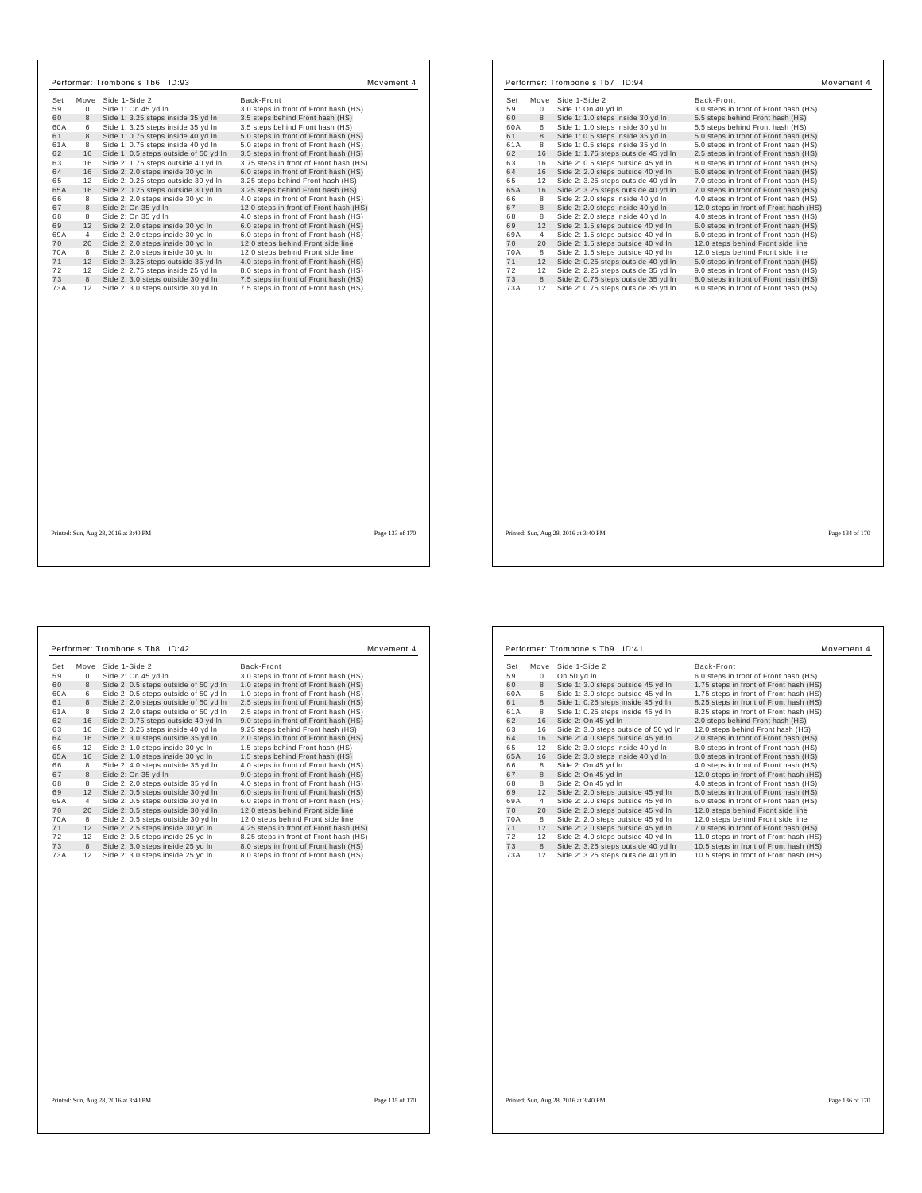## Performer: Trombone s Tb6 ID:93 — Movement 4

| Set | Move | Side 1-Side 2 | Back-Front |
|---|---|---|---|
| 59 | 0 | Side 1: On 45 yd ln | 3.0 steps in front of Front hash (HS) |
| 60 | 8 | Side 1: 3.25 steps inside 35 yd ln | 3.5 steps behind Front hash (HS) |
| 60A | 6 | Side 1: 3.25 steps inside 35 yd ln | 3.5 steps behind Front hash (HS) |
| 61 | 8 | Side 1: 0.75 steps inside 40 yd ln | 5.0 steps in front of Front hash (HS) |
| 61A | 8 | Side 1: 0.75 steps inside 40 yd ln | 5.0 steps in front of Front hash (HS) |
| 62 | 16 | Side 1: 0.5 steps outside of 50 yd ln | 3.5 steps in front of Front hash (HS) |
| 63 | 16 | Side 2: 1.75 steps outside 40 yd ln | 3.75 steps in front of Front hash (HS) |
| 64 | 16 | Side 2: 2.0 steps inside 30 yd ln | 6.0 steps in front of Front hash (HS) |
| 65 | 12 | Side 2: 0.25 steps outside 30 yd ln | 3.25 steps behind Front hash (HS) |
| 65A | 16 | Side 2: 0.25 steps outside 30 yd ln | 3.25 steps behind Front hash (HS) |
| 66 | 8 | Side 2: 2.0 steps inside 30 yd ln | 4.0 steps in front of Front hash (HS) |
| 67 | 8 | Side 2: On 35 yd ln | 12.0 steps in front of Front hash (HS) |
| 68 | 8 | Side 2: On 35 yd ln | 4.0 steps in front of Front hash (HS) |
| 69 | 12 | Side 2: 2.0 steps inside 30 yd ln | 6.0 steps in front of Front hash (HS) |
| 69A | 4 | Side 2: 2.0 steps inside 30 yd ln | 6.0 steps in front of Front hash (HS) |
| 70 | 20 | Side 2: 2.0 steps inside 30 yd ln | 12.0 steps behind Front side line |
| 70A | 8 | Side 2: 2.0 steps inside 30 yd ln | 12.0 steps behind Front side line |
| 71 | 12 | Side 2: 3.25 steps outside 35 yd ln | 4.0 steps in front of Front hash (HS) |
| 72 | 12 | Side 2: 2.75 steps inside 25 yd ln | 8.0 steps in front of Front hash (HS) |
| 73 | 8 | Side 2: 3.0 steps outside 30 yd ln | 7.5 steps in front of Front hash (HS) |
| 73A | 12 | Side 2: 3.0 steps outside 30 yd ln | 7.5 steps in front of Front hash (HS) |

Printed: Sun, Aug 28, 2016 at 3:40 PM

## Performer: Trombone s Tb7 ID:94 — Movement 4

| Set | Move | Side 1-Side 2 | Back-Front |
|---|---|---|---|
| 59 | 0 | Side 1: On 40 yd ln | 3.0 steps in front of Front hash (HS) |
| 60 | 8 | Side 1: 1.0 steps inside 30 yd ln | 5.5 steps behind Front hash (HS) |
| 60A | 6 | Side 1: 1.0 steps inside 30 yd ln | 5.5 steps behind Front hash (HS) |
| 61 | 8 | Side 1: 0.5 steps inside 35 yd ln | 5.0 steps in front of Front hash (HS) |
| 61A | 8 | Side 1: 0.5 steps inside 35 yd ln | 5.0 steps in front of Front hash (HS) |
| 62 | 16 | Side 1: 1.75 steps outside 45 yd ln | 2.5 steps in front of Front hash (HS) |
| 63 | 16 | Side 2: 0.5 steps outside 45 yd ln | 8.0 steps in front of Front hash (HS) |
| 64 | 16 | Side 2: 2.0 steps outside 40 yd ln | 6.0 steps in front of Front hash (HS) |
| 65 | 12 | Side 2: 3.25 steps outside 40 yd ln | 7.0 steps in front of Front hash (HS) |
| 65A | 16 | Side 2: 3.25 steps outside 40 yd ln | 7.0 steps in front of Front hash (HS) |
| 66 | 8 | Side 2: 2.0 steps inside 40 yd ln | 4.0 steps in front of Front hash (HS) |
| 67 | 8 | Side 2: 2.0 steps inside 40 yd ln | 12.0 steps in front of Front hash (HS) |
| 68 | 8 | Side 2: 2.0 steps inside 40 yd ln | 4.0 steps in front of Front hash (HS) |
| 69 | 12 | Side 2: 1.5 steps outside 40 yd ln | 6.0 steps in front of Front hash (HS) |
| 69A | 4 | Side 2: 1.5 steps outside 40 yd ln | 6.0 steps in front of Front hash (HS) |
| 70 | 20 | Side 2: 1.5 steps outside 40 yd ln | 12.0 steps behind Front side line |
| 70A | 8 | Side 2: 1.5 steps outside 40 yd ln | 12.0 steps behind Front side line |
| 71 | 12 | Side 2: 0.25 steps outside 40 yd ln | 5.0 steps in front of Front hash (HS) |
| 72 | 12 | Side 2: 2.25 steps outside 35 yd ln | 9.0 steps in front of Front hash (HS) |
| 73 | 8 | Side 2: 0.75 steps outside 35 yd ln | 8.0 steps in front of Front hash (HS) |
| 73A | 12 | Side 2: 0.75 steps outside 35 yd ln | 8.0 steps in front of Front hash (HS) |

Printed: Sun, Aug 28, 2016 at 3:40 PM

## Performer: Trombone s Tb8 ID:42 — Movement 4

| Set | Move | Side 1-Side 2 | Back-Front |
|---|---|---|---|
| 59 | 0 | Side 2: On 45 yd ln | 3.0 steps in front of Front hash (HS) |
| 60 | 8 | Side 2: 0.5 steps outside of 50 yd ln | 1.0 steps in front of Front hash (HS) |
| 60A | 6 | Side 2: 0.5 steps outside of 50 yd ln | 1.0 steps in front of Front hash (HS) |
| 61 | 8 | Side 2: 2.0 steps outside of 50 yd ln | 2.5 steps in front of Front hash (HS) |
| 61A | 8 | Side 2: 2.0 steps outside of 50 yd ln | 2.5 steps in front of Front hash (HS) |
| 62 | 16 | Side 2: 0.75 steps outside 40 yd ln | 9.0 steps in front of Front hash (HS) |
| 63 | 16 | Side 2: 0.25 steps inside 40 yd ln | 9.25 steps behind Front hash (HS) |
| 64 | 16 | Side 2: 3.0 steps outside 35 yd ln | 2.0 steps in front of Front hash (HS) |
| 65 | 12 | Side 2: 1.0 steps inside 30 yd ln | 1.5 steps behind Front hash (HS) |
| 65A | 16 | Side 2: 1.0 steps inside 30 yd ln | 1.5 steps behind Front hash (HS) |
| 66 | 8 | Side 2: 4.0 steps outside 35 yd ln | 4.0 steps in front of Front hash (HS) |
| 67 | 8 | Side 2: On 35 yd ln | 9.0 steps in front of Front hash (HS) |
| 68 | 8 | Side 2: 2.0 steps outside 35 yd ln | 4.0 steps in front of Front hash (HS) |
| 69 | 12 | Side 2: 0.5 steps outside 30 yd ln | 6.0 steps in front of Front hash (HS) |
| 69A | 4 | Side 2: 0.5 steps outside 30 yd ln | 6.0 steps in front of Front hash (HS) |
| 70 | 20 | Side 2: 0.5 steps outside 30 yd ln | 12.0 steps behind Front side line |
| 70A | 8 | Side 2: 0.5 steps outside 30 yd ln | 12.0 steps behind Front side line |
| 71 | 12 | Side 2: 2.5 steps inside 30 yd ln | 4.25 steps in front of Front hash (HS) |
| 72 | 12 | Side 2: 0.5 steps inside 25 yd ln | 8.25 steps in front of Front hash (HS) |
| 73 | 8 | Side 2: 3.0 steps inside 25 yd ln | 8.0 steps in front of Front hash (HS) |
| 73A | 12 | Side 2: 3.0 steps inside 25 yd ln | 8.0 steps in front of Front hash (HS) |

Printed: Sun, Aug 28, 2016 at 3:40 PM

## Performer: Trombone s Tb9 ID:41 — Movement 4

| Set | Move | Side 1-Side 2 | Back-Front |
|---|---|---|---|
| 59 | 0 | On 50 yd ln | 6.0 steps in front of Front hash (HS) |
| 60 | 8 | Side 1: 3.0 steps outside 45 yd ln | 1.75 steps in front of Front hash (HS) |
| 60A | 6 | Side 1: 3.0 steps outside 45 yd ln | 1.75 steps in front of Front hash (HS) |
| 61 | 8 | Side 1: 0.25 steps inside 45 yd ln | 8.25 steps in front of Front hash (HS) |
| 61A | 8 | Side 1: 0.25 steps inside 45 yd ln | 8.25 steps in front of Front hash (HS) |
| 62 | 16 | Side 2: On 45 yd ln | 2.0 steps behind Front hash (HS) |
| 63 | 16 | Side 2: 3.0 steps outside of 50 yd ln | 12.0 steps behind Front hash (HS) |
| 64 | 16 | Side 2: 4.0 steps outside 45 yd ln | 2.0 steps in front of Front hash (HS) |
| 65 | 12 | Side 2: 3.0 steps inside 40 yd ln | 8.0 steps in front of Front hash (HS) |
| 65A | 16 | Side 2: 3.0 steps inside 40 yd ln | 8.0 steps in front of Front hash (HS) |
| 66 | 8 | Side 2: On 45 yd ln | 4.0 steps in front of Front hash (HS) |
| 67 | 8 | Side 2: On 45 yd ln | 12.0 steps in front of Front hash (HS) |
| 68 | 8 | Side 2: On 45 yd ln | 4.0 steps in front of Front hash (HS) |
| 69 | 12 | Side 2: 2.0 steps outside 45 yd ln | 6.0 steps in front of Front hash (HS) |
| 69A | 4 | Side 2: 2.0 steps outside 45 yd ln | 6.0 steps in front of Front hash (HS) |
| 70 | 20 | Side 2: 2.0 steps outside 45 yd ln | 12.0 steps behind Front side line |
| 70A | 8 | Side 2: 2.0 steps outside 45 yd ln | 12.0 steps behind Front side line |
| 71 | 12 | Side 2: 2.0 steps outside 45 yd ln | 7.0 steps in front of Front hash (HS) |
| 72 | 12 | Side 2: 4.0 steps outside 40 yd ln | 11.0 steps in front of Front hash (HS) |
| 73 | 8 | Side 2: 3.25 steps outside 40 yd ln | 10.5 steps in front of Front hash (HS) |
| 73A | 12 | Side 2: 3.25 steps outside 40 yd ln | 10.5 steps in front of Front hash (HS) |

Printed: Sun, Aug 28, 2016 at 3:40 PM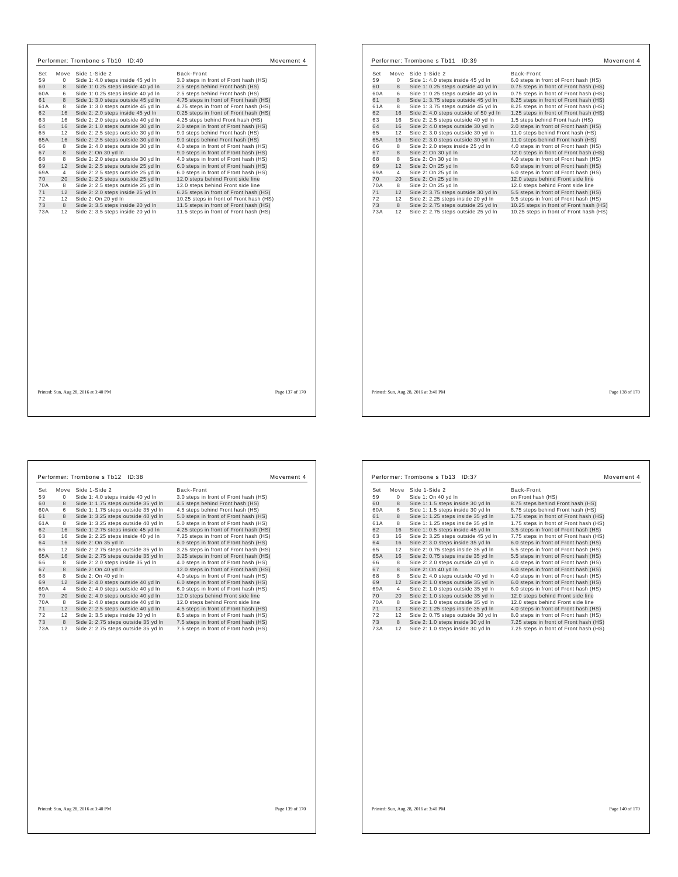## Performer: Trombone s Tb10 ID:40 — Movement 4

| Set | Move | Side 1-Side 2 | Back-Front |
|---|---|---|---|
| 59 | 0 | Side 1: 4.0 steps inside 45 yd ln | 3.0 steps in front of Front hash (HS) |
| 60 | 8 | Side 1: 0.25 steps inside 40 yd ln | 2.5 steps behind Front hash (HS) |
| 60A | 6 | Side 1: 0.25 steps inside 40 yd ln | 2.5 steps behind Front hash (HS) |
| 61 | 8 | Side 1: 3.0 steps outside 45 yd ln | 4.75 steps in front of Front hash (HS) |
| 61A | 8 | Side 1: 3.0 steps outside 45 yd ln | 4.75 steps in front of Front hash (HS) |
| 62 | 16 | Side 2: 2.0 steps inside 45 yd ln | 0.25 steps in front of Front hash (HS) |
| 63 | 16 | Side 2: 2.0 steps outside 40 yd ln | 4.25 steps behind Front hash (HS) |
| 64 | 16 | Side 2: 1.0 steps outside 30 yd ln | 2.0 steps in front of Front hash (HS) |
| 65 | 12 | Side 2: 2.5 steps outside 30 yd ln | 9.0 steps behind Front hash (HS) |
| 65A | 16 | Side 2: 2.5 steps outside 30 yd ln | 9.0 steps behind Front hash (HS) |
| 66 | 8 | Side 2: 4.0 steps outside 30 yd ln | 4.0 steps in front of Front hash (HS) |
| 67 | 8 | Side 2: On 30 yd ln | 9.0 steps in front of Front hash (HS) |
| 68 | 8 | Side 2: 2.0 steps outside 30 yd ln | 4.0 steps in front of Front hash (HS) |
| 69 | 12 | Side 2: 2.5 steps outside 25 yd ln | 6.0 steps in front of Front hash (HS) |
| 69A | 4 | Side 2: 2.5 steps outside 25 yd ln | 6.0 steps in front of Front hash (HS) |
| 70 | 20 | Side 2: 2.5 steps outside 25 yd ln | 12.0 steps behind Front side line |
| 70A | 8 | Side 2: 2.5 steps outside 25 yd ln | 12.0 steps behind Front side line |
| 71 | 12 | Side 2: 2.0 steps inside 25 yd ln | 6.25 steps in front of Front hash (HS) |
| 72 | 12 | Side 2: On 20 yd ln | 10.25 steps in front of Front hash (HS) |
| 73 | 8 | Side 2: 3.5 steps inside 20 yd ln | 11.5 steps in front of Front hash (HS) |
| 73A | 12 | Side 2: 3.5 steps inside 20 yd ln | 11.5 steps in front of Front hash (HS) |

Printed: Sun, Aug 28, 2016 at 3:40 PM

## Performer: Trombone s Tb11 ID:39 — Movement 4

| Set | Move | Side 1-Side 2 | Back-Front |
|---|---|---|---|
| 59 | 0 | Side 1: 4.0 steps inside 45 yd ln | 6.0 steps in front of Front hash (HS) |
| 60 | 8 | Side 1: 0.25 steps outside 40 yd ln | 0.75 steps in front of Front hash (HS) |
| 60A | 6 | Side 1: 0.25 steps outside 40 yd ln | 0.75 steps in front of Front hash (HS) |
| 61 | 8 | Side 1: 3.75 steps outside 45 yd ln | 8.25 steps in front of Front hash (HS) |
| 61A | 8 | Side 1: 3.75 steps outside 45 yd ln | 8.25 steps in front of Front hash (HS) |
| 62 | 16 | Side 2: 4.0 steps outside of 50 yd ln | 1.25 steps in front of Front hash (HS) |
| 63 | 16 | Side 2: 2.5 steps outside 40 yd ln | 1.5 steps behind Front hash (HS) |
| 64 | 16 | Side 2: 4.0 steps outside 30 yd ln | 2.0 steps in front of Front hash (HS) |
| 65 | 12 | Side 2: 3.0 steps outside 30 yd ln | 11.0 steps behind Front hash (HS) |
| 65A | 16 | Side 2: 3.0 steps outside 30 yd ln | 11.0 steps behind Front hash (HS) |
| 66 | 8 | Side 2: 2.0 steps inside 25 yd ln | 4.0 steps in front of Front hash (HS) |
| 67 | 8 | Side 2: On 30 yd ln | 12.0 steps in front of Front hash (HS) |
| 68 | 8 | Side 2: On 30 yd ln | 4.0 steps in front of Front hash (HS) |
| 69 | 12 | Side 2: On 25 yd ln | 6.0 steps in front of Front hash (HS) |
| 69A | 4 | Side 2: On 25 yd ln | 6.0 steps in front of Front hash (HS) |
| 70 | 20 | Side 2: On 25 yd ln | 12.0 steps behind Front side line |
| 70A | 8 | Side 2: On 25 yd ln | 12.0 steps behind Front side line |
| 71 | 12 | Side 2: 3.75 steps outside 30 yd ln | 5.5 steps in front of Front hash (HS) |
| 72 | 12 | Side 2: 2.25 steps inside 20 yd ln | 9.5 steps in front of Front hash (HS) |
| 73 | 8 | Side 2: 2.75 steps outside 25 yd ln | 10.25 steps in front of Front hash (HS) |
| 73A | 12 | Side 2: 2.75 steps outside 25 yd ln | 10.25 steps in front of Front hash (HS) |

Printed: Sun, Aug 28, 2016 at 3:40 PM

## Performer: Trombone s Tb12 ID:38 — Movement 4

| Set | Move | Side 1-Side 2 | Back-Front |
|---|---|---|---|
| 59 | 0 | Side 1: 4.0 steps inside 40 yd ln | 3.0 steps in front of Front hash (HS) |
| 60 | 8 | Side 1: 1.75 steps outside 35 yd ln | 4.5 steps behind Front hash (HS) |
| 60A | 6 | Side 1: 1.75 steps outside 35 yd ln | 4.5 steps behind Front hash (HS) |
| 61 | 8 | Side 1: 3.25 steps outside 40 yd ln | 5.0 steps in front of Front hash (HS) |
| 61A | 8 | Side 1: 3.25 steps outside 40 yd ln | 5.0 steps in front of Front hash (HS) |
| 62 | 16 | Side 1: 2.75 steps inside 45 yd ln | 4.25 steps in front of Front hash (HS) |
| 63 | 16 | Side 2: 2.25 steps inside 40 yd ln | 7.25 steps in front of Front hash (HS) |
| 64 | 16 | Side 2: On 35 yd ln | 6.0 steps in front of Front hash (HS) |
| 65 | 12 | Side 2: 2.75 steps outside 35 yd ln | 3.25 steps in front of Front hash (HS) |
| 65A | 16 | Side 2: 2.75 steps outside 35 yd ln | 3.25 steps in front of Front hash (HS) |
| 66 | 8 | Side 2: 2.0 steps inside 35 yd ln | 4.0 steps in front of Front hash (HS) |
| 67 | 8 | Side 2: On 40 yd ln | 12.0 steps in front of Front hash (HS) |
| 68 | 8 | Side 2: On 40 yd ln | 4.0 steps in front of Front hash (HS) |
| 69 | 12 | Side 2: 4.0 steps outside 40 yd ln | 6.0 steps in front of Front hash (HS) |
| 69A | 4 | Side 2: 4.0 steps outside 40 yd ln | 6.0 steps in front of Front hash (HS) |
| 70 | 20 | Side 2: 4.0 steps outside 40 yd ln | 12.0 steps behind Front side line |
| 70A | 8 | Side 2: 4.0 steps outside 40 yd ln | 12.0 steps behind Front side line |
| 71 | 12 | Side 2: 2.5 steps outside 40 yd ln | 4.5 steps in front of Front hash (HS) |
| 72 | 12 | Side 2: 3.5 steps inside 30 yd ln | 8.5 steps in front of Front hash (HS) |
| 73 | 8 | Side 2: 2.75 steps outside 35 yd ln | 7.5 steps in front of Front hash (HS) |
| 73A | 12 | Side 2: 2.75 steps outside 35 yd ln | 7.5 steps in front of Front hash (HS) |

Printed: Sun, Aug 28, 2016 at 3:40 PM

## Performer: Trombone s Tb13 ID:37 — Movement 4

| Set | Move | Side 1-Side 2 | Back-Front |
|---|---|---|---|
| 59 | 0 | Side 1: On 40 yd ln | on Front hash (HS) |
| 60 | 8 | Side 1: 1.5 steps inside 30 yd ln | 8.75 steps behind Front hash (HS) |
| 60A | 6 | Side 1: 1.5 steps inside 30 yd ln | 8.75 steps behind Front hash (HS) |
| 61 | 8 | Side 1: 1.25 steps inside 35 yd ln | 1.75 steps in front of Front hash (HS) |
| 61A | 8 | Side 1: 1.25 steps inside 35 yd ln | 1.75 steps in front of Front hash (HS) |
| 62 | 16 | Side 1: 0.5 steps inside 45 yd ln | 3.5 steps in front of Front hash (HS) |
| 63 | 16 | Side 2: 3.25 steps outside 45 yd ln | 7.75 steps in front of Front hash (HS) |
| 64 | 16 | Side 2: 3.0 steps inside 35 yd ln | 6.0 steps in front of Front hash (HS) |
| 65 | 12 | Side 2: 0.75 steps inside 35 yd ln | 5.5 steps in front of Front hash (HS) |
| 65A | 16 | Side 2: 0.75 steps inside 35 yd ln | 5.5 steps in front of Front hash (HS) |
| 66 | 8 | Side 2: 2.0 steps outside 40 yd ln | 4.0 steps in front of Front hash (HS) |
| 67 | 8 | Side 2: On 40 yd ln | 6.0 steps in front of Front hash (HS) |
| 68 | 8 | Side 2: 4.0 steps outside 40 yd ln | 4.0 steps in front of Front hash (HS) |
| 69 | 12 | Side 2: 1.0 steps outside 35 yd ln | 6.0 steps in front of Front hash (HS) |
| 69A | 4 | Side 2: 1.0 steps outside 35 yd ln | 6.0 steps in front of Front hash (HS) |
| 70 | 20 | Side 2: 1.0 steps outside 35 yd ln | 12.0 steps behind Front side line |
| 70A | 8 | Side 2: 1.0 steps outside 35 yd ln | 12.0 steps behind Front side line |
| 71 | 12 | Side 2: 1.25 steps inside 35 yd ln | 4.0 steps in front of Front hash (HS) |
| 72 | 12 | Side 2: 0.75 steps outside 30 yd ln | 8.0 steps in front of Front hash (HS) |
| 73 | 8 | Side 2: 1.0 steps inside 30 yd ln | 7.25 steps in front of Front hash (HS) |
| 73A | 12 | Side 2: 1.0 steps inside 30 yd ln | 7.25 steps in front of Front hash (HS) |

Printed: Sun, Aug 28, 2016 at 3:40 PM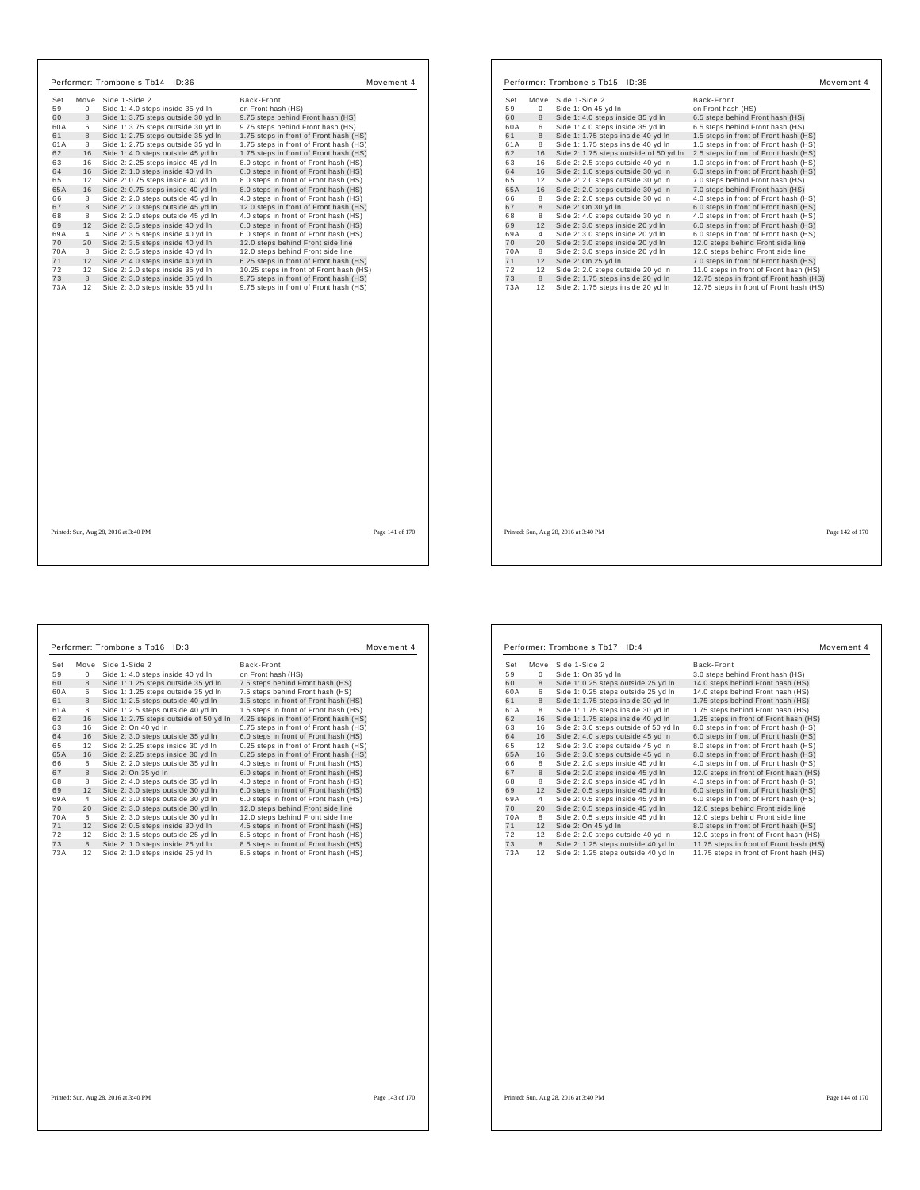## Performer: Trombone s Tb14 ID:36 — Movement 4

| Set | Move | Side 1-Side 2 | Back-Front |
|---|---|---|---|
| 59 | 0 | Side 1: 4.0 steps inside 35 yd ln | on Front hash (HS) |
| 60 | 8 | Side 1: 3.75 steps outside 30 yd ln | 9.75 steps behind Front hash (HS) |
| 60A | 6 | Side 1: 3.75 steps outside 30 yd ln | 9.75 steps behind Front hash (HS) |
| 61 | 8 | Side 1: 2.75 steps outside 35 yd ln | 1.75 steps in front of Front hash (HS) |
| 61A | 8 | Side 1: 2.75 steps outside 35 yd ln | 1.75 steps in front of Front hash (HS) |
| 62 | 16 | Side 1: 4.0 steps outside 45 yd ln | 1.75 steps in front of Front hash (HS) |
| 63 | 16 | Side 2: 2.25 steps inside 45 yd ln | 8.0 steps in front of Front hash (HS) |
| 64 | 16 | Side 2: 1.0 steps inside 40 yd ln | 6.0 steps in front of Front hash (HS) |
| 65 | 12 | Side 2: 0.75 steps inside 40 yd ln | 8.0 steps in front of Front hash (HS) |
| 65A | 16 | Side 2: 0.75 steps inside 40 yd ln | 8.0 steps in front of Front hash (HS) |
| 66 | 8 | Side 2: 2.0 steps outside 45 yd ln | 4.0 steps in front of Front hash (HS) |
| 67 | 8 | Side 2: 2.0 steps outside 45 yd ln | 12.0 steps in front of Front hash (HS) |
| 68 | 8 | Side 2: 2.0 steps outside 45 yd ln | 4.0 steps in front of Front hash (HS) |
| 69 | 12 | Side 2: 3.5 steps inside 40 yd ln | 6.0 steps in front of Front hash (HS) |
| 69A | 4 | Side 2: 3.5 steps inside 40 yd ln | 6.0 steps in front of Front hash (HS) |
| 70 | 20 | Side 2: 3.5 steps inside 40 yd ln | 12.0 steps behind Front side line |
| 70A | 8 | Side 2: 3.5 steps inside 40 yd ln | 12.0 steps behind Front side line |
| 71 | 12 | Side 2: 4.0 steps inside 40 yd ln | 6.25 steps in front of Front hash (HS) |
| 72 | 12 | Side 2: 2.0 steps inside 35 yd ln | 10.25 steps in front of Front hash (HS) |
| 73 | 8 | Side 2: 3.0 steps inside 35 yd ln | 9.75 steps in front of Front hash (HS) |
| 73A | 12 | Side 2: 3.0 steps inside 35 yd ln | 9.75 steps in front of Front hash (HS) |

Printed: Sun, Aug 28, 2016 at 3:40 PM

## Performer: Trombone s Tb15 ID:35 — Movement 4

| Set | Move | Side 1-Side 2 | Back-Front |
|---|---|---|---|
| 59 | 0 | Side 1: On 45 yd ln | on Front hash (HS) |
| 60 | 8 | Side 1: 4.0 steps inside 35 yd ln | 6.5 steps behind Front hash (HS) |
| 60A | 6 | Side 1: 4.0 steps inside 35 yd ln | 6.5 steps behind Front hash (HS) |
| 61 | 8 | Side 1: 1.75 steps inside 40 yd ln | 1.5 steps in front of Front hash (HS) |
| 61A | 8 | Side 1: 1.75 steps inside 40 yd ln | 1.5 steps in front of Front hash (HS) |
| 62 | 16 | Side 2: 1.75 steps outside of 50 yd ln | 2.5 steps in front of Front hash (HS) |
| 63 | 16 | Side 2: 2.5 steps outside 40 yd ln | 1.0 steps in front of Front hash (HS) |
| 64 | 16 | Side 2: 1.0 steps outside 30 yd ln | 6.0 steps in front of Front hash (HS) |
| 65 | 12 | Side 2: 2.0 steps outside 30 yd ln | 7.0 steps behind Front hash (HS) |
| 65A | 16 | Side 2: 2.0 steps outside 30 yd ln | 7.0 steps behind Front hash (HS) |
| 66 | 8 | Side 2: 2.0 steps outside 30 yd ln | 4.0 steps in front of Front hash (HS) |
| 67 | 8 | Side 2: On 30 yd ln | 6.0 steps in front of Front hash (HS) |
| 68 | 8 | Side 2: 4.0 steps outside 30 yd ln | 4.0 steps in front of Front hash (HS) |
| 69 | 12 | Side 2: 3.0 steps inside 20 yd ln | 6.0 steps in front of Front hash (HS) |
| 69A | 4 | Side 2: 3.0 steps inside 20 yd ln | 6.0 steps in front of Front hash (HS) |
| 70 | 20 | Side 2: 3.0 steps inside 20 yd ln | 12.0 steps behind Front side line |
| 70A | 8 | Side 2: 3.0 steps inside 20 yd ln | 12.0 steps behind Front side line |
| 71 | 12 | Side 2: On 25 yd ln | 7.0 steps in front of Front hash (HS) |
| 72 | 12 | Side 2: 2.0 steps outside 20 yd ln | 11.0 steps in front of Front hash (HS) |
| 73 | 8 | Side 2: 1.75 steps inside 20 yd ln | 12.75 steps in front of Front hash (HS) |
| 73A | 12 | Side 2: 1.75 steps inside 20 yd ln | 12.75 steps in front of Front hash (HS) |

Printed: Sun, Aug 28, 2016 at 3:40 PM

## Performer: Trombone s Tb16 ID:3 — Movement 4

| Set | Move | Side 1-Side 2 | Back-Front |
|---|---|---|---|
| 59 | 0 | Side 1: 4.0 steps inside 40 yd ln | on Front hash (HS) |
| 60 | 8 | Side 1: 1.25 steps outside 35 yd ln | 7.5 steps behind Front hash (HS) |
| 60A | 6 | Side 1: 1.25 steps outside 35 yd ln | 7.5 steps behind Front hash (HS) |
| 61 | 8 | Side 1: 2.5 steps outside 40 yd ln | 1.5 steps in front of Front hash (HS) |
| 61A | 8 | Side 1: 2.5 steps outside 40 yd ln | 1.5 steps in front of Front hash (HS) |
| 62 | 16 | Side 1: 2.75 steps outside of 50 yd ln | 4.25 steps in front of Front hash (HS) |
| 63 | 16 | Side 2: On 40 yd ln | 5.75 steps in front of Front hash (HS) |
| 64 | 16 | Side 2: 3.0 steps outside 35 yd ln | 6.0 steps in front of Front hash (HS) |
| 65 | 12 | Side 2: 2.25 steps inside 30 yd ln | 0.25 steps in front of Front hash (HS) |
| 65A | 16 | Side 2: 2.25 steps inside 30 yd ln | 0.25 steps in front of Front hash (HS) |
| 66 | 8 | Side 2: 2.0 steps outside 35 yd ln | 4.0 steps in front of Front hash (HS) |
| 67 | 8 | Side 2: On 35 yd ln | 6.0 steps in front of Front hash (HS) |
| 68 | 8 | Side 2: 4.0 steps outside 35 yd ln | 4.0 steps in front of Front hash (HS) |
| 69 | 12 | Side 2: 3.0 steps outside 30 yd ln | 6.0 steps in front of Front hash (HS) |
| 69A | 4 | Side 2: 3.0 steps outside 30 yd ln | 6.0 steps in front of Front hash (HS) |
| 70 | 20 | Side 2: 3.0 steps outside 30 yd ln | 12.0 steps behind Front side line |
| 70A | 8 | Side 2: 3.0 steps outside 30 yd ln | 12.0 steps behind Front side line |
| 71 | 12 | Side 2: 0.5 steps inside 30 yd ln | 4.5 steps in front of Front hash (HS) |
| 72 | 12 | Side 2: 1.5 steps outside 25 yd ln | 8.5 steps in front of Front hash (HS) |
| 73 | 8 | Side 2: 1.0 steps inside 25 yd ln | 8.5 steps in front of Front hash (HS) |
| 73A | 12 | Side 2: 1.0 steps inside 25 yd ln | 8.5 steps in front of Front hash (HS) |

Printed: Sun, Aug 28, 2016 at 3:40 PM

## Performer: Trombone s Tb17 ID:4 — Movement 4

| Set | Move | Side 1-Side 2 | Back-Front |
|---|---|---|---|
| 59 | 0 | Side 1: On 35 yd ln | 3.0 steps behind Front hash (HS) |
| 60 | 8 | Side 1: 0.25 steps outside 25 yd ln | 14.0 steps behind Front hash (HS) |
| 60A | 6 | Side 1: 0.25 steps outside 25 yd ln | 14.0 steps behind Front hash (HS) |
| 61 | 8 | Side 1: 1.75 steps inside 30 yd ln | 1.75 steps behind Front hash (HS) |
| 61A | 8 | Side 1: 1.75 steps inside 30 yd ln | 1.75 steps behind Front hash (HS) |
| 62 | 16 | Side 1: 1.75 steps inside 40 yd ln | 1.25 steps in front of Front hash (HS) |
| 63 | 16 | Side 2: 3.0 steps outside of 50 yd ln | 8.0 steps in front of Front hash (HS) |
| 64 | 16 | Side 2: 4.0 steps outside 45 yd ln | 6.0 steps in front of Front hash (HS) |
| 65 | 12 | Side 2: 3.0 steps outside 45 yd ln | 8.0 steps in front of Front hash (HS) |
| 65A | 16 | Side 2: 3.0 steps outside 45 yd ln | 8.0 steps in front of Front hash (HS) |
| 66 | 8 | Side 2: 2.0 steps inside 45 yd ln | 4.0 steps in front of Front hash (HS) |
| 67 | 8 | Side 2: 2.0 steps inside 45 yd ln | 12.0 steps in front of Front hash (HS) |
| 68 | 8 | Side 2: 2.0 steps inside 45 yd ln | 4.0 steps in front of Front hash (HS) |
| 69 | 12 | Side 2: 0.5 steps inside 45 yd ln | 6.0 steps in front of Front hash (HS) |
| 69A | 4 | Side 2: 0.5 steps inside 45 yd ln | 6.0 steps in front of Front hash (HS) |
| 70 | 20 | Side 2: 0.5 steps inside 45 yd ln | 12.0 steps behind Front side line |
| 70A | 8 | Side 2: 0.5 steps inside 45 yd ln | 12.0 steps behind Front side line |
| 71 | 12 | Side 2: On 45 yd ln | 8.0 steps in front of Front hash (HS) |
| 72 | 12 | Side 2: 2.0 steps outside 40 yd ln | 12.0 steps in front of Front hash (HS) |
| 73 | 8 | Side 2: 1.25 steps outside 40 yd ln | 11.75 steps in front of Front hash (HS) |
| 73A | 12 | Side 2: 1.25 steps outside 40 yd ln | 11.75 steps in front of Front hash (HS) |

Printed: Sun, Aug 28, 2016 at 3:40 PM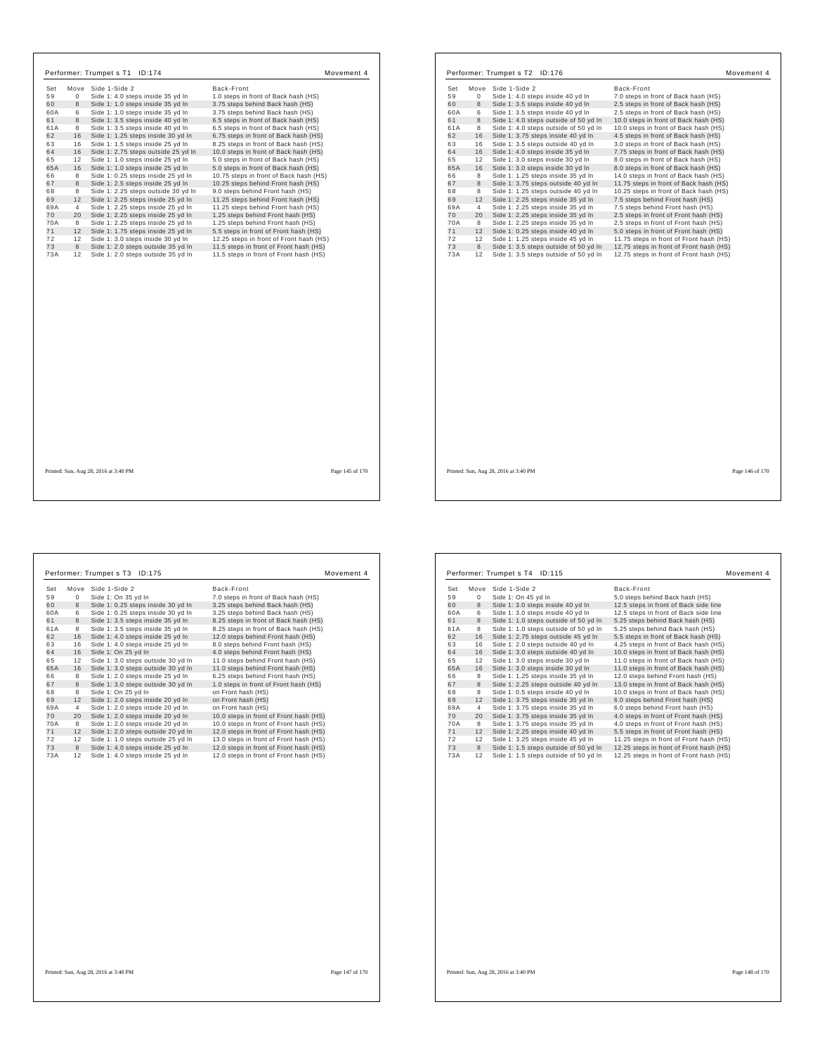## Performer: Trumpet s T1 ID:174 — Movement 4

| Set | Move | Side 1-Side 2 | Back-Front |
|---|---|---|---|
| 59 | 0 | Side 1: 4.0 steps inside 35 yd ln | 1.0 steps in front of Back hash (HS) |
| 60 | 8 | Side 1: 1.0 steps inside 35 yd ln | 3.75 steps behind Back hash (HS) |
| 60A | 6 | Side 1: 1.0 steps inside 35 yd ln | 3.75 steps behind Back hash (HS) |
| 61 | 8 | Side 1: 3.5 steps inside 40 yd ln | 6.5 steps in front of Back hash (HS) |
| 61A | 8 | Side 1: 3.5 steps inside 40 yd ln | 6.5 steps in front of Back hash (HS) |
| 62 | 16 | Side 1: 1.25 steps inside 30 yd ln | 6.75 steps in front of Back hash (HS) |
| 63 | 16 | Side 1: 1.5 steps inside 25 yd ln | 8.25 steps in front of Back hash (HS) |
| 64 | 16 | Side 1: 2.75 steps outside 25 yd ln | 10.0 steps in front of Back hash (HS) |
| 65 | 12 | Side 1: 1.0 steps inside 25 yd ln | 5.0 steps in front of Back hash (HS) |
| 65A | 16 | Side 1: 1.0 steps inside 25 yd ln | 5.0 steps in front of Back hash (HS) |
| 66 | 8 | Side 1: 0.25 steps inside 25 yd ln | 10.75 steps in front of Back hash (HS) |
| 67 | 8 | Side 1: 2.5 steps inside 25 yd ln | 10.25 steps behind Front hash (HS) |
| 68 | 8 | Side 1: 2.25 steps outside 30 yd ln | 9.0 steps behind Front hash (HS) |
| 69 | 12 | Side 1: 2.25 steps inside 25 yd ln | 11.25 steps behind Front hash (HS) |
| 69A | 4 | Side 1: 2.25 steps inside 25 yd ln | 11.25 steps behind Front hash (HS) |
| 70 | 20 | Side 1: 2.25 steps inside 25 yd ln | 1.25 steps behind Front hash (HS) |
| 70A | 8 | Side 1: 2.25 steps inside 25 yd ln | 1.25 steps behind Front hash (HS) |
| 71 | 12 | Side 1: 1.75 steps inside 25 yd ln | 5.5 steps in front of Front hash (HS) |
| 72 | 12 | Side 1: 3.0 steps inside 30 yd ln | 12.25 steps in front of Front hash (HS) |
| 73 | 8 | Side 1: 2.0 steps outside 35 yd ln | 11.5 steps in front of Front hash (HS) |
| 73A | 12 | Side 1: 2.0 steps outside 35 yd ln | 11.5 steps in front of Front hash (HS) |

## Performer: Trumpet s T2 ID:176 — Movement 4

| Set | Move | Side 1-Side 2 | Back-Front |
|---|---|---|---|
| 59 | 0 | Side 1: 4.0 steps inside 40 yd ln | 7.0 steps in front of Back hash (HS) |
| 60 | 8 | Side 1: 3.5 steps inside 40 yd ln | 2.5 steps in front of Back hash (HS) |
| 60A | 6 | Side 1: 3.5 steps inside 40 yd ln | 2.5 steps in front of Back hash (HS) |
| 61 | 8 | Side 1: 4.0 steps outside of 50 yd ln | 10.0 steps in front of Back hash (HS) |
| 61A | 8 | Side 1: 4.0 steps outside of 50 yd ln | 10.0 steps in front of Back hash (HS) |
| 62 | 16 | Side 1: 3.75 steps inside 40 yd ln | 4.5 steps in front of Back hash (HS) |
| 63 | 16 | Side 1: 3.5 steps outside 40 yd ln | 3.0 steps in front of Back hash (HS) |
| 64 | 16 | Side 1: 4.0 steps inside 35 yd ln | 7.75 steps in front of Back hash (HS) |
| 65 | 12 | Side 1: 3.0 steps inside 30 yd ln | 8.0 steps in front of Back hash (HS) |
| 65A | 16 | Side 1: 3.0 steps inside 30 yd ln | 8.0 steps in front of Back hash (HS) |
| 66 | 8 | Side 1: 1.25 steps inside 35 yd ln | 14.0 steps in front of Back hash (HS) |
| 67 | 8 | Side 1: 3.75 steps outside 40 yd ln | 11.75 steps in front of Back hash (HS) |
| 68 | 8 | Side 1: 1.25 steps outside 40 yd ln | 10.25 steps in front of Back hash (HS) |
| 69 | 12 | Side 1: 2.25 steps inside 35 yd ln | 7.5 steps behind Front hash (HS) |
| 69A | 4 | Side 1: 2.25 steps inside 35 yd ln | 7.5 steps behind Front hash (HS) |
| 70 | 20 | Side 1: 2.25 steps inside 35 yd ln | 2.5 steps in front of Front hash (HS) |
| 70A | 8 | Side 1: 2.25 steps inside 35 yd ln | 2.5 steps in front of Front hash (HS) |
| 71 | 12 | Side 1: 0.25 steps inside 40 yd ln | 5.0 steps in front of Front hash (HS) |
| 72 | 12 | Side 1: 1.25 steps inside 45 yd ln | 11.75 steps in front of Front hash (HS) |
| 73 | 8 | Side 1: 3.5 steps outside of 50 yd ln | 12.75 steps in front of Front hash (HS) |
| 73A | 12 | Side 1: 3.5 steps outside of 50 yd ln | 12.75 steps in front of Front hash (HS) |

## Performer: Trumpet s T3 ID:175 — Movement 4

| Set | Move | Side 1-Side 2 | Back-Front |
|---|---|---|---|
| 59 | 0 | Side 1: On 35 yd ln | 7.0 steps in front of Back hash (HS) |
| 60 | 8 | Side 1: 0.25 steps inside 30 yd ln | 3.25 steps behind Back hash (HS) |
| 60A | 6 | Side 1: 0.25 steps inside 30 yd ln | 3.25 steps behind Back hash (HS) |
| 61 | 8 | Side 1: 3.5 steps inside 35 yd ln | 8.25 steps in front of Back hash (HS) |
| 61A | 8 | Side 1: 3.5 steps inside 35 yd ln | 8.25 steps in front of Back hash (HS) |
| 62 | 16 | Side 1: 4.0 steps inside 25 yd ln | 12.0 steps behind Front hash (HS) |
| 63 | 16 | Side 1: 4.0 steps inside 25 yd ln | 8.0 steps behind Front hash (HS) |
| 64 | 16 | Side 1: On 25 yd ln | 4.0 steps behind Front hash (HS) |
| 65 | 12 | Side 1: 3.0 steps outside 30 yd ln | 11.0 steps behind Front hash (HS) |
| 65A | 16 | Side 1: 3.0 steps outside 30 yd ln | 11.0 steps behind Front hash (HS) |
| 66 | 8 | Side 1: 2.0 steps inside 25 yd ln | 6.25 steps behind Front hash (HS) |
| 67 | 8 | Side 1: 3.0 steps outside 30 yd ln | 1.0 steps in front of Front hash (HS) |
| 68 | 8 | Side 1: On 25 yd ln | on Front hash (HS) |
| 69 | 12 | Side 1: 2.0 steps inside 20 yd ln | on Front hash (HS) |
| 69A | 4 | Side 1: 2.0 steps inside 20 yd ln | on Front hash (HS) |
| 70 | 20 | Side 1: 2.0 steps inside 20 yd ln | 10.0 steps in front of Front hash (HS) |
| 70A | 8 | Side 1: 2.0 steps inside 20 yd ln | 10.0 steps in front of Front hash (HS) |
| 71 | 12 | Side 1: 2.0 steps outside 20 yd ln | 12.0 steps in front of Front hash (HS) |
| 72 | 12 | Side 1: 1.0 steps outside 25 yd ln | 13.0 steps in front of Front hash (HS) |
| 73 | 8 | Side 1: 4.0 steps inside 25 yd ln | 12.0 steps in front of Front hash (HS) |
| 73A | 12 | Side 1: 4.0 steps inside 25 yd ln | 12.0 steps in front of Front hash (HS) |

## Performer: Trumpet s T4 ID:115 — Movement 4

| Set | Move | Side 1-Side 2 | Back-Front |
|---|---|---|---|
| 59 | 0 | Side 1: On 45 yd ln | 5.0 steps behind Back hash (HS) |
| 60 | 8 | Side 1: 3.0 steps inside 40 yd ln | 12.5 steps in front of Back side line |
| 60A | 6 | Side 1: 3.0 steps inside 40 yd ln | 12.5 steps in front of Back side line |
| 61 | 8 | Side 1: 1.0 steps outside of 50 yd ln | 5.25 steps behind Back hash (HS) |
| 61A | 8 | Side 1: 1.0 steps outside of 50 yd ln | 5.25 steps behind Back hash (HS) |
| 62 | 16 | Side 1: 2.75 steps outside 45 yd ln | 5.5 steps in front of Back hash (HS) |
| 63 | 16 | Side 1: 2.0 steps outside 40 yd ln | 4.25 steps in front of Back hash (HS) |
| 64 | 16 | Side 1: 3.0 steps outside 40 yd ln | 10.0 steps in front of Back hash (HS) |
| 65 | 12 | Side 1: 3.0 steps inside 30 yd ln | 11.0 steps in front of Back hash (HS) |
| 65A | 16 | Side 1: 3.0 steps inside 30 yd ln | 11.0 steps in front of Back hash (HS) |
| 66 | 8 | Side 1: 1.25 steps inside 35 yd ln | 12.0 steps behind Front hash (HS) |
| 67 | 8 | Side 1: 2.25 steps outside 40 yd ln | 13.0 steps in front of Back hash (HS) |
| 68 | 8 | Side 1: 0.5 steps inside 40 yd ln | 10.0 steps in front of Back hash (HS) |
| 69 | 12 | Side 1: 3.75 steps inside 35 yd ln | 6.0 steps behind Front hash (HS) |
| 69A | 4 | Side 1: 3.75 steps inside 35 yd ln | 6.0 steps behind Front hash (HS) |
| 70 | 20 | Side 1: 3.75 steps inside 35 yd ln | 4.0 steps in front of Front hash (HS) |
| 70A | 8 | Side 1: 3.75 steps inside 35 yd ln | 4.0 steps in front of Front hash (HS) |
| 71 | 12 | Side 1: 2.25 steps inside 40 yd ln | 5.5 steps in front of Front hash (HS) |
| 72 | 12 | Side 1: 3.25 steps inside 45 yd ln | 11.25 steps in front of Front hash (HS) |
| 73 | 8 | Side 1: 1.5 steps outside of 50 yd ln | 12.25 steps in front of Front hash (HS) |
| 73A | 12 | Side 1: 1.5 steps outside of 50 yd ln | 12.25 steps in front of Front hash (HS) |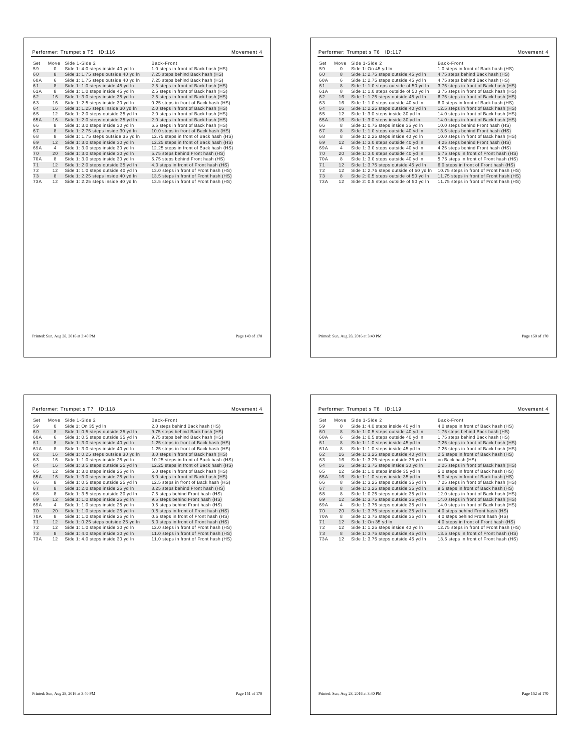## Performer: Trumpet s T5 ID:116

Movement 4

| Set | Move | Side 1-Side 2 | Back-Front |
|---|---|---|---|
| 59 | 0 | Side 1: 4.0 steps inside 40 yd ln | 1.0 steps in front of Back hash (HS) |
| 60 | 8 | Side 1: 1.75 steps outside 40 yd ln | 7.25 steps behind Back hash (HS) |
| 60A | 6 | Side 1: 1.75 steps outside 40 yd ln | 7.25 steps behind Back hash (HS) |
| 61 | 8 | Side 1: 1.0 steps inside 45 yd ln | 2.5 steps in front of Back hash (HS) |
| 61A | 8 | Side 1: 1.0 steps inside 45 yd ln | 2.5 steps in front of Back hash (HS) |
| 62 | 16 | Side 1: 3.0 steps inside 35 yd ln | 2.5 steps in front of Back hash (HS) |
| 63 | 16 | Side 1: 2.5 steps inside 30 yd ln | 0.25 steps in front of Back hash (HS) |
| 64 | 16 | Side 1: 1.25 steps inside 30 yd ln | 2.0 steps in front of Back hash (HS) |
| 65 | 12 | Side 1: 2.0 steps outside 35 yd ln | 2.0 steps in front of Back hash (HS) |
| 65A | 16 | Side 1: 2.0 steps outside 35 yd ln | 2.0 steps in front of Back hash (HS) |
| 66 | 8 | Side 1: 3.0 steps inside 30 yd ln | 6.5 steps in front of Back hash (HS) |
| 67 | 8 | Side 1: 2.75 steps inside 30 yd ln | 10.0 steps in front of Back hash (HS) |
| 68 | 8 | Side 1: 1.75 steps outside 35 yd ln | 12.75 steps in front of Back hash (HS) |
| 69 | 12 | Side 1: 3.0 steps inside 30 yd ln | 12.25 steps in front of Back hash (HS) |
| 69A | 4 | Side 1: 3.0 steps inside 30 yd ln | 12.25 steps in front of Back hash (HS) |
| 70 | 20 | Side 1: 3.0 steps inside 30 yd ln | 5.75 steps behind Front hash (HS) |
| 70A | 8 | Side 1: 3.0 steps inside 30 yd ln | 5.75 steps behind Front hash (HS) |
| 71 | 12 | Side 1: 2.0 steps outside 35 yd ln | 4.0 steps in front of Front hash (HS) |
| 72 | 12 | Side 1: 1.0 steps outside 40 yd ln | 13.0 steps in front of Front hash (HS) |
| 73 | 8 | Side 1: 2.25 steps inside 40 yd ln | 13.5 steps in front of Front hash (HS) |
| 73A | 12 | Side 1: 2.25 steps inside 40 yd ln | 13.5 steps in front of Front hash (HS) |

Printed: Sun, Aug 28, 2016 at 3:40 PM

## Performer: Trumpet s T6 ID:117

Movement 4

| Set | Move | Side 1-Side 2 | Back-Front |
|---|---|---|---|
| 59 | 0 | Side 1: On 45 yd ln | 1.0 steps in front of Back hash (HS) |
| 60 | 8 | Side 1: 2.75 steps outside 45 yd ln | 4.75 steps behind Back hash (HS) |
| 60A | 6 | Side 1: 2.75 steps outside 45 yd ln | 4.75 steps behind Back hash (HS) |
| 61 | 8 | Side 1: 1.0 steps outside of 50 yd ln | 3.75 steps in front of Back hash (HS) |
| 61A | 8 | Side 1: 1.0 steps outside of 50 yd ln | 3.75 steps in front of Back hash (HS) |
| 62 | 16 | Side 1: 1.25 steps outside 45 yd ln | 6.75 steps in front of Back hash (HS) |
| 63 | 16 | Side 1: 1.0 steps outside 40 yd ln | 6.0 steps in front of Back hash (HS) |
| 64 | 16 | Side 1: 2.25 steps outside 40 yd ln | 12.5 steps in front of Back hash (HS) |
| 65 | 12 | Side 1: 3.0 steps inside 30 yd ln | 14.0 steps in front of Back hash (HS) |
| 65A | 16 | Side 1: 3.0 steps inside 30 yd ln | 14.0 steps in front of Back hash (HS) |
| 66 | 8 | Side 1: 0.75 steps inside 35 yd ln | 10.0 steps behind Front hash (HS) |
| 67 | 8 | Side 1: 1.0 steps outside 40 yd ln | 13.5 steps behind Front hash (HS) |
| 68 | 8 | Side 1: 2.25 steps inside 40 yd ln | 10.0 steps in front of Back hash (HS) |
| 69 | 12 | Side 1: 3.0 steps outside 40 yd ln | 4.25 steps behind Front hash (HS) |
| 69A | 4 | Side 1: 3.0 steps outside 40 yd ln | 4.25 steps behind Front hash (HS) |
| 70 | 20 | Side 1: 3.0 steps outside 40 yd ln | 5.75 steps in front of Front hash (HS) |
| 70A | 8 | Side 1: 3.0 steps outside 40 yd ln | 5.75 steps in front of Front hash (HS) |
| 71 | 12 | Side 1: 3.75 steps outside 45 yd ln | 6.0 steps in front of Front hash (HS) |
| 72 | 12 | Side 1: 2.75 steps outside of 50 yd ln | 10.75 steps in front of Front hash (HS) |
| 73 | 8 | Side 2: 0.5 steps outside of 50 yd ln | 11.75 steps in front of Front hash (HS) |
| 73A | 12 | Side 2: 0.5 steps outside of 50 yd ln | 11.75 steps in front of Front hash (HS) |

Printed: Sun, Aug 28, 2016 at 3:40 PM

## Performer: Trumpet s T7 ID:118

Movement 4

| Set | Move | Side 1-Side 2 | Back-Front |
|---|---|---|---|
| 59 | 0 | Side 1: On 35 yd ln | 2.0 steps behind Back hash (HS) |
| 60 | 8 | Side 1: 0.5 steps outside 35 yd ln | 9.75 steps behind Back hash (HS) |
| 60A | 6 | Side 1: 0.5 steps outside 35 yd ln | 9.75 steps behind Back hash (HS) |
| 61 | 8 | Side 1: 3.0 steps inside 40 yd ln | 1.25 steps in front of Back hash (HS) |
| 61A | 8 | Side 1: 3.0 steps inside 40 yd ln | 1.25 steps in front of Back hash (HS) |
| 62 | 16 | Side 1: 0.25 steps outside 30 yd ln | 8.0 steps in front of Back hash (HS) |
| 63 | 16 | Side 1: 1.0 steps inside 25 yd ln | 10.25 steps in front of Back hash (HS) |
| 64 | 16 | Side 1: 3.5 steps outside 25 yd ln | 12.25 steps in front of Back hash (HS) |
| 65 | 12 | Side 1: 3.0 steps inside 25 yd ln | 5.0 steps in front of Back hash (HS) |
| 65A | 16 | Side 1: 3.0 steps inside 25 yd ln | 5.0 steps in front of Back hash (HS) |
| 66 | 8 | Side 1: 0.5 steps outside 25 yd ln | 12.5 steps in front of Back hash (HS) |
| 67 | 8 | Side 1: 2.0 steps inside 25 yd ln | 8.25 steps behind Front hash (HS) |
| 68 | 8 | Side 1: 3.5 steps outside 30 yd ln | 7.5 steps behind Front hash (HS) |
| 69 | 12 | Side 1: 1.0 steps inside 25 yd ln | 9.5 steps behind Front hash (HS) |
| 69A | 4 | Side 1: 1.0 steps inside 25 yd ln | 9.5 steps behind Front hash (HS) |
| 70 | 20 | Side 1: 1.0 steps inside 25 yd ln | 0.5 steps in front of Front hash (HS) |
| 70A | 8 | Side 1: 1.0 steps inside 25 yd ln | 0.5 steps in front of Front hash (HS) |
| 71 | 12 | Side 1: 0.25 steps outside 25 yd ln | 6.0 steps in front of Front hash (HS) |
| 72 | 12 | Side 1: 1.0 steps inside 30 yd ln | 12.0 steps in front of Front hash (HS) |
| 73 | 8 | Side 1: 4.0 steps inside 30 yd ln | 11.0 steps in front of Front hash (HS) |
| 73A | 12 | Side 1: 4.0 steps inside 30 yd ln | 11.0 steps in front of Front hash (HS) |

Printed: Sun, Aug 28, 2016 at 3:40 PM

## Performer: Trumpet s T8 ID:119

Movement 4

| Set | Move | Side 1-Side 2 | Back-Front |
|---|---|---|---|
| 59 | 0 | Side 1: 4.0 steps inside 40 yd ln | 4.0 steps in front of Back hash (HS) |
| 60 | 8 | Side 1: 0.5 steps outside 40 yd ln | 1.75 steps behind Back hash (HS) |
| 60A | 6 | Side 1: 0.5 steps outside 40 yd ln | 1.75 steps behind Back hash (HS) |
| 61 | 8 | Side 1: 1.0 steps inside 45 yd ln | 7.25 steps in front of Back hash (HS) |
| 61A | 8 | Side 1: 1.0 steps inside 45 yd ln | 7.25 steps in front of Back hash (HS) |
| 62 | 16 | Side 1: 3.25 steps outside 40 yd ln | 2.5 steps in front of Back hash (HS) |
| 63 | 16 | Side 1: 3.25 steps outside 35 yd ln | on Back hash (HS) |
| 64 | 16 | Side 1: 3.75 steps inside 30 yd ln | 2.25 steps in front of Back hash (HS) |
| 65 | 12 | Side 1: 1.0 steps inside 35 yd ln | 5.0 steps in front of Back hash (HS) |
| 65A | 16 | Side 1: 1.0 steps inside 35 yd ln | 5.0 steps in front of Back hash (HS) |
| 66 | 8 | Side 1: 3.25 steps outside 35 yd ln | 7.25 steps in front of Back hash (HS) |
| 67 | 8 | Side 1: 3.25 steps outside 35 yd ln | 9.5 steps in front of Back hash (HS) |
| 68 | 8 | Side 1: 0.25 steps outside 35 yd ln | 12.0 steps in front of Back hash (HS) |
| 69 | 12 | Side 1: 3.75 steps outside 35 yd ln | 14.0 steps in front of Back hash (HS) |
| 69A | 4 | Side 1: 3.75 steps outside 35 yd ln | 14.0 steps in front of Back hash (HS) |
| 70 | 20 | Side 1: 3.75 steps outside 35 yd ln | 4.0 steps behind Front hash (HS) |
| 70A | 8 | Side 1: 3.75 steps outside 35 yd ln | 4.0 steps behind Front hash (HS) |
| 71 | 12 | Side 1: On 35 yd ln | 4.0 steps in front of Front hash (HS) |
| 72 | 12 | Side 1: 1.25 steps inside 40 yd ln | 12.75 steps in front of Front hash (HS) |
| 73 | 8 | Side 1: 3.75 steps outside 45 yd ln | 13.5 steps in front of Front hash (HS) |
| 73A | 12 | Side 1: 3.75 steps outside 45 yd ln | 13.5 steps in front of Front hash (HS) |

Printed: Sun, Aug 28, 2016 at 3:40 PM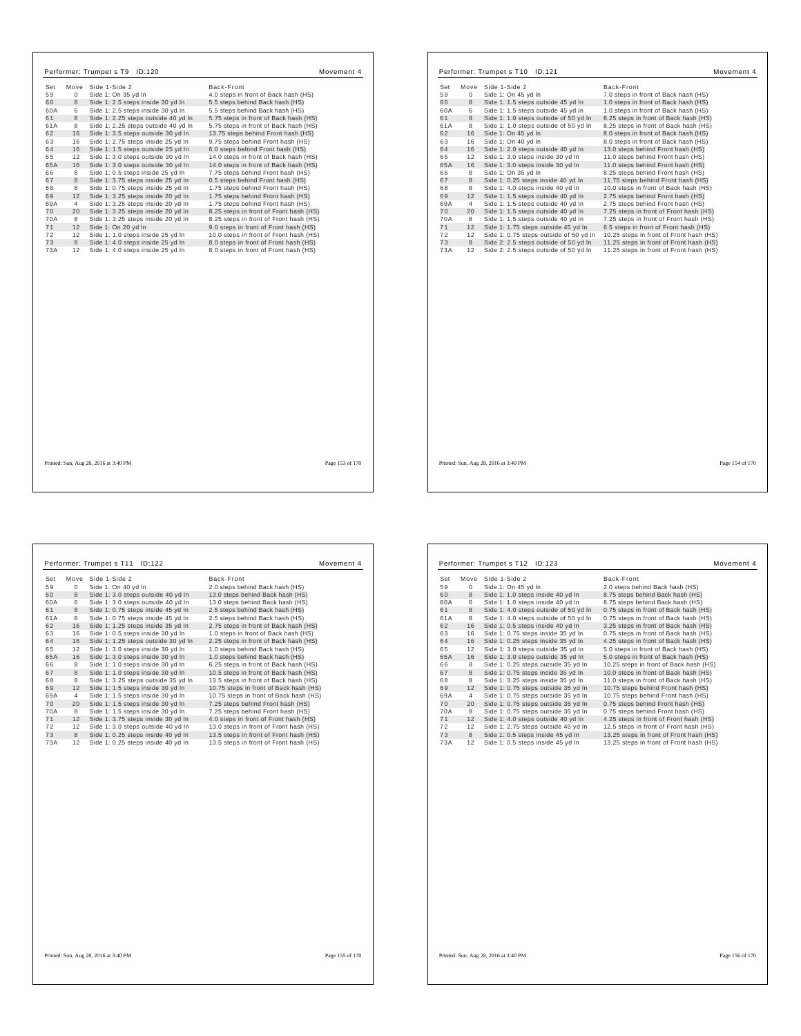## Performer: Trumpet s T9 ID:120 — Movement 4

| Set | Move | Side 1-Side 2 | Back-Front |
|---|---|---|---|
| 59 | 0 | Side 1: On 35 yd ln | 4.0 steps in front of Back hash (HS) |
| 60 | 8 | Side 1: 2.5 steps inside 30 yd ln | 5.5 steps behind Back hash (HS) |
| 60A | 6 | Side 1: 2.5 steps inside 30 yd ln | 5.5 steps behind Back hash (HS) |
| 61 | 8 | Side 1: 2.25 steps outside 40 yd ln | 5.75 steps in front of Back hash (HS) |
| 61A | 8 | Side 1: 2.25 steps outside 40 yd ln | 5.75 steps in front of Back hash (HS) |
| 62 | 16 | Side 1: 3.5 steps outside 30 yd ln | 13.75 steps behind Front hash (HS) |
| 63 | 16 | Side 1: 2.75 steps inside 25 yd ln | 9.75 steps behind Front hash (HS) |
| 64 | 16 | Side 1: 1.5 steps outside 25 yd ln | 6.0 steps behind Front hash (HS) |
| 65 | 12 | Side 1: 3.0 steps outside 30 yd ln | 14.0 steps in front of Back hash (HS) |
| 65A | 16 | Side 1: 3.0 steps outside 30 yd ln | 14.0 steps in front of Back hash (HS) |
| 66 | 8 | Side 1: 0.5 steps inside 25 yd ln | 7.75 steps behind Front hash (HS) |
| 67 | 8 | Side 1: 3.75 steps inside 25 yd ln | 0.5 steps behind Front hash (HS) |
| 68 | 8 | Side 1: 0.75 steps inside 25 yd ln | 1.75 steps behind Front hash (HS) |
| 69 | 12 | Side 1: 3.25 steps inside 20 yd ln | 1.75 steps behind Front hash (HS) |
| 69A | 4 | Side 1: 3.25 steps inside 20 yd ln | 1.75 steps behind Front hash (HS) |
| 70 | 20 | Side 1: 3.25 steps inside 20 yd ln | 8.25 steps in front of Front hash (HS) |
| 70A | 8 | Side 1: 3.25 steps inside 20 yd ln | 8.25 steps in front of Front hash (HS) |
| 71 | 12 | Side 1: On 20 yd ln | 9.0 steps in front of Front hash (HS) |
| 72 | 12 | Side 1: 1.0 steps inside 25 yd ln | 10.0 steps in front of Front hash (HS) |
| 73 | 8 | Side 1: 4.0 steps inside 25 yd ln | 8.0 steps in front of Front hash (HS) |
| 73A | 12 | Side 1: 4.0 steps inside 25 yd ln | 8.0 steps in front of Front hash (HS) |

Printed: Sun, Aug 28, 2016 at 3:40 PM

## Performer: Trumpet s T10 ID:121 — Movement 4

| Set | Move | Side 1-Side 2 | Back-Front |
|---|---|---|---|
| 59 | 0 | Side 1: On 45 yd ln | 7.0 steps in front of Back hash (HS) |
| 60 | 8 | Side 1: 1.5 steps outside 45 yd ln | 1.0 steps in front of Back hash (HS) |
| 60A | 6 | Side 1: 1.5 steps outside 45 yd ln | 1.0 steps in front of Back hash (HS) |
| 61 | 8 | Side 1: 1.0 steps outside of 50 yd ln | 8.25 steps in front of Back hash (HS) |
| 61A | 8 | Side 1: 1.0 steps outside of 50 yd ln | 8.25 steps in front of Back hash (HS) |
| 62 | 16 | Side 1: On 45 yd ln | 8.0 steps in front of Back hash (HS) |
| 63 | 16 | Side 1: On 40 yd ln | 8.0 steps in front of Back hash (HS) |
| 64 | 16 | Side 1: 2.0 steps outside 40 yd ln | 13.0 steps behind Front hash (HS) |
| 65 | 12 | Side 1: 3.0 steps inside 30 yd ln | 11.0 steps behind Front hash (HS) |
| 65A | 16 | Side 1: 3.0 steps inside 30 yd ln | 11.0 steps behind Front hash (HS) |
| 66 | 8 | Side 1: On 35 yd ln | 8.25 steps behind Front hash (HS) |
| 67 | 8 | Side 1: 0.25 steps inside 40 yd ln | 11.75 steps behind Front hash (HS) |
| 68 | 8 | Side 1: 4.0 steps inside 40 yd ln | 10.0 steps in front of Back hash (HS) |
| 69 | 12 | Side 1: 1.5 steps outside 40 yd ln | 2.75 steps behind Front hash (HS) |
| 69A | 4 | Side 1: 1.5 steps outside 40 yd ln | 2.75 steps behind Front hash (HS) |
| 70 | 20 | Side 1: 1.5 steps outside 40 yd ln | 7.25 steps in front of Front hash (HS) |
| 70A | 8 | Side 1: 1.5 steps outside 40 yd ln | 7.25 steps in front of Front hash (HS) |
| 71 | 12 | Side 1: 1.75 steps outside 45 yd ln | 6.5 steps in front of Front hash (HS) |
| 72 | 12 | Side 1: 0.75 steps outside of 50 yd ln | 10.25 steps in front of Front hash (HS) |
| 73 | 8 | Side 2: 2.5 steps outside of 50 yd ln | 11.25 steps in front of Front hash (HS) |
| 73A | 12 | Side 2: 2.5 steps outside of 50 yd ln | 11.25 steps in front of Front hash (HS) |

Printed: Sun, Aug 28, 2016 at 3:40 PM

## Performer: Trumpet s T11 ID:122 — Movement 4

| Set | Move | Side 1-Side 2 | Back-Front |
|---|---|---|---|
| 59 | 0 | Side 1: On 40 yd ln | 2.0 steps behind Back hash (HS) |
| 60 | 8 | Side 1: 3.0 steps outside 40 yd ln | 13.0 steps behind Back hash (HS) |
| 60A | 6 | Side 1: 3.0 steps outside 40 yd ln | 13.0 steps behind Back hash (HS) |
| 61 | 8 | Side 1: 0.75 steps inside 45 yd ln | 2.5 steps behind Back hash (HS) |
| 61A | 8 | Side 1: 0.75 steps inside 45 yd ln | 2.5 steps behind Back hash (HS) |
| 62 | 16 | Side 1: 1.25 steps inside 35 yd ln | 2.75 steps in front of Back hash (HS) |
| 63 | 16 | Side 1: 0.5 steps inside 30 yd ln | 1.0 steps in front of Back hash (HS) |
| 64 | 16 | Side 1: 1.25 steps outside 30 yd ln | 2.25 steps in front of Back hash (HS) |
| 65 | 12 | Side 1: 3.0 steps inside 30 yd ln | 1.0 steps behind Back hash (HS) |
| 65A | 16 | Side 1: 3.0 steps inside 30 yd ln | 1.0 steps behind Back hash (HS) |
| 66 | 8 | Side 1: 1.0 steps inside 30 yd ln | 6.25 steps in front of Back hash (HS) |
| 67 | 8 | Side 1: 1.0 steps inside 30 yd ln | 10.5 steps in front of Back hash (HS) |
| 68 | 8 | Side 1: 3.25 steps outside 35 yd ln | 13.5 steps in front of Back hash (HS) |
| 69 | 12 | Side 1: 1.5 steps inside 30 yd ln | 10.75 steps in front of Back hash (HS) |
| 69A | 4 | Side 1: 1.5 steps inside 30 yd ln | 10.75 steps in front of Back hash (HS) |
| 70 | 20 | Side 1: 1.5 steps inside 30 yd ln | 7.25 steps behind Front hash (HS) |
| 70A | 8 | Side 1: 1.5 steps inside 30 yd ln | 7.25 steps behind Front hash (HS) |
| 71 | 12 | Side 1: 3.75 steps inside 30 yd ln | 4.0 steps in front of Front hash (HS) |
| 72 | 12 | Side 1: 3.0 steps outside 40 yd ln | 13.0 steps in front of Front hash (HS) |
| 73 | 8 | Side 1: 0.25 steps inside 40 yd ln | 13.5 steps in front of Front hash (HS) |
| 73A | 12 | Side 1: 0.25 steps inside 40 yd ln | 13.5 steps in front of Front hash (HS) |

Printed: Sun, Aug 28, 2016 at 3:40 PM

## Performer: Trumpet s T12 ID:123 — Movement 4

| Set | Move | Side 1-Side 2 | Back-Front |
|---|---|---|---|
| 59 | 0 | Side 1: On 45 yd ln | 2.0 steps behind Back hash (HS) |
| 60 | 8 | Side 1: 1.0 steps inside 40 yd ln | 8.75 steps behind Back hash (HS) |
| 60A | 6 | Side 1: 1.0 steps inside 40 yd ln | 8.75 steps behind Back hash (HS) |
| 61 | 8 | Side 1: 4.0 steps outside of 50 yd ln | 0.75 steps in front of Back hash (HS) |
| 61A | 8 | Side 1: 4.0 steps outside of 50 yd ln | 0.75 steps in front of Back hash (HS) |
| 62 | 16 | Side 1: 0.5 steps inside 40 yd ln | 3.25 steps in front of Back hash (HS) |
| 63 | 16 | Side 1: 0.75 steps inside 35 yd ln | 0.75 steps in front of Back hash (HS) |
| 64 | 16 | Side 1: 0.25 steps inside 35 yd ln | 4.25 steps in front of Back hash (HS) |
| 65 | 12 | Side 1: 3.0 steps outside 35 yd ln | 5.0 steps in front of Back hash (HS) |
| 65A | 16 | Side 1: 3.0 steps outside 35 yd ln | 5.0 steps in front of Back hash (HS) |
| 66 | 8 | Side 1: 0.25 steps outside 35 yd ln | 10.25 steps in front of Back hash (HS) |
| 67 | 8 | Side 1: 0.75 steps inside 35 yd ln | 10.0 steps in front of Back hash (HS) |
| 68 | 8 | Side 1: 3.25 steps inside 35 yd ln | 11.0 steps in front of Back hash (HS) |
| 69 | 12 | Side 1: 0.75 steps outside 35 yd ln | 10.75 steps behind Front hash (HS) |
| 69A | 4 | Side 1: 0.75 steps outside 35 yd ln | 10.75 steps behind Front hash (HS) |
| 70 | 20 | Side 1: 0.75 steps outside 35 yd ln | 0.75 steps behind Front hash (HS) |
| 70A | 8 | Side 1: 0.75 steps outside 35 yd ln | 0.75 steps behind Front hash (HS) |
| 71 | 12 | Side 1: 4.0 steps outside 40 yd ln | 4.25 steps in front of Front hash (HS) |
| 72 | 12 | Side 1: 2.75 steps outside 45 yd ln | 12.5 steps in front of Front hash (HS) |
| 73 | 8 | Side 1: 0.5 steps inside 45 yd ln | 13.25 steps in front of Front hash (HS) |
| 73A | 12 | Side 1: 0.5 steps inside 45 yd ln | 13.25 steps in front of Front hash (HS) |

Printed: Sun, Aug 28, 2016 at 3:40 PM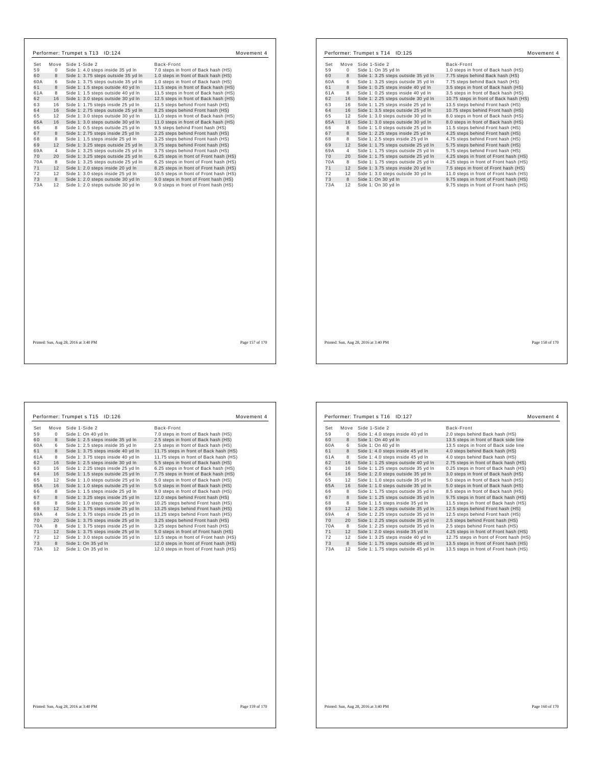## Performer: Trumpet s T13 ID:124

Movement 4

| Set | Move | Side 1-Side 2 | Back-Front |
|---|---|---|---|
| 59 | 0 | Side 1: 4.0 steps inside 35 yd ln | 7.0 steps in front of Back hash (HS) |
| 60 | 8 | Side 1: 3.75 steps outside 35 yd ln | 1.0 steps in front of Back hash (HS) |
| 60A | 6 | Side 1: 3.75 steps outside 35 yd ln | 1.0 steps in front of Back hash (HS) |
| 61 | 8 | Side 1: 1.5 steps outside 40 yd ln | 11.5 steps in front of Back hash (HS) |
| 61A | 8 | Side 1: 1.5 steps outside 40 yd ln | 11.5 steps in front of Back hash (HS) |
| 62 | 16 | Side 1: 3.0 steps outside 30 yd ln | 12.5 steps in front of Back hash (HS) |
| 63 | 16 | Side 1: 1.75 steps inside 25 yd ln | 11.5 steps behind Front hash (HS) |
| 64 | 16 | Side 1: 2.75 steps outside 25 yd ln | 8.25 steps behind Front hash (HS) |
| 65 | 12 | Side 1: 3.0 steps outside 30 yd ln | 11.0 steps in front of Back hash (HS) |
| 65A | 16 | Side 1: 3.0 steps outside 30 yd ln | 11.0 steps in front of Back hash (HS) |
| 66 | 8 | Side 1: 0.5 steps outside 25 yd ln | 9.5 steps behind Front hash (HS) |
| 67 | 8 | Side 1: 2.75 steps inside 25 yd ln | 2.25 steps behind Front hash (HS) |
| 68 | 8 | Side 1: 1.5 steps inside 25 yd ln | 3.25 steps behind Front hash (HS) |
| 69 | 12 | Side 1: 3.25 steps outside 25 yd ln | 3.75 steps behind Front hash (HS) |
| 69A | 4 | Side 1: 3.25 steps outside 25 yd ln | 3.75 steps behind Front hash (HS) |
| 70 | 20 | Side 1: 3.25 steps outside 25 yd ln | 6.25 steps in front of Front hash (HS) |
| 70A | 8 | Side 1: 3.25 steps outside 25 yd ln | 6.25 steps in front of Front hash (HS) |
| 71 | 12 | Side 1: 2.0 steps inside 20 yd ln | 8.25 steps in front of Front hash (HS) |
| 72 | 12 | Side 1: 3.0 steps inside 25 yd ln | 10.5 steps in front of Front hash (HS) |
| 73 | 8 | Side 1: 2.0 steps outside 30 yd ln | 9.0 steps in front of Front hash (HS) |
| 73A | 12 | Side 1: 2.0 steps outside 30 yd ln | 9.0 steps in front of Front hash (HS) |

Printed: Sun, Aug 28, 2016 at 3:40 PM

## Performer: Trumpet s T14 ID:125

Movement 4

| Set | Move | Side 1-Side 2 | Back-Front |
|---|---|---|---|
| 59 | 0 | Side 1: On 35 yd ln | 1.0 steps in front of Back hash (HS) |
| 60 | 8 | Side 1: 3.25 steps outside 35 yd ln | 7.75 steps behind Back hash (HS) |
| 60A | 6 | Side 1: 3.25 steps outside 35 yd ln | 7.75 steps behind Back hash (HS) |
| 61 | 8 | Side 1: 0.25 steps inside 40 yd ln | 3.5 steps in front of Back hash (HS) |
| 61A | 8 | Side 1: 0.25 steps inside 40 yd ln | 3.5 steps in front of Back hash (HS) |
| 62 | 16 | Side 1: 2.25 steps outside 30 yd ln | 10.75 steps in front of Back hash (HS) |
| 63 | 16 | Side 1: 1.25 steps inside 25 yd ln | 13.5 steps behind Front hash (HS) |
| 64 | 16 | Side 1: 3.5 steps outside 25 yd ln | 10.75 steps behind Front hash (HS) |
| 65 | 12 | Side 1: 3.0 steps outside 30 yd ln | 8.0 steps in front of Back hash (HS) |
| 65A | 16 | Side 1: 3.0 steps outside 30 yd ln | 8.0 steps in front of Back hash (HS) |
| 66 | 8 | Side 1: 1.0 steps outside 25 yd ln | 11.5 steps behind Front hash (HS) |
| 67 | 8 | Side 1: 2.25 steps inside 25 yd ln | 4.25 steps behind Front hash (HS) |
| 68 | 8 | Side 1: 2.5 steps inside 25 yd ln | 4.75 steps behind Front hash (HS) |
| 69 | 12 | Side 1: 1.75 steps outside 25 yd ln | 5.75 steps behind Front hash (HS) |
| 69A | 4 | Side 1: 1.75 steps outside 25 yd ln | 5.75 steps behind Front hash (HS) |
| 70 | 20 | Side 1: 1.75 steps outside 25 yd ln | 4.25 steps in front of Front hash (HS) |
| 70A | 8 | Side 1: 1.75 steps outside 25 yd ln | 4.25 steps in front of Front hash (HS) |
| 71 | 12 | Side 1: 3.75 steps inside 20 yd ln | 7.5 steps in front of Front hash (HS) |
| 72 | 12 | Side 1: 3.0 steps outside 30 yd ln | 11.0 steps in front of Front hash (HS) |
| 73 | 8 | Side 1: On 30 yd ln | 9.75 steps in front of Front hash (HS) |
| 73A | 12 | Side 1: On 30 yd ln | 9.75 steps in front of Front hash (HS) |

Printed: Sun, Aug 28, 2016 at 3:40 PM

## Performer: Trumpet s T15 ID:126

Movement 4

| Set | Move | Side 1-Side 2 | Back-Front |
|---|---|---|---|
| 59 | 0 | Side 1: On 40 yd ln | 7.0 steps in front of Back hash (HS) |
| 60 | 8 | Side 1: 2.5 steps inside 35 yd ln | 2.5 steps in front of Back hash (HS) |
| 60A | 6 | Side 1: 2.5 steps inside 35 yd ln | 2.5 steps in front of Back hash (HS) |
| 61 | 8 | Side 1: 3.75 steps inside 40 yd ln | 11.75 steps in front of Back hash (HS) |
| 61A | 8 | Side 1: 3.75 steps inside 40 yd ln | 11.75 steps in front of Back hash (HS) |
| 62 | 16 | Side 1: 2.5 steps inside 30 yd ln | 5.5 steps in front of Back hash (HS) |
| 63 | 16 | Side 1: 2.25 steps inside 25 yd ln | 6.25 steps in front of Back hash (HS) |
| 64 | 16 | Side 1: 1.5 steps outside 25 yd ln | 7.75 steps in front of Back hash (HS) |
| 65 | 12 | Side 1: 1.0 steps outside 25 yd ln | 5.0 steps in front of Back hash (HS) |
| 65A | 16 | Side 1: 1.0 steps outside 25 yd ln | 5.0 steps in front of Back hash (HS) |
| 66 | 8 | Side 1: 1.5 steps inside 25 yd ln | 9.0 steps in front of Back hash (HS) |
| 67 | 8 | Side 1: 3.25 steps inside 25 yd ln | 12.0 steps behind Front hash (HS) |
| 68 | 8 | Side 1: 1.0 steps outside 30 yd ln | 10.25 steps behind Front hash (HS) |
| 69 | 12 | Side 1: 3.75 steps inside 25 yd ln | 13.25 steps behind Front hash (HS) |
| 69A | 4 | Side 1: 3.75 steps inside 25 yd ln | 13.25 steps behind Front hash (HS) |
| 70 | 20 | Side 1: 3.75 steps inside 25 yd ln | 3.25 steps behind Front hash (HS) |
| 70A | 8 | Side 1: 3.75 steps inside 25 yd ln | 3.25 steps behind Front hash (HS) |
| 71 | 12 | Side 1: 3.75 steps inside 25 yd ln | 5.0 steps in front of Front hash (HS) |
| 72 | 12 | Side 1: 3.0 steps outside 35 yd ln | 12.5 steps in front of Front hash (HS) |
| 73 | 8 | Side 1: On 35 yd ln | 12.0 steps in front of Front hash (HS) |
| 73A | 12 | Side 1: On 35 yd ln | 12.0 steps in front of Front hash (HS) |

Printed: Sun, Aug 28, 2016 at 3:40 PM

## Performer: Trumpet s T16 ID:127

Movement 4

| Set | Move | Side 1-Side 2 | Back-Front |
|---|---|---|---|
| 59 | 0 | Side 1: 4.0 steps inside 40 yd ln | 2.0 steps behind Back hash (HS) |
| 60 | 8 | Side 1: On 40 yd ln | 13.5 steps in front of Back side line |
| 60A | 6 | Side 1: On 40 yd ln | 13.5 steps in front of Back side line |
| 61 | 8 | Side 1: 4.0 steps inside 45 yd ln | 4.0 steps behind Back hash (HS) |
| 61A | 8 | Side 1: 4.0 steps inside 45 yd ln | 4.0 steps behind Back hash (HS) |
| 62 | 16 | Side 1: 1.25 steps outside 40 yd ln | 2.75 steps in front of Back hash (HS) |
| 63 | 16 | Side 1: 1.25 steps outside 35 yd ln | 0.25 steps in front of Back hash (HS) |
| 64 | 16 | Side 1: 2.0 steps outside 35 yd ln | 3.0 steps in front of Back hash (HS) |
| 65 | 12 | Side 1: 1.0 steps outside 35 yd ln | 5.0 steps in front of Back hash (HS) |
| 65A | 16 | Side 1: 1.0 steps outside 35 yd ln | 5.0 steps in front of Back hash (HS) |
| 66 | 8 | Side 1: 1.75 steps outside 35 yd ln | 8.5 steps in front of Back hash (HS) |
| 67 | 8 | Side 1: 1.25 steps outside 35 yd ln | 9.75 steps in front of Back hash (HS) |
| 68 | 8 | Side 1: 1.5 steps inside 35 yd ln | 11.5 steps in front of Back hash (HS) |
| 69 | 12 | Side 1: 2.25 steps outside 35 yd ln | 12.5 steps behind Front hash (HS) |
| 69A | 4 | Side 1: 2.25 steps outside 35 yd ln | 12.5 steps behind Front hash (HS) |
| 70 | 20 | Side 1: 2.25 steps outside 35 yd ln | 2.5 steps behind Front hash (HS) |
| 70A | 8 | Side 1: 2.25 steps outside 35 yd ln | 2.5 steps behind Front hash (HS) |
| 71 | 12 | Side 1: 2.0 steps inside 35 yd ln | 4.25 steps in front of Front hash (HS) |
| 72 | 12 | Side 1: 3.25 steps inside 40 yd ln | 12.75 steps in front of Front hash (HS) |
| 73 | 8 | Side 1: 1.75 steps outside 45 yd ln | 13.5 steps in front of Front hash (HS) |
| 73A | 12 | Side 1: 1.75 steps outside 45 yd ln | 13.5 steps in front of Front hash (HS) |

Printed: Sun, Aug 28, 2016 at 3:40 PM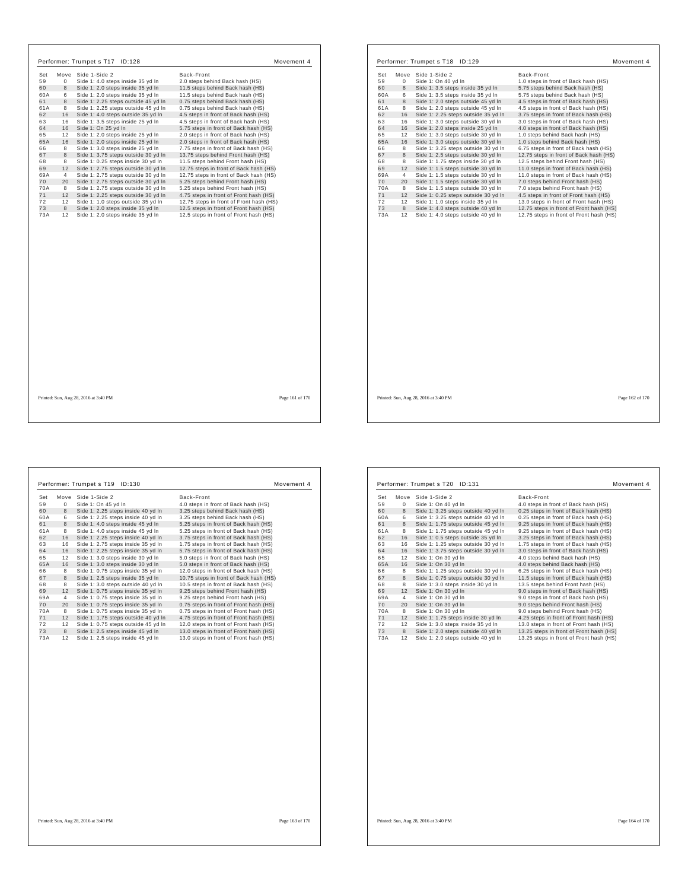## Performer: Trumpet s T17 ID:128

Movement 4

| Set | Move | Side 1-Side 2 | Back-Front |
|---|---|---|---|
| 59 | 0 | Side 1: 4.0 steps inside 35 yd ln | 2.0 steps behind Back hash (HS) |
| 60 | 8 | Side 1: 2.0 steps inside 35 yd ln | 11.5 steps behind Back hash (HS) |
| 60A | 6 | Side 1: 2.0 steps inside 35 yd ln | 11.5 steps behind Back hash (HS) |
| 61 | 8 | Side 1: 2.25 steps outside 45 yd ln | 0.75 steps behind Back hash (HS) |
| 61A | 8 | Side 1: 2.25 steps outside 45 yd ln | 0.75 steps behind Back hash (HS) |
| 62 | 16 | Side 1: 4.0 steps outside 35 yd ln | 4.5 steps in front of Back hash (HS) |
| 63 | 16 | Side 1: 3.5 steps inside 25 yd ln | 4.5 steps in front of Back hash (HS) |
| 64 | 16 | Side 1: On 25 yd ln | 5.75 steps in front of Back hash (HS) |
| 65 | 12 | Side 1: 2.0 steps inside 25 yd ln | 2.0 steps in front of Back hash (HS) |
| 65A | 16 | Side 1: 2.0 steps inside 25 yd ln | 2.0 steps in front of Back hash (HS) |
| 66 | 8 | Side 1: 3.0 steps inside 25 yd ln | 7.75 steps in front of Back hash (HS) |
| 67 | 8 | Side 1: 3.75 steps outside 30 yd ln | 13.75 steps behind Front hash (HS) |
| 68 | 8 | Side 1: 0.25 steps inside 30 yd ln | 11.5 steps behind Front hash (HS) |
| 69 | 12 | Side 1: 2.75 steps outside 30 yd ln | 12.75 steps in front of Back hash (HS) |
| 69A | 4 | Side 1: 2.75 steps outside 30 yd ln | 12.75 steps in front of Back hash (HS) |
| 70 | 20 | Side 1: 2.75 steps outside 30 yd ln | 5.25 steps behind Front hash (HS) |
| 70A | 8 | Side 1: 2.75 steps outside 30 yd ln | 5.25 steps behind Front hash (HS) |
| 71 | 12 | Side 1: 2.25 steps outside 30 yd ln | 4.75 steps in front of Front hash (HS) |
| 72 | 12 | Side 1: 1.0 steps outside 35 yd ln | 12.75 steps in front of Front hash (HS) |
| 73 | 8 | Side 1: 2.0 steps inside 35 yd ln | 12.5 steps in front of Front hash (HS) |
| 73A | 12 | Side 1: 2.0 steps inside 35 yd ln | 12.5 steps in front of Front hash (HS) |

Printed: Sun, Aug 28, 2016 at 3:40 PM

## Performer: Trumpet s T18 ID:129

Movement 4

| Set | Move | Side 1-Side 2 | Back-Front |
|---|---|---|---|
| 59 | 0 | Side 1: On 40 yd ln | 1.0 steps in front of Back hash (HS) |
| 60 | 8 | Side 1: 3.5 steps inside 35 yd ln | 5.75 steps behind Back hash (HS) |
| 60A | 6 | Side 1: 3.5 steps inside 35 yd ln | 5.75 steps behind Back hash (HS) |
| 61 | 8 | Side 1: 2.0 steps outside 45 yd ln | 4.5 steps in front of Back hash (HS) |
| 61A | 8 | Side 1: 2.0 steps outside 45 yd ln | 4.5 steps in front of Back hash (HS) |
| 62 | 16 | Side 1: 2.25 steps outside 35 yd ln | 3.75 steps in front of Back hash (HS) |
| 63 | 16 | Side 1: 3.0 steps outside 30 yd ln | 3.0 steps in front of Back hash (HS) |
| 64 | 16 | Side 1: 2.0 steps inside 25 yd ln | 4.0 steps in front of Back hash (HS) |
| 65 | 12 | Side 1: 3.0 steps outside 30 yd ln | 1.0 steps behind Back hash (HS) |
| 65A | 16 | Side 1: 3.0 steps outside 30 yd ln | 1.0 steps behind Back hash (HS) |
| 66 | 8 | Side 1: 3.25 steps outside 30 yd ln | 6.75 steps in front of Back hash (HS) |
| 67 | 8 | Side 1: 2.5 steps outside 30 yd ln | 12.75 steps in front of Back hash (HS) |
| 68 | 8 | Side 1: 1.75 steps inside 30 yd ln | 12.5 steps behind Front hash (HS) |
| 69 | 12 | Side 1: 1.5 steps outside 30 yd ln | 11.0 steps in front of Back hash (HS) |
| 69A | 4 | Side 1: 1.5 steps outside 30 yd ln | 11.0 steps in front of Back hash (HS) |
| 70 | 20 | Side 1: 1.5 steps outside 30 yd ln | 7.0 steps behind Front hash (HS) |
| 70A | 8 | Side 1: 1.5 steps outside 30 yd ln | 7.0 steps behind Front hash (HS) |
| 71 | 12 | Side 1: 0.25 steps outside 30 yd ln | 4.5 steps in front of Front hash (HS) |
| 72 | 12 | Side 1: 1.0 steps inside 35 yd ln | 13.0 steps in front of Front hash (HS) |
| 73 | 8 | Side 1: 4.0 steps outside 40 yd ln | 12.75 steps in front of Front hash (HS) |
| 73A | 12 | Side 1: 4.0 steps outside 40 yd ln | 12.75 steps in front of Front hash (HS) |

Printed: Sun, Aug 28, 2016 at 3:40 PM

## Performer: Trumpet s T19 ID:130

Movement 4

| Set | Move | Side 1-Side 2 | Back-Front |
|---|---|---|---|
| 59 | 0 | Side 1: On 45 yd ln | 4.0 steps in front of Back hash (HS) |
| 60 | 8 | Side 1: 2.25 steps inside 40 yd ln | 3.25 steps behind Back hash (HS) |
| 60A | 6 | Side 1: 2.25 steps inside 40 yd ln | 3.25 steps behind Back hash (HS) |
| 61 | 8 | Side 1: 4.0 steps inside 45 yd ln | 5.25 steps in front of Back hash (HS) |
| 61A | 8 | Side 1: 4.0 steps inside 45 yd ln | 5.25 steps in front of Back hash (HS) |
| 62 | 16 | Side 1: 2.25 steps inside 40 yd ln | 3.75 steps in front of Back hash (HS) |
| 63 | 16 | Side 1: 2.75 steps inside 35 yd ln | 1.75 steps in front of Back hash (HS) |
| 64 | 16 | Side 1: 2.25 steps inside 35 yd ln | 5.75 steps in front of Back hash (HS) |
| 65 | 12 | Side 1: 3.0 steps inside 30 yd ln | 5.0 steps in front of Back hash (HS) |
| 65A | 16 | Side 1: 3.0 steps inside 30 yd ln | 5.0 steps in front of Back hash (HS) |
| 66 | 8 | Side 1: 0.75 steps inside 35 yd ln | 12.0 steps in front of Back hash (HS) |
| 67 | 8 | Side 1: 2.5 steps inside 35 yd ln | 10.75 steps in front of Back hash (HS) |
| 68 | 8 | Side 1: 3.0 steps outside 40 yd ln | 10.5 steps in front of Back hash (HS) |
| 69 | 12 | Side 1: 0.75 steps inside 35 yd ln | 9.25 steps behind Front hash (HS) |
| 69A | 4 | Side 1: 0.75 steps inside 35 yd ln | 9.25 steps behind Front hash (HS) |
| 70 | 20 | Side 1: 0.75 steps inside 35 yd ln | 0.75 steps in front of Front hash (HS) |
| 70A | 8 | Side 1: 0.75 steps inside 35 yd ln | 0.75 steps in front of Front hash (HS) |
| 71 | 12 | Side 1: 1.75 steps outside 40 yd ln | 4.75 steps in front of Front hash (HS) |
| 72 | 12 | Side 1: 0.75 steps outside 45 yd ln | 12.0 steps in front of Front hash (HS) |
| 73 | 8 | Side 1: 2.5 steps inside 45 yd ln | 13.0 steps in front of Front hash (HS) |
| 73A | 12 | Side 1: 2.5 steps inside 45 yd ln | 13.0 steps in front of Front hash (HS) |

Printed: Sun, Aug 28, 2016 at 3:40 PM

## Performer: Trumpet s T20 ID:131

Movement 4

| Set | Move | Side 1-Side 2 | Back-Front |
|---|---|---|---|
| 59 | 0 | Side 1: On 40 yd ln | 4.0 steps in front of Back hash (HS) |
| 60 | 8 | Side 1: 3.25 steps outside 40 yd ln | 0.25 steps in front of Back hash (HS) |
| 60A | 6 | Side 1: 3.25 steps outside 40 yd ln | 0.25 steps in front of Back hash (HS) |
| 61 | 8 | Side 1: 1.75 steps outside 45 yd ln | 9.25 steps in front of Back hash (HS) |
| 61A | 8 | Side 1: 1.75 steps outside 45 yd ln | 9.25 steps in front of Back hash (HS) |
| 62 | 16 | Side 1: 0.5 steps outside 35 yd ln | 3.25 steps in front of Back hash (HS) |
| 63 | 16 | Side 1: 1.25 steps outside 30 yd ln | 1.75 steps in front of Back hash (HS) |
| 64 | 16 | Side 1: 3.75 steps outside 30 yd ln | 3.0 steps in front of Back hash (HS) |
| 65 | 12 | Side 1: On 30 yd ln | 4.0 steps behind Back hash (HS) |
| 65A | 16 | Side 1: On 30 yd ln | 4.0 steps behind Back hash (HS) |
| 66 | 8 | Side 1: 1.25 steps outside 30 yd ln | 6.25 steps in front of Back hash (HS) |
| 67 | 8 | Side 1: 0.75 steps outside 30 yd ln | 11.5 steps in front of Back hash (HS) |
| 68 | 8 | Side 1: 3.0 steps inside 30 yd ln | 13.5 steps behind Front hash (HS) |
| 69 | 12 | Side 1: On 30 yd ln | 9.0 steps in front of Back hash (HS) |
| 69A | 4 | Side 1: On 30 yd ln | 9.0 steps in front of Back hash (HS) |
| 70 | 20 | Side 1: On 30 yd ln | 9.0 steps behind Front hash (HS) |
| 70A | 8 | Side 1: On 30 yd ln | 9.0 steps behind Front hash (HS) |
| 71 | 12 | Side 1: 1.75 steps inside 30 yd ln | 4.25 steps in front of Front hash (HS) |
| 72 | 12 | Side 1: 3.0 steps inside 35 yd ln | 13.0 steps in front of Front hash (HS) |
| 73 | 8 | Side 1: 2.0 steps outside 40 yd ln | 13.25 steps in front of Front hash (HS) |
| 73A | 12 | Side 1: 2.0 steps outside 40 yd ln | 13.25 steps in front of Front hash (HS) |

Printed: Sun, Aug 28, 2016 at 3:40 PM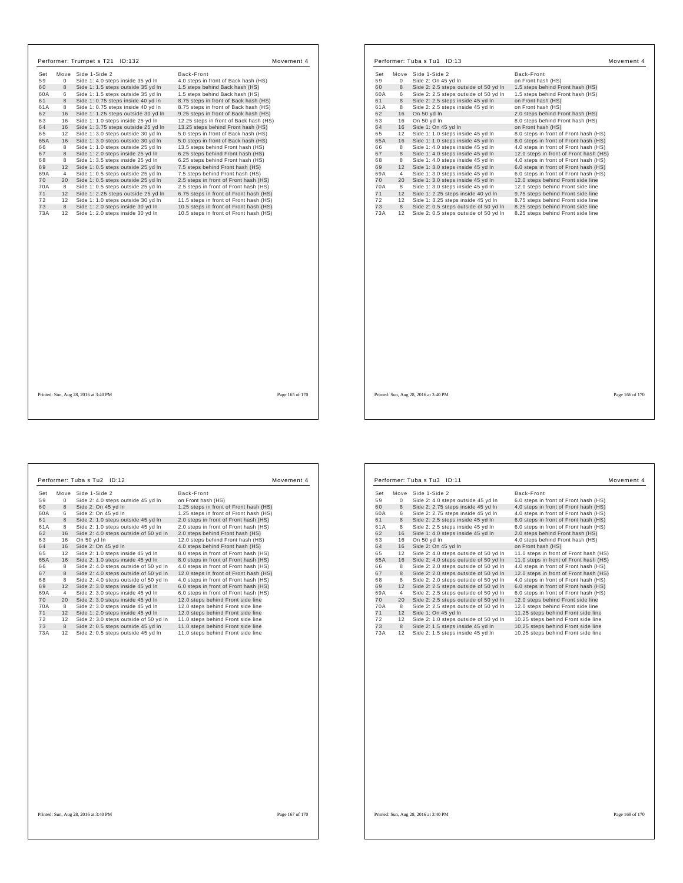## Performer: Trumpet s T21 ID:132

Movement 4

| Set | Move | Side 1-Side 2 | Back-Front |
|---|---|---|---|
| 59 | 0 | Side 1: 4.0 steps inside 35 yd ln | 4.0 steps in front of Back hash (HS) |
| 60 | 8 | Side 1: 1.5 steps outside 35 yd ln | 1.5 steps behind Back hash (HS) |
| 60A | 6 | Side 1: 1.5 steps outside 35 yd ln | 1.5 steps behind Back hash (HS) |
| 61 | 8 | Side 1: 0.75 steps inside 40 yd ln | 8.75 steps in front of Back hash (HS) |
| 61A | 8 | Side 1: 0.75 steps inside 40 yd ln | 8.75 steps in front of Back hash (HS) |
| 62 | 16 | Side 1: 1.25 steps outside 30 yd ln | 9.25 steps in front of Back hash (HS) |
| 63 | 16 | Side 1: 1.0 steps inside 25 yd ln | 12.25 steps in front of Back hash (HS) |
| 64 | 16 | Side 1: 3.75 steps outside 25 yd ln | 13.25 steps behind Front hash (HS) |
| 65 | 12 | Side 1: 3.0 steps outside 30 yd ln | 5.0 steps in front of Back hash (HS) |
| 65A | 16 | Side 1: 3.0 steps outside 30 yd ln | 5.0 steps in front of Back hash (HS) |
| 66 | 8 | Side 1: 1.0 steps outside 25 yd ln | 13.5 steps behind Front hash (HS) |
| 67 | 8 | Side 1: 2.0 steps inside 25 yd ln | 6.25 steps behind Front hash (HS) |
| 68 | 8 | Side 1: 3.5 steps inside 25 yd ln | 6.25 steps behind Front hash (HS) |
| 69 | 12 | Side 1: 0.5 steps outside 25 yd ln | 7.5 steps behind Front hash (HS) |
| 69A | 4 | Side 1: 0.5 steps outside 25 yd ln | 7.5 steps behind Front hash (HS) |
| 70 | 20 | Side 1: 0.5 steps outside 25 yd ln | 2.5 steps in front of Front hash (HS) |
| 70A | 8 | Side 1: 0.5 steps outside 25 yd ln | 2.5 steps in front of Front hash (HS) |
| 71 | 12 | Side 1: 2.25 steps outside 25 yd ln | 6.75 steps in front of Front hash (HS) |
| 72 | 12 | Side 1: 1.0 steps outside 30 yd ln | 11.5 steps in front of Front hash (HS) |
| 73 | 8 | Side 1: 2.0 steps inside 30 yd ln | 10.5 steps in front of Front hash (HS) |
| 73A | 12 | Side 1: 2.0 steps inside 30 yd ln | 10.5 steps in front of Front hash (HS) |

Printed: Sun, Aug 28, 2016 at 3:40 PM

## Performer: Tuba s Tu1 ID:13

Movement 4

| Set | Move | Side 1-Side 2 | Back-Front |
|---|---|---|---|
| 59 | 0 | Side 2: On 45 yd ln | on Front hash (HS) |
| 60 | 8 | Side 2: 2.5 steps outside of 50 yd ln | 1.5 steps behind Front hash (HS) |
| 60A | 6 | Side 2: 2.5 steps outside of 50 yd ln | 1.5 steps behind Front hash (HS) |
| 61 | 8 | Side 2: 2.5 steps inside 45 yd ln | on Front hash (HS) |
| 61A | 8 | Side 2: 2.5 steps inside 45 yd ln | on Front hash (HS) |
| 62 | 16 | On 50 yd ln | 2.0 steps behind Front hash (HS) |
| 63 | 16 | On 50 yd ln | 8.0 steps behind Front hash (HS) |
| 64 | 16 | Side 1: On 45 yd ln | on Front hash (HS) |
| 65 | 12 | Side 1: 1.0 steps inside 45 yd ln | 8.0 steps in front of Front hash (HS) |
| 65A | 16 | Side 1: 1.0 steps inside 45 yd ln | 8.0 steps in front of Front hash (HS) |
| 66 | 8 | Side 1: 4.0 steps inside 45 yd ln | 4.0 steps in front of Front hash (HS) |
| 67 | 8 | Side 1: 4.0 steps inside 45 yd ln | 12.0 steps in front of Front hash (HS) |
| 68 | 8 | Side 1: 4.0 steps inside 45 yd ln | 4.0 steps in front of Front hash (HS) |
| 69 | 12 | Side 1: 3.0 steps inside 45 yd ln | 6.0 steps in front of Front hash (HS) |
| 69A | 4 | Side 1: 3.0 steps inside 45 yd ln | 6.0 steps in front of Front hash (HS) |
| 70 | 20 | Side 1: 3.0 steps inside 45 yd ln | 12.0 steps behind Front side line |
| 70A | 8 | Side 1: 3.0 steps inside 45 yd ln | 12.0 steps behind Front side line |
| 71 | 12 | Side 1: 2.25 steps inside 40 yd ln | 9.75 steps behind Front side line |
| 72 | 12 | Side 1: 3.25 steps inside 45 yd ln | 8.75 steps behind Front side line |
| 73 | 8 | Side 2: 0.5 steps outside of 50 yd ln | 8.25 steps behind Front side line |
| 73A | 12 | Side 2: 0.5 steps outside of 50 yd ln | 8.25 steps behind Front side line |

Printed: Sun, Aug 28, 2016 at 3:40 PM

## Performer: Tuba s Tu2 ID:12

Movement 4

| Set | Move | Side 1-Side 2 | Back-Front |
|---|---|---|---|
| 59 | 0 | Side 2: 4.0 steps outside 45 yd ln | on Front hash (HS) |
| 60 | 8 | Side 2: On 45 yd ln | 1.25 steps in front of Front hash (HS) |
| 60A | 6 | Side 2: On 45 yd ln | 1.25 steps in front of Front hash (HS) |
| 61 | 8 | Side 2: 1.0 steps outside 45 yd ln | 2.0 steps in front of Front hash (HS) |
| 61A | 8 | Side 2: 1.0 steps outside 45 yd ln | 2.0 steps in front of Front hash (HS) |
| 62 | 16 | Side 2: 4.0 steps outside of 50 yd ln | 2.0 steps behind Front hash (HS) |
| 63 | 16 | On 50 yd ln | 12.0 steps behind Front hash (HS) |
| 64 | 16 | Side 2: On 45 yd ln | 4.0 steps behind Front hash (HS) |
| 65 | 12 | Side 2: 1.0 steps inside 45 yd ln | 8.0 steps in front of Front hash (HS) |
| 65A | 16 | Side 2: 1.0 steps inside 45 yd ln | 8.0 steps in front of Front hash (HS) |
| 66 | 8 | Side 2: 4.0 steps outside of 50 yd ln | 4.0 steps in front of Front hash (HS) |
| 67 | 8 | Side 2: 4.0 steps outside of 50 yd ln | 12.0 steps in front of Front hash (HS) |
| 68 | 8 | Side 2: 4.0 steps outside of 50 yd ln | 4.0 steps in front of Front hash (HS) |
| 69 | 12 | Side 2: 3.0 steps inside 45 yd ln | 6.0 steps in front of Front hash (HS) |
| 69A | 4 | Side 2: 3.0 steps inside 45 yd ln | 6.0 steps in front of Front hash (HS) |
| 70 | 20 | Side 2: 3.0 steps inside 45 yd ln | 12.0 steps behind Front side line |
| 70A | 8 | Side 2: 3.0 steps inside 45 yd ln | 12.0 steps behind Front side line |
| 71 | 12 | Side 1: 2.0 steps inside 45 yd ln | 12.0 steps behind Front side line |
| 72 | 12 | Side 2: 3.0 steps outside of 50 yd ln | 11.0 steps behind Front side line |
| 73 | 8 | Side 2: 0.5 steps outside 45 yd ln | 11.0 steps behind Front side line |
| 73A | 12 | Side 2: 0.5 steps outside 45 yd ln | 11.0 steps behind Front side line |

Printed: Sun, Aug 28, 2016 at 3:40 PM

## Performer: Tuba s Tu3 ID:11

Movement 4

| Set | Move | Side 1-Side 2 | Back-Front |
|---|---|---|---|
| 59 | 0 | Side 2: 4.0 steps outside 45 yd ln | 6.0 steps in front of Front hash (HS) |
| 60 | 8 | Side 2: 2.75 steps inside 45 yd ln | 4.0 steps in front of Front hash (HS) |
| 60A | 6 | Side 2: 2.75 steps inside 45 yd ln | 4.0 steps in front of Front hash (HS) |
| 61 | 8 | Side 2: 2.5 steps inside 45 yd ln | 6.0 steps in front of Front hash (HS) |
| 61A | 8 | Side 2: 2.5 steps inside 45 yd ln | 6.0 steps in front of Front hash (HS) |
| 62 | 16 | Side 1: 4.0 steps inside 45 yd ln | 2.0 steps behind Front hash (HS) |
| 63 | 16 | On 50 yd ln | 4.0 steps behind Front hash (HS) |
| 64 | 16 | Side 2: On 45 yd ln | on Front hash (HS) |
| 65 | 12 | Side 2: 4.0 steps outside of 50 yd ln | 11.0 steps in front of Front hash (HS) |
| 65A | 16 | Side 2: 4.0 steps outside of 50 yd ln | 11.0 steps in front of Front hash (HS) |
| 66 | 8 | Side 2: 2.0 steps outside of 50 yd ln | 4.0 steps in front of Front hash (HS) |
| 67 | 8 | Side 2: 2.0 steps outside of 50 yd ln | 12.0 steps in front of Front hash (HS) |
| 68 | 8 | Side 2: 2.0 steps outside of 50 yd ln | 4.0 steps in front of Front hash (HS) |
| 69 | 12 | Side 2: 2.5 steps outside of 50 yd ln | 6.0 steps in front of Front hash (HS) |
| 69A | 4 | Side 2: 2.5 steps outside of 50 yd ln | 6.0 steps in front of Front hash (HS) |
| 70 | 20 | Side 2: 2.5 steps outside of 50 yd ln | 12.0 steps behind Front side line |
| 70A | 8 | Side 2: 2.5 steps outside of 50 yd ln | 12.0 steps behind Front side line |
| 71 | 12 | Side 1: On 45 yd ln | 11.25 steps behind Front side line |
| 72 | 12 | Side 2: 1.0 steps outside of 50 yd ln | 10.25 steps behind Front side line |
| 73 | 8 | Side 2: 1.5 steps inside 45 yd ln | 10.25 steps behind Front side line |
| 73A | 12 | Side 2: 1.5 steps inside 45 yd ln | 10.25 steps behind Front side line |

Printed: Sun, Aug 28, 2016 at 3:40 PM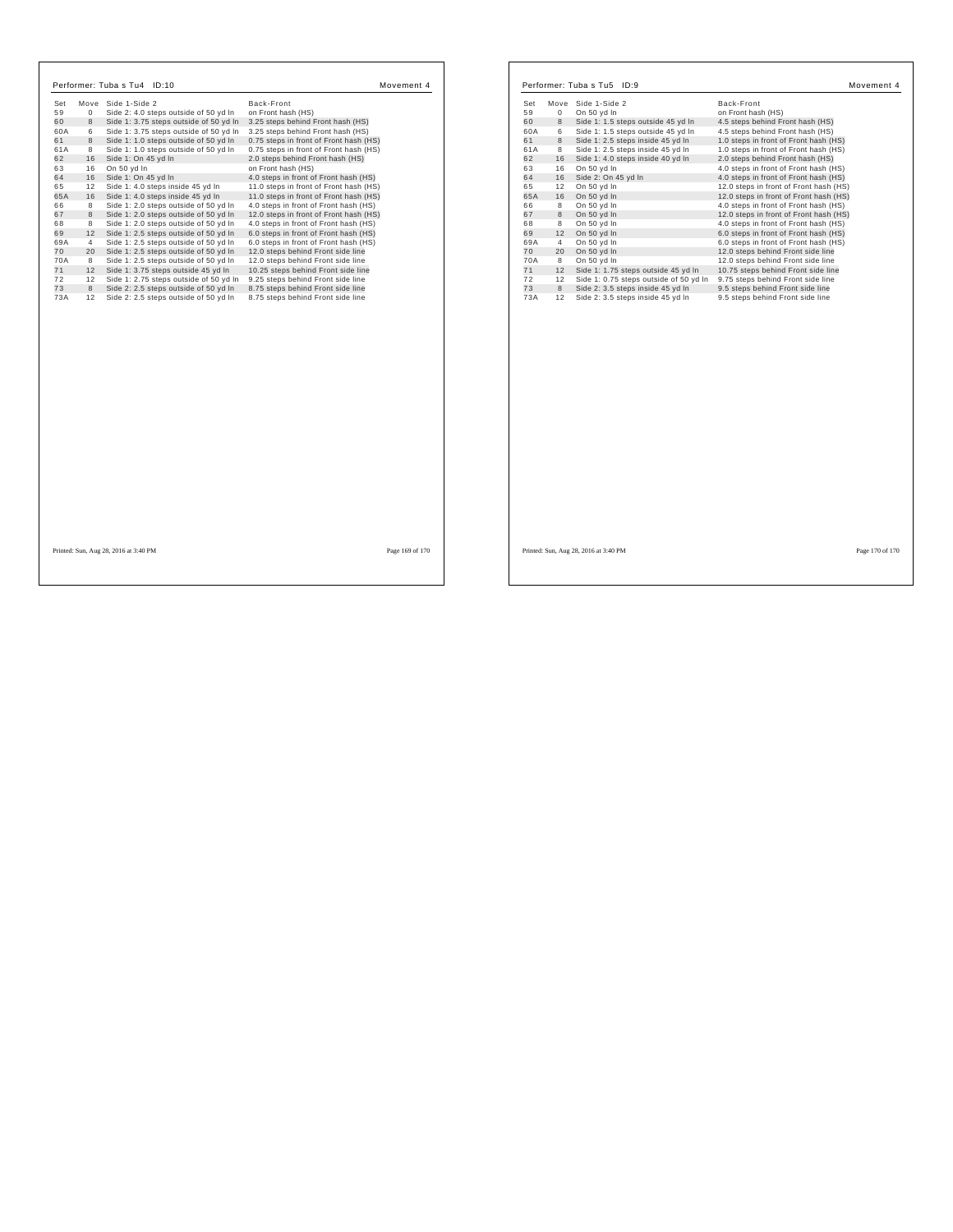Performer: Tuba s Tu4 ID:10

Movement 4

| Set | Move | Side 1-Side 2 | Back-Front |
|---|---|---|---|
| 59 | 0 | Side 2: 4.0 steps outside of 50 yd ln | on Front hash (HS) |
| 60 | 8 | Side 1: 3.75 steps outside of 50 yd ln | 3.25 steps behind Front hash (HS) |
| 60A | 6 | Side 1: 3.75 steps outside of 50 yd ln | 3.25 steps behind Front hash (HS) |
| 61 | 8 | Side 1: 1.0 steps outside of 50 yd ln | 0.75 steps in front of Front hash (HS) |
| 61A | 8 | Side 1: 1.0 steps outside of 50 yd ln | 0.75 steps in front of Front hash (HS) |
| 62 | 16 | Side 1: On 45 yd ln | 2.0 steps behind Front hash (HS) |
| 63 | 16 | On 50 yd ln | on Front hash (HS) |
| 64 | 16 | Side 1: On 45 yd ln | 4.0 steps in front of Front hash (HS) |
| 65 | 12 | Side 1: 4.0 steps inside 45 yd ln | 11.0 steps in front of Front hash (HS) |
| 65A | 16 | Side 1: 4.0 steps inside 45 yd ln | 11.0 steps in front of Front hash (HS) |
| 66 | 8 | Side 1: 2.0 steps outside of 50 yd ln | 4.0 steps in front of Front hash (HS) |
| 67 | 8 | Side 1: 2.0 steps outside of 50 yd ln | 12.0 steps in front of Front hash (HS) |
| 68 | 8 | Side 1: 2.0 steps outside of 50 yd ln | 4.0 steps in front of Front hash (HS) |
| 69 | 12 | Side 1: 2.5 steps outside of 50 yd ln | 6.0 steps in front of Front hash (HS) |
| 69A | 4 | Side 1: 2.5 steps outside of 50 yd ln | 6.0 steps in front of Front hash (HS) |
| 70 | 20 | Side 1: 2.5 steps outside of 50 yd ln | 12.0 steps behind Front side line |
| 70A | 8 | Side 1: 2.5 steps outside of 50 yd ln | 12.0 steps behind Front side line |
| 71 | 12 | Side 1: 3.75 steps outside 45 yd ln | 10.25 steps behind Front side line |
| 72 | 12 | Side 1: 2.75 steps outside of 50 yd ln | 9.25 steps behind Front side line |
| 73 | 8 | Side 2: 2.5 steps outside of 50 yd ln | 8.75 steps behind Front side line |
| 73A | 12 | Side 2: 2.5 steps outside of 50 yd ln | 8.75 steps behind Front side line |

Printed: Sun, Aug 28, 2016 at 3:40 PM

Performer: Tuba s Tu5 ID:9

Movement 4

| Set | Move | Side 1-Side 2 | Back-Front |
|---|---|---|---|
| 59 | 0 | On 50 yd ln | on Front hash (HS) |
| 60 | 8 | Side 1: 1.5 steps outside 45 yd ln | 4.5 steps behind Front hash (HS) |
| 60A | 6 | Side 1: 1.5 steps outside 45 yd ln | 4.5 steps behind Front hash (HS) |
| 61 | 8 | Side 1: 2.5 steps inside 45 yd ln | 1.0 steps in front of Front hash (HS) |
| 61A | 8 | Side 1: 2.5 steps inside 45 yd ln | 1.0 steps in front of Front hash (HS) |
| 62 | 16 | Side 1: 4.0 steps inside 40 yd ln | 2.0 steps behind Front hash (HS) |
| 63 | 16 | On 50 yd ln | 4.0 steps in front of Front hash (HS) |
| 64 | 16 | Side 2: On 45 yd ln | 4.0 steps in front of Front hash (HS) |
| 65 | 12 | On 50 yd ln | 12.0 steps in front of Front hash (HS) |
| 65A | 16 | On 50 yd ln | 12.0 steps in front of Front hash (HS) |
| 66 | 8 | On 50 yd ln | 4.0 steps in front of Front hash (HS) |
| 67 | 8 | On 50 yd ln | 12.0 steps in front of Front hash (HS) |
| 68 | 8 | On 50 yd ln | 4.0 steps in front of Front hash (HS) |
| 69 | 12 | On 50 yd ln | 6.0 steps in front of Front hash (HS) |
| 69A | 4 | On 50 yd ln | 6.0 steps in front of Front hash (HS) |
| 70 | 20 | On 50 yd ln | 12.0 steps behind Front side line |
| 70A | 8 | On 50 yd ln | 12.0 steps behind Front side line |
| 71 | 12 | Side 1: 1.75 steps outside 45 yd ln | 10.75 steps behind Front side line |
| 72 | 12 | Side 1: 0.75 steps outside of 50 yd ln | 9.75 steps behind Front side line |
| 73 | 8 | Side 2: 3.5 steps inside 45 yd ln | 9.5 steps behind Front side line |
| 73A | 12 | Side 2: 3.5 steps inside 45 yd ln | 9.5 steps behind Front side line |

Printed: Sun, Aug 28, 2016 at 3:40 PM